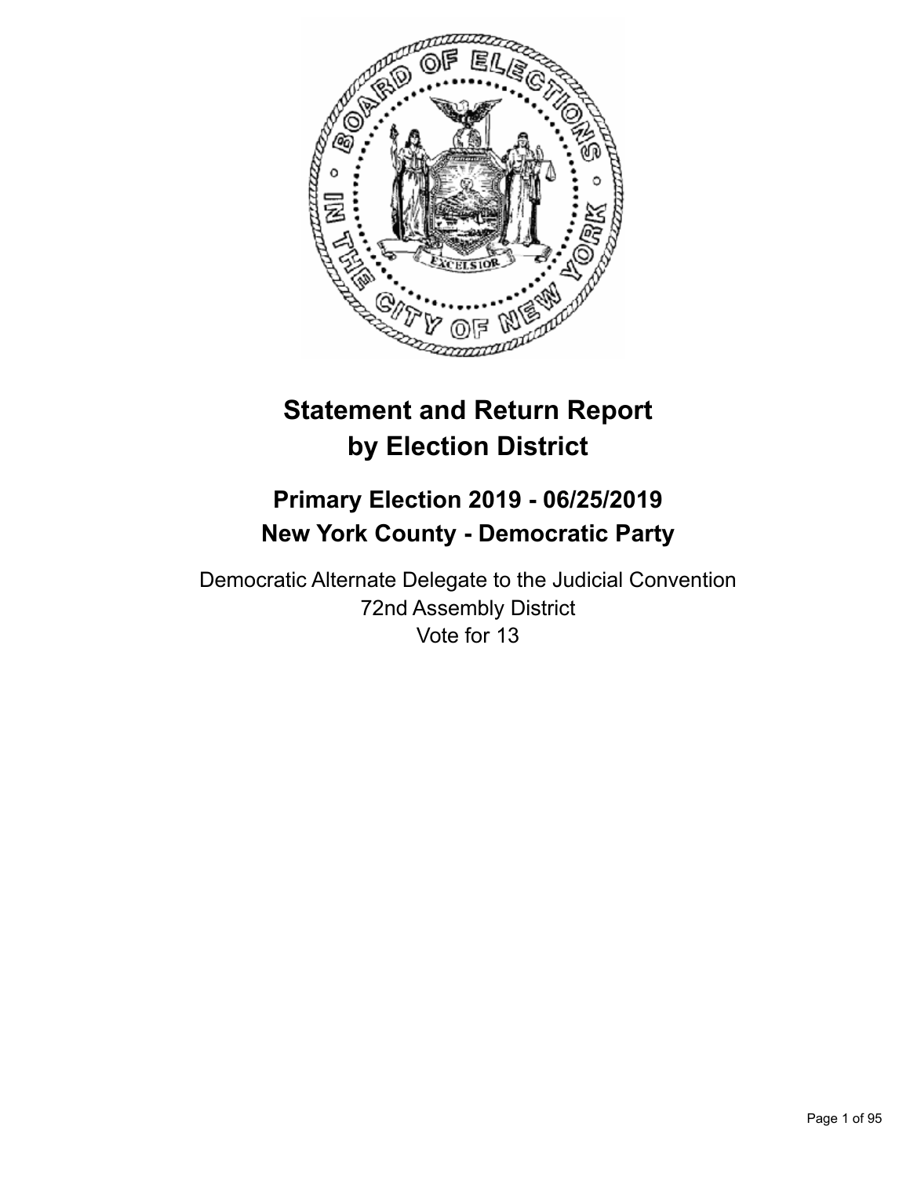# Statement and Return Report by Election District

## Primary Election 2019 - 06/25/2019
## New York County - Democratic Party

Democratic Alternate Delegate to the Judicial Convention
72nd Assembly District
Vote for 13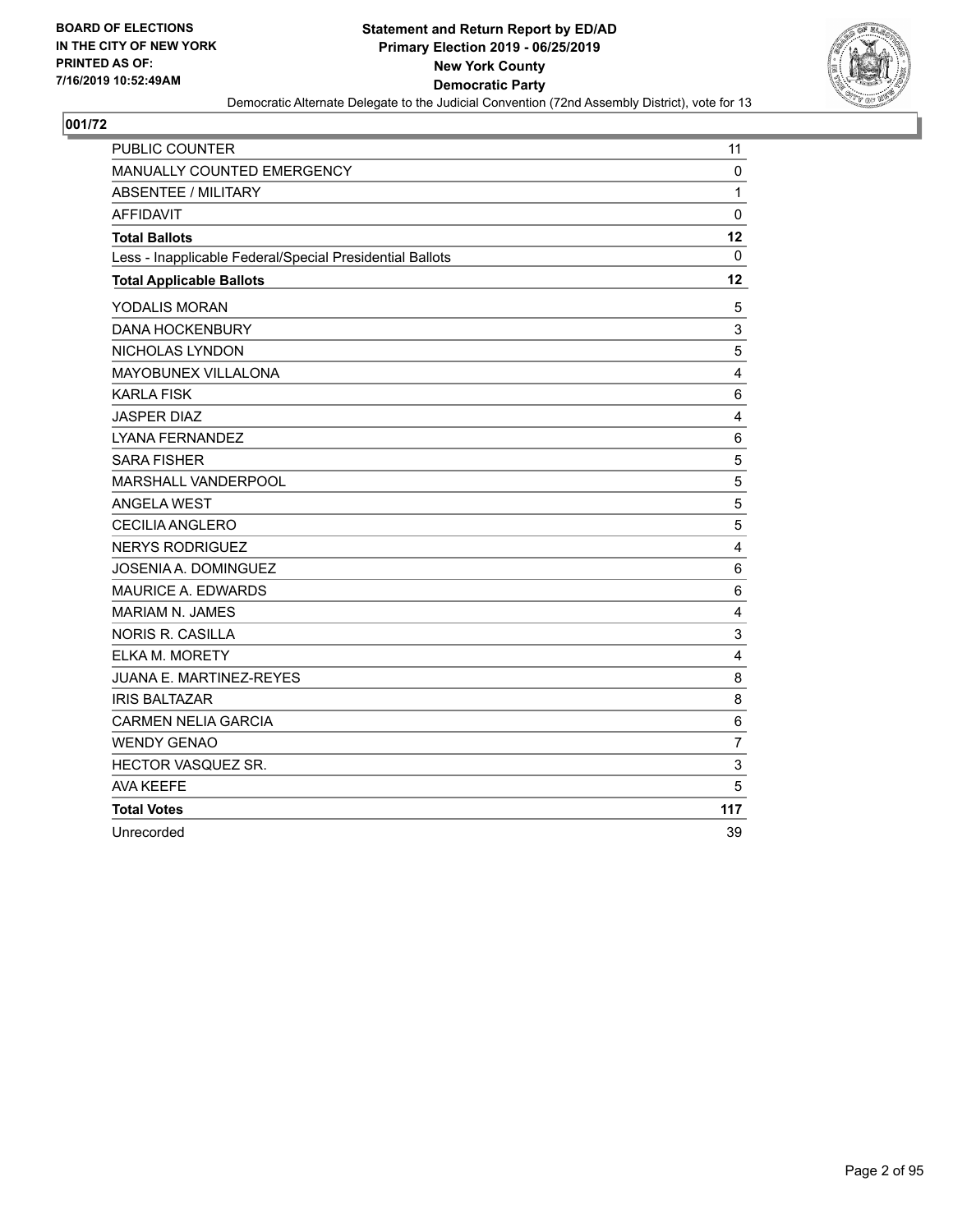BOARD OF ELECTIONS
IN THE CITY OF NEW YORK
PRINTED AS OF:
7/16/2019 10:52:49AM

**Statement and Return Report by ED/AD**
**Primary Election 2019 - 06/25/2019**
**New York County**
**Democratic Party**
Democratic Alternate Delegate to the Judicial Convention (72nd Assembly District), vote for 13

## 001/72

| | |
|---|---|
| PUBLIC COUNTER | 11 |
| MANUALLY COUNTED EMERGENCY | 0 |
| ABSENTEE / MILITARY | 1 |
| AFFIDAVIT | 0 |
| **Total Ballots** | **12** |
| Less - Inapplicable Federal/Special Presidential Ballots | 0 |
| **Total Applicable Ballots** | **12** |
| YODALIS MORAN | 5 |
| DANA HOCKENBURY | 3 |
| NICHOLAS LYNDON | 5 |
| MAYOBUNEX VILLALONA | 4 |
| KARLA FISK | 6 |
| JASPER DIAZ | 4 |
| LYANA FERNANDEZ | 6 |
| SARA FISHER | 5 |
| MARSHALL VANDERPOOL | 5 |
| ANGELA WEST | 5 |
| CECILIA ANGLERO | 5 |
| NERYS RODRIGUEZ | 4 |
| JOSENIA A. DOMINGUEZ | 6 |
| MAURICE A. EDWARDS | 6 |
| MARIAM N. JAMES | 4 |
| NORIS R. CASILLA | 3 |
| ELKA M. MORETY | 4 |
| JUANA E. MARTINEZ-REYES | 8 |
| IRIS BALTAZAR | 8 |
| CARMEN NELIA GARCIA | 6 |
| WENDY GENAO | 7 |
| HECTOR VASQUEZ SR. | 3 |
| AVA KEEFE | 5 |
| **Total Votes** | **117** |
| Unrecorded | 39 |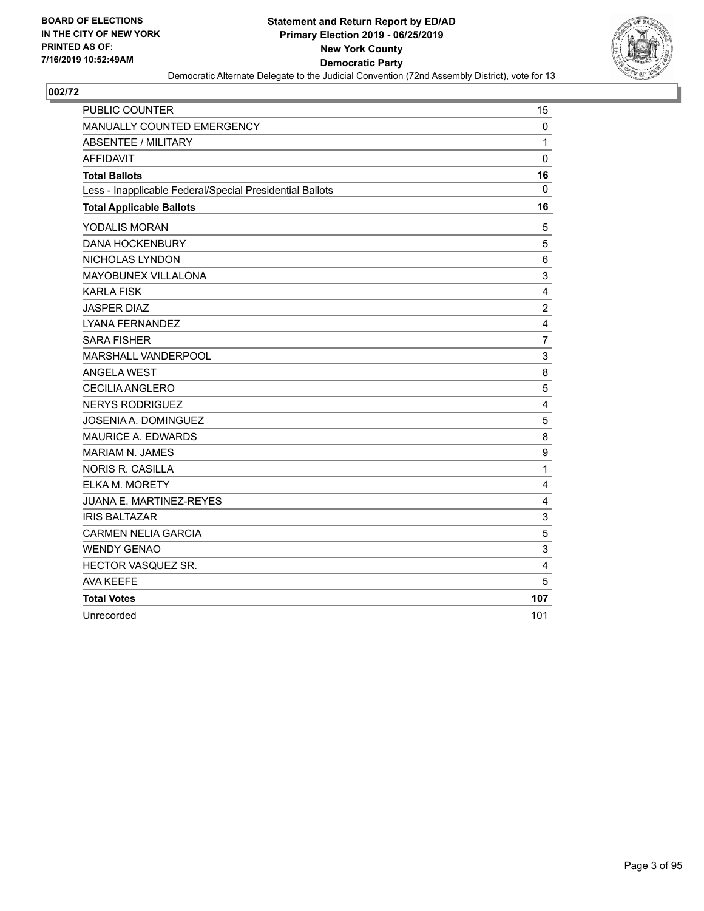**BOARD OF ELECTIONS IN THE CITY OF NEW YORK PRINTED AS OF: 7/16/2019 10:52:49AM**

**Statement and Return Report by ED/AD**
**Primary Election 2019 - 06/25/2019**
**New York County**
**Democratic Party**

Democratic Alternate Delegate to the Judicial Convention (72nd Assembly District), vote for 13

**002/72**

| | |
|---|---|
| PUBLIC COUNTER | 15 |
| MANUALLY COUNTED EMERGENCY | 0 |
| ABSENTEE / MILITARY | 1 |
| AFFIDAVIT | 0 |
| **Total Ballots** | **16** |
| Less - Inapplicable Federal/Special Presidential Ballots | 0 |
| **Total Applicable Ballots** | **16** |
| YODALIS MORAN | 5 |
| DANA HOCKENBURY | 5 |
| NICHOLAS LYNDON | 6 |
| MAYOBUNEX VILLALONA | 3 |
| KARLA FISK | 4 |
| JASPER DIAZ | 2 |
| LYANA FERNANDEZ | 4 |
| SARA FISHER | 7 |
| MARSHALL VANDERPOOL | 3 |
| ANGELA WEST | 8 |
| CECILIA ANGLERO | 5 |
| NERYS RODRIGUEZ | 4 |
| JOSENIA A. DOMINGUEZ | 5 |
| MAURICE A. EDWARDS | 8 |
| MARIAM N. JAMES | 9 |
| NORIS R. CASILLA | 1 |
| ELKA M. MORETY | 4 |
| JUANA E. MARTINEZ-REYES | 4 |
| IRIS BALTAZAR | 3 |
| CARMEN NELIA GARCIA | 5 |
| WENDY GENAO | 3 |
| HECTOR VASQUEZ SR. | 4 |
| AVA KEEFE | 5 |
| **Total Votes** | **107** |
| Unrecorded | 101 |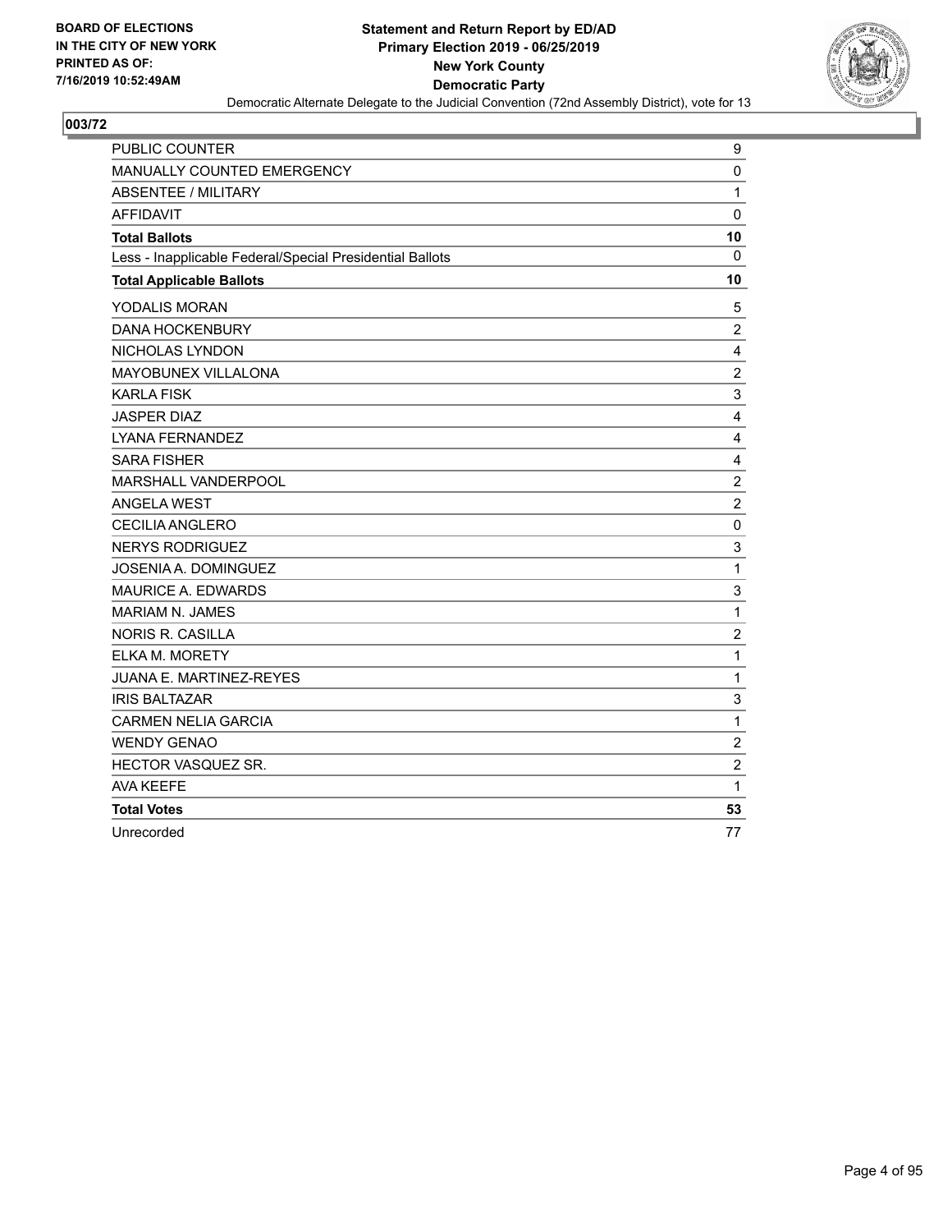BOARD OF ELECTIONS
IN THE CITY OF NEW YORK
PRINTED AS OF:
7/16/2019 10:52:49AM

**Statement and Return Report by ED/AD**
**Primary Election 2019 - 06/25/2019**
**New York County**
**Democratic Party**
Democratic Alternate Delegate to the Judicial Convention (72nd Assembly District), vote for 13

## 003/72

| | |
|---|---|
| PUBLIC COUNTER | 9 |
| MANUALLY COUNTED EMERGENCY | 0 |
| ABSENTEE / MILITARY | 1 |
| AFFIDAVIT | 0 |
| **Total Ballots** | **10** |
| Less - Inapplicable Federal/Special Presidential Ballots | 0 |
| **Total Applicable Ballots** | **10** |
| YODALIS MORAN | 5 |
| DANA HOCKENBURY | 2 |
| NICHOLAS LYNDON | 4 |
| MAYOBUNEX VILLALONA | 2 |
| KARLA FISK | 3 |
| JASPER DIAZ | 4 |
| LYANA FERNANDEZ | 4 |
| SARA FISHER | 4 |
| MARSHALL VANDERPOOL | 2 |
| ANGELA WEST | 2 |
| CECILIA ANGLERO | 0 |
| NERYS RODRIGUEZ | 3 |
| JOSENIA A. DOMINGUEZ | 1 |
| MAURICE A. EDWARDS | 3 |
| MARIAM N. JAMES | 1 |
| NORIS R. CASILLA | 2 |
| ELKA M. MORETY | 1 |
| JUANA E. MARTINEZ-REYES | 1 |
| IRIS BALTAZAR | 3 |
| CARMEN NELIA GARCIA | 1 |
| WENDY GENAO | 2 |
| HECTOR VASQUEZ SR. | 2 |
| AVA KEEFE | 1 |
| **Total Votes** | **53** |
| Unrecorded | 77 |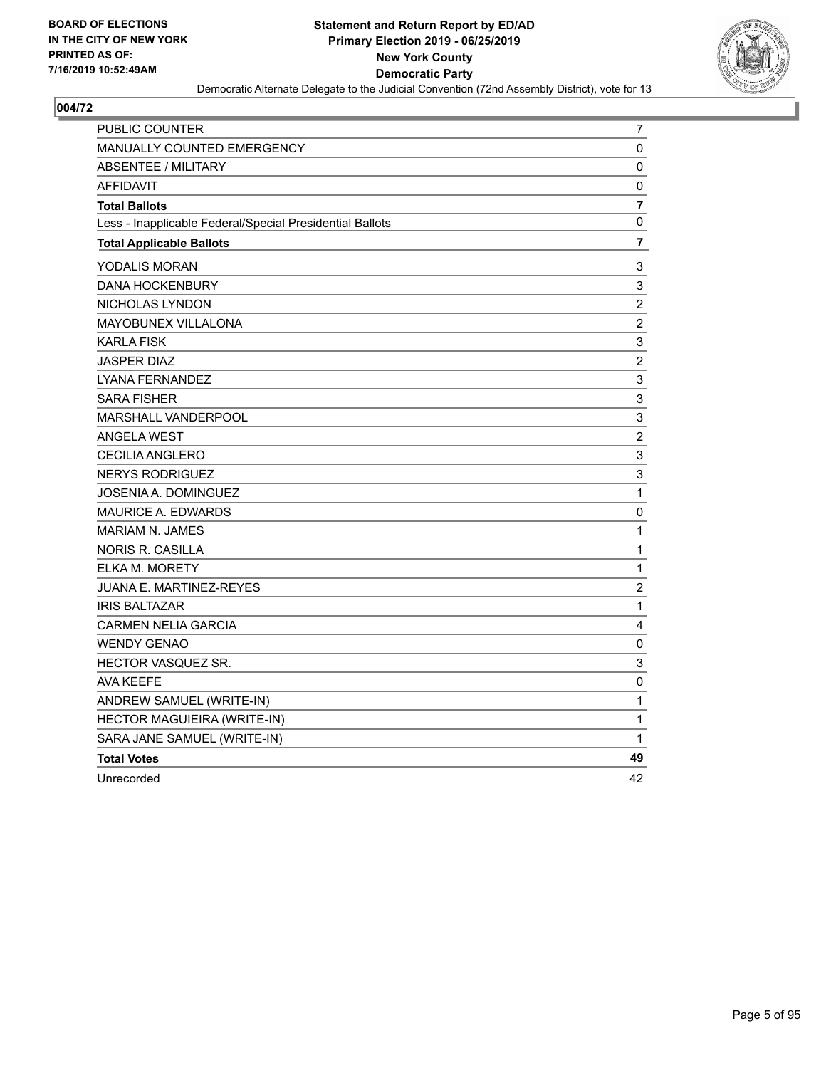**BOARD OF ELECTIONS IN THE CITY OF NEW YORK PRINTED AS OF: 7/16/2019 10:52:49AM**

**Statement and Return Report by ED/AD**
**Primary Election 2019 - 06/25/2019**
**New York County**
**Democratic Party**
Democratic Alternate Delegate to the Judicial Convention (72nd Assembly District), vote for 13

## 004/72

| | |
|---|---|
| PUBLIC COUNTER | 7 |
| MANUALLY COUNTED EMERGENCY | 0 |
| ABSENTEE / MILITARY | 0 |
| AFFIDAVIT | 0 |
| **Total Ballots** | **7** |
| Less - Inapplicable Federal/Special Presidential Ballots | 0 |
| **Total Applicable Ballots** | **7** |
| YODALIS MORAN | 3 |
| DANA HOCKENBURY | 3 |
| NICHOLAS LYNDON | 2 |
| MAYOBUNEX VILLALONA | 2 |
| KARLA FISK | 3 |
| JASPER DIAZ | 2 |
| LYANA FERNANDEZ | 3 |
| SARA FISHER | 3 |
| MARSHALL VANDERPOOL | 3 |
| ANGELA WEST | 2 |
| CECILIA ANGLERO | 3 |
| NERYS RODRIGUEZ | 3 |
| JOSENIA A. DOMINGUEZ | 1 |
| MAURICE A. EDWARDS | 0 |
| MARIAM N. JAMES | 1 |
| NORIS R. CASILLA | 1 |
| ELKA M. MORETY | 1 |
| JUANA E. MARTINEZ-REYES | 2 |
| IRIS BALTAZAR | 1 |
| CARMEN NELIA GARCIA | 4 |
| WENDY GENAO | 0 |
| HECTOR VASQUEZ SR. | 3 |
| AVA KEEFE | 0 |
| ANDREW SAMUEL (WRITE-IN) | 1 |
| HECTOR MAGUIEIRA (WRITE-IN) | 1 |
| SARA JANE SAMUEL (WRITE-IN) | 1 |
| **Total Votes** | **49** |
| Unrecorded | 42 |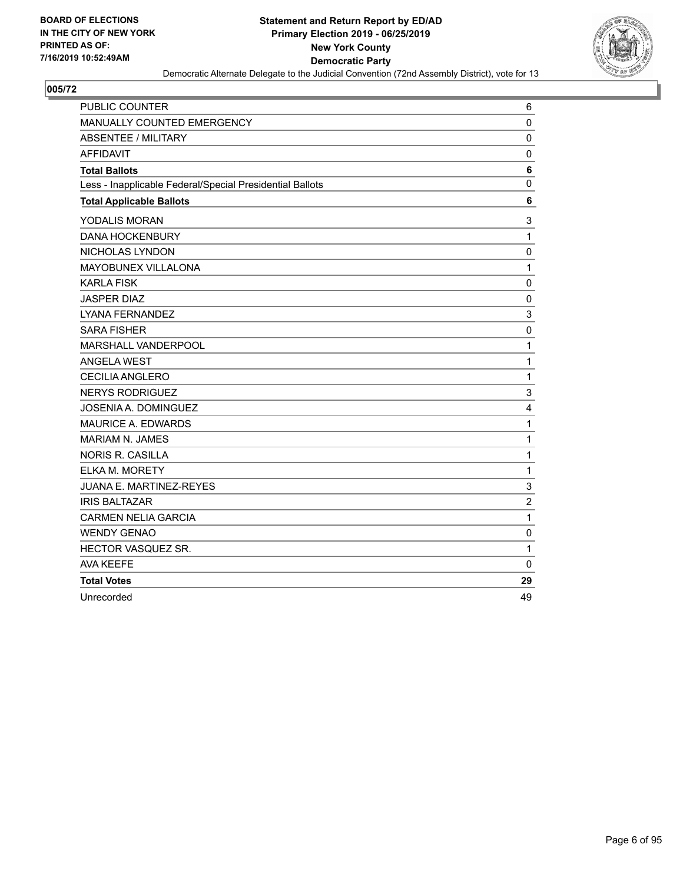**Statement and Return Report by ED/AD**
**Primary Election 2019 - 06/25/2019**
**New York County**
**Democratic Party**

Democratic Alternate Delegate to the Judicial Convention (72nd Assembly District), vote for 13

**005/72**

| | |
|---|---|
| PUBLIC COUNTER | 6 |
| MANUALLY COUNTED EMERGENCY | 0 |
| ABSENTEE / MILITARY | 0 |
| AFFIDAVIT | 0 |
| **Total Ballots** | **6** |
| Less - Inapplicable Federal/Special Presidential Ballots | 0 |
| **Total Applicable Ballots** | **6** |
| YODALIS MORAN | 3 |
| DANA HOCKENBURY | 1 |
| NICHOLAS LYNDON | 0 |
| MAYOBUNEX VILLALONA | 1 |
| KARLA FISK | 0 |
| JASPER DIAZ | 0 |
| LYANA FERNANDEZ | 3 |
| SARA FISHER | 0 |
| MARSHALL VANDERPOOL | 1 |
| ANGELA WEST | 1 |
| CECILIA ANGLERO | 1 |
| NERYS RODRIGUEZ | 3 |
| JOSENIA A. DOMINGUEZ | 4 |
| MAURICE A. EDWARDS | 1 |
| MARIAM N. JAMES | 1 |
| NORIS R. CASILLA | 1 |
| ELKA M. MORETY | 1 |
| JUANA E. MARTINEZ-REYES | 3 |
| IRIS BALTAZAR | 2 |
| CARMEN NELIA GARCIA | 1 |
| WENDY GENAO | 0 |
| HECTOR VASQUEZ SR. | 1 |
| AVA KEEFE | 0 |
| **Total Votes** | **29** |
| Unrecorded | 49 |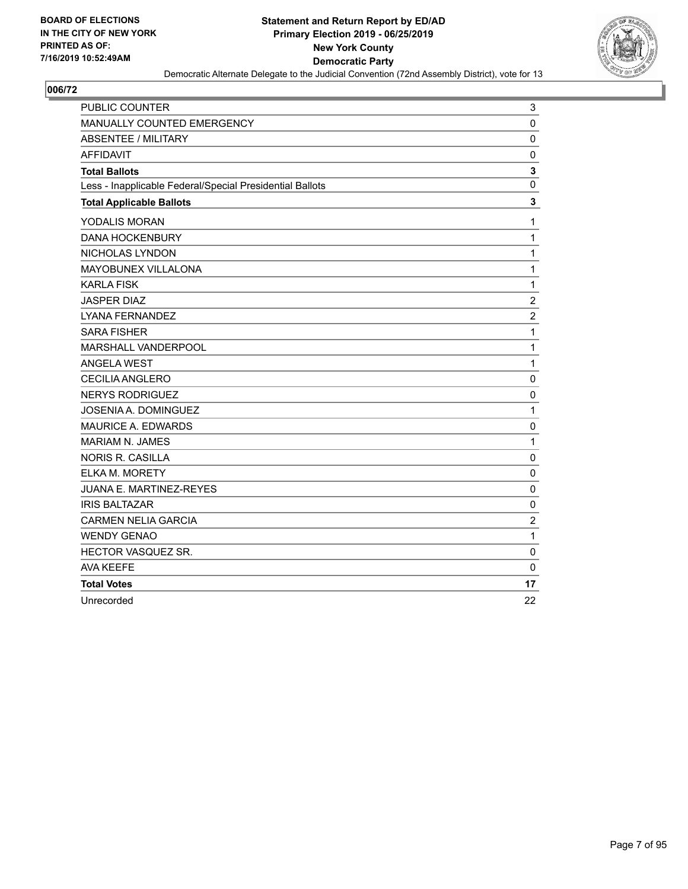**BOARD OF ELECTIONS IN THE CITY OF NEW YORK PRINTED AS OF: 7/16/2019 10:52:49AM**

**Statement and Return Report by ED/AD**
**Primary Election 2019 - 06/25/2019**
**New York County**
**Democratic Party**
Democratic Alternate Delegate to the Judicial Convention (72nd Assembly District), vote for 13

## 006/72

| | |
|---|---|
| PUBLIC COUNTER | 3 |
| MANUALLY COUNTED EMERGENCY | 0 |
| ABSENTEE / MILITARY | 0 |
| AFFIDAVIT | 0 |
| **Total Ballots** | **3** |
| Less - Inapplicable Federal/Special Presidential Ballots | 0 |
| **Total Applicable Ballots** | **3** |
| YODALIS MORAN | 1 |
| DANA HOCKENBURY | 1 |
| NICHOLAS LYNDON | 1 |
| MAYOBUNEX VILLALONA | 1 |
| KARLA FISK | 1 |
| JASPER DIAZ | 2 |
| LYANA FERNANDEZ | 2 |
| SARA FISHER | 1 |
| MARSHALL VANDERPOOL | 1 |
| ANGELA WEST | 1 |
| CECILIA ANGLERO | 0 |
| NERYS RODRIGUEZ | 0 |
| JOSENIA A. DOMINGUEZ | 1 |
| MAURICE A. EDWARDS | 0 |
| MARIAM N. JAMES | 1 |
| NORIS R. CASILLA | 0 |
| ELKA M. MORETY | 0 |
| JUANA E. MARTINEZ-REYES | 0 |
| IRIS BALTAZAR | 0 |
| CARMEN NELIA GARCIA | 2 |
| WENDY GENAO | 1 |
| HECTOR VASQUEZ SR. | 0 |
| AVA KEEFE | 0 |
| **Total Votes** | **17** |
| Unrecorded | 22 |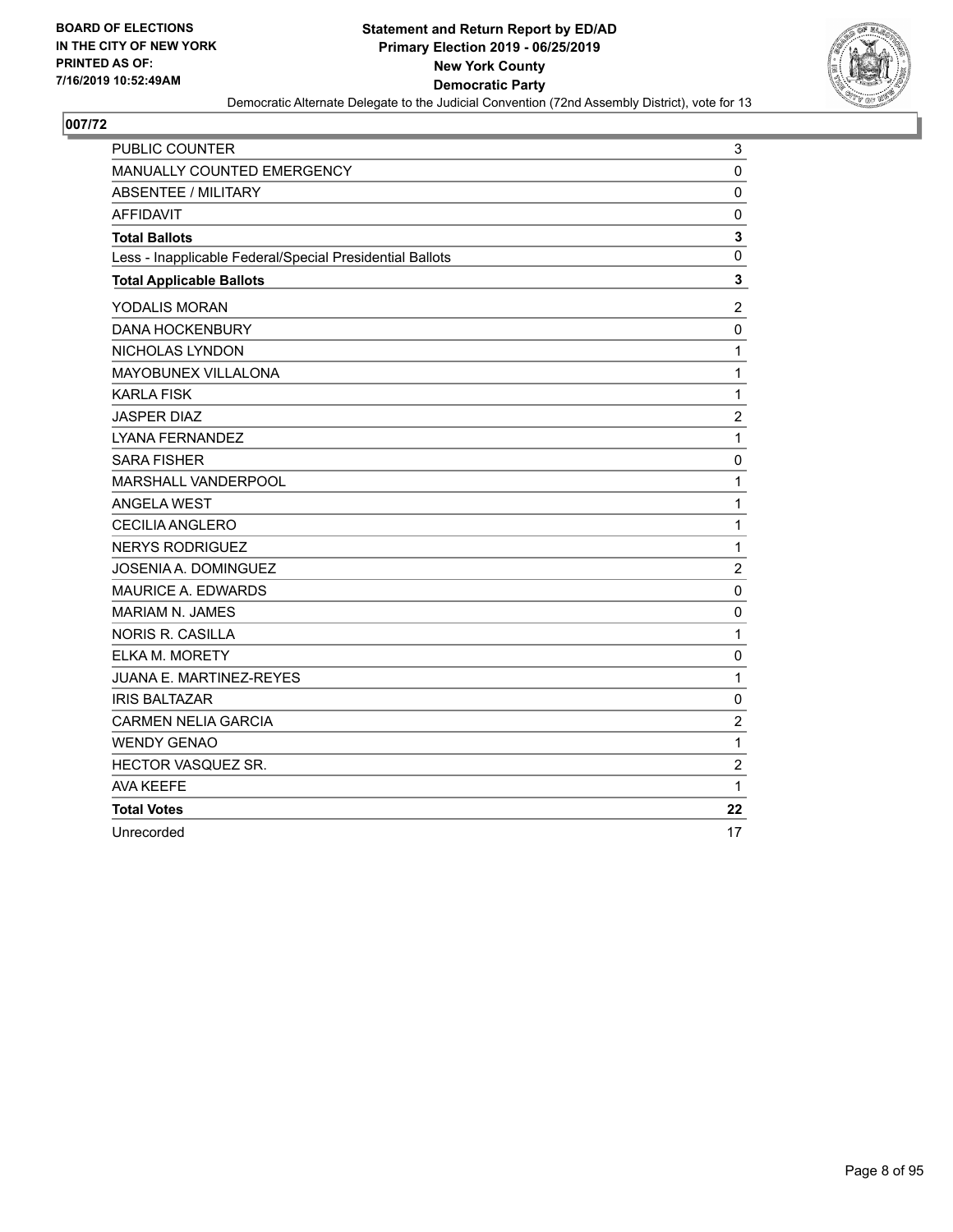BOARD OF ELECTIONS
IN THE CITY OF NEW YORK
PRINTED AS OF:
7/16/2019 10:52:49AM

**Statement and Return Report by ED/AD**
**Primary Election 2019 - 06/25/2019**
**New York County**
**Democratic Party**
Democratic Alternate Delegate to the Judicial Convention (72nd Assembly District), vote for 13

## 007/72

| | |
|---|---|
| PUBLIC COUNTER | 3 |
| MANUALLY COUNTED EMERGENCY | 0 |
| ABSENTEE / MILITARY | 0 |
| AFFIDAVIT | 0 |
| **Total Ballots** | **3** |
| Less - Inapplicable Federal/Special Presidential Ballots | 0 |
| **Total Applicable Ballots** | **3** |
| YODALIS MORAN | 2 |
| DANA HOCKENBURY | 0 |
| NICHOLAS LYNDON | 1 |
| MAYOBUNEX VILLALONA | 1 |
| KARLA FISK | 1 |
| JASPER DIAZ | 2 |
| LYANA FERNANDEZ | 1 |
| SARA FISHER | 0 |
| MARSHALL VANDERPOOL | 1 |
| ANGELA WEST | 1 |
| CECILIA ANGLERO | 1 |
| NERYS RODRIGUEZ | 1 |
| JOSENIA A. DOMINGUEZ | 2 |
| MAURICE A. EDWARDS | 0 |
| MARIAM N. JAMES | 0 |
| NORIS R. CASILLA | 1 |
| ELKA M. MORETY | 0 |
| JUANA E. MARTINEZ-REYES | 1 |
| IRIS BALTAZAR | 0 |
| CARMEN NELIA GARCIA | 2 |
| WENDY GENAO | 1 |
| HECTOR VASQUEZ SR. | 2 |
| AVA KEEFE | 1 |
| **Total Votes** | **22** |
| Unrecorded | 17 |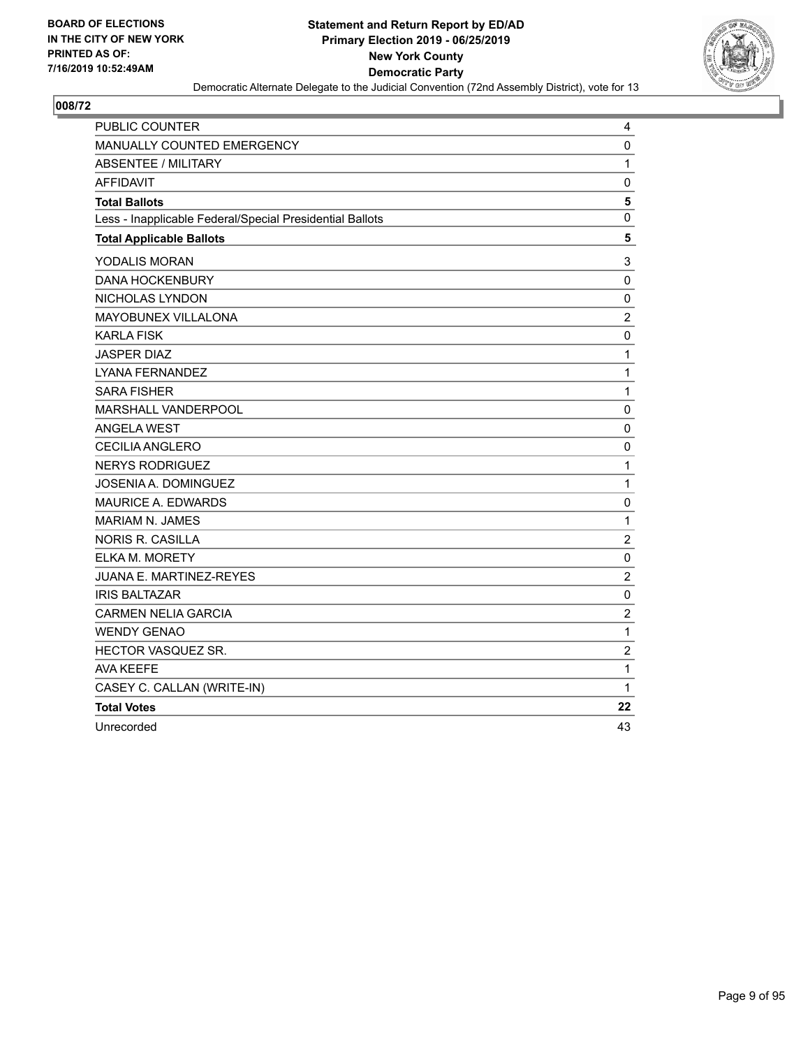BOARD OF ELECTIONS
IN THE CITY OF NEW YORK
PRINTED AS OF:
7/16/2019 10:52:49AM

**Statement and Return Report by ED/AD**
**Primary Election 2019 - 06/25/2019**
**New York County**
**Democratic Party**
Democratic Alternate Delegate to the Judicial Convention (72nd Assembly District), vote for 13

## 008/72

| | |
|---|---|
| PUBLIC COUNTER | 4 |
| MANUALLY COUNTED EMERGENCY | 0 |
| ABSENTEE / MILITARY | 1 |
| AFFIDAVIT | 0 |
| **Total Ballots** | **5** |
| Less - Inapplicable Federal/Special Presidential Ballots | 0 |
| **Total Applicable Ballots** | **5** |
| YODALIS MORAN | 3 |
| DANA HOCKENBURY | 0 |
| NICHOLAS LYNDON | 0 |
| MAYOBUNEX VILLALONA | 2 |
| KARLA FISK | 0 |
| JASPER DIAZ | 1 |
| LYANA FERNANDEZ | 1 |
| SARA FISHER | 1 |
| MARSHALL VANDERPOOL | 0 |
| ANGELA WEST | 0 |
| CECILIA ANGLERO | 0 |
| NERYS RODRIGUEZ | 1 |
| JOSENIA A. DOMINGUEZ | 1 |
| MAURICE A. EDWARDS | 0 |
| MARIAM N. JAMES | 1 |
| NORIS R. CASILLA | 2 |
| ELKA M. MORETY | 0 |
| JUANA E. MARTINEZ-REYES | 2 |
| IRIS BALTAZAR | 0 |
| CARMEN NELIA GARCIA | 2 |
| WENDY GENAO | 1 |
| HECTOR VASQUEZ SR. | 2 |
| AVA KEEFE | 1 |
| CASEY C. CALLAN (WRITE-IN) | 1 |
| **Total Votes** | **22** |
| Unrecorded | 43 |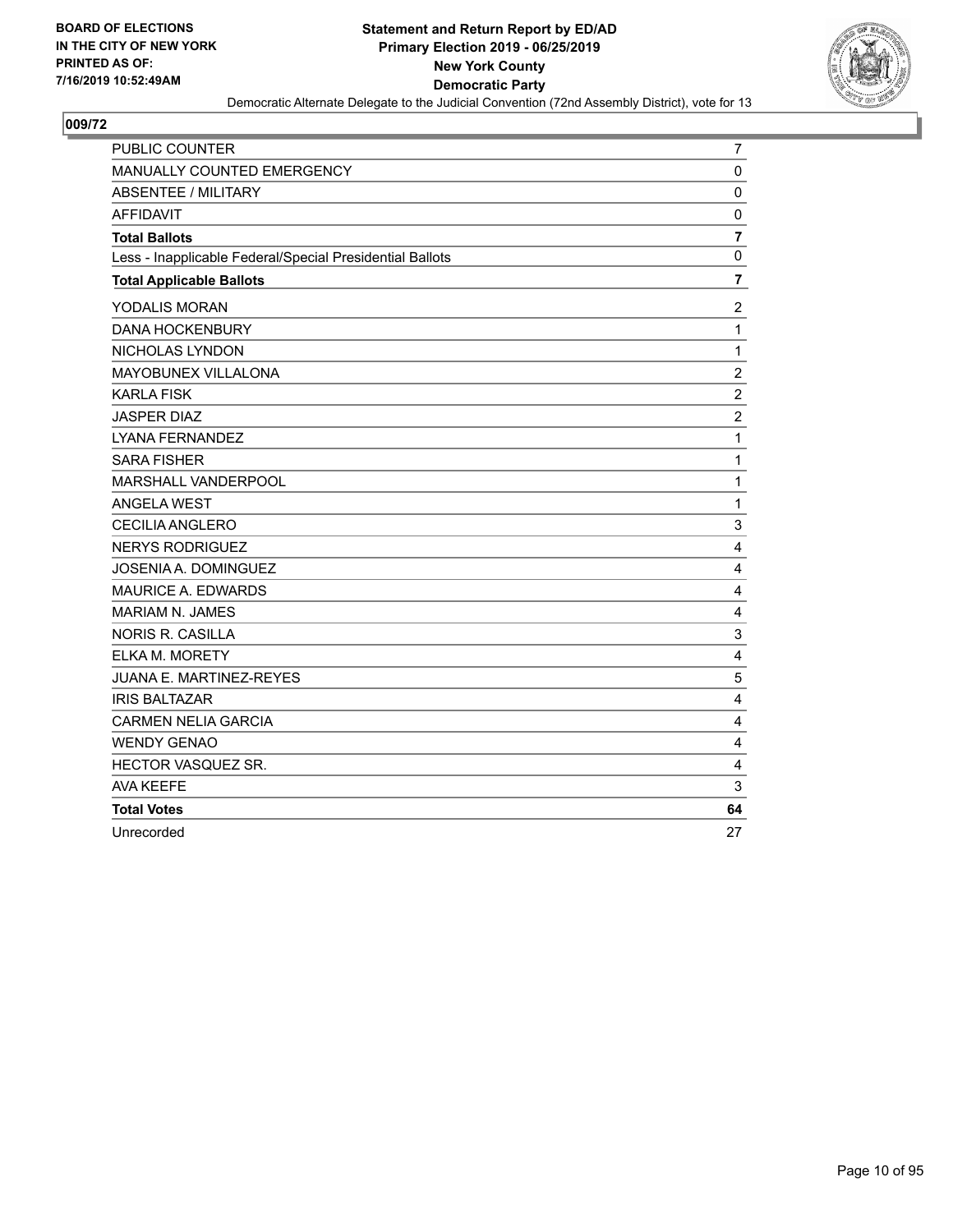**BOARD OF ELECTIONS IN THE CITY OF NEW YORK PRINTED AS OF: 7/16/2019 10:52:49AM**

**Statement and Return Report by ED/AD Primary Election 2019 - 06/25/2019 New York County Democratic Party**

Democratic Alternate Delegate to the Judicial Convention (72nd Assembly District), vote for 13

## 009/72

| | |
|---|---|
| PUBLIC COUNTER | 7 |
| MANUALLY COUNTED EMERGENCY | 0 |
| ABSENTEE / MILITARY | 0 |
| AFFIDAVIT | 0 |
| **Total Ballots** | **7** |
| Less - Inapplicable Federal/Special Presidential Ballots | 0 |
| **Total Applicable Ballots** | **7** |
| YODALIS MORAN | 2 |
| DANA HOCKENBURY | 1 |
| NICHOLAS LYNDON | 1 |
| MAYOBUNEX VILLALONA | 2 |
| KARLA FISK | 2 |
| JASPER DIAZ | 2 |
| LYANA FERNANDEZ | 1 |
| SARA FISHER | 1 |
| MARSHALL VANDERPOOL | 1 |
| ANGELA WEST | 1 |
| CECILIA ANGLERO | 3 |
| NERYS RODRIGUEZ | 4 |
| JOSENIA A. DOMINGUEZ | 4 |
| MAURICE A. EDWARDS | 4 |
| MARIAM N. JAMES | 4 |
| NORIS R. CASILLA | 3 |
| ELKA M. MORETY | 4 |
| JUANA E. MARTINEZ-REYES | 5 |
| IRIS BALTAZAR | 4 |
| CARMEN NELIA GARCIA | 4 |
| WENDY GENAO | 4 |
| HECTOR VASQUEZ SR. | 4 |
| AVA KEEFE | 3 |
| **Total Votes** | **64** |
| Unrecorded | 27 |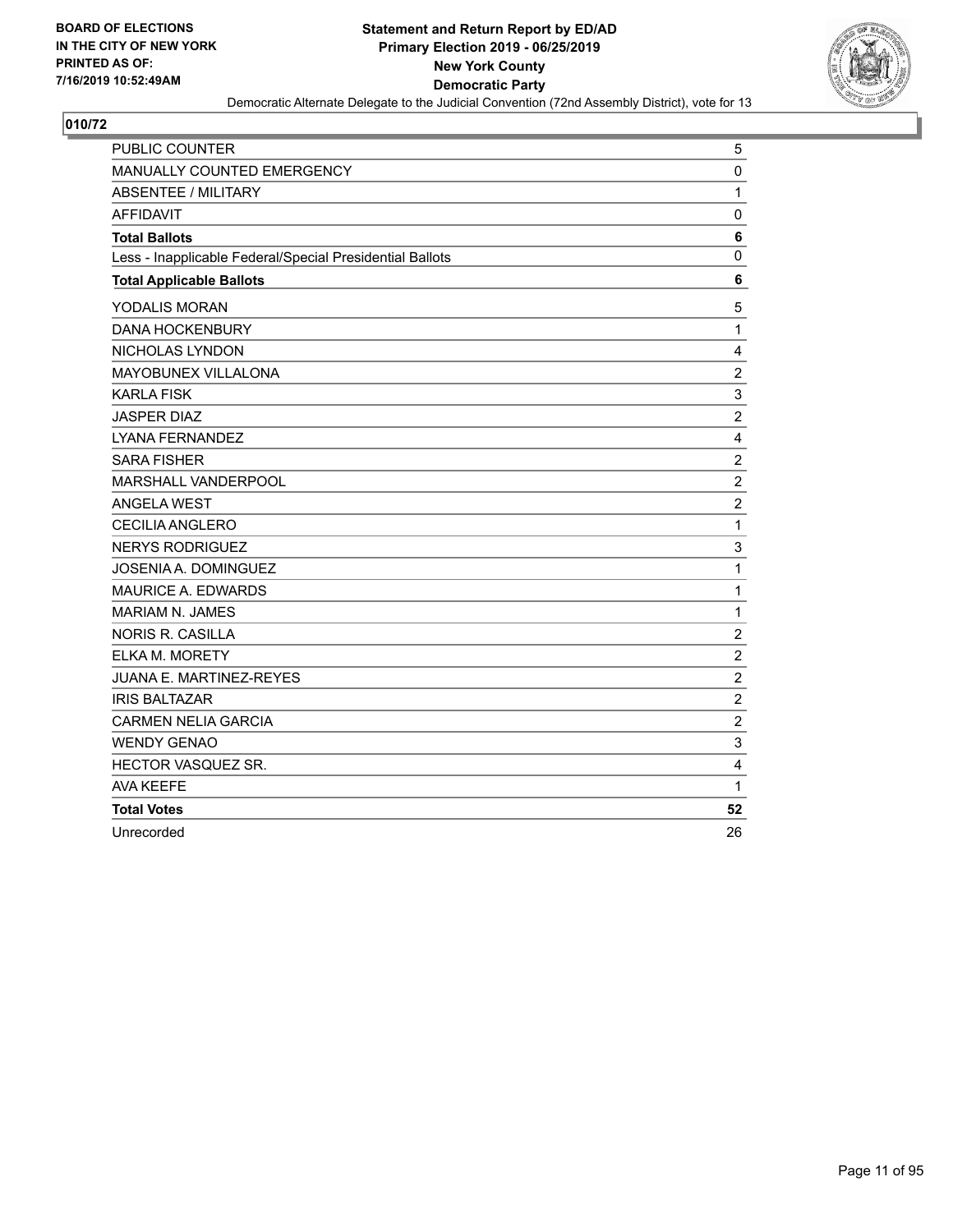BOARD OF ELECTIONS
IN THE CITY OF NEW YORK
PRINTED AS OF:
7/16/2019 10:52:49AM

**Statement and Return Report by ED/AD**
**Primary Election 2019 - 06/25/2019**
**New York County**
**Democratic Party**
Democratic Alternate Delegate to the Judicial Convention (72nd Assembly District), vote for 13

## 010/72

| | |
|---|---|
| PUBLIC COUNTER | 5 |
| MANUALLY COUNTED EMERGENCY | 0 |
| ABSENTEE / MILITARY | 1 |
| AFFIDAVIT | 0 |
| **Total Ballots** | **6** |
| Less - Inapplicable Federal/Special Presidential Ballots | 0 |
| **Total Applicable Ballots** | **6** |
| YODALIS MORAN | 5 |
| DANA HOCKENBURY | 1 |
| NICHOLAS LYNDON | 4 |
| MAYOBUNEX VILLALONA | 2 |
| KARLA FISK | 3 |
| JASPER DIAZ | 2 |
| LYANA FERNANDEZ | 4 |
| SARA FISHER | 2 |
| MARSHALL VANDERPOOL | 2 |
| ANGELA WEST | 2 |
| CECILIA ANGLERO | 1 |
| NERYS RODRIGUEZ | 3 |
| JOSENIA A. DOMINGUEZ | 1 |
| MAURICE A. EDWARDS | 1 |
| MARIAM N. JAMES | 1 |
| NORIS R. CASILLA | 2 |
| ELKA M. MORETY | 2 |
| JUANA E. MARTINEZ-REYES | 2 |
| IRIS BALTAZAR | 2 |
| CARMEN NELIA GARCIA | 2 |
| WENDY GENAO | 3 |
| HECTOR VASQUEZ SR. | 4 |
| AVA KEEFE | 1 |
| **Total Votes** | **52** |
| Unrecorded | 26 |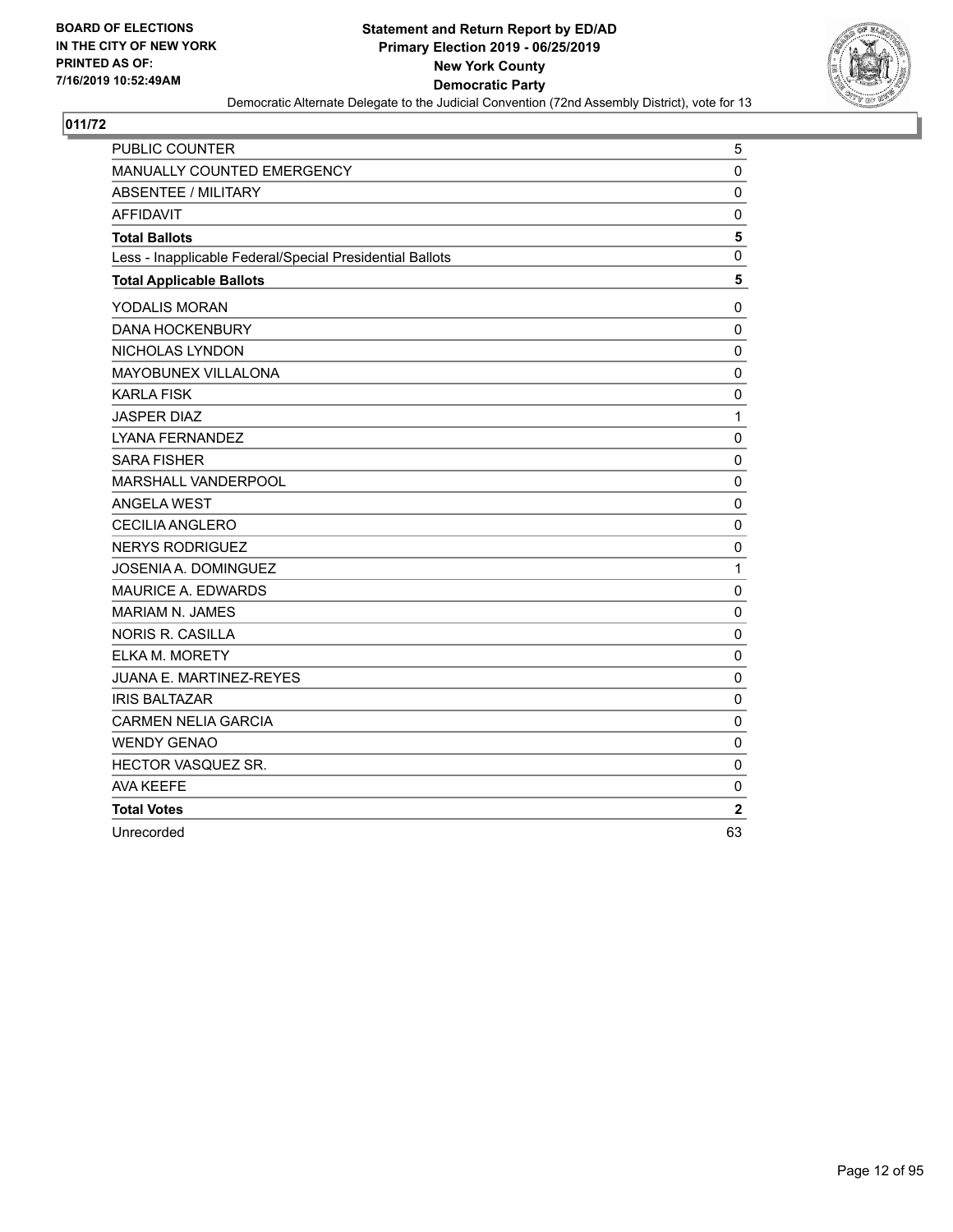BOARD OF ELECTIONS
IN THE CITY OF NEW YORK
PRINTED AS OF:
7/16/2019 10:52:49AM

**Statement and Return Report by ED/AD**
**Primary Election 2019 - 06/25/2019**
**New York County**
**Democratic Party**
Democratic Alternate Delegate to the Judicial Convention (72nd Assembly District), vote for 13

## 011/72

| | |
|---|---|
| PUBLIC COUNTER | 5 |
| MANUALLY COUNTED EMERGENCY | 0 |
| ABSENTEE / MILITARY | 0 |
| AFFIDAVIT | 0 |
| **Total Ballots** | **5** |
| Less - Inapplicable Federal/Special Presidential Ballots | 0 |
| **Total Applicable Ballots** | **5** |
| YODALIS MORAN | 0 |
| DANA HOCKENBURY | 0 |
| NICHOLAS LYNDON | 0 |
| MAYOBUNEX VILLALONA | 0 |
| KARLA FISK | 0 |
| JASPER DIAZ | 1 |
| LYANA FERNANDEZ | 0 |
| SARA FISHER | 0 |
| MARSHALL VANDERPOOL | 0 |
| ANGELA WEST | 0 |
| CECILIA ANGLERO | 0 |
| NERYS RODRIGUEZ | 0 |
| JOSENIA A. DOMINGUEZ | 1 |
| MAURICE A. EDWARDS | 0 |
| MARIAM N. JAMES | 0 |
| NORIS R. CASILLA | 0 |
| ELKA M. MORETY | 0 |
| JUANA E. MARTINEZ-REYES | 0 |
| IRIS BALTAZAR | 0 |
| CARMEN NELIA GARCIA | 0 |
| WENDY GENAO | 0 |
| HECTOR VASQUEZ SR. | 0 |
| AVA KEEFE | 0 |
| **Total Votes** | **2** |
| Unrecorded | 63 |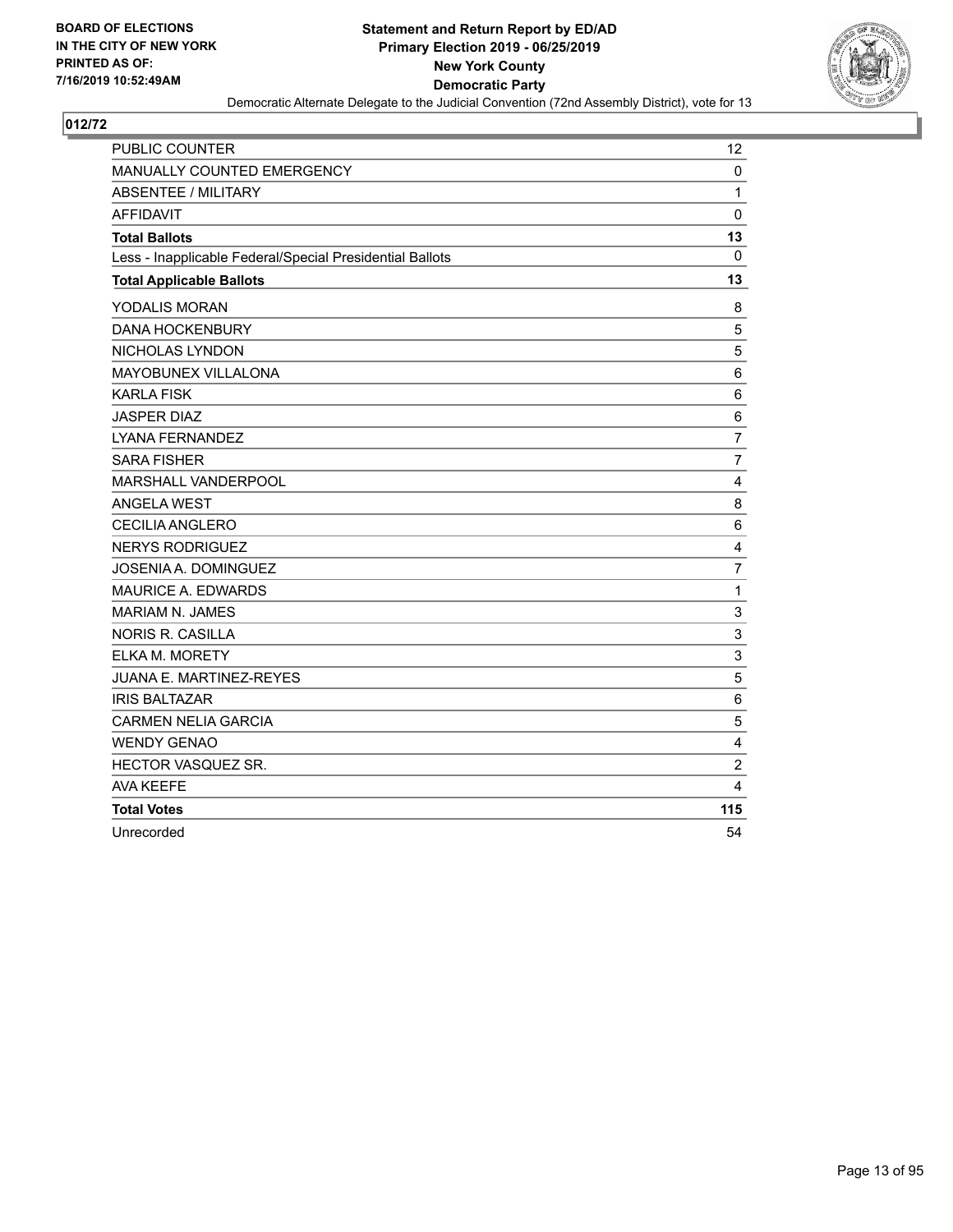BOARD OF ELECTIONS
IN THE CITY OF NEW YORK
PRINTED AS OF:
7/16/2019 10:52:49AM

**Statement and Return Report by ED/AD**
**Primary Election 2019 - 06/25/2019**
**New York County**
**Democratic Party**
Democratic Alternate Delegate to the Judicial Convention (72nd Assembly District), vote for 13

## 012/72

| | |
|---|---|
| PUBLIC COUNTER | 12 |
| MANUALLY COUNTED EMERGENCY | 0 |
| ABSENTEE / MILITARY | 1 |
| AFFIDAVIT | 0 |
| **Total Ballots** | **13** |
| Less - Inapplicable Federal/Special Presidential Ballots | 0 |
| **Total Applicable Ballots** | **13** |
| YODALIS MORAN | 8 |
| DANA HOCKENBURY | 5 |
| NICHOLAS LYNDON | 5 |
| MAYOBUNEX VILLALONA | 6 |
| KARLA FISK | 6 |
| JASPER DIAZ | 6 |
| LYANA FERNANDEZ | 7 |
| SARA FISHER | 7 |
| MARSHALL VANDERPOOL | 4 |
| ANGELA WEST | 8 |
| CECILIA ANGLERO | 6 |
| NERYS RODRIGUEZ | 4 |
| JOSENIA A. DOMINGUEZ | 7 |
| MAURICE A. EDWARDS | 1 |
| MARIAM N. JAMES | 3 |
| NORIS R. CASILLA | 3 |
| ELKA M. MORETY | 3 |
| JUANA E. MARTINEZ-REYES | 5 |
| IRIS BALTAZAR | 6 |
| CARMEN NELIA GARCIA | 5 |
| WENDY GENAO | 4 |
| HECTOR VASQUEZ SR. | 2 |
| AVA KEEFE | 4 |
| **Total Votes** | **115** |
| Unrecorded | 54 |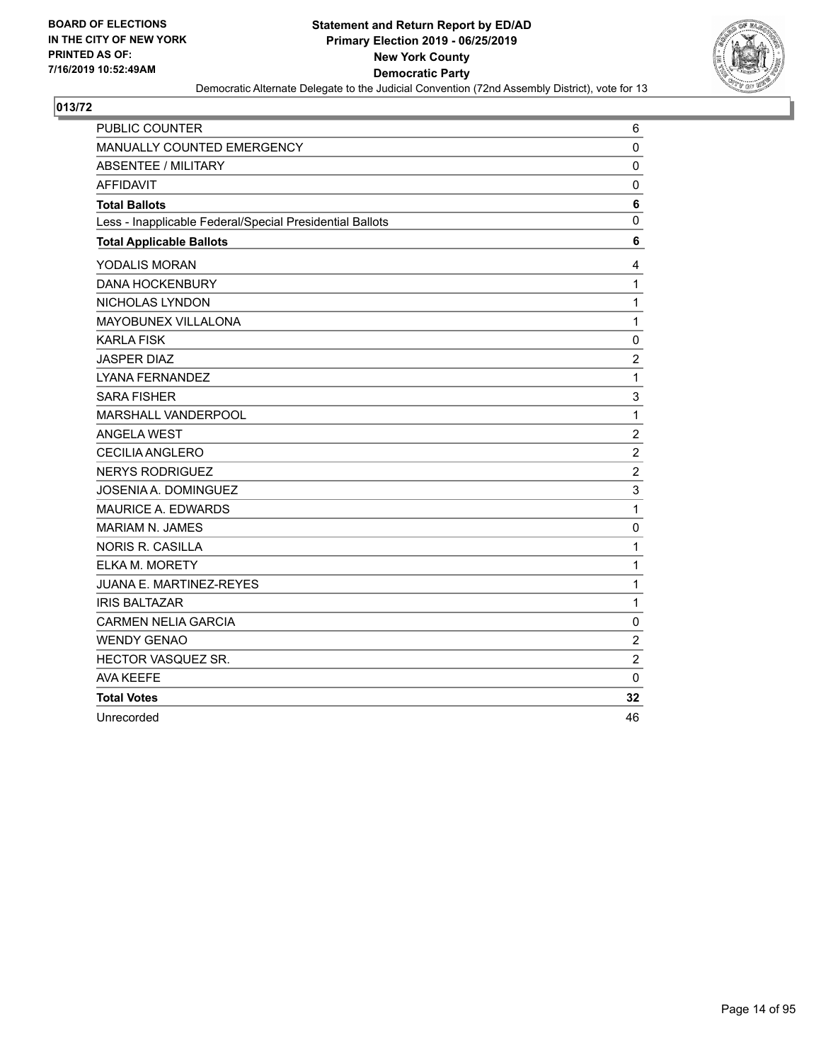BOARD OF ELECTIONS
IN THE CITY OF NEW YORK
PRINTED AS OF:
7/16/2019 10:52:49AM

**Statement and Return Report by ED/AD**
**Primary Election 2019 - 06/25/2019**
**New York County**
**Democratic Party**
Democratic Alternate Delegate to the Judicial Convention (72nd Assembly District), vote for 13

## 013/72

| | |
|---|---|
| PUBLIC COUNTER | 6 |
| MANUALLY COUNTED EMERGENCY | 0 |
| ABSENTEE / MILITARY | 0 |
| AFFIDAVIT | 0 |
| **Total Ballots** | **6** |
| Less - Inapplicable Federal/Special Presidential Ballots | 0 |
| **Total Applicable Ballots** | **6** |
| YODALIS MORAN | 4 |
| DANA HOCKENBURY | 1 |
| NICHOLAS LYNDON | 1 |
| MAYOBUNEX VILLALONA | 1 |
| KARLA FISK | 0 |
| JASPER DIAZ | 2 |
| LYANA FERNANDEZ | 1 |
| SARA FISHER | 3 |
| MARSHALL VANDERPOOL | 1 |
| ANGELA WEST | 2 |
| CECILIA ANGLERO | 2 |
| NERYS RODRIGUEZ | 2 |
| JOSENIA A. DOMINGUEZ | 3 |
| MAURICE A. EDWARDS | 1 |
| MARIAM N. JAMES | 0 |
| NORIS R. CASILLA | 1 |
| ELKA M. MORETY | 1 |
| JUANA E. MARTINEZ-REYES | 1 |
| IRIS BALTAZAR | 1 |
| CARMEN NELIA GARCIA | 0 |
| WENDY GENAO | 2 |
| HECTOR VASQUEZ SR. | 2 |
| AVA KEEFE | 0 |
| **Total Votes** | **32** |
| Unrecorded | 46 |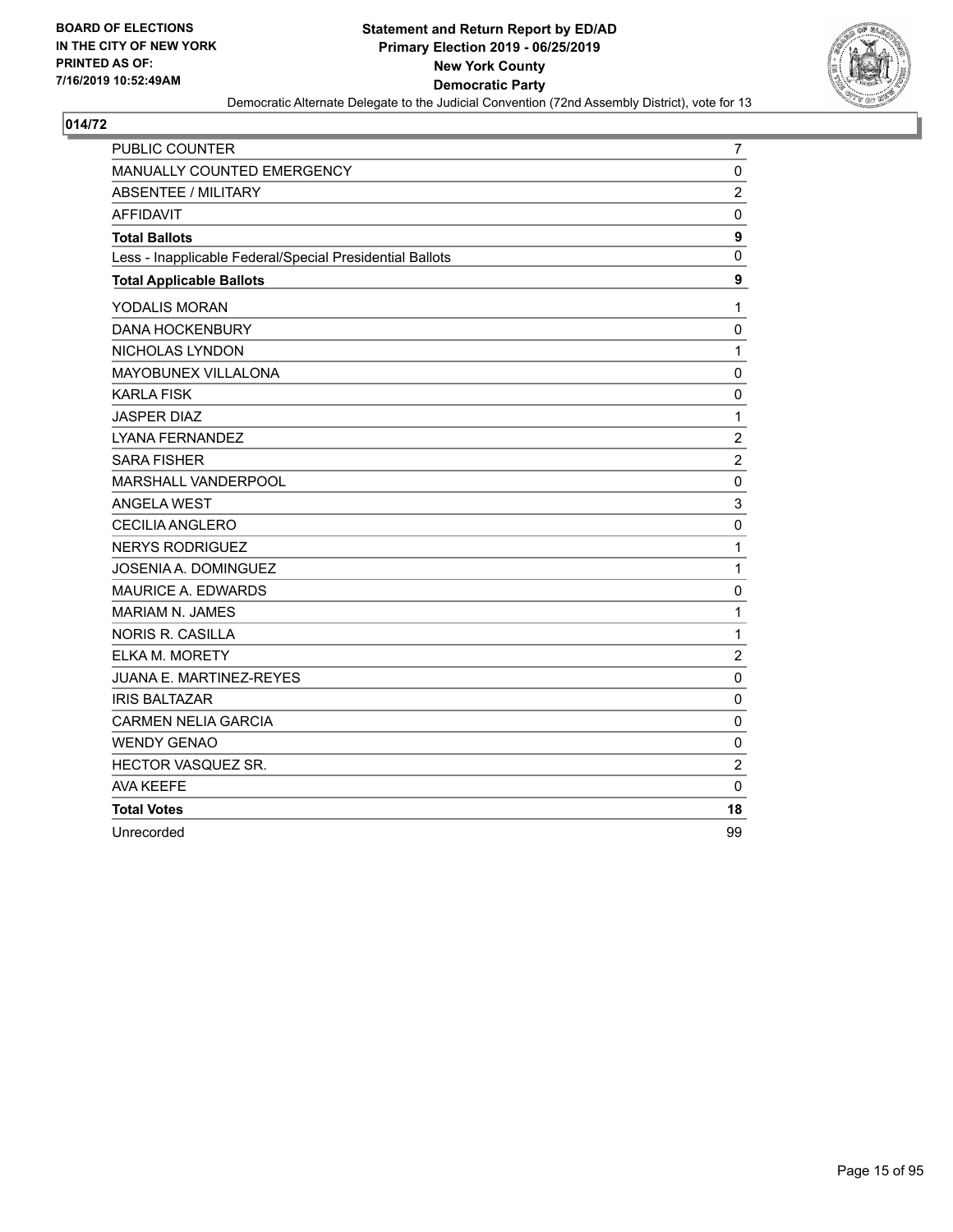BOARD OF ELECTIONS
IN THE CITY OF NEW YORK
PRINTED AS OF:
7/16/2019 10:52:49AM

**Statement and Return Report by ED/AD**
**Primary Election 2019 - 06/25/2019**
**New York County**
**Democratic Party**
Democratic Alternate Delegate to the Judicial Convention (72nd Assembly District), vote for 13

## 014/72

| | |
|---|---|
| PUBLIC COUNTER | 7 |
| MANUALLY COUNTED EMERGENCY | 0 |
| ABSENTEE / MILITARY | 2 |
| AFFIDAVIT | 0 |
| **Total Ballots** | **9** |
| Less - Inapplicable Federal/Special Presidential Ballots | 0 |
| **Total Applicable Ballots** | **9** |
| YODALIS MORAN | 1 |
| DANA HOCKENBURY | 0 |
| NICHOLAS LYNDON | 1 |
| MAYOBUNEX VILLALONA | 0 |
| KARLA FISK | 0 |
| JASPER DIAZ | 1 |
| LYANA FERNANDEZ | 2 |
| SARA FISHER | 2 |
| MARSHALL VANDERPOOL | 0 |
| ANGELA WEST | 3 |
| CECILIA ANGLERO | 0 |
| NERYS RODRIGUEZ | 1 |
| JOSENIA A. DOMINGUEZ | 1 |
| MAURICE A. EDWARDS | 0 |
| MARIAM N. JAMES | 1 |
| NORIS R. CASILLA | 1 |
| ELKA M. MORETY | 2 |
| JUANA E. MARTINEZ-REYES | 0 |
| IRIS BALTAZAR | 0 |
| CARMEN NELIA GARCIA | 0 |
| WENDY GENAO | 0 |
| HECTOR VASQUEZ SR. | 2 |
| AVA KEEFE | 0 |
| **Total Votes** | **18** |
| Unrecorded | 99 |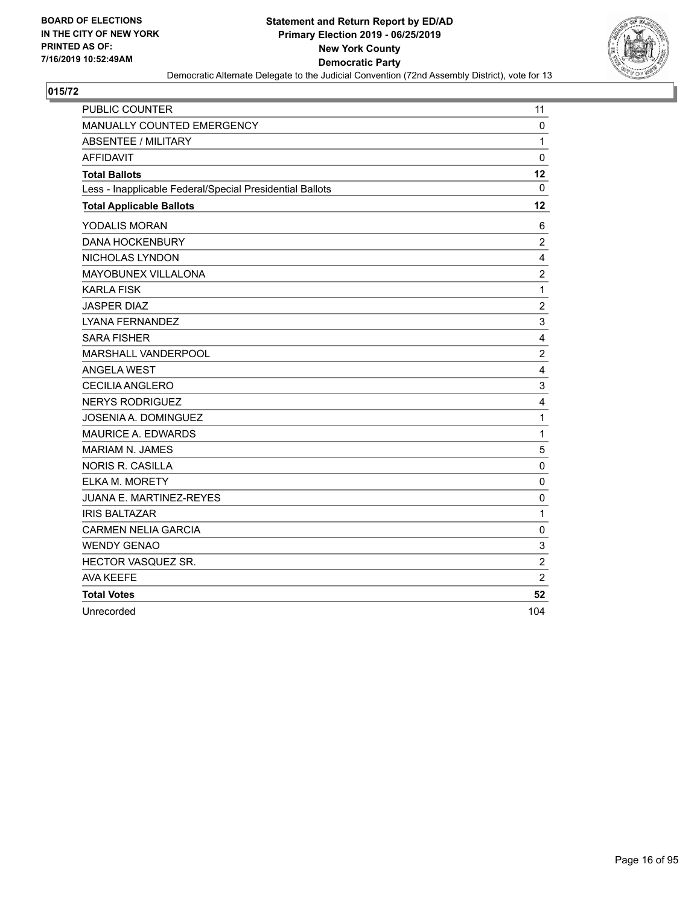**BOARD OF ELECTIONS IN THE CITY OF NEW YORK PRINTED AS OF: 7/16/2019 10:52:49AM**

**Statement and Return Report by ED/AD**
**Primary Election 2019 - 06/25/2019**
**New York County**
**Democratic Party**
Democratic Alternate Delegate to the Judicial Convention (72nd Assembly District), vote for 13

## 015/72

| | |
|---|---|
| PUBLIC COUNTER | 11 |
| MANUALLY COUNTED EMERGENCY | 0 |
| ABSENTEE / MILITARY | 1 |
| AFFIDAVIT | 0 |
| **Total Ballots** | **12** |
| Less - Inapplicable Federal/Special Presidential Ballots | 0 |
| **Total Applicable Ballots** | **12** |
| YODALIS MORAN | 6 |
| DANA HOCKENBURY | 2 |
| NICHOLAS LYNDON | 4 |
| MAYOBUNEX VILLALONA | 2 |
| KARLA FISK | 1 |
| JASPER DIAZ | 2 |
| LYANA FERNANDEZ | 3 |
| SARA FISHER | 4 |
| MARSHALL VANDERPOOL | 2 |
| ANGELA WEST | 4 |
| CECILIA ANGLERO | 3 |
| NERYS RODRIGUEZ | 4 |
| JOSENIA A. DOMINGUEZ | 1 |
| MAURICE A. EDWARDS | 1 |
| MARIAM N. JAMES | 5 |
| NORIS R. CASILLA | 0 |
| ELKA M. MORETY | 0 |
| JUANA E. MARTINEZ-REYES | 0 |
| IRIS BALTAZAR | 1 |
| CARMEN NELIA GARCIA | 0 |
| WENDY GENAO | 3 |
| HECTOR VASQUEZ SR. | 2 |
| AVA KEEFE | 2 |
| **Total Votes** | **52** |
| Unrecorded | 104 |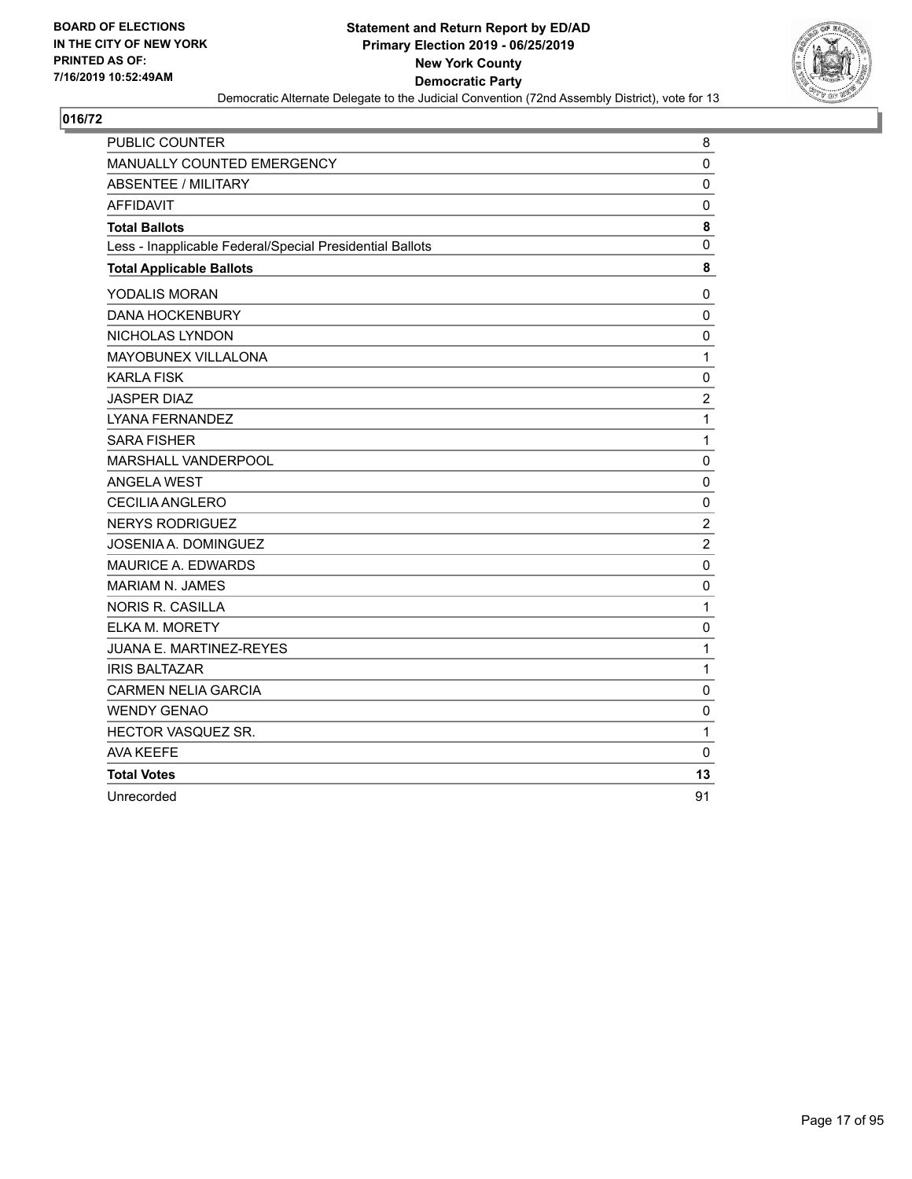BOARD OF ELECTIONS
IN THE CITY OF NEW YORK
PRINTED AS OF:
7/16/2019 10:52:49AM

**Statement and Return Report by ED/AD**
**Primary Election 2019 - 06/25/2019**
**New York County**
**Democratic Party**
Democratic Alternate Delegate to the Judicial Convention (72nd Assembly District), vote for 13

## 016/72

| | |
|---|---|
| PUBLIC COUNTER | 8 |
| MANUALLY COUNTED EMERGENCY | 0 |
| ABSENTEE / MILITARY | 0 |
| AFFIDAVIT | 0 |
| **Total Ballots** | **8** |
| Less - Inapplicable Federal/Special Presidential Ballots | 0 |
| **Total Applicable Ballots** | **8** |
| YODALIS MORAN | 0 |
| DANA HOCKENBURY | 0 |
| NICHOLAS LYNDON | 0 |
| MAYOBUNEX VILLALONA | 1 |
| KARLA FISK | 0 |
| JASPER DIAZ | 2 |
| LYANA FERNANDEZ | 1 |
| SARA FISHER | 1 |
| MARSHALL VANDERPOOL | 0 |
| ANGELA WEST | 0 |
| CECILIA ANGLERO | 0 |
| NERYS RODRIGUEZ | 2 |
| JOSENIA A. DOMINGUEZ | 2 |
| MAURICE A. EDWARDS | 0 |
| MARIAM N. JAMES | 0 |
| NORIS R. CASILLA | 1 |
| ELKA M. MORETY | 0 |
| JUANA E. MARTINEZ-REYES | 1 |
| IRIS BALTAZAR | 1 |
| CARMEN NELIA GARCIA | 0 |
| WENDY GENAO | 0 |
| HECTOR VASQUEZ SR. | 1 |
| AVA KEEFE | 0 |
| **Total Votes** | **13** |
| Unrecorded | 91 |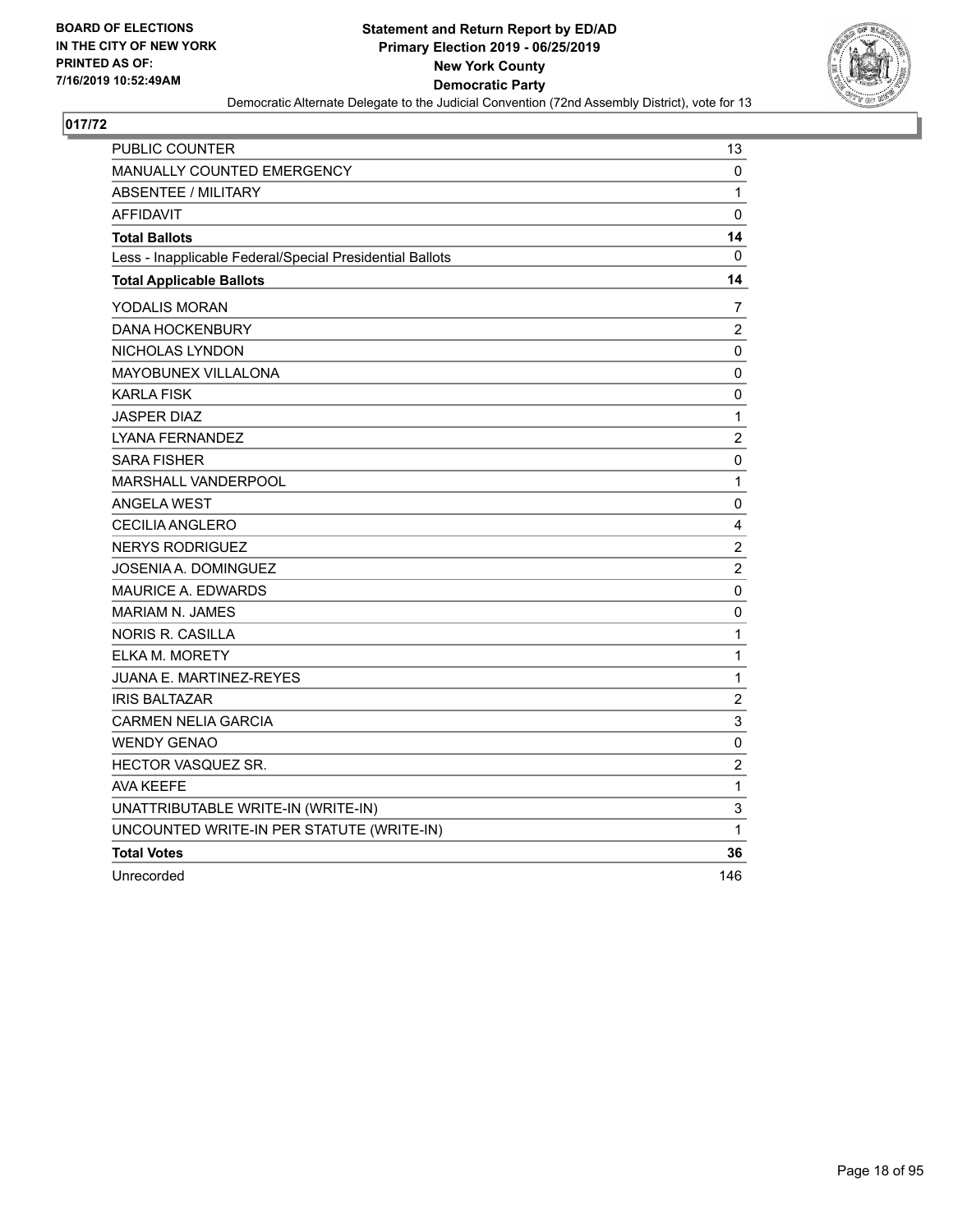BOARD OF ELECTIONS
IN THE CITY OF NEW YORK
PRINTED AS OF:
7/16/2019 10:52:49AM

**Statement and Return Report by ED/AD**
**Primary Election 2019 - 06/25/2019**
**New York County**
**Democratic Party**
Democratic Alternate Delegate to the Judicial Convention (72nd Assembly District), vote for 13

## 017/72

| | |
|---|---|
| PUBLIC COUNTER | 13 |
| MANUALLY COUNTED EMERGENCY | 0 |
| ABSENTEE / MILITARY | 1 |
| AFFIDAVIT | 0 |
| **Total Ballots** | **14** |
| Less - Inapplicable Federal/Special Presidential Ballots | 0 |
| **Total Applicable Ballots** | **14** |
| YODALIS MORAN | 7 |
| DANA HOCKENBURY | 2 |
| NICHOLAS LYNDON | 0 |
| MAYOBUNEX VILLALONA | 0 |
| KARLA FISK | 0 |
| JASPER DIAZ | 1 |
| LYANA FERNANDEZ | 2 |
| SARA FISHER | 0 |
| MARSHALL VANDERPOOL | 1 |
| ANGELA WEST | 0 |
| CECILIA ANGLERO | 4 |
| NERYS RODRIGUEZ | 2 |
| JOSENIA A. DOMINGUEZ | 2 |
| MAURICE A. EDWARDS | 0 |
| MARIAM N. JAMES | 0 |
| NORIS R. CASILLA | 1 |
| ELKA M. MORETY | 1 |
| JUANA E. MARTINEZ-REYES | 1 |
| IRIS BALTAZAR | 2 |
| CARMEN NELIA GARCIA | 3 |
| WENDY GENAO | 0 |
| HECTOR VASQUEZ SR. | 2 |
| AVA KEEFE | 1 |
| UNATTRIBUTABLE WRITE-IN (WRITE-IN) | 3 |
| UNCOUNTED WRITE-IN PER STATUTE (WRITE-IN) | 1 |
| **Total Votes** | **36** |
| Unrecorded | 146 |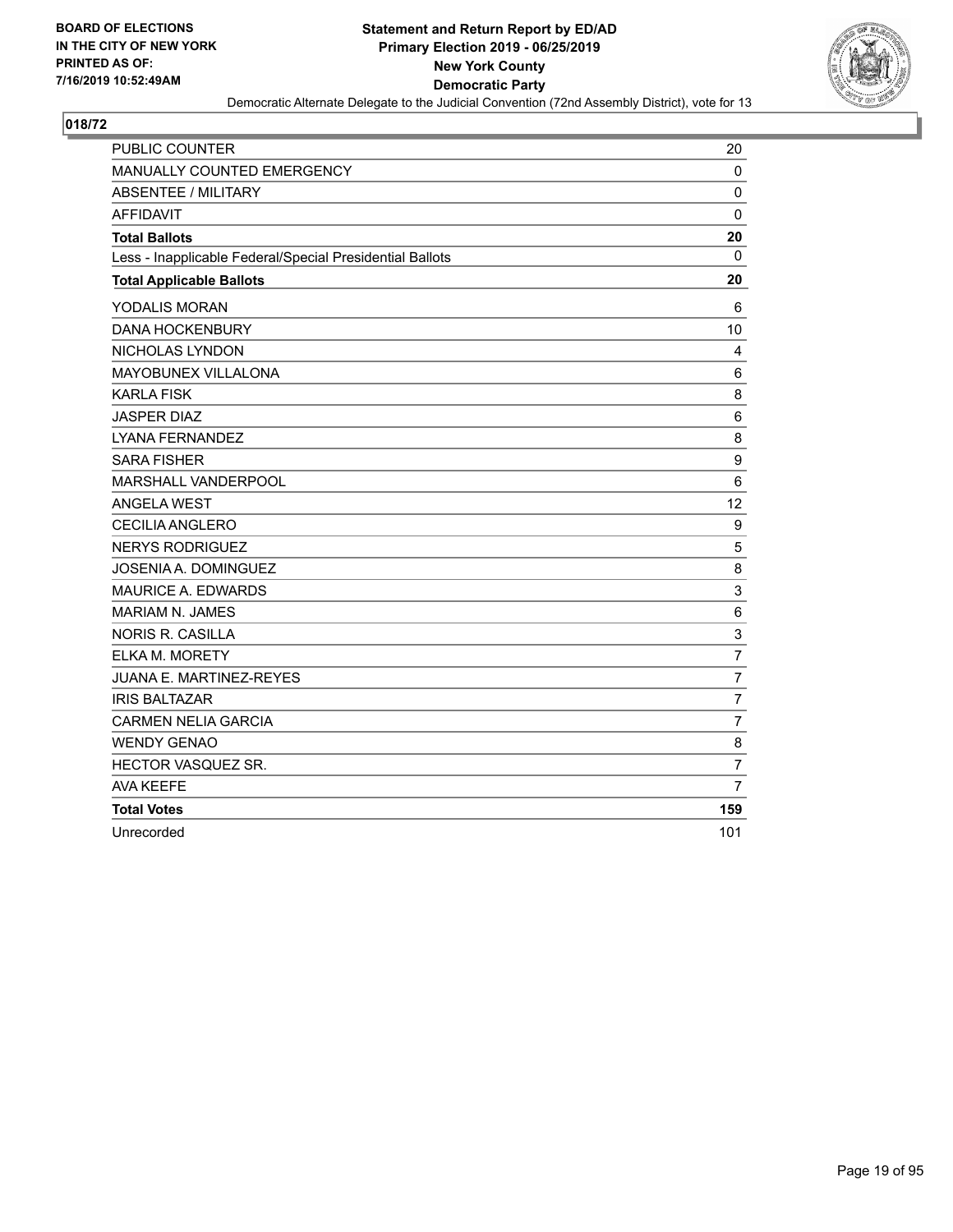**BOARD OF ELECTIONS IN THE CITY OF NEW YORK PRINTED AS OF: 7/16/2019 10:52:49AM**

**Statement and Return Report by ED/AD**
**Primary Election 2019 - 06/25/2019**
**New York County**
**Democratic Party**
Democratic Alternate Delegate to the Judicial Convention (72nd Assembly District), vote for 13

## 018/72

| | |
|---|---|
| PUBLIC COUNTER | 20 |
| MANUALLY COUNTED EMERGENCY | 0 |
| ABSENTEE / MILITARY | 0 |
| AFFIDAVIT | 0 |
| **Total Ballots** | **20** |
| Less - Inapplicable Federal/Special Presidential Ballots | 0 |
| **Total Applicable Ballots** | **20** |
| YODALIS MORAN | 6 |
| DANA HOCKENBURY | 10 |
| NICHOLAS LYNDON | 4 |
| MAYOBUNEX VILLALONA | 6 |
| KARLA FISK | 8 |
| JASPER DIAZ | 6 |
| LYANA FERNANDEZ | 8 |
| SARA FISHER | 9 |
| MARSHALL VANDERPOOL | 6 |
| ANGELA WEST | 12 |
| CECILIA ANGLERO | 9 |
| NERYS RODRIGUEZ | 5 |
| JOSENIA A. DOMINGUEZ | 8 |
| MAURICE A. EDWARDS | 3 |
| MARIAM N. JAMES | 6 |
| NORIS R. CASILLA | 3 |
| ELKA M. MORETY | 7 |
| JUANA E. MARTINEZ-REYES | 7 |
| IRIS BALTAZAR | 7 |
| CARMEN NELIA GARCIA | 7 |
| WENDY GENAO | 8 |
| HECTOR VASQUEZ SR. | 7 |
| AVA KEEFE | 7 |
| **Total Votes** | **159** |
| Unrecorded | 101 |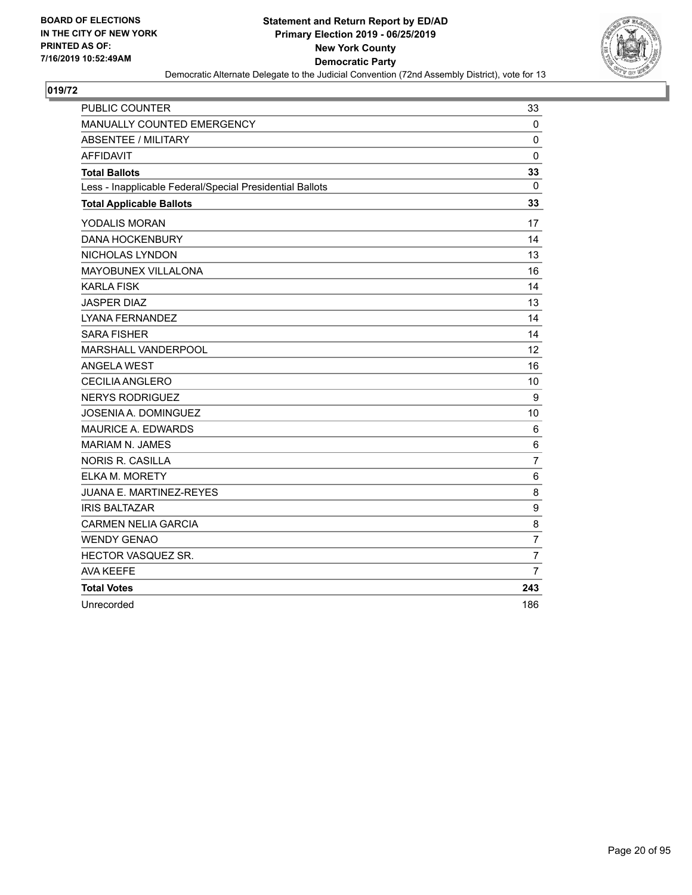**BOARD OF ELECTIONS IN THE CITY OF NEW YORK PRINTED AS OF: 7/16/2019 10:52:49AM**

**Statement and Return Report by ED/AD**
**Primary Election 2019 - 06/25/2019**
**New York County**
**Democratic Party**

Democratic Alternate Delegate to the Judicial Convention (72nd Assembly District), vote for 13

## 019/72

| | |
|---|---|
| PUBLIC COUNTER | 33 |
| MANUALLY COUNTED EMERGENCY | 0 |
| ABSENTEE / MILITARY | 0 |
| AFFIDAVIT | 0 |
| **Total Ballots** | **33** |
| Less - Inapplicable Federal/Special Presidential Ballots | 0 |
| **Total Applicable Ballots** | **33** |
| YODALIS MORAN | 17 |
| DANA HOCKENBURY | 14 |
| NICHOLAS LYNDON | 13 |
| MAYOBUNEX VILLALONA | 16 |
| KARLA FISK | 14 |
| JASPER DIAZ | 13 |
| LYANA FERNANDEZ | 14 |
| SARA FISHER | 14 |
| MARSHALL VANDERPOOL | 12 |
| ANGELA WEST | 16 |
| CECILIA ANGLERO | 10 |
| NERYS RODRIGUEZ | 9 |
| JOSENIA A. DOMINGUEZ | 10 |
| MAURICE A. EDWARDS | 6 |
| MARIAM N. JAMES | 6 |
| NORIS R. CASILLA | 7 |
| ELKA M. MORETY | 6 |
| JUANA E. MARTINEZ-REYES | 8 |
| IRIS BALTAZAR | 9 |
| CARMEN NELIA GARCIA | 8 |
| WENDY GENAO | 7 |
| HECTOR VASQUEZ SR. | 7 |
| AVA KEEFE | 7 |
| **Total Votes** | **243** |
| Unrecorded | 186 |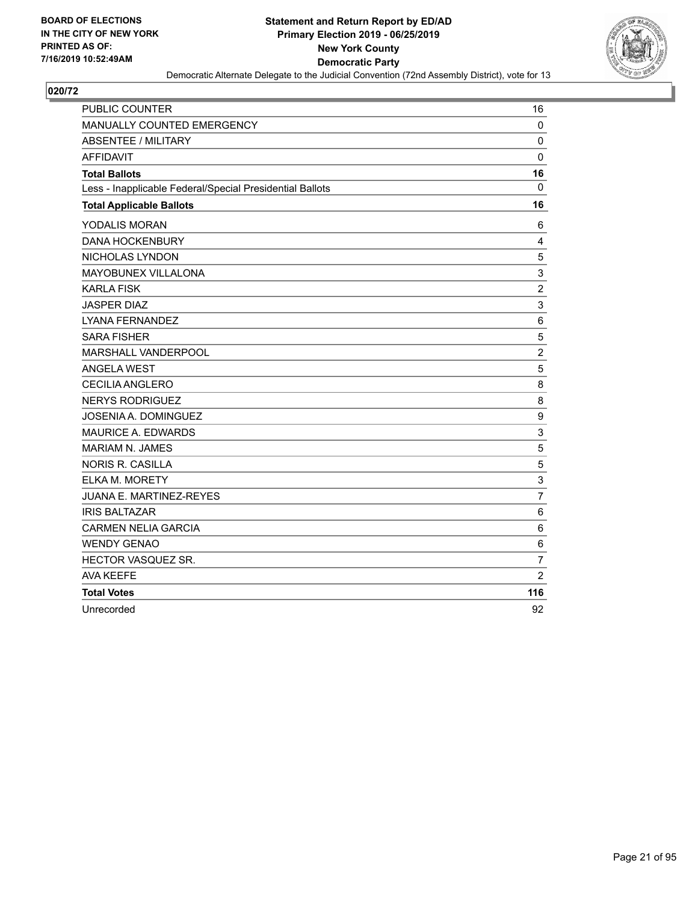**BOARD OF ELECTIONS IN THE CITY OF NEW YORK PRINTED AS OF: 7/16/2019 10:52:49AM**

**Statement and Return Report by ED/AD**
**Primary Election 2019 - 06/25/2019**
**New York County**
**Democratic Party**
Democratic Alternate Delegate to the Judicial Convention (72nd Assembly District), vote for 13

## 020/72

| | |
|---|---|
| PUBLIC COUNTER | 16 |
| MANUALLY COUNTED EMERGENCY | 0 |
| ABSENTEE / MILITARY | 0 |
| AFFIDAVIT | 0 |
| **Total Ballots** | **16** |
| Less - Inapplicable Federal/Special Presidential Ballots | 0 |
| **Total Applicable Ballots** | **16** |
| YODALIS MORAN | 6 |
| DANA HOCKENBURY | 4 |
| NICHOLAS LYNDON | 5 |
| MAYOBUNEX VILLALONA | 3 |
| KARLA FISK | 2 |
| JASPER DIAZ | 3 |
| LYANA FERNANDEZ | 6 |
| SARA FISHER | 5 |
| MARSHALL VANDERPOOL | 2 |
| ANGELA WEST | 5 |
| CECILIA ANGLERO | 8 |
| NERYS RODRIGUEZ | 8 |
| JOSENIA A. DOMINGUEZ | 9 |
| MAURICE A. EDWARDS | 3 |
| MARIAM N. JAMES | 5 |
| NORIS R. CASILLA | 5 |
| ELKA M. MORETY | 3 |
| JUANA E. MARTINEZ-REYES | 7 |
| IRIS BALTAZAR | 6 |
| CARMEN NELIA GARCIA | 6 |
| WENDY GENAO | 6 |
| HECTOR VASQUEZ SR. | 7 |
| AVA KEEFE | 2 |
| **Total Votes** | **116** |
| Unrecorded | 92 |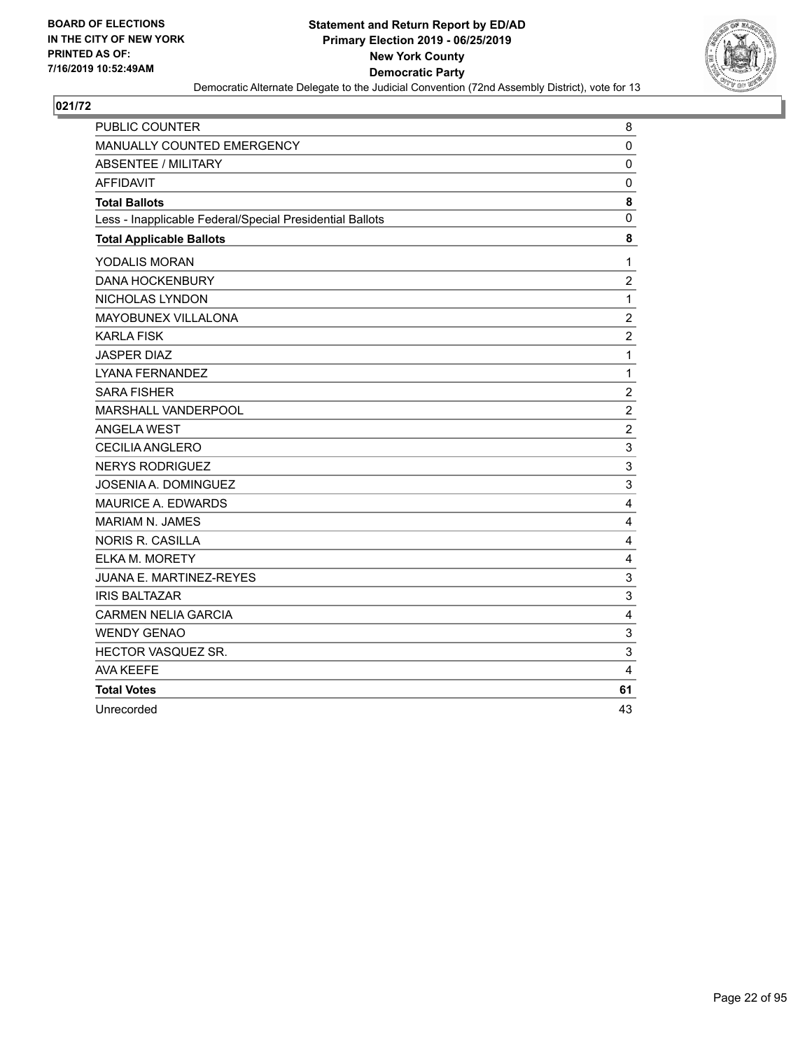**BOARD OF ELECTIONS IN THE CITY OF NEW YORK PRINTED AS OF: 7/16/2019 10:52:49AM**

**Statement and Return Report by ED/AD**
**Primary Election 2019 - 06/25/2019**
**New York County**
**Democratic Party**
Democratic Alternate Delegate to the Judicial Convention (72nd Assembly District), vote for 13

## 021/72

| | |
|---|---|
| PUBLIC COUNTER | 8 |
| MANUALLY COUNTED EMERGENCY | 0 |
| ABSENTEE / MILITARY | 0 |
| AFFIDAVIT | 0 |
| **Total Ballots** | **8** |
| Less - Inapplicable Federal/Special Presidential Ballots | 0 |
| **Total Applicable Ballots** | **8** |
| YODALIS MORAN | 1 |
| DANA HOCKENBURY | 2 |
| NICHOLAS LYNDON | 1 |
| MAYOBUNEX VILLALONA | 2 |
| KARLA FISK | 2 |
| JASPER DIAZ | 1 |
| LYANA FERNANDEZ | 1 |
| SARA FISHER | 2 |
| MARSHALL VANDERPOOL | 2 |
| ANGELA WEST | 2 |
| CECILIA ANGLERO | 3 |
| NERYS RODRIGUEZ | 3 |
| JOSENIA A. DOMINGUEZ | 3 |
| MAURICE A. EDWARDS | 4 |
| MARIAM N. JAMES | 4 |
| NORIS R. CASILLA | 4 |
| ELKA M. MORETY | 4 |
| JUANA E. MARTINEZ-REYES | 3 |
| IRIS BALTAZAR | 3 |
| CARMEN NELIA GARCIA | 4 |
| WENDY GENAO | 3 |
| HECTOR VASQUEZ SR. | 3 |
| AVA KEEFE | 4 |
| **Total Votes** | **61** |
| Unrecorded | 43 |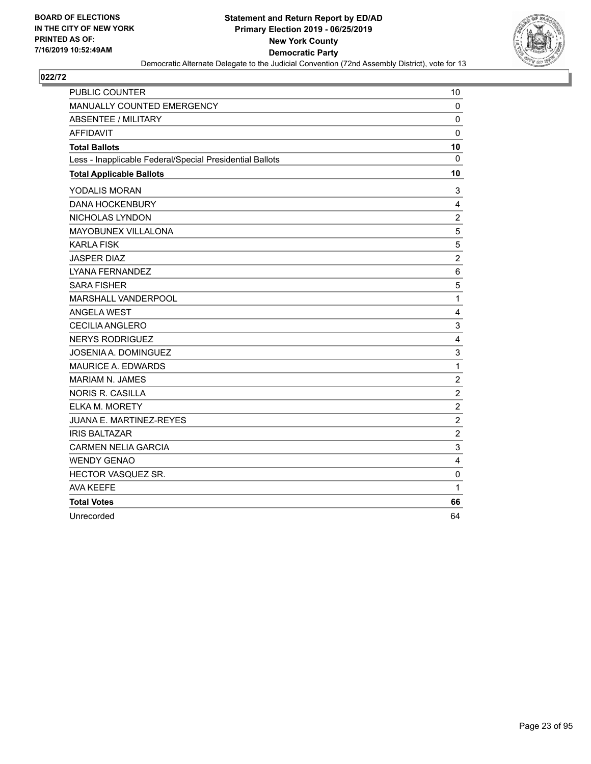**BOARD OF ELECTIONS IN THE CITY OF NEW YORK PRINTED AS OF: 7/16/2019 10:52:49AM**

# Statement and Return Report by ED/AD
## Primary Election 2019 - 06/25/2019
## New York County
## Democratic Party

Democratic Alternate Delegate to the Judicial Convention (72nd Assembly District), vote for 13

### 022/72

| | |
|---|---|
| PUBLIC COUNTER | 10 |
| MANUALLY COUNTED EMERGENCY | 0 |
| ABSENTEE / MILITARY | 0 |
| AFFIDAVIT | 0 |
| **Total Ballots** | **10** |
| Less - Inapplicable Federal/Special Presidential Ballots | 0 |
| **Total Applicable Ballots** | **10** |
| YODALIS MORAN | 3 |
| DANA HOCKENBURY | 4 |
| NICHOLAS LYNDON | 2 |
| MAYOBUNEX VILLALONA | 5 |
| KARLA FISK | 5 |
| JASPER DIAZ | 2 |
| LYANA FERNANDEZ | 6 |
| SARA FISHER | 5 |
| MARSHALL VANDERPOOL | 1 |
| ANGELA WEST | 4 |
| CECILIA ANGLERO | 3 |
| NERYS RODRIGUEZ | 4 |
| JOSENIA A. DOMINGUEZ | 3 |
| MAURICE A. EDWARDS | 1 |
| MARIAM N. JAMES | 2 |
| NORIS R. CASILLA | 2 |
| ELKA M. MORETY | 2 |
| JUANA E. MARTINEZ-REYES | 2 |
| IRIS BALTAZAR | 2 |
| CARMEN NELIA GARCIA | 3 |
| WENDY GENAO | 4 |
| HECTOR VASQUEZ SR. | 0 |
| AVA KEEFE | 1 |
| **Total Votes** | **66** |
| Unrecorded | 64 |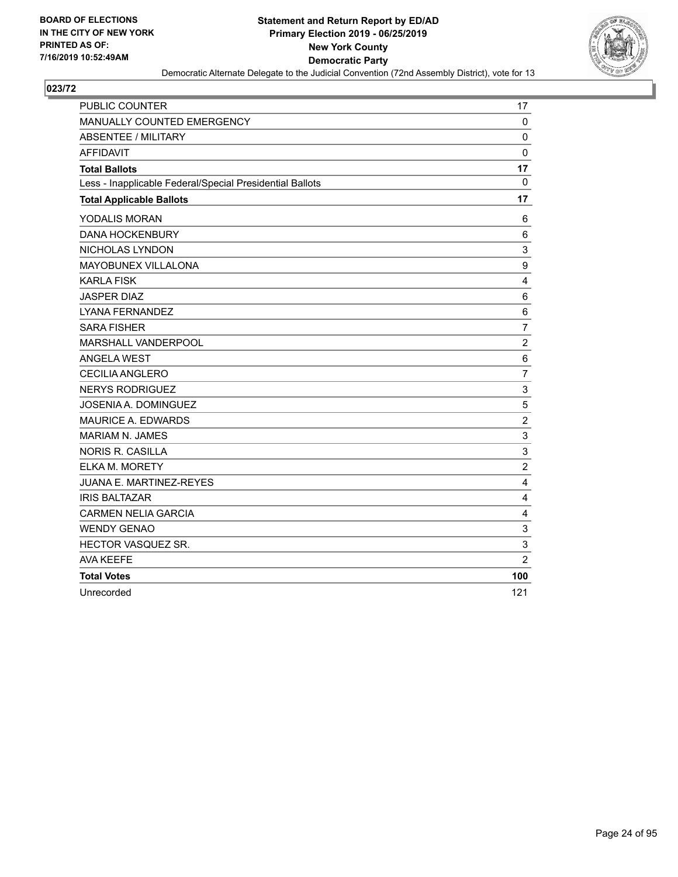BOARD OF ELECTIONS
IN THE CITY OF NEW YORK
PRINTED AS OF:
7/16/2019 10:52:49AM

**Statement and Return Report by ED/AD**
**Primary Election 2019 - 06/25/2019**
**New York County**
**Democratic Party**
Democratic Alternate Delegate to the Judicial Convention (72nd Assembly District), vote for 13

## 023/72

| | |
|---|---|
| PUBLIC COUNTER | 17 |
| MANUALLY COUNTED EMERGENCY | 0 |
| ABSENTEE / MILITARY | 0 |
| AFFIDAVIT | 0 |
| **Total Ballots** | **17** |
| Less - Inapplicable Federal/Special Presidential Ballots | 0 |
| **Total Applicable Ballots** | **17** |
| YODALIS MORAN | 6 |
| DANA HOCKENBURY | 6 |
| NICHOLAS LYNDON | 3 |
| MAYOBUNEX VILLALONA | 9 |
| KARLA FISK | 4 |
| JASPER DIAZ | 6 |
| LYANA FERNANDEZ | 6 |
| SARA FISHER | 7 |
| MARSHALL VANDERPOOL | 2 |
| ANGELA WEST | 6 |
| CECILIA ANGLERO | 7 |
| NERYS RODRIGUEZ | 3 |
| JOSENIA A. DOMINGUEZ | 5 |
| MAURICE A. EDWARDS | 2 |
| MARIAM N. JAMES | 3 |
| NORIS R. CASILLA | 3 |
| ELKA M. MORETY | 2 |
| JUANA E. MARTINEZ-REYES | 4 |
| IRIS BALTAZAR | 4 |
| CARMEN NELIA GARCIA | 4 |
| WENDY GENAO | 3 |
| HECTOR VASQUEZ SR. | 3 |
| AVA KEEFE | 2 |
| **Total Votes** | **100** |
| Unrecorded | 121 |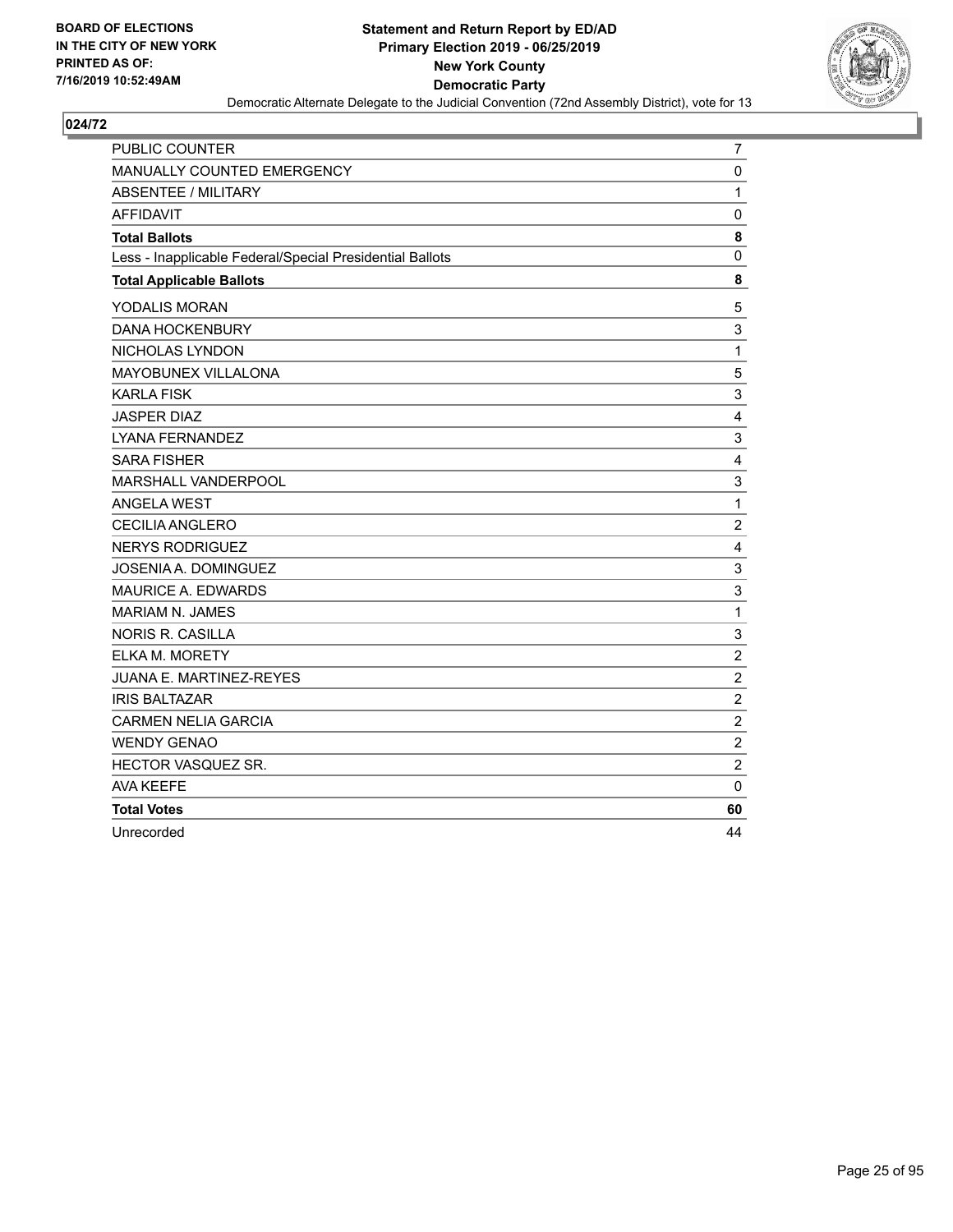**Statement and Return Report by ED/AD**
**Primary Election 2019 - 06/25/2019**
**New York County**
**Democratic Party**
Democratic Alternate Delegate to the Judicial Convention (72nd Assembly District), vote for 13

BOARD OF ELECTIONS
IN THE CITY OF NEW YORK
PRINTED AS OF:
7/16/2019 10:52:49AM

## 024/72

| | |
|---|---|
| PUBLIC COUNTER | 7 |
| MANUALLY COUNTED EMERGENCY | 0 |
| ABSENTEE / MILITARY | 1 |
| AFFIDAVIT | 0 |
| **Total Ballots** | **8** |
| Less - Inapplicable Federal/Special Presidential Ballots | 0 |
| **Total Applicable Ballots** | **8** |
| YODALIS MORAN | 5 |
| DANA HOCKENBURY | 3 |
| NICHOLAS LYNDON | 1 |
| MAYOBUNEX VILLALONA | 5 |
| KARLA FISK | 3 |
| JASPER DIAZ | 4 |
| LYANA FERNANDEZ | 3 |
| SARA FISHER | 4 |
| MARSHALL VANDERPOOL | 3 |
| ANGELA WEST | 1 |
| CECILIA ANGLERO | 2 |
| NERYS RODRIGUEZ | 4 |
| JOSENIA A. DOMINGUEZ | 3 |
| MAURICE A. EDWARDS | 3 |
| MARIAM N. JAMES | 1 |
| NORIS R. CASILLA | 3 |
| ELKA M. MORETY | 2 |
| JUANA E. MARTINEZ-REYES | 2 |
| IRIS BALTAZAR | 2 |
| CARMEN NELIA GARCIA | 2 |
| WENDY GENAO | 2 |
| HECTOR VASQUEZ SR. | 2 |
| AVA KEEFE | 0 |
| **Total Votes** | **60** |
| Unrecorded | 44 |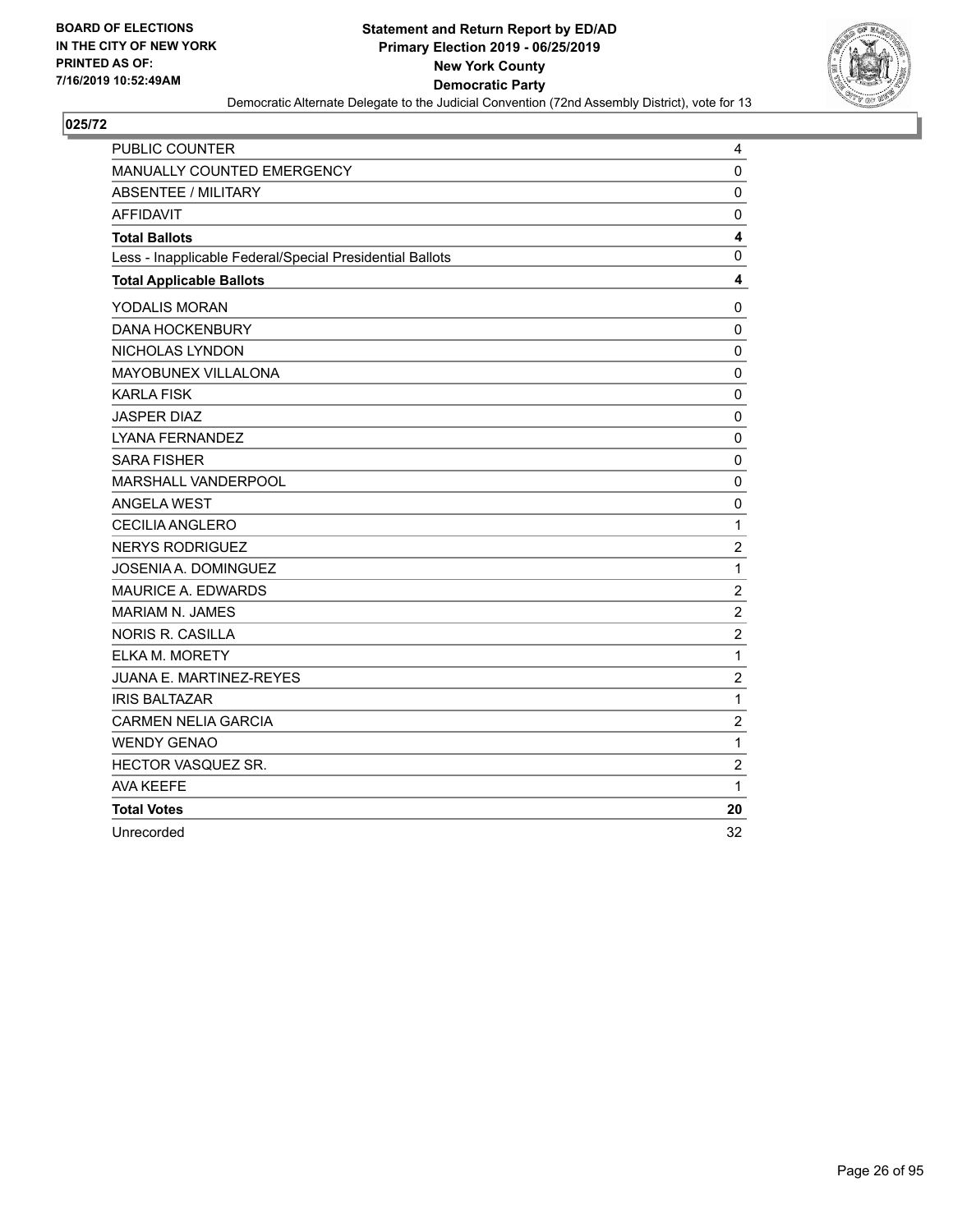**BOARD OF ELECTIONS IN THE CITY OF NEW YORK PRINTED AS OF: 7/16/2019 10:52:49AM**

**Statement and Return Report by ED/AD**
**Primary Election 2019 - 06/25/2019**
**New York County**
**Democratic Party**
Democratic Alternate Delegate to the Judicial Convention (72nd Assembly District), vote for 13

## 025/72

| | |
|---|---|
| PUBLIC COUNTER | 4 |
| MANUALLY COUNTED EMERGENCY | 0 |
| ABSENTEE / MILITARY | 0 |
| AFFIDAVIT | 0 |
| **Total Ballots** | **4** |
| Less - Inapplicable Federal/Special Presidential Ballots | 0 |
| **Total Applicable Ballots** | **4** |
| YODALIS MORAN | 0 |
| DANA HOCKENBURY | 0 |
| NICHOLAS LYNDON | 0 |
| MAYOBUNEX VILLALONA | 0 |
| KARLA FISK | 0 |
| JASPER DIAZ | 0 |
| LYANA FERNANDEZ | 0 |
| SARA FISHER | 0 |
| MARSHALL VANDERPOOL | 0 |
| ANGELA WEST | 0 |
| CECILIA ANGLERO | 1 |
| NERYS RODRIGUEZ | 2 |
| JOSENIA A. DOMINGUEZ | 1 |
| MAURICE A. EDWARDS | 2 |
| MARIAM N. JAMES | 2 |
| NORIS R. CASILLA | 2 |
| ELKA M. MORETY | 1 |
| JUANA E. MARTINEZ-REYES | 2 |
| IRIS BALTAZAR | 1 |
| CARMEN NELIA GARCIA | 2 |
| WENDY GENAO | 1 |
| HECTOR VASQUEZ SR. | 2 |
| AVA KEEFE | 1 |
| **Total Votes** | **20** |
| Unrecorded | 32 |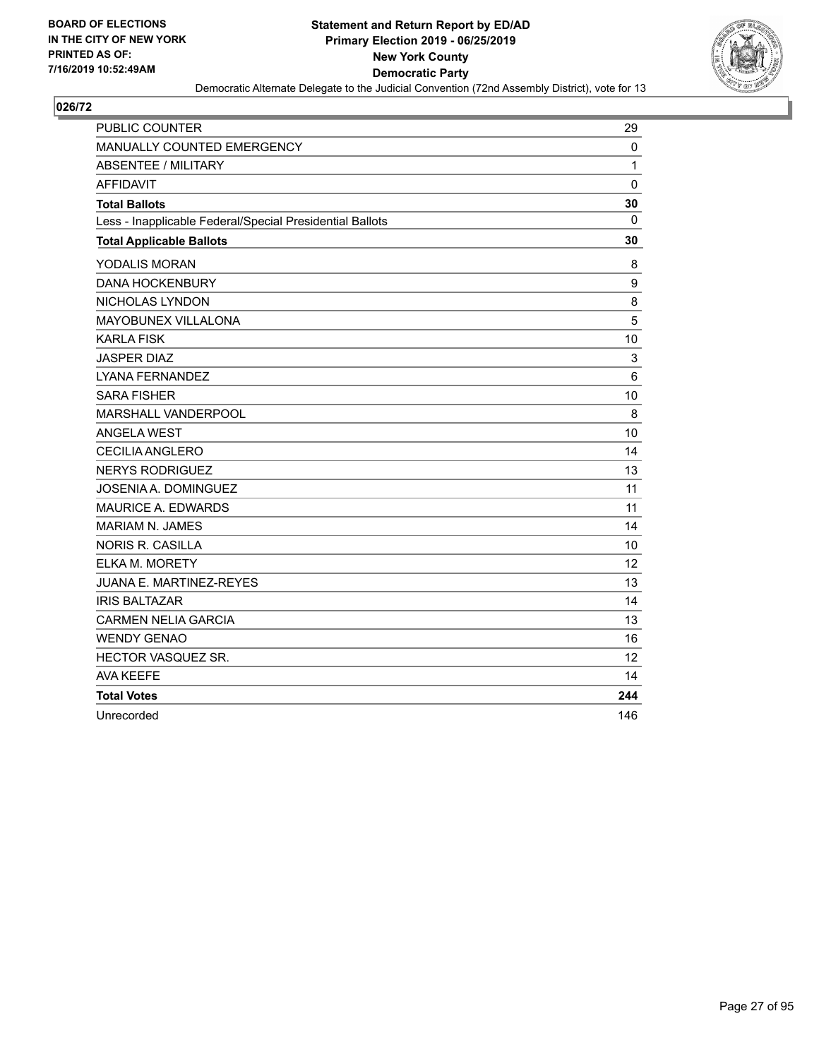BOARD OF ELECTIONS
IN THE CITY OF NEW YORK
PRINTED AS OF:
7/16/2019 10:52:49AM

**Statement and Return Report by ED/AD**
**Primary Election 2019 - 06/25/2019**
**New York County**
**Democratic Party**
Democratic Alternate Delegate to the Judicial Convention (72nd Assembly District), vote for 13

## 026/72

| | |
|---|---|
| PUBLIC COUNTER | 29 |
| MANUALLY COUNTED EMERGENCY | 0 |
| ABSENTEE / MILITARY | 1 |
| AFFIDAVIT | 0 |
| **Total Ballots** | **30** |
| Less - Inapplicable Federal/Special Presidential Ballots | 0 |
| **Total Applicable Ballots** | **30** |
| YODALIS MORAN | 8 |
| DANA HOCKENBURY | 9 |
| NICHOLAS LYNDON | 8 |
| MAYOBUNEX VILLALONA | 5 |
| KARLA FISK | 10 |
| JASPER DIAZ | 3 |
| LYANA FERNANDEZ | 6 |
| SARA FISHER | 10 |
| MARSHALL VANDERPOOL | 8 |
| ANGELA WEST | 10 |
| CECILIA ANGLERO | 14 |
| NERYS RODRIGUEZ | 13 |
| JOSENIA A. DOMINGUEZ | 11 |
| MAURICE A. EDWARDS | 11 |
| MARIAM N. JAMES | 14 |
| NORIS R. CASILLA | 10 |
| ELKA M. MORETY | 12 |
| JUANA E. MARTINEZ-REYES | 13 |
| IRIS BALTAZAR | 14 |
| CARMEN NELIA GARCIA | 13 |
| WENDY GENAO | 16 |
| HECTOR VASQUEZ SR. | 12 |
| AVA KEEFE | 14 |
| **Total Votes** | **244** |
| Unrecorded | 146 |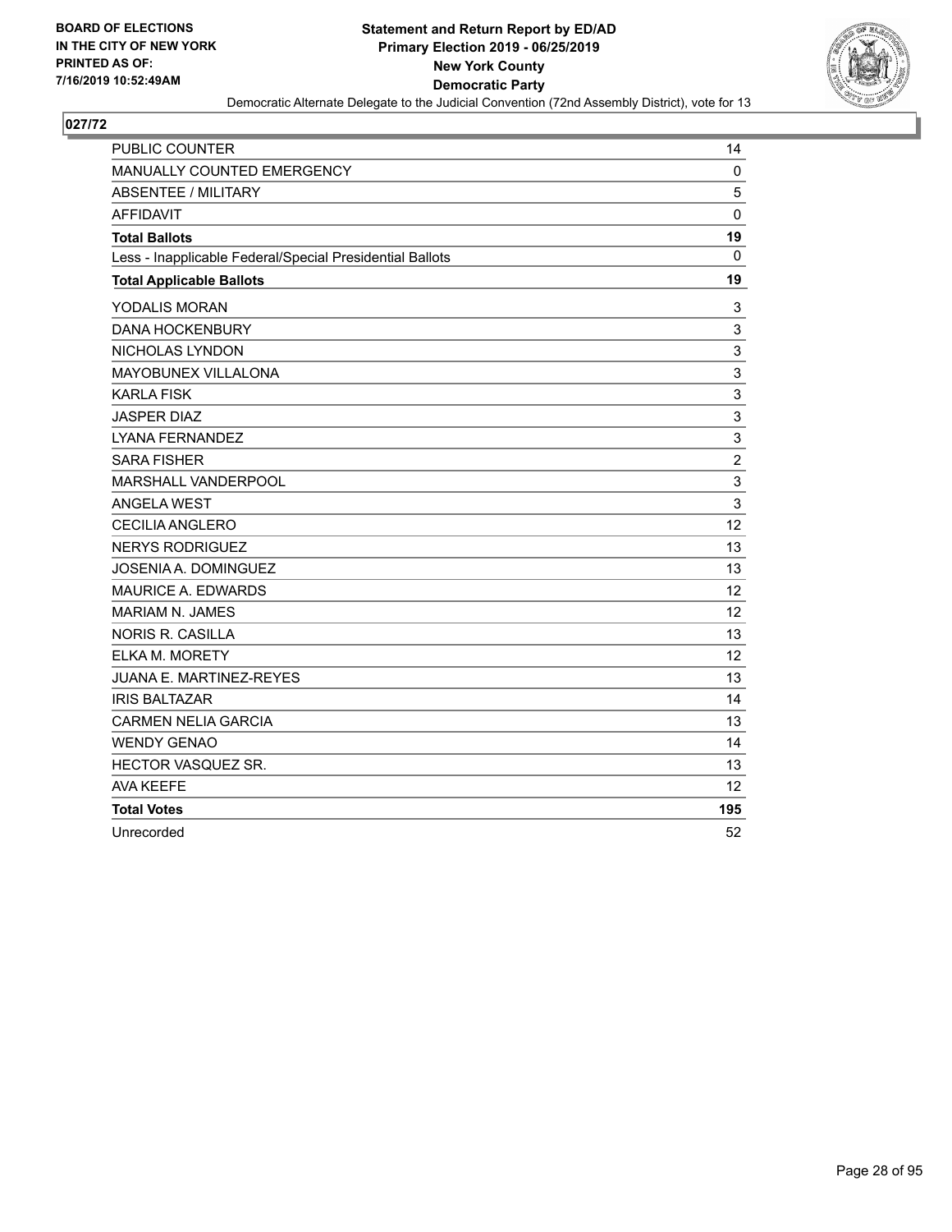BOARD OF ELECTIONS
IN THE CITY OF NEW YORK
PRINTED AS OF:
7/16/2019 10:52:49AM

**Statement and Return Report by ED/AD**
**Primary Election 2019 - 06/25/2019**
**New York County**
**Democratic Party**
Democratic Alternate Delegate to the Judicial Convention (72nd Assembly District), vote for 13

## 027/72

| | |
|---|---|
| PUBLIC COUNTER | 14 |
| MANUALLY COUNTED EMERGENCY | 0 |
| ABSENTEE / MILITARY | 5 |
| AFFIDAVIT | 0 |
| **Total Ballots** | **19** |
| Less - Inapplicable Federal/Special Presidential Ballots | 0 |
| **Total Applicable Ballots** | **19** |
| YODALIS MORAN | 3 |
| DANA HOCKENBURY | 3 |
| NICHOLAS LYNDON | 3 |
| MAYOBUNEX VILLALONA | 3 |
| KARLA FISK | 3 |
| JASPER DIAZ | 3 |
| LYANA FERNANDEZ | 3 |
| SARA FISHER | 2 |
| MARSHALL VANDERPOOL | 3 |
| ANGELA WEST | 3 |
| CECILIA ANGLERO | 12 |
| NERYS RODRIGUEZ | 13 |
| JOSENIA A. DOMINGUEZ | 13 |
| MAURICE A. EDWARDS | 12 |
| MARIAM N. JAMES | 12 |
| NORIS R. CASILLA | 13 |
| ELKA M. MORETY | 12 |
| JUANA E. MARTINEZ-REYES | 13 |
| IRIS BALTAZAR | 14 |
| CARMEN NELIA GARCIA | 13 |
| WENDY GENAO | 14 |
| HECTOR VASQUEZ SR. | 13 |
| AVA KEEFE | 12 |
| **Total Votes** | **195** |
| Unrecorded | 52 |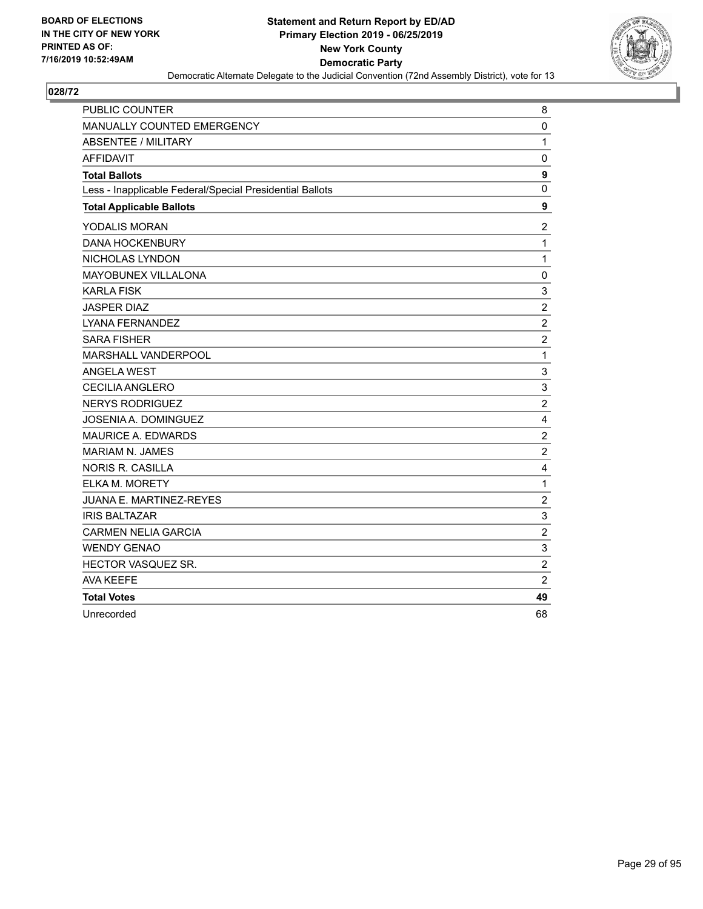BOARD OF ELECTIONS
IN THE CITY OF NEW YORK
PRINTED AS OF:
7/16/2019 10:52:49AM

**Statement and Return Report by ED/AD**
**Primary Election 2019 - 06/25/2019**
**New York County**
**Democratic Party**
Democratic Alternate Delegate to the Judicial Convention (72nd Assembly District), vote for 13

**028/72**

| | |
|---|---|
| PUBLIC COUNTER | 8 |
| MANUALLY COUNTED EMERGENCY | 0 |
| ABSENTEE / MILITARY | 1 |
| AFFIDAVIT | 0 |
| **Total Ballots** | **9** |
| Less - Inapplicable Federal/Special Presidential Ballots | 0 |
| **Total Applicable Ballots** | **9** |
| YODALIS MORAN | 2 |
| DANA HOCKENBURY | 1 |
| NICHOLAS LYNDON | 1 |
| MAYOBUNEX VILLALONA | 0 |
| KARLA FISK | 3 |
| JASPER DIAZ | 2 |
| LYANA FERNANDEZ | 2 |
| SARA FISHER | 2 |
| MARSHALL VANDERPOOL | 1 |
| ANGELA WEST | 3 |
| CECILIA ANGLERO | 3 |
| NERYS RODRIGUEZ | 2 |
| JOSENIA A. DOMINGUEZ | 4 |
| MAURICE A. EDWARDS | 2 |
| MARIAM N. JAMES | 2 |
| NORIS R. CASILLA | 4 |
| ELKA M. MORETY | 1 |
| JUANA E. MARTINEZ-REYES | 2 |
| IRIS BALTAZAR | 3 |
| CARMEN NELIA GARCIA | 2 |
| WENDY GENAO | 3 |
| HECTOR VASQUEZ SR. | 2 |
| AVA KEEFE | 2 |
| **Total Votes** | **49** |
| Unrecorded | 68 |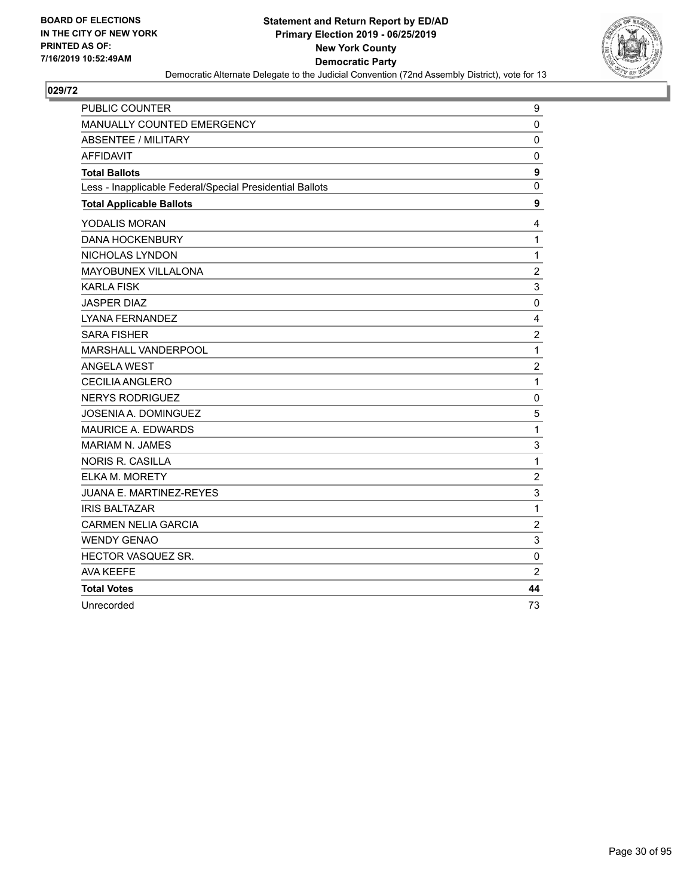BOARD OF ELECTIONS
IN THE CITY OF NEW YORK
PRINTED AS OF:
7/16/2019 10:52:49AM

**Statement and Return Report by ED/AD**
**Primary Election 2019 - 06/25/2019**
**New York County**
**Democratic Party**
Democratic Alternate Delegate to the Judicial Convention (72nd Assembly District), vote for 13

## 029/72

| | |
|---|---|
| PUBLIC COUNTER | 9 |
| MANUALLY COUNTED EMERGENCY | 0 |
| ABSENTEE / MILITARY | 0 |
| AFFIDAVIT | 0 |
| **Total Ballots** | **9** |
| Less - Inapplicable Federal/Special Presidential Ballots | 0 |
| **Total Applicable Ballots** | **9** |
| YODALIS MORAN | 4 |
| DANA HOCKENBURY | 1 |
| NICHOLAS LYNDON | 1 |
| MAYOBUNEX VILLALONA | 2 |
| KARLA FISK | 3 |
| JASPER DIAZ | 0 |
| LYANA FERNANDEZ | 4 |
| SARA FISHER | 2 |
| MARSHALL VANDERPOOL | 1 |
| ANGELA WEST | 2 |
| CECILIA ANGLERO | 1 |
| NERYS RODRIGUEZ | 0 |
| JOSENIA A. DOMINGUEZ | 5 |
| MAURICE A. EDWARDS | 1 |
| MARIAM N. JAMES | 3 |
| NORIS R. CASILLA | 1 |
| ELKA M. MORETY | 2 |
| JUANA E. MARTINEZ-REYES | 3 |
| IRIS BALTAZAR | 1 |
| CARMEN NELIA GARCIA | 2 |
| WENDY GENAO | 3 |
| HECTOR VASQUEZ SR. | 0 |
| AVA KEEFE | 2 |
| **Total Votes** | **44** |
| Unrecorded | 73 |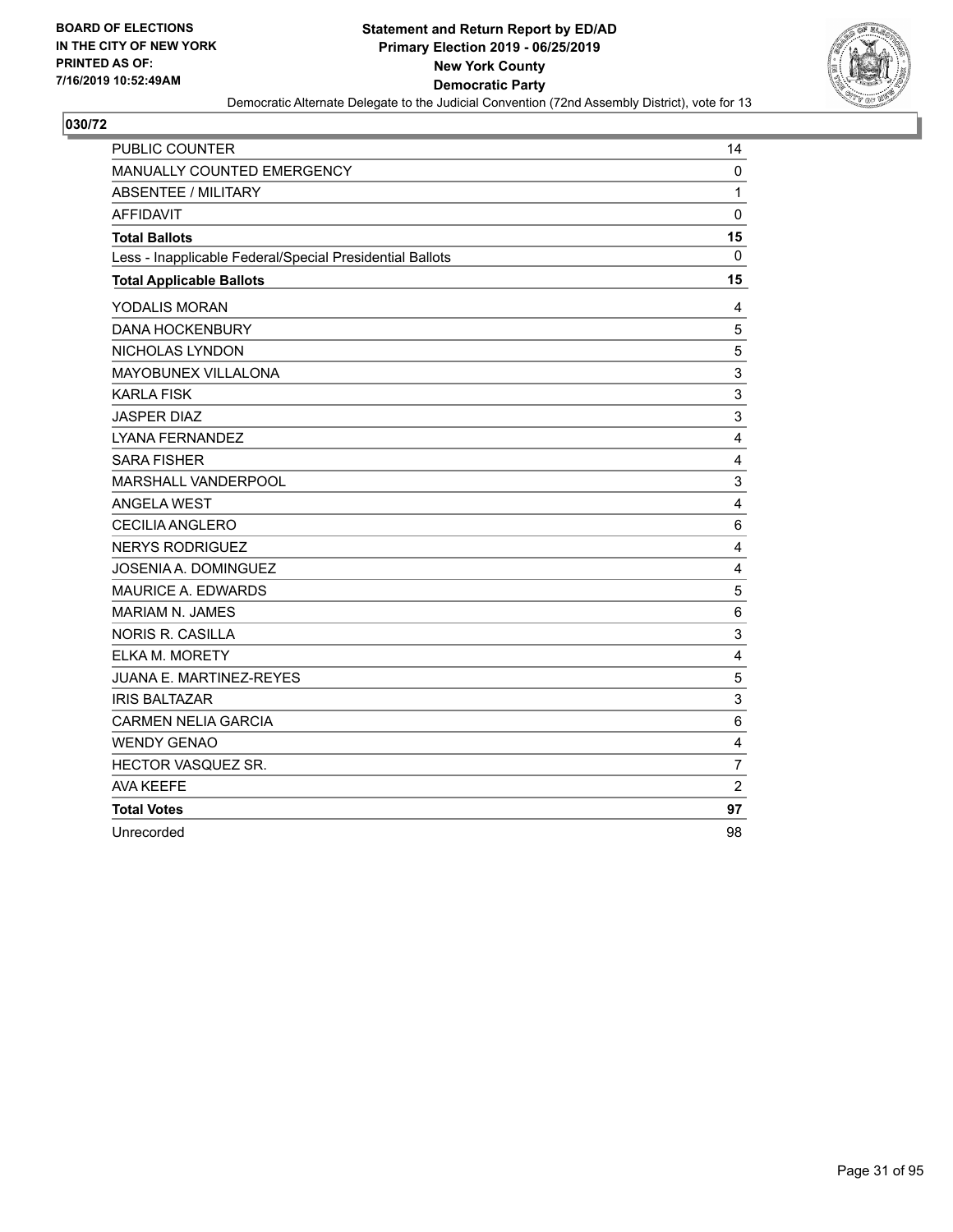**BOARD OF ELECTIONS IN THE CITY OF NEW YORK PRINTED AS OF: 7/16/2019 10:52:49AM**

**Statement and Return Report by ED/AD Primary Election 2019 - 06/25/2019 New York County Democratic Party**

Democratic Alternate Delegate to the Judicial Convention (72nd Assembly District), vote for 13

## 030/72

| | |
|---|---|
| PUBLIC COUNTER | 14 |
| MANUALLY COUNTED EMERGENCY | 0 |
| ABSENTEE / MILITARY | 1 |
| AFFIDAVIT | 0 |
| **Total Ballots** | **15** |
| Less - Inapplicable Federal/Special Presidential Ballots | 0 |
| **Total Applicable Ballots** | **15** |
| YODALIS MORAN | 4 |
| DANA HOCKENBURY | 5 |
| NICHOLAS LYNDON | 5 |
| MAYOBUNEX VILLALONA | 3 |
| KARLA FISK | 3 |
| JASPER DIAZ | 3 |
| LYANA FERNANDEZ | 4 |
| SARA FISHER | 4 |
| MARSHALL VANDERPOOL | 3 |
| ANGELA WEST | 4 |
| CECILIA ANGLERO | 6 |
| NERYS RODRIGUEZ | 4 |
| JOSENIA A. DOMINGUEZ | 4 |
| MAURICE A. EDWARDS | 5 |
| MARIAM N. JAMES | 6 |
| NORIS R. CASILLA | 3 |
| ELKA M. MORETY | 4 |
| JUANA E. MARTINEZ-REYES | 5 |
| IRIS BALTAZAR | 3 |
| CARMEN NELIA GARCIA | 6 |
| WENDY GENAO | 4 |
| HECTOR VASQUEZ SR. | 7 |
| AVA KEEFE | 2 |
| **Total Votes** | **97** |
| Unrecorded | 98 |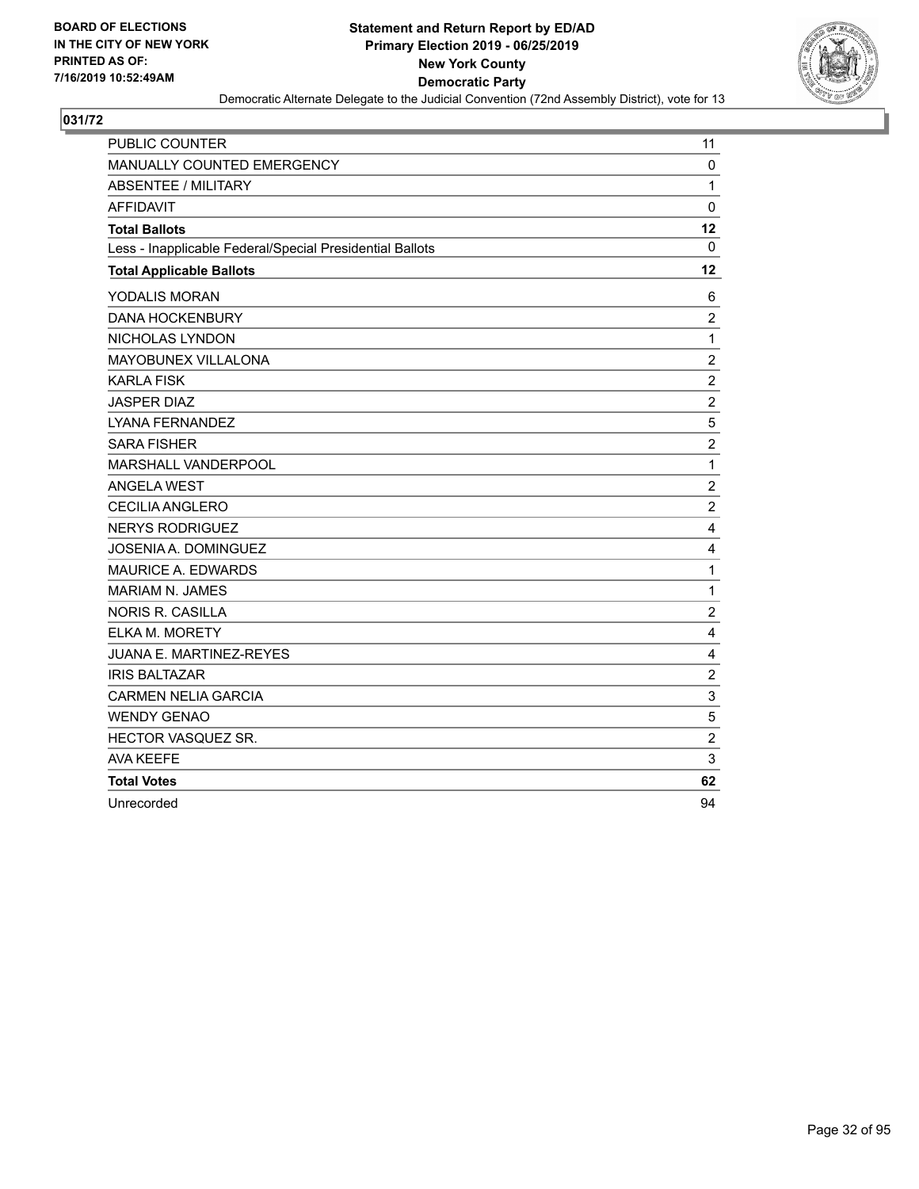BOARD OF ELECTIONS
IN THE CITY OF NEW YORK
PRINTED AS OF:
7/16/2019 10:52:49AM

**Statement and Return Report by ED/AD**
**Primary Election 2019 - 06/25/2019**
**New York County**
**Democratic Party**
Democratic Alternate Delegate to the Judicial Convention (72nd Assembly District), vote for 13

## 031/72

| | |
|---|---|
| PUBLIC COUNTER | 11 |
| MANUALLY COUNTED EMERGENCY | 0 |
| ABSENTEE / MILITARY | 1 |
| AFFIDAVIT | 0 |
| **Total Ballots** | **12** |
| Less - Inapplicable Federal/Special Presidential Ballots | 0 |
| **Total Applicable Ballots** | **12** |
| YODALIS MORAN | 6 |
| DANA HOCKENBURY | 2 |
| NICHOLAS LYNDON | 1 |
| MAYOBUNEX VILLALONA | 2 |
| KARLA FISK | 2 |
| JASPER DIAZ | 2 |
| LYANA FERNANDEZ | 5 |
| SARA FISHER | 2 |
| MARSHALL VANDERPOOL | 1 |
| ANGELA WEST | 2 |
| CECILIA ANGLERO | 2 |
| NERYS RODRIGUEZ | 4 |
| JOSENIA A. DOMINGUEZ | 4 |
| MAURICE A. EDWARDS | 1 |
| MARIAM N. JAMES | 1 |
| NORIS R. CASILLA | 2 |
| ELKA M. MORETY | 4 |
| JUANA E. MARTINEZ-REYES | 4 |
| IRIS BALTAZAR | 2 |
| CARMEN NELIA GARCIA | 3 |
| WENDY GENAO | 5 |
| HECTOR VASQUEZ SR. | 2 |
| AVA KEEFE | 3 |
| **Total Votes** | **62** |
| Unrecorded | 94 |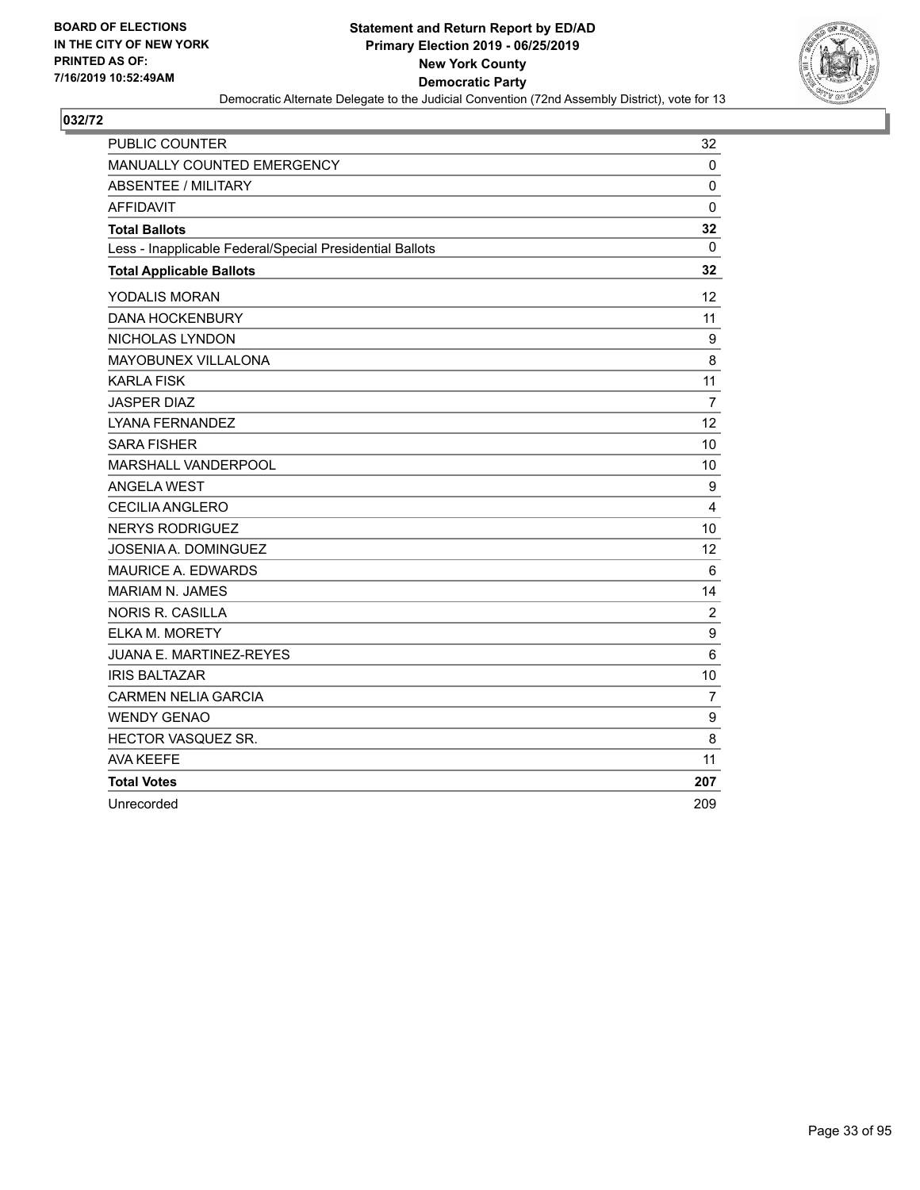**BOARD OF ELECTIONS IN THE CITY OF NEW YORK PRINTED AS OF: 7/16/2019 10:52:49AM**

**Statement and Return Report by ED/AD**
**Primary Election 2019 - 06/25/2019**
**New York County**
**Democratic Party**
Democratic Alternate Delegate to the Judicial Convention (72nd Assembly District), vote for 13

## 032/72

| | |
|---|---|
| PUBLIC COUNTER | 32 |
| MANUALLY COUNTED EMERGENCY | 0 |
| ABSENTEE / MILITARY | 0 |
| AFFIDAVIT | 0 |
| **Total Ballots** | **32** |
| Less - Inapplicable Federal/Special Presidential Ballots | 0 |
| **Total Applicable Ballots** | **32** |
| YODALIS MORAN | 12 |
| DANA HOCKENBURY | 11 |
| NICHOLAS LYNDON | 9 |
| MAYOBUNEX VILLALONA | 8 |
| KARLA FISK | 11 |
| JASPER DIAZ | 7 |
| LYANA FERNANDEZ | 12 |
| SARA FISHER | 10 |
| MARSHALL VANDERPOOL | 10 |
| ANGELA WEST | 9 |
| CECILIA ANGLERO | 4 |
| NERYS RODRIGUEZ | 10 |
| JOSENIA A. DOMINGUEZ | 12 |
| MAURICE A. EDWARDS | 6 |
| MARIAM N. JAMES | 14 |
| NORIS R. CASILLA | 2 |
| ELKA M. MORETY | 9 |
| JUANA E. MARTINEZ-REYES | 6 |
| IRIS BALTAZAR | 10 |
| CARMEN NELIA GARCIA | 7 |
| WENDY GENAO | 9 |
| HECTOR VASQUEZ SR. | 8 |
| AVA KEEFE | 11 |
| **Total Votes** | **207** |
| Unrecorded | 209 |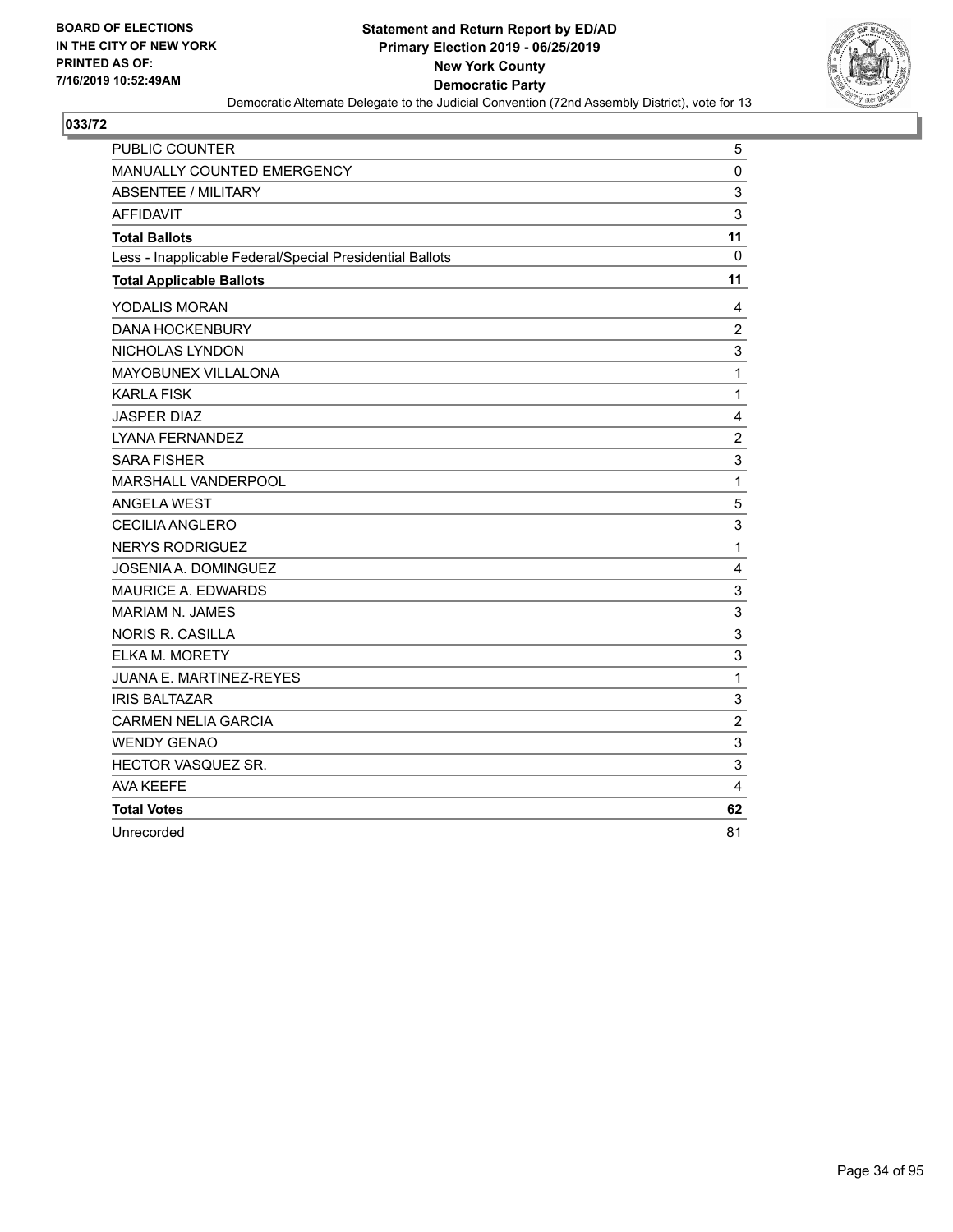**BOARD OF ELECTIONS IN THE CITY OF NEW YORK PRINTED AS OF: 7/16/2019 10:52:49AM**

**Statement and Return Report by ED/AD**
**Primary Election 2019 - 06/25/2019**
**New York County**
**Democratic Party**
Democratic Alternate Delegate to the Judicial Convention (72nd Assembly District), vote for 13

## 033/72

| | |
|---|---|
| PUBLIC COUNTER | 5 |
| MANUALLY COUNTED EMERGENCY | 0 |
| ABSENTEE / MILITARY | 3 |
| AFFIDAVIT | 3 |
| **Total Ballots** | **11** |
| Less - Inapplicable Federal/Special Presidential Ballots | 0 |
| **Total Applicable Ballots** | **11** |
| YODALIS MORAN | 4 |
| DANA HOCKENBURY | 2 |
| NICHOLAS LYNDON | 3 |
| MAYOBUNEX VILLALONA | 1 |
| KARLA FISK | 1 |
| JASPER DIAZ | 4 |
| LYANA FERNANDEZ | 2 |
| SARA FISHER | 3 |
| MARSHALL VANDERPOOL | 1 |
| ANGELA WEST | 5 |
| CECILIA ANGLERO | 3 |
| NERYS RODRIGUEZ | 1 |
| JOSENIA A. DOMINGUEZ | 4 |
| MAURICE A. EDWARDS | 3 |
| MARIAM N. JAMES | 3 |
| NORIS R. CASILLA | 3 |
| ELKA M. MORETY | 3 |
| JUANA E. MARTINEZ-REYES | 1 |
| IRIS BALTAZAR | 3 |
| CARMEN NELIA GARCIA | 2 |
| WENDY GENAO | 3 |
| HECTOR VASQUEZ SR. | 3 |
| AVA KEEFE | 4 |
| **Total Votes** | **62** |
| Unrecorded | 81 |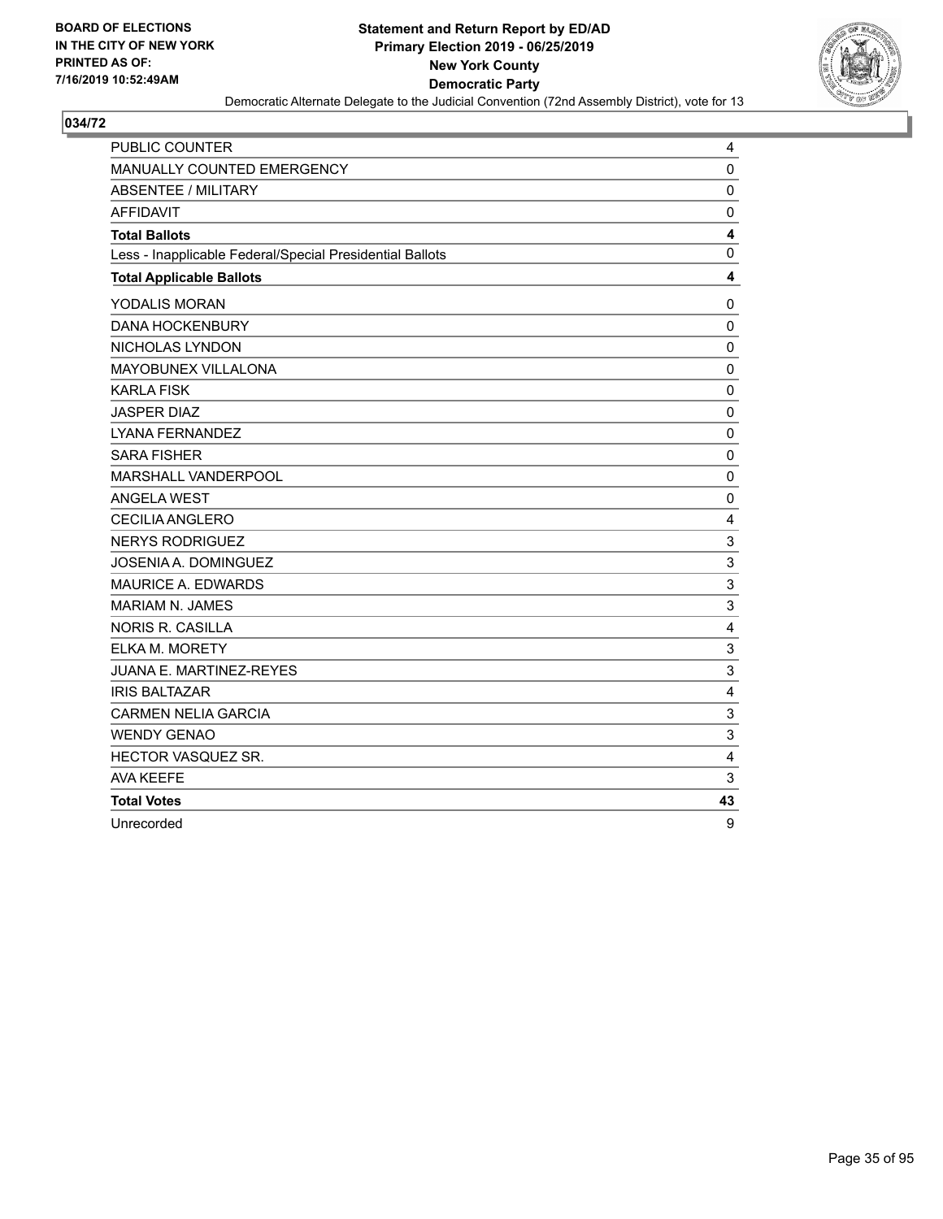BOARD OF ELECTIONS
IN THE CITY OF NEW YORK
PRINTED AS OF:
7/16/2019 10:52:49AM

**Statement and Return Report by ED/AD**
**Primary Election 2019 - 06/25/2019**
**New York County**
**Democratic Party**
Democratic Alternate Delegate to the Judicial Convention (72nd Assembly District), vote for 13

## 034/72

| | |
|---|---|
| PUBLIC COUNTER | 4 |
| MANUALLY COUNTED EMERGENCY | 0 |
| ABSENTEE / MILITARY | 0 |
| AFFIDAVIT | 0 |
| **Total Ballots** | **4** |
| Less - Inapplicable Federal/Special Presidential Ballots | 0 |
| **Total Applicable Ballots** | **4** |
| YODALIS MORAN | 0 |
| DANA HOCKENBURY | 0 |
| NICHOLAS LYNDON | 0 |
| MAYOBUNEX VILLALONA | 0 |
| KARLA FISK | 0 |
| JASPER DIAZ | 0 |
| LYANA FERNANDEZ | 0 |
| SARA FISHER | 0 |
| MARSHALL VANDERPOOL | 0 |
| ANGELA WEST | 0 |
| CECILIA ANGLERO | 4 |
| NERYS RODRIGUEZ | 3 |
| JOSENIA A. DOMINGUEZ | 3 |
| MAURICE A. EDWARDS | 3 |
| MARIAM N. JAMES | 3 |
| NORIS R. CASILLA | 4 |
| ELKA M. MORETY | 3 |
| JUANA E. MARTINEZ-REYES | 3 |
| IRIS BALTAZAR | 4 |
| CARMEN NELIA GARCIA | 3 |
| WENDY GENAO | 3 |
| HECTOR VASQUEZ SR. | 4 |
| AVA KEEFE | 3 |
| **Total Votes** | **43** |
| Unrecorded | 9 |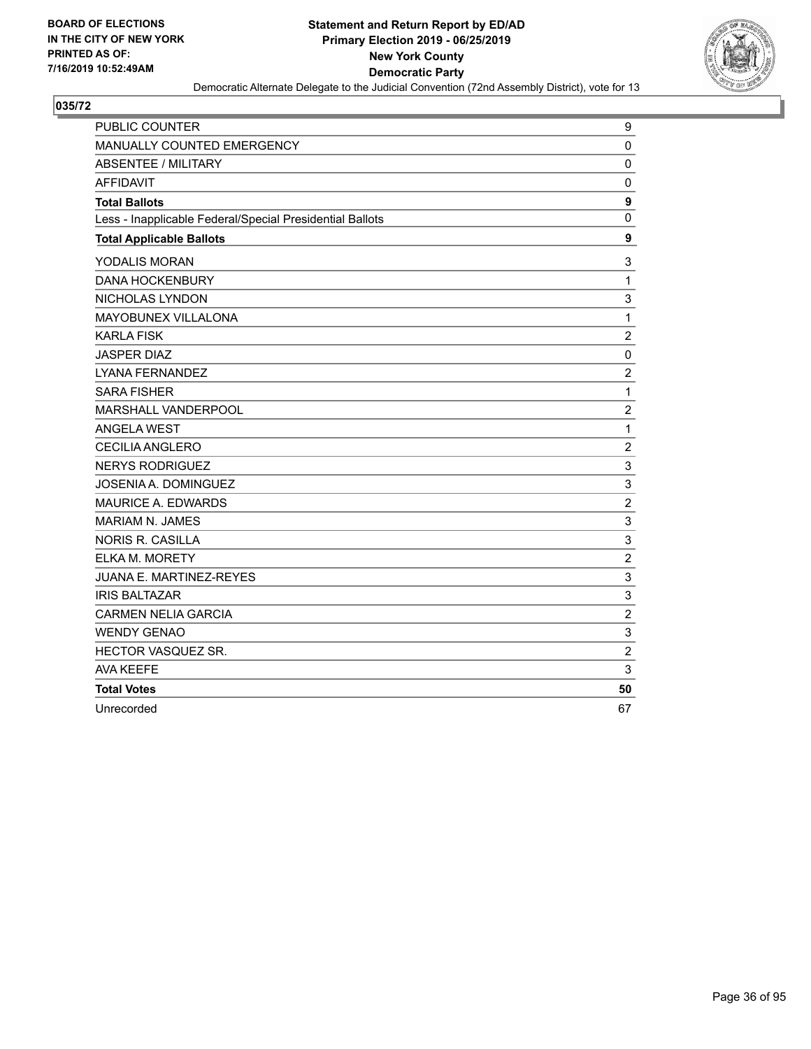BOARD OF ELECTIONS
IN THE CITY OF NEW YORK
PRINTED AS OF:
7/16/2019 10:52:49AM

**Statement and Return Report by ED/AD**
**Primary Election 2019 - 06/25/2019**
**New York County**
**Democratic Party**
Democratic Alternate Delegate to the Judicial Convention (72nd Assembly District), vote for 13

**035/72**

| | |
|---|---|
| PUBLIC COUNTER | 9 |
| MANUALLY COUNTED EMERGENCY | 0 |
| ABSENTEE / MILITARY | 0 |
| AFFIDAVIT | 0 |
| **Total Ballots** | **9** |
| Less - Inapplicable Federal/Special Presidential Ballots | 0 |
| **Total Applicable Ballots** | **9** |
| YODALIS MORAN | 3 |
| DANA HOCKENBURY | 1 |
| NICHOLAS LYNDON | 3 |
| MAYOBUNEX VILLALONA | 1 |
| KARLA FISK | 2 |
| JASPER DIAZ | 0 |
| LYANA FERNANDEZ | 2 |
| SARA FISHER | 1 |
| MARSHALL VANDERPOOL | 2 |
| ANGELA WEST | 1 |
| CECILIA ANGLERO | 2 |
| NERYS RODRIGUEZ | 3 |
| JOSENIA A. DOMINGUEZ | 3 |
| MAURICE A. EDWARDS | 2 |
| MARIAM N. JAMES | 3 |
| NORIS R. CASILLA | 3 |
| ELKA M. MORETY | 2 |
| JUANA E. MARTINEZ-REYES | 3 |
| IRIS BALTAZAR | 3 |
| CARMEN NELIA GARCIA | 2 |
| WENDY GENAO | 3 |
| HECTOR VASQUEZ SR. | 2 |
| AVA KEEFE | 3 |
| **Total Votes** | **50** |
| Unrecorded | 67 |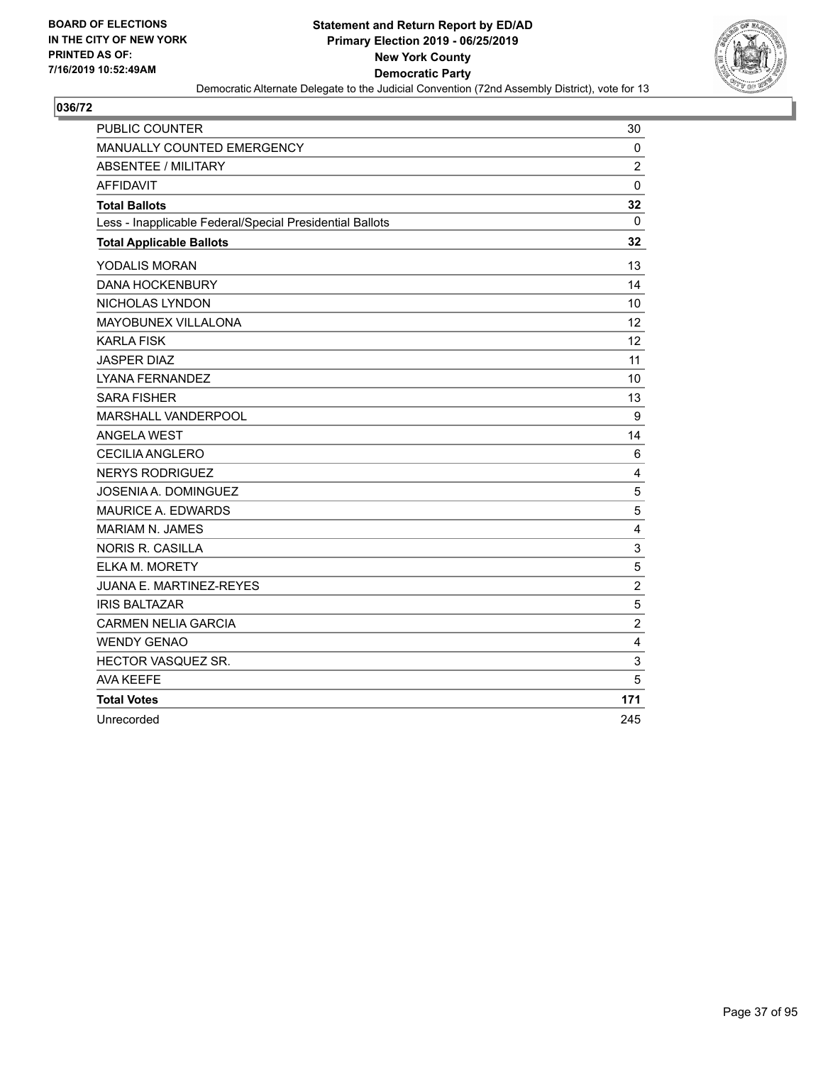BOARD OF ELECTIONS
IN THE CITY OF NEW YORK
PRINTED AS OF:
7/16/2019 10:52:49AM

**Statement and Return Report by ED/AD**
**Primary Election 2019 - 06/25/2019**
**New York County**
**Democratic Party**
Democratic Alternate Delegate to the Judicial Convention (72nd Assembly District), vote for 13

## 036/72

| | |
|---|---|
| PUBLIC COUNTER | 30 |
| MANUALLY COUNTED EMERGENCY | 0 |
| ABSENTEE / MILITARY | 2 |
| AFFIDAVIT | 0 |
| **Total Ballots** | **32** |
| Less - Inapplicable Federal/Special Presidential Ballots | 0 |
| **Total Applicable Ballots** | **32** |
| YODALIS MORAN | 13 |
| DANA HOCKENBURY | 14 |
| NICHOLAS LYNDON | 10 |
| MAYOBUNEX VILLALONA | 12 |
| KARLA FISK | 12 |
| JASPER DIAZ | 11 |
| LYANA FERNANDEZ | 10 |
| SARA FISHER | 13 |
| MARSHALL VANDERPOOL | 9 |
| ANGELA WEST | 14 |
| CECILIA ANGLERO | 6 |
| NERYS RODRIGUEZ | 4 |
| JOSENIA A. DOMINGUEZ | 5 |
| MAURICE A. EDWARDS | 5 |
| MARIAM N. JAMES | 4 |
| NORIS R. CASILLA | 3 |
| ELKA M. MORETY | 5 |
| JUANA E. MARTINEZ-REYES | 2 |
| IRIS BALTAZAR | 5 |
| CARMEN NELIA GARCIA | 2 |
| WENDY GENAO | 4 |
| HECTOR VASQUEZ SR. | 3 |
| AVA KEEFE | 5 |
| **Total Votes** | **171** |
| Unrecorded | 245 |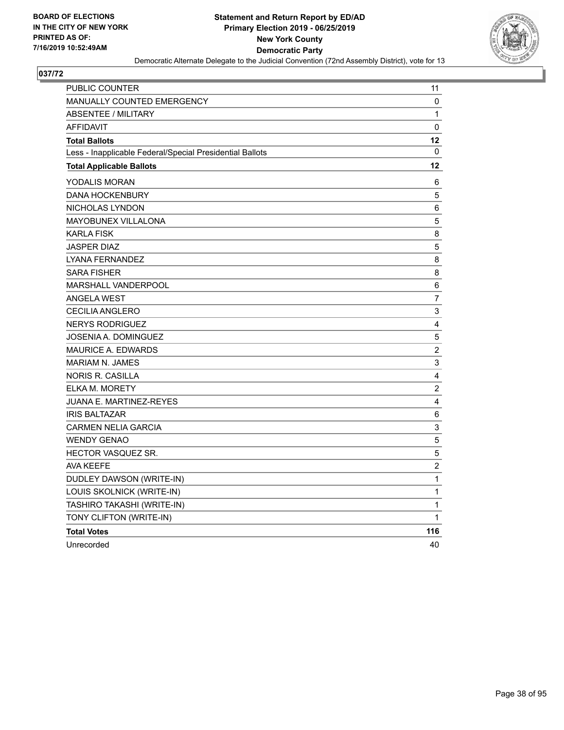BOARD OF ELECTIONS
IN THE CITY OF NEW YORK
PRINTED AS OF:
7/16/2019 10:52:49AM

**Statement and Return Report by ED/AD**
**Primary Election 2019 - 06/25/2019**
**New York County**
**Democratic Party**
Democratic Alternate Delegate to the Judicial Convention (72nd Assembly District), vote for 13

## 037/72

| | |
|---|---|
| PUBLIC COUNTER | 11 |
| MANUALLY COUNTED EMERGENCY | 0 |
| ABSENTEE / MILITARY | 1 |
| AFFIDAVIT | 0 |
| **Total Ballots** | **12** |
| Less - Inapplicable Federal/Special Presidential Ballots | 0 |
| **Total Applicable Ballots** | **12** |
| YODALIS MORAN | 6 |
| DANA HOCKENBURY | 5 |
| NICHOLAS LYNDON | 6 |
| MAYOBUNEX VILLALONA | 5 |
| KARLA FISK | 8 |
| JASPER DIAZ | 5 |
| LYANA FERNANDEZ | 8 |
| SARA FISHER | 8 |
| MARSHALL VANDERPOOL | 6 |
| ANGELA WEST | 7 |
| CECILIA ANGLERO | 3 |
| NERYS RODRIGUEZ | 4 |
| JOSENIA A. DOMINGUEZ | 5 |
| MAURICE A. EDWARDS | 2 |
| MARIAM N. JAMES | 3 |
| NORIS R. CASILLA | 4 |
| ELKA M. MORETY | 2 |
| JUANA E. MARTINEZ-REYES | 4 |
| IRIS BALTAZAR | 6 |
| CARMEN NELIA GARCIA | 3 |
| WENDY GENAO | 5 |
| HECTOR VASQUEZ SR. | 5 |
| AVA KEEFE | 2 |
| DUDLEY DAWSON (WRITE-IN) | 1 |
| LOUIS SKOLNICK (WRITE-IN) | 1 |
| TASHIRO TAKASHI (WRITE-IN) | 1 |
| TONY CLIFTON (WRITE-IN) | 1 |
| **Total Votes** | **116** |
| Unrecorded | 40 |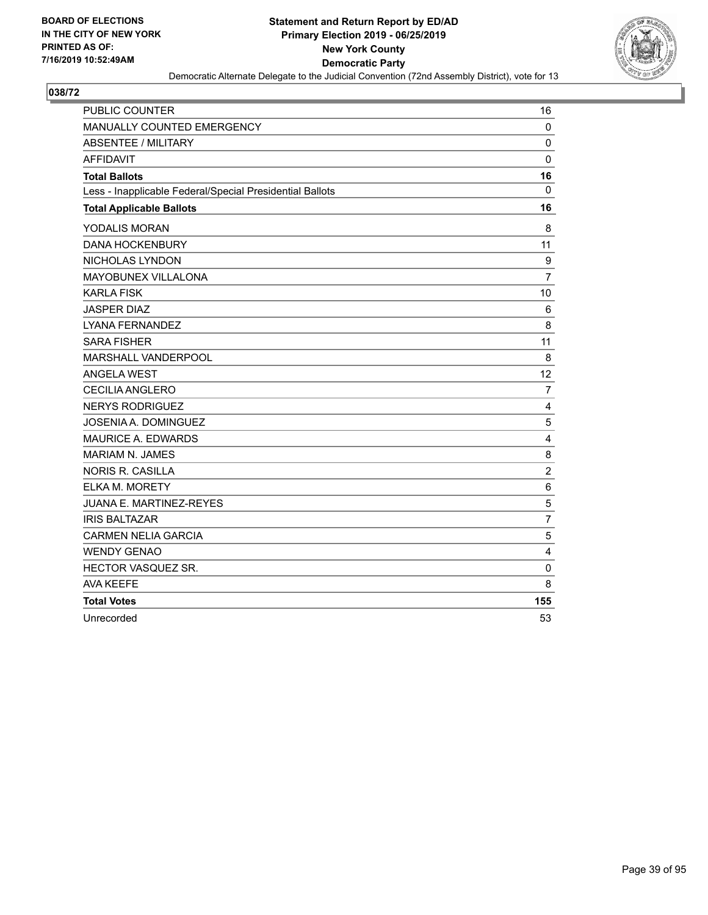BOARD OF ELECTIONS
IN THE CITY OF NEW YORK
PRINTED AS OF:
7/16/2019 10:52:49AM

**Statement and Return Report by ED/AD**
**Primary Election 2019 - 06/25/2019**
**New York County**
**Democratic Party**
Democratic Alternate Delegate to the Judicial Convention (72nd Assembly District), vote for 13

## 038/72

| | |
|---|---|
| PUBLIC COUNTER | 16 |
| MANUALLY COUNTED EMERGENCY | 0 |
| ABSENTEE / MILITARY | 0 |
| AFFIDAVIT | 0 |
| **Total Ballots** | **16** |
| Less - Inapplicable Federal/Special Presidential Ballots | 0 |
| **Total Applicable Ballots** | **16** |
| YODALIS MORAN | 8 |
| DANA HOCKENBURY | 11 |
| NICHOLAS LYNDON | 9 |
| MAYOBUNEX VILLALONA | 7 |
| KARLA FISK | 10 |
| JASPER DIAZ | 6 |
| LYANA FERNANDEZ | 8 |
| SARA FISHER | 11 |
| MARSHALL VANDERPOOL | 8 |
| ANGELA WEST | 12 |
| CECILIA ANGLERO | 7 |
| NERYS RODRIGUEZ | 4 |
| JOSENIA A. DOMINGUEZ | 5 |
| MAURICE A. EDWARDS | 4 |
| MARIAM N. JAMES | 8 |
| NORIS R. CASILLA | 2 |
| ELKA M. MORETY | 6 |
| JUANA E. MARTINEZ-REYES | 5 |
| IRIS BALTAZAR | 7 |
| CARMEN NELIA GARCIA | 5 |
| WENDY GENAO | 4 |
| HECTOR VASQUEZ SR. | 0 |
| AVA KEEFE | 8 |
| **Total Votes** | **155** |
| Unrecorded | 53 |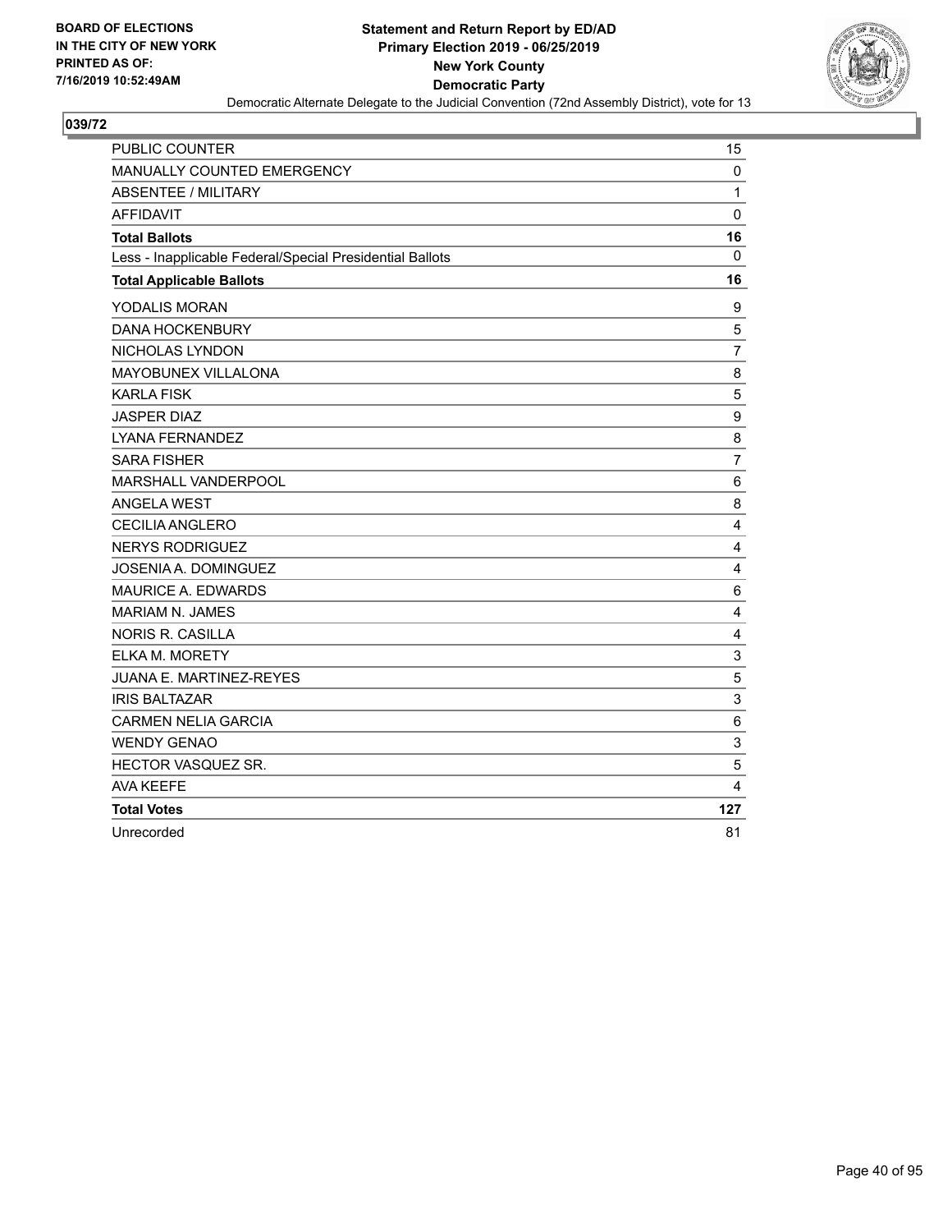BOARD OF ELECTIONS
IN THE CITY OF NEW YORK
PRINTED AS OF:
7/16/2019 10:52:49AM

**Statement and Return Report by ED/AD**
**Primary Election 2019 - 06/25/2019**
**New York County**
**Democratic Party**
Democratic Alternate Delegate to the Judicial Convention (72nd Assembly District), vote for 13

## 039/72

| | |
|---|---|
| PUBLIC COUNTER | 15 |
| MANUALLY COUNTED EMERGENCY | 0 |
| ABSENTEE / MILITARY | 1 |
| AFFIDAVIT | 0 |
| **Total Ballots** | **16** |
| Less - Inapplicable Federal/Special Presidential Ballots | 0 |
| **Total Applicable Ballots** | **16** |
| YODALIS MORAN | 9 |
| DANA HOCKENBURY | 5 |
| NICHOLAS LYNDON | 7 |
| MAYOBUNEX VILLALONA | 8 |
| KARLA FISK | 5 |
| JASPER DIAZ | 9 |
| LYANA FERNANDEZ | 8 |
| SARA FISHER | 7 |
| MARSHALL VANDERPOOL | 6 |
| ANGELA WEST | 8 |
| CECILIA ANGLERO | 4 |
| NERYS RODRIGUEZ | 4 |
| JOSENIA A. DOMINGUEZ | 4 |
| MAURICE A. EDWARDS | 6 |
| MARIAM N. JAMES | 4 |
| NORIS R. CASILLA | 4 |
| ELKA M. MORETY | 3 |
| JUANA E. MARTINEZ-REYES | 5 |
| IRIS BALTAZAR | 3 |
| CARMEN NELIA GARCIA | 6 |
| WENDY GENAO | 3 |
| HECTOR VASQUEZ SR. | 5 |
| AVA KEEFE | 4 |
| **Total Votes** | **127** |
| Unrecorded | 81 |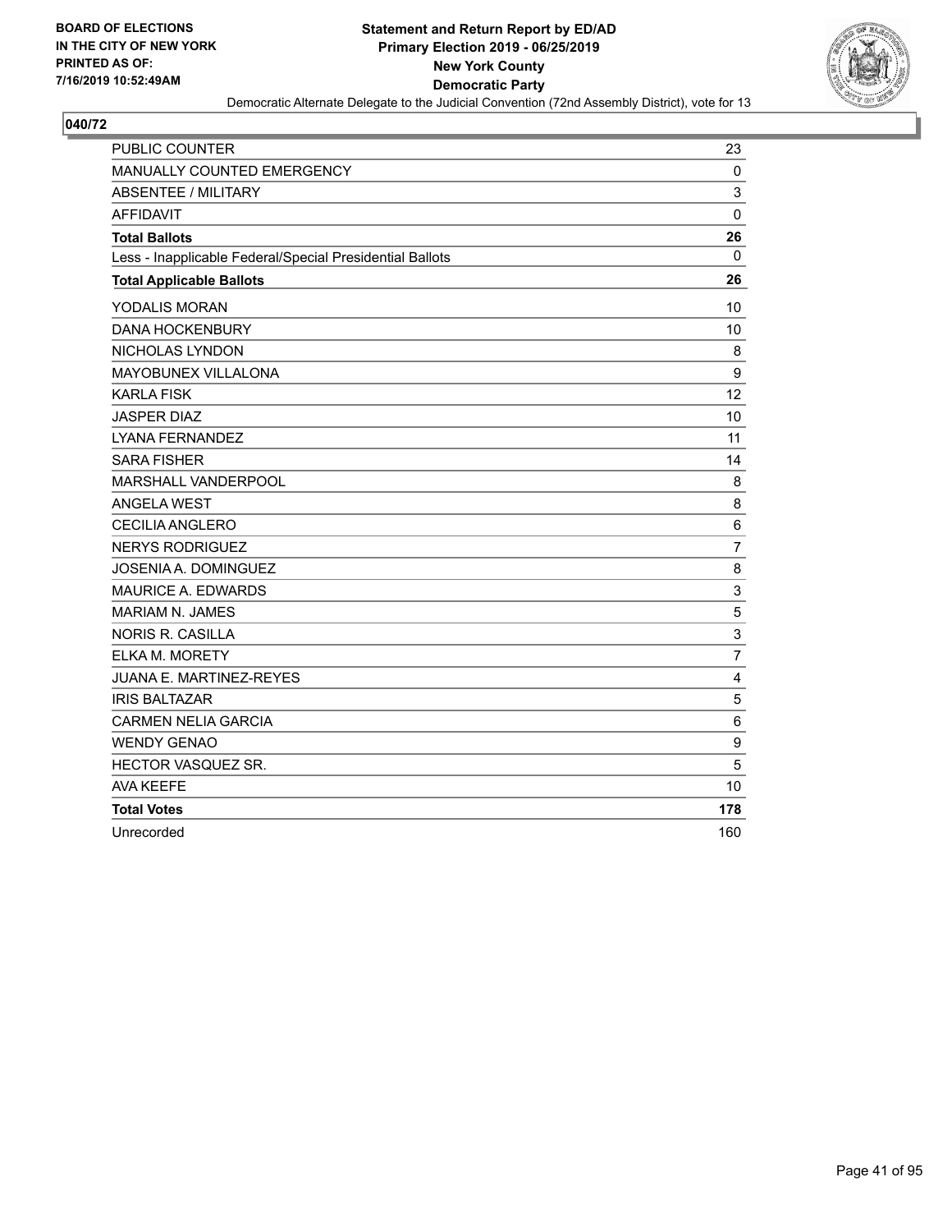BOARD OF ELECTIONS
IN THE CITY OF NEW YORK
PRINTED AS OF:
7/16/2019 10:52:49AM

**Statement and Return Report by ED/AD**
**Primary Election 2019 - 06/25/2019**
**New York County**
**Democratic Party**
Democratic Alternate Delegate to the Judicial Convention (72nd Assembly District), vote for 13

## 040/72

| | |
|---|---|
| PUBLIC COUNTER | 23 |
| MANUALLY COUNTED EMERGENCY | 0 |
| ABSENTEE / MILITARY | 3 |
| AFFIDAVIT | 0 |
| **Total Ballots** | **26** |
| Less - Inapplicable Federal/Special Presidential Ballots | 0 |
| **Total Applicable Ballots** | **26** |
| YODALIS MORAN | 10 |
| DANA HOCKENBURY | 10 |
| NICHOLAS LYNDON | 8 |
| MAYOBUNEX VILLALONA | 9 |
| KARLA FISK | 12 |
| JASPER DIAZ | 10 |
| LYANA FERNANDEZ | 11 |
| SARA FISHER | 14 |
| MARSHALL VANDERPOOL | 8 |
| ANGELA WEST | 8 |
| CECILIA ANGLERO | 6 |
| NERYS RODRIGUEZ | 7 |
| JOSENIA A. DOMINGUEZ | 8 |
| MAURICE A. EDWARDS | 3 |
| MARIAM N. JAMES | 5 |
| NORIS R. CASILLA | 3 |
| ELKA M. MORETY | 7 |
| JUANA E. MARTINEZ-REYES | 4 |
| IRIS BALTAZAR | 5 |
| CARMEN NELIA GARCIA | 6 |
| WENDY GENAO | 9 |
| HECTOR VASQUEZ SR. | 5 |
| AVA KEEFE | 10 |
| **Total Votes** | **178** |
| Unrecorded | 160 |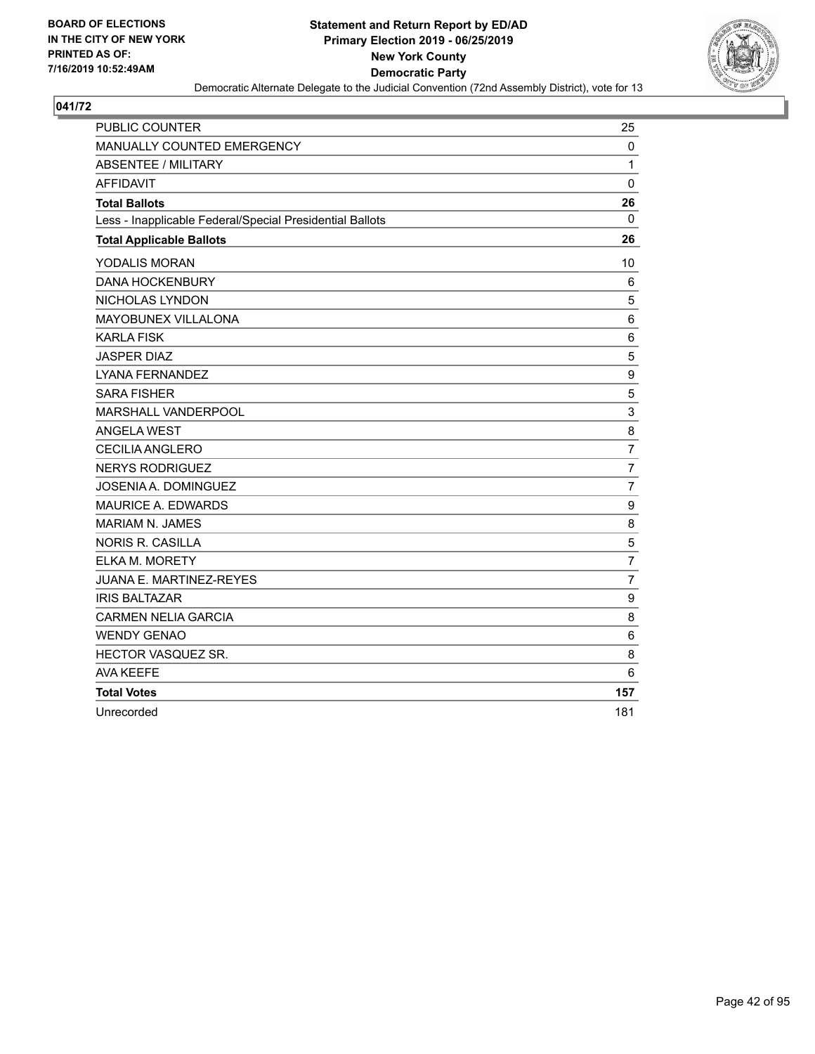BOARD OF ELECTIONS
IN THE CITY OF NEW YORK
PRINTED AS OF:
7/16/2019 10:52:49AM

**Statement and Return Report by ED/AD**
**Primary Election 2019 - 06/25/2019**
**New York County**
**Democratic Party**
Democratic Alternate Delegate to the Judicial Convention (72nd Assembly District), vote for 13

**041/72**

| | |
|---|---|
| PUBLIC COUNTER | 25 |
| MANUALLY COUNTED EMERGENCY | 0 |
| ABSENTEE / MILITARY | 1 |
| AFFIDAVIT | 0 |
| **Total Ballots** | **26** |
| Less - Inapplicable Federal/Special Presidential Ballots | 0 |
| **Total Applicable Ballots** | **26** |
| YODALIS MORAN | 10 |
| DANA HOCKENBURY | 6 |
| NICHOLAS LYNDON | 5 |
| MAYOBUNEX VILLALONA | 6 |
| KARLA FISK | 6 |
| JASPER DIAZ | 5 |
| LYANA FERNANDEZ | 9 |
| SARA FISHER | 5 |
| MARSHALL VANDERPOOL | 3 |
| ANGELA WEST | 8 |
| CECILIA ANGLERO | 7 |
| NERYS RODRIGUEZ | 7 |
| JOSENIA A. DOMINGUEZ | 7 |
| MAURICE A. EDWARDS | 9 |
| MARIAM N. JAMES | 8 |
| NORIS R. CASILLA | 5 |
| ELKA M. MORETY | 7 |
| JUANA E. MARTINEZ-REYES | 7 |
| IRIS BALTAZAR | 9 |
| CARMEN NELIA GARCIA | 8 |
| WENDY GENAO | 6 |
| HECTOR VASQUEZ SR. | 8 |
| AVA KEEFE | 6 |
| **Total Votes** | **157** |
| Unrecorded | 181 |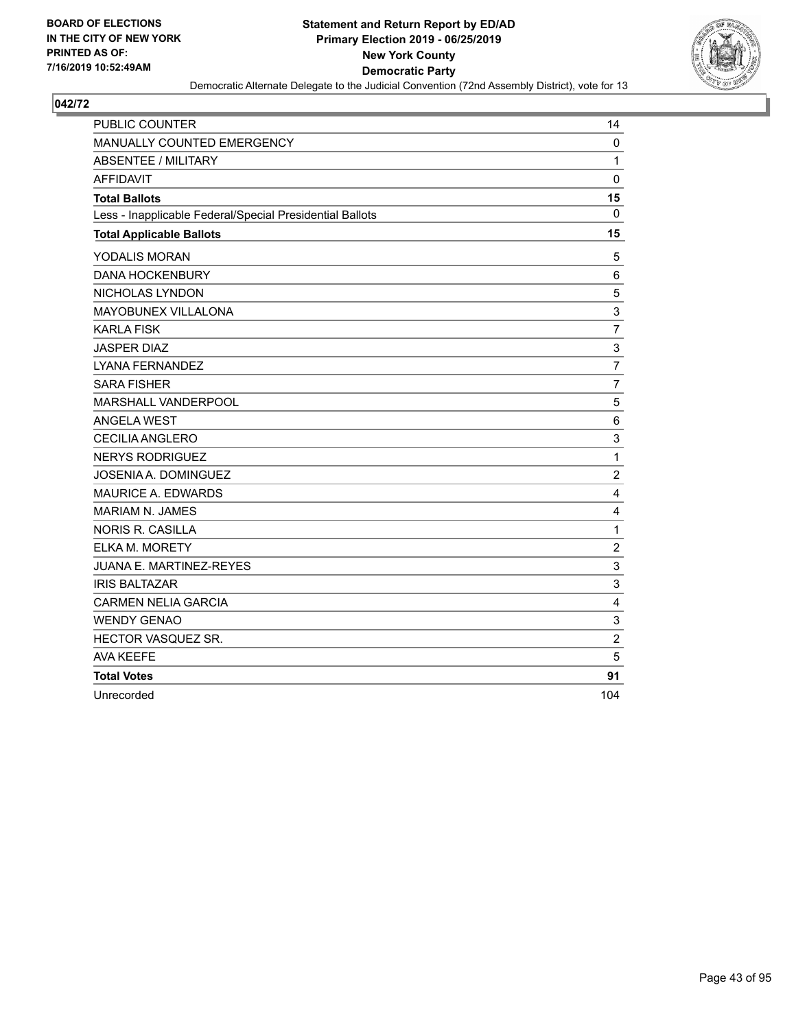BOARD OF ELECTIONS
IN THE CITY OF NEW YORK
PRINTED AS OF:
7/16/2019 10:52:49AM

**Statement and Return Report by ED/AD**
**Primary Election 2019 - 06/25/2019**
**New York County**
**Democratic Party**
Democratic Alternate Delegate to the Judicial Convention (72nd Assembly District), vote for 13

## 042/72

| | |
|---|---|
| PUBLIC COUNTER | 14 |
| MANUALLY COUNTED EMERGENCY | 0 |
| ABSENTEE / MILITARY | 1 |
| AFFIDAVIT | 0 |
| **Total Ballots** | **15** |
| Less - Inapplicable Federal/Special Presidential Ballots | 0 |
| **Total Applicable Ballots** | **15** |
| YODALIS MORAN | 5 |
| DANA HOCKENBURY | 6 |
| NICHOLAS LYNDON | 5 |
| MAYOBUNEX VILLALONA | 3 |
| KARLA FISK | 7 |
| JASPER DIAZ | 3 |
| LYANA FERNANDEZ | 7 |
| SARA FISHER | 7 |
| MARSHALL VANDERPOOL | 5 |
| ANGELA WEST | 6 |
| CECILIA ANGLERO | 3 |
| NERYS RODRIGUEZ | 1 |
| JOSENIA A. DOMINGUEZ | 2 |
| MAURICE A. EDWARDS | 4 |
| MARIAM N. JAMES | 4 |
| NORIS R. CASILLA | 1 |
| ELKA M. MORETY | 2 |
| JUANA E. MARTINEZ-REYES | 3 |
| IRIS BALTAZAR | 3 |
| CARMEN NELIA GARCIA | 4 |
| WENDY GENAO | 3 |
| HECTOR VASQUEZ SR. | 2 |
| AVA KEEFE | 5 |
| **Total Votes** | **91** |
| Unrecorded | 104 |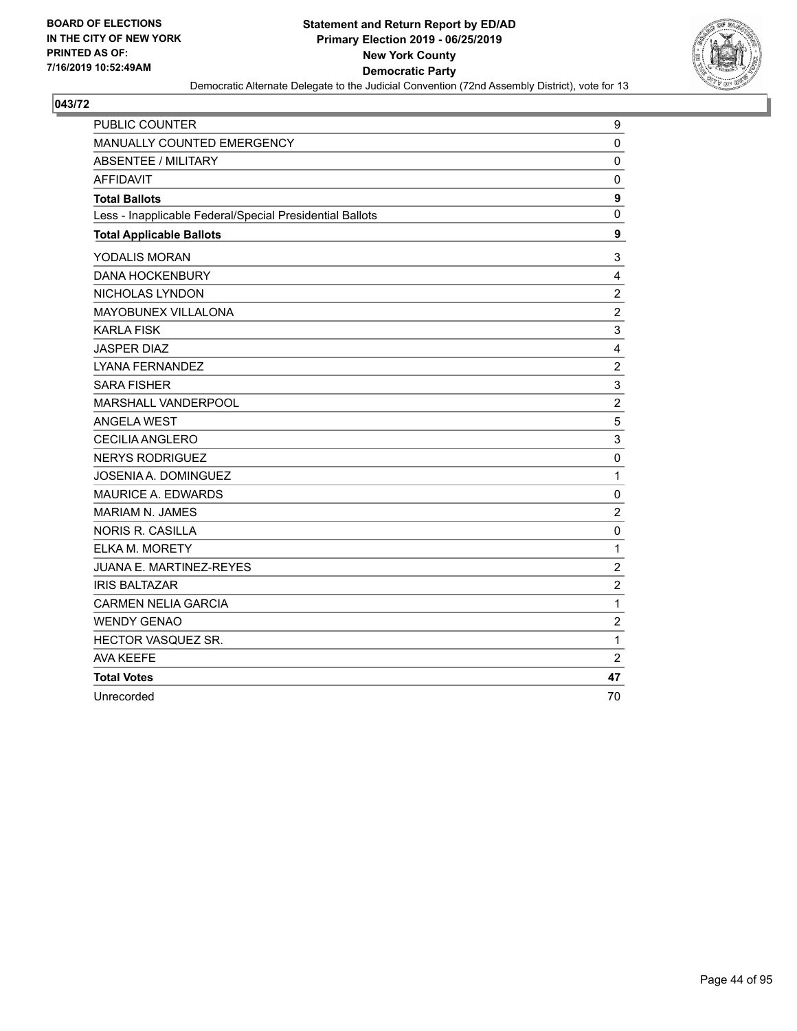BOARD OF ELECTIONS
IN THE CITY OF NEW YORK
PRINTED AS OF:
7/16/2019 10:52:49AM

**Statement and Return Report by ED/AD**
**Primary Election 2019 - 06/25/2019**
**New York County**
**Democratic Party**
Democratic Alternate Delegate to the Judicial Convention (72nd Assembly District), vote for 13

## 043/72

| | |
|---|---|
| PUBLIC COUNTER | 9 |
| MANUALLY COUNTED EMERGENCY | 0 |
| ABSENTEE / MILITARY | 0 |
| AFFIDAVIT | 0 |
| **Total Ballots** | **9** |
| Less - Inapplicable Federal/Special Presidential Ballots | 0 |
| **Total Applicable Ballots** | **9** |
| YODALIS MORAN | 3 |
| DANA HOCKENBURY | 4 |
| NICHOLAS LYNDON | 2 |
| MAYOBUNEX VILLALONA | 2 |
| KARLA FISK | 3 |
| JASPER DIAZ | 4 |
| LYANA FERNANDEZ | 2 |
| SARA FISHER | 3 |
| MARSHALL VANDERPOOL | 2 |
| ANGELA WEST | 5 |
| CECILIA ANGLERO | 3 |
| NERYS RODRIGUEZ | 0 |
| JOSENIA A. DOMINGUEZ | 1 |
| MAURICE A. EDWARDS | 0 |
| MARIAM N. JAMES | 2 |
| NORIS R. CASILLA | 0 |
| ELKA M. MORETY | 1 |
| JUANA E. MARTINEZ-REYES | 2 |
| IRIS BALTAZAR | 2 |
| CARMEN NELIA GARCIA | 1 |
| WENDY GENAO | 2 |
| HECTOR VASQUEZ SR. | 1 |
| AVA KEEFE | 2 |
| **Total Votes** | **47** |
| Unrecorded | 70 |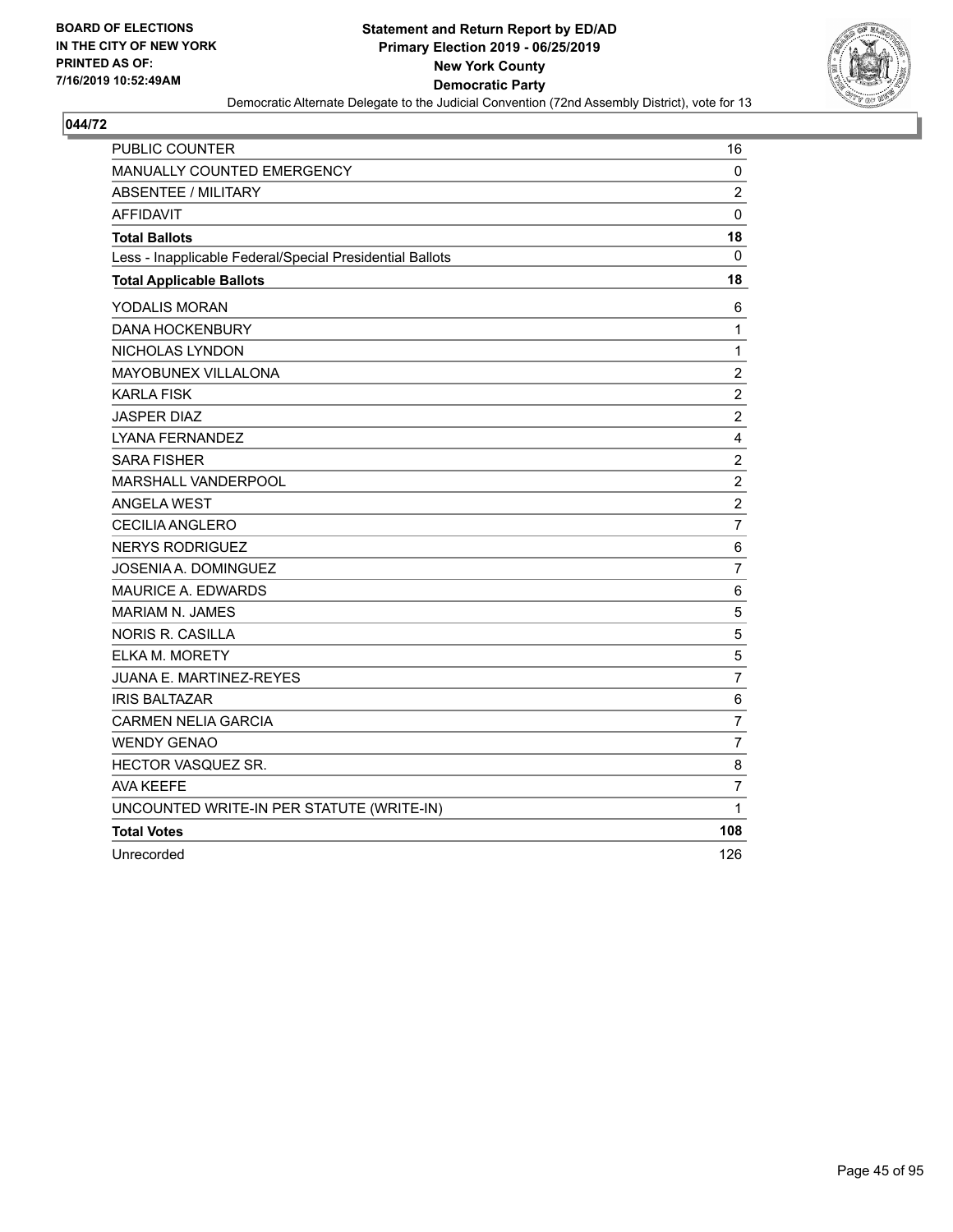BOARD OF ELECTIONS
IN THE CITY OF NEW YORK
PRINTED AS OF:
7/16/2019 10:52:49AM

**Statement and Return Report by ED/AD**
**Primary Election 2019 - 06/25/2019**
**New York County**
**Democratic Party**
Democratic Alternate Delegate to the Judicial Convention (72nd Assembly District), vote for 13

**044/72**

| | |
|---|---|
| PUBLIC COUNTER | 16 |
| MANUALLY COUNTED EMERGENCY | 0 |
| ABSENTEE / MILITARY | 2 |
| AFFIDAVIT | 0 |
| **Total Ballots** | **18** |
| Less - Inapplicable Federal/Special Presidential Ballots | 0 |
| **Total Applicable Ballots** | **18** |
| YODALIS MORAN | 6 |
| DANA HOCKENBURY | 1 |
| NICHOLAS LYNDON | 1 |
| MAYOBUNEX VILLALONA | 2 |
| KARLA FISK | 2 |
| JASPER DIAZ | 2 |
| LYANA FERNANDEZ | 4 |
| SARA FISHER | 2 |
| MARSHALL VANDERPOOL | 2 |
| ANGELA WEST | 2 |
| CECILIA ANGLERO | 7 |
| NERYS RODRIGUEZ | 6 |
| JOSENIA A. DOMINGUEZ | 7 |
| MAURICE A. EDWARDS | 6 |
| MARIAM N. JAMES | 5 |
| NORIS R. CASILLA | 5 |
| ELKA M. MORETY | 5 |
| JUANA E. MARTINEZ-REYES | 7 |
| IRIS BALTAZAR | 6 |
| CARMEN NELIA GARCIA | 7 |
| WENDY GENAO | 7 |
| HECTOR VASQUEZ SR. | 8 |
| AVA KEEFE | 7 |
| UNCOUNTED WRITE-IN PER STATUTE (WRITE-IN) | 1 |
| **Total Votes** | **108** |
| Unrecorded | 126 |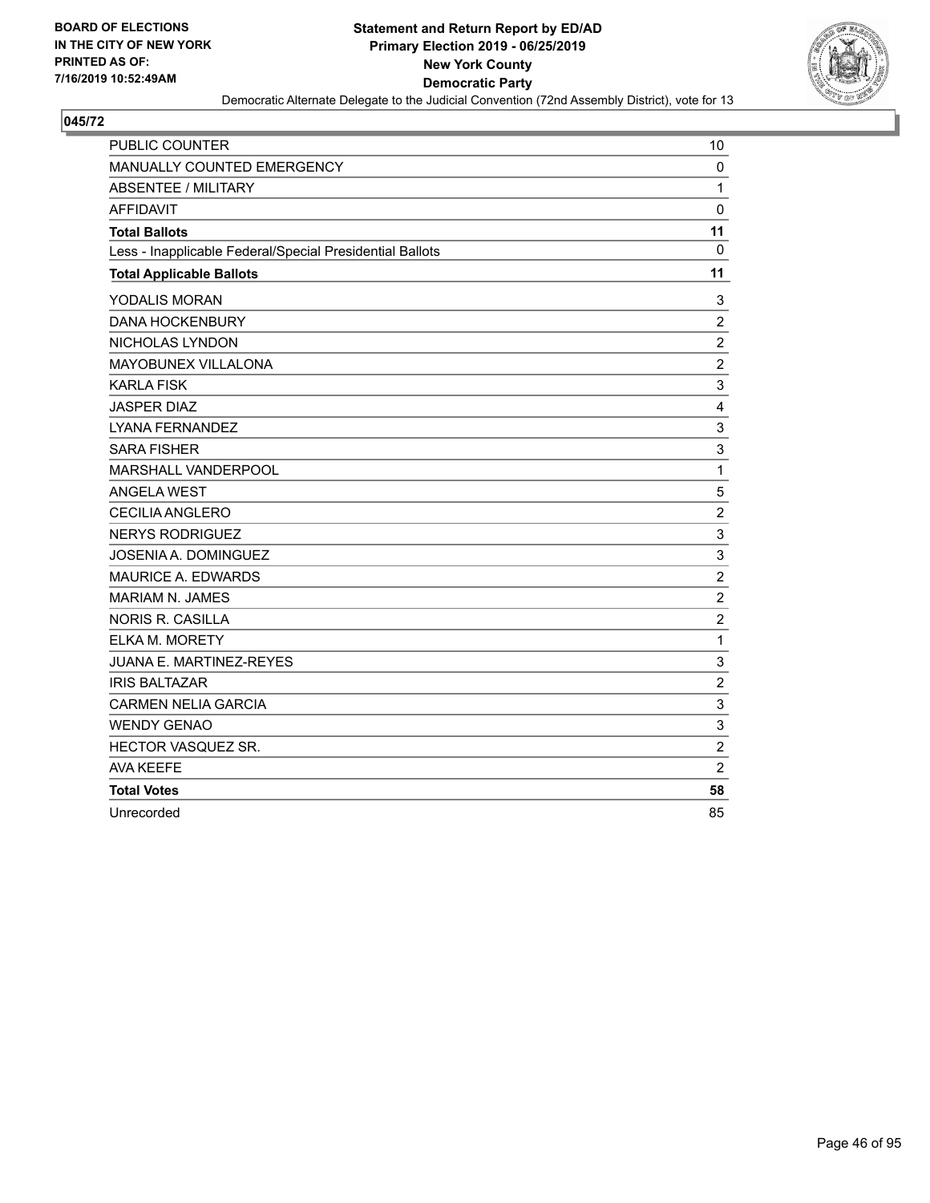BOARD OF ELECTIONS
IN THE CITY OF NEW YORK
PRINTED AS OF:
7/16/2019 10:52:49AM

**Statement and Return Report by ED/AD**
**Primary Election 2019 - 06/25/2019**
**New York County**
**Democratic Party**
Democratic Alternate Delegate to the Judicial Convention (72nd Assembly District), vote for 13

## 045/72

| | |
|---|---|
| PUBLIC COUNTER | 10 |
| MANUALLY COUNTED EMERGENCY | 0 |
| ABSENTEE / MILITARY | 1 |
| AFFIDAVIT | 0 |
| **Total Ballots** | **11** |
| Less - Inapplicable Federal/Special Presidential Ballots | 0 |
| **Total Applicable Ballots** | **11** |
| YODALIS MORAN | 3 |
| DANA HOCKENBURY | 2 |
| NICHOLAS LYNDON | 2 |
| MAYOBUNEX VILLALONA | 2 |
| KARLA FISK | 3 |
| JASPER DIAZ | 4 |
| LYANA FERNANDEZ | 3 |
| SARA FISHER | 3 |
| MARSHALL VANDERPOOL | 1 |
| ANGELA WEST | 5 |
| CECILIA ANGLERO | 2 |
| NERYS RODRIGUEZ | 3 |
| JOSENIA A. DOMINGUEZ | 3 |
| MAURICE A. EDWARDS | 2 |
| MARIAM N. JAMES | 2 |
| NORIS R. CASILLA | 2 |
| ELKA M. MORETY | 1 |
| JUANA E. MARTINEZ-REYES | 3 |
| IRIS BALTAZAR | 2 |
| CARMEN NELIA GARCIA | 3 |
| WENDY GENAO | 3 |
| HECTOR VASQUEZ SR. | 2 |
| AVA KEEFE | 2 |
| **Total Votes** | **58** |
| Unrecorded | 85 |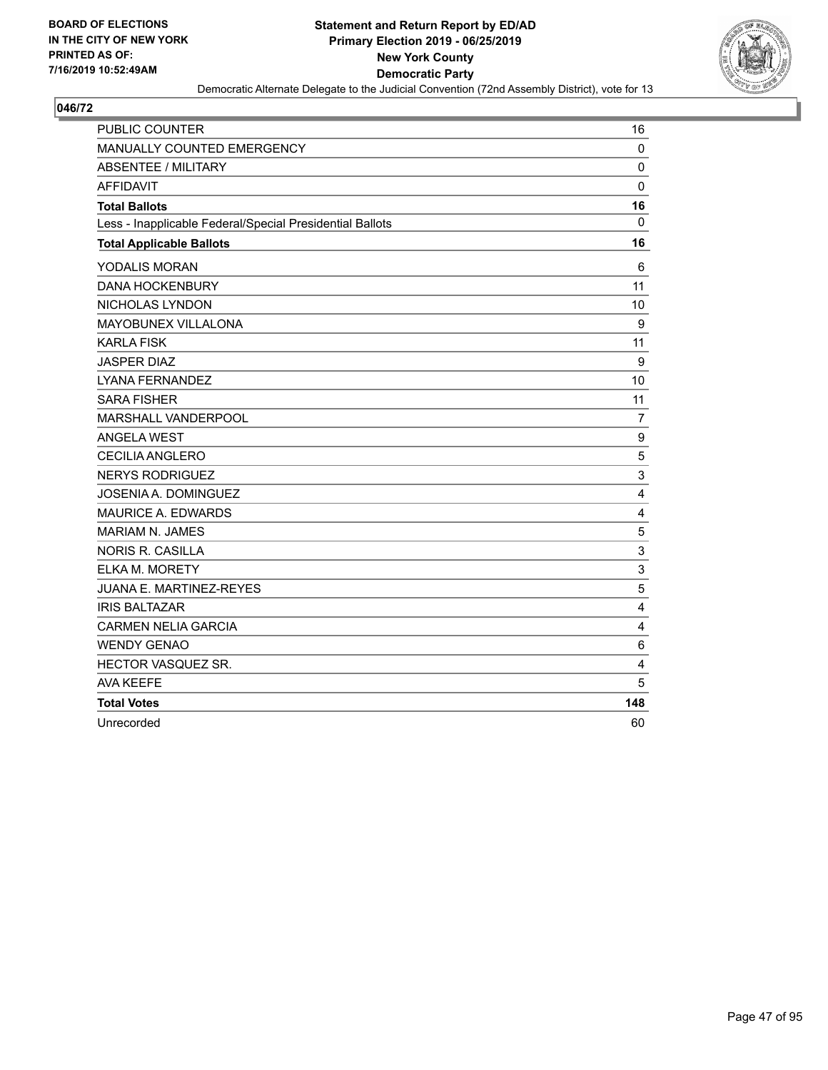BOARD OF ELECTIONS
IN THE CITY OF NEW YORK
PRINTED AS OF:
7/16/2019 10:52:49AM

**Statement and Return Report by ED/AD**
**Primary Election 2019 - 06/25/2019**
**New York County**
**Democratic Party**
Democratic Alternate Delegate to the Judicial Convention (72nd Assembly District), vote for 13

## 046/72

| | |
|---|---|
| PUBLIC COUNTER | 16 |
| MANUALLY COUNTED EMERGENCY | 0 |
| ABSENTEE / MILITARY | 0 |
| AFFIDAVIT | 0 |
| **Total Ballots** | **16** |
| Less - Inapplicable Federal/Special Presidential Ballots | 0 |
| **Total Applicable Ballots** | **16** |
| YODALIS MORAN | 6 |
| DANA HOCKENBURY | 11 |
| NICHOLAS LYNDON | 10 |
| MAYOBUNEX VILLALONA | 9 |
| KARLA FISK | 11 |
| JASPER DIAZ | 9 |
| LYANA FERNANDEZ | 10 |
| SARA FISHER | 11 |
| MARSHALL VANDERPOOL | 7 |
| ANGELA WEST | 9 |
| CECILIA ANGLERO | 5 |
| NERYS RODRIGUEZ | 3 |
| JOSENIA A. DOMINGUEZ | 4 |
| MAURICE A. EDWARDS | 4 |
| MARIAM N. JAMES | 5 |
| NORIS R. CASILLA | 3 |
| ELKA M. MORETY | 3 |
| JUANA E. MARTINEZ-REYES | 5 |
| IRIS BALTAZAR | 4 |
| CARMEN NELIA GARCIA | 4 |
| WENDY GENAO | 6 |
| HECTOR VASQUEZ SR. | 4 |
| AVA KEEFE | 5 |
| **Total Votes** | **148** |
| Unrecorded | 60 |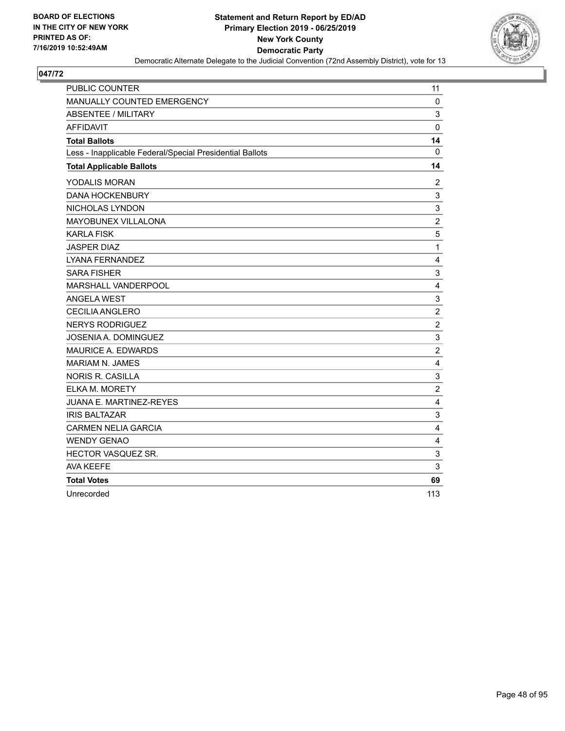BOARD OF ELECTIONS
IN THE CITY OF NEW YORK
PRINTED AS OF:
7/16/2019 10:52:49AM

**Statement and Return Report by ED/AD**
**Primary Election 2019 - 06/25/2019**
**New York County**
**Democratic Party**
Democratic Alternate Delegate to the Judicial Convention (72nd Assembly District), vote for 13

## 047/72

| | |
|---|---|
| PUBLIC COUNTER | 11 |
| MANUALLY COUNTED EMERGENCY | 0 |
| ABSENTEE / MILITARY | 3 |
| AFFIDAVIT | 0 |
| **Total Ballots** | **14** |
| Less - Inapplicable Federal/Special Presidential Ballots | 0 |
| **Total Applicable Ballots** | **14** |
| YODALIS MORAN | 2 |
| DANA HOCKENBURY | 3 |
| NICHOLAS LYNDON | 3 |
| MAYOBUNEX VILLALONA | 2 |
| KARLA FISK | 5 |
| JASPER DIAZ | 1 |
| LYANA FERNANDEZ | 4 |
| SARA FISHER | 3 |
| MARSHALL VANDERPOOL | 4 |
| ANGELA WEST | 3 |
| CECILIA ANGLERO | 2 |
| NERYS RODRIGUEZ | 2 |
| JOSENIA A. DOMINGUEZ | 3 |
| MAURICE A. EDWARDS | 2 |
| MARIAM N. JAMES | 4 |
| NORIS R. CASILLA | 3 |
| ELKA M. MORETY | 2 |
| JUANA E. MARTINEZ-REYES | 4 |
| IRIS BALTAZAR | 3 |
| CARMEN NELIA GARCIA | 4 |
| WENDY GENAO | 4 |
| HECTOR VASQUEZ SR. | 3 |
| AVA KEEFE | 3 |
| **Total Votes** | **69** |
| Unrecorded | 113 |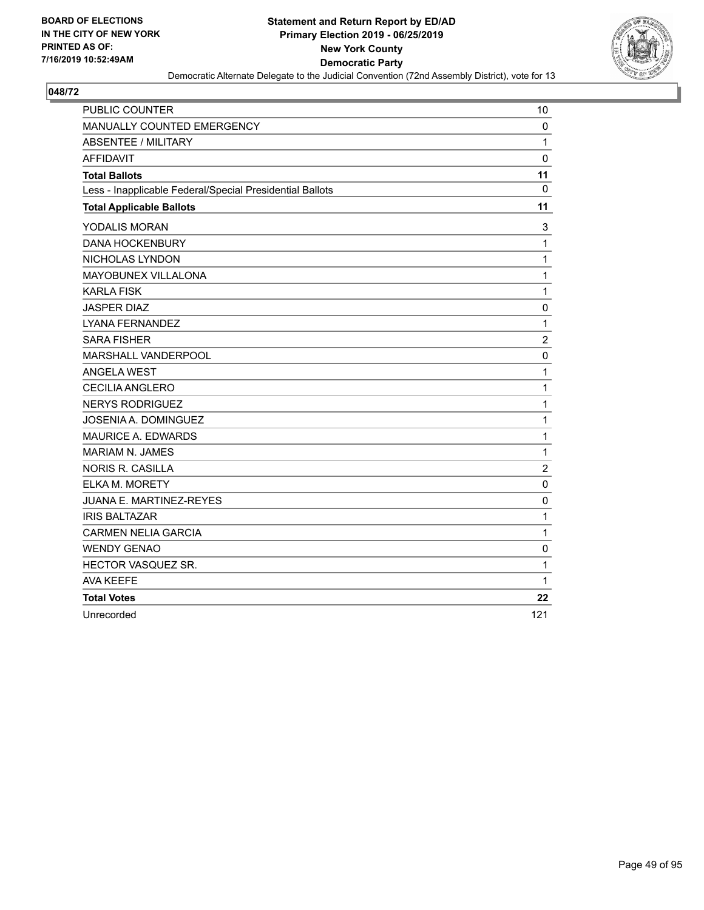**BOARD OF ELECTIONS IN THE CITY OF NEW YORK PRINTED AS OF: 7/16/2019 10:52:49AM**

**Statement and Return Report by ED/AD Primary Election 2019 - 06/25/2019 New York County Democratic Party**

Democratic Alternate Delegate to the Judicial Convention (72nd Assembly District), vote for 13

## 048/72

| | |
|---|---|
| PUBLIC COUNTER | 10 |
| MANUALLY COUNTED EMERGENCY | 0 |
| ABSENTEE / MILITARY | 1 |
| AFFIDAVIT | 0 |
| **Total Ballots** | **11** |
| Less - Inapplicable Federal/Special Presidential Ballots | 0 |
| **Total Applicable Ballots** | **11** |
| YODALIS MORAN | 3 |
| DANA HOCKENBURY | 1 |
| NICHOLAS LYNDON | 1 |
| MAYOBUNEX VILLALONA | 1 |
| KARLA FISK | 1 |
| JASPER DIAZ | 0 |
| LYANA FERNANDEZ | 1 |
| SARA FISHER | 2 |
| MARSHALL VANDERPOOL | 0 |
| ANGELA WEST | 1 |
| CECILIA ANGLERO | 1 |
| NERYS RODRIGUEZ | 1 |
| JOSENIA A. DOMINGUEZ | 1 |
| MAURICE A. EDWARDS | 1 |
| MARIAM N. JAMES | 1 |
| NORIS R. CASILLA | 2 |
| ELKA M. MORETY | 0 |
| JUANA E. MARTINEZ-REYES | 0 |
| IRIS BALTAZAR | 1 |
| CARMEN NELIA GARCIA | 1 |
| WENDY GENAO | 0 |
| HECTOR VASQUEZ SR. | 1 |
| AVA KEEFE | 1 |
| **Total Votes** | **22** |
| Unrecorded | 121 |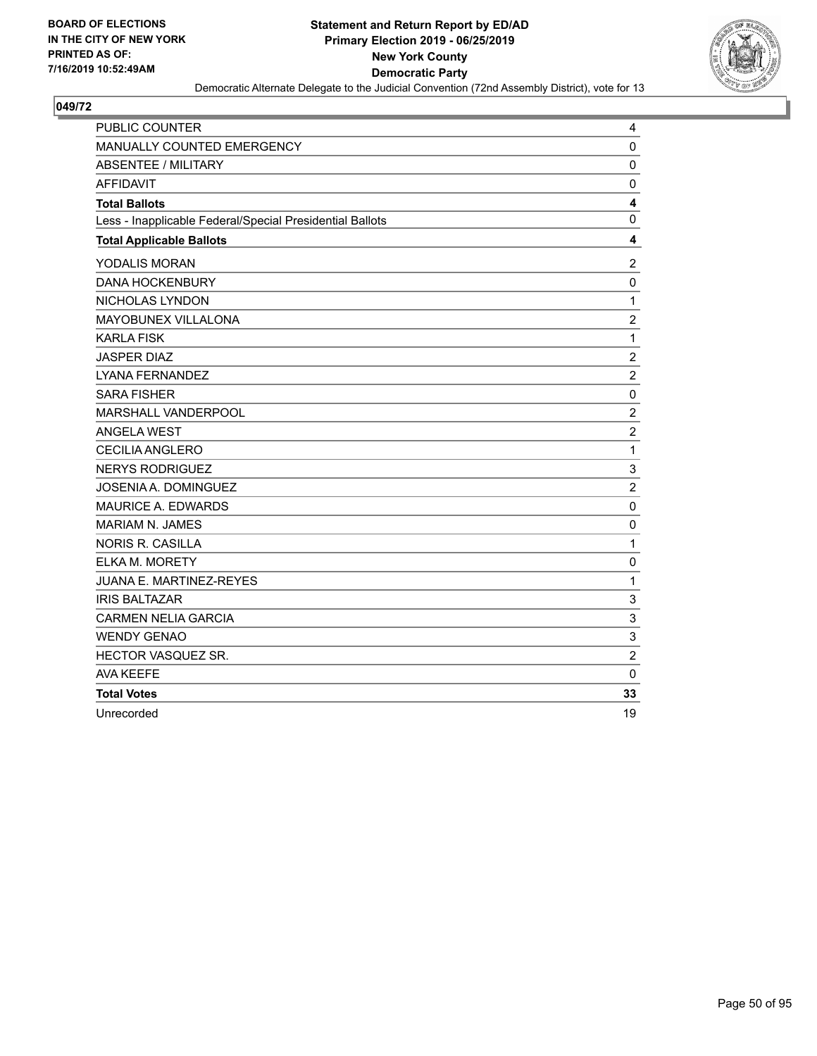BOARD OF ELECTIONS
IN THE CITY OF NEW YORK
PRINTED AS OF:
7/16/2019 10:52:49AM

**Statement and Return Report by ED/AD**
**Primary Election 2019 - 06/25/2019**
**New York County**
**Democratic Party**
Democratic Alternate Delegate to the Judicial Convention (72nd Assembly District), vote for 13

## 049/72

| | |
|---|---|
| PUBLIC COUNTER | 4 |
| MANUALLY COUNTED EMERGENCY | 0 |
| ABSENTEE / MILITARY | 0 |
| AFFIDAVIT | 0 |
| **Total Ballots** | **4** |
| Less - Inapplicable Federal/Special Presidential Ballots | 0 |
| **Total Applicable Ballots** | **4** |
| YODALIS MORAN | 2 |
| DANA HOCKENBURY | 0 |
| NICHOLAS LYNDON | 1 |
| MAYOBUNEX VILLALONA | 2 |
| KARLA FISK | 1 |
| JASPER DIAZ | 2 |
| LYANA FERNANDEZ | 2 |
| SARA FISHER | 0 |
| MARSHALL VANDERPOOL | 2 |
| ANGELA WEST | 2 |
| CECILIA ANGLERO | 1 |
| NERYS RODRIGUEZ | 3 |
| JOSENIA A. DOMINGUEZ | 2 |
| MAURICE A. EDWARDS | 0 |
| MARIAM N. JAMES | 0 |
| NORIS R. CASILLA | 1 |
| ELKA M. MORETY | 0 |
| JUANA E. MARTINEZ-REYES | 1 |
| IRIS BALTAZAR | 3 |
| CARMEN NELIA GARCIA | 3 |
| WENDY GENAO | 3 |
| HECTOR VASQUEZ SR. | 2 |
| AVA KEEFE | 0 |
| **Total Votes** | **33** |
| Unrecorded | 19 |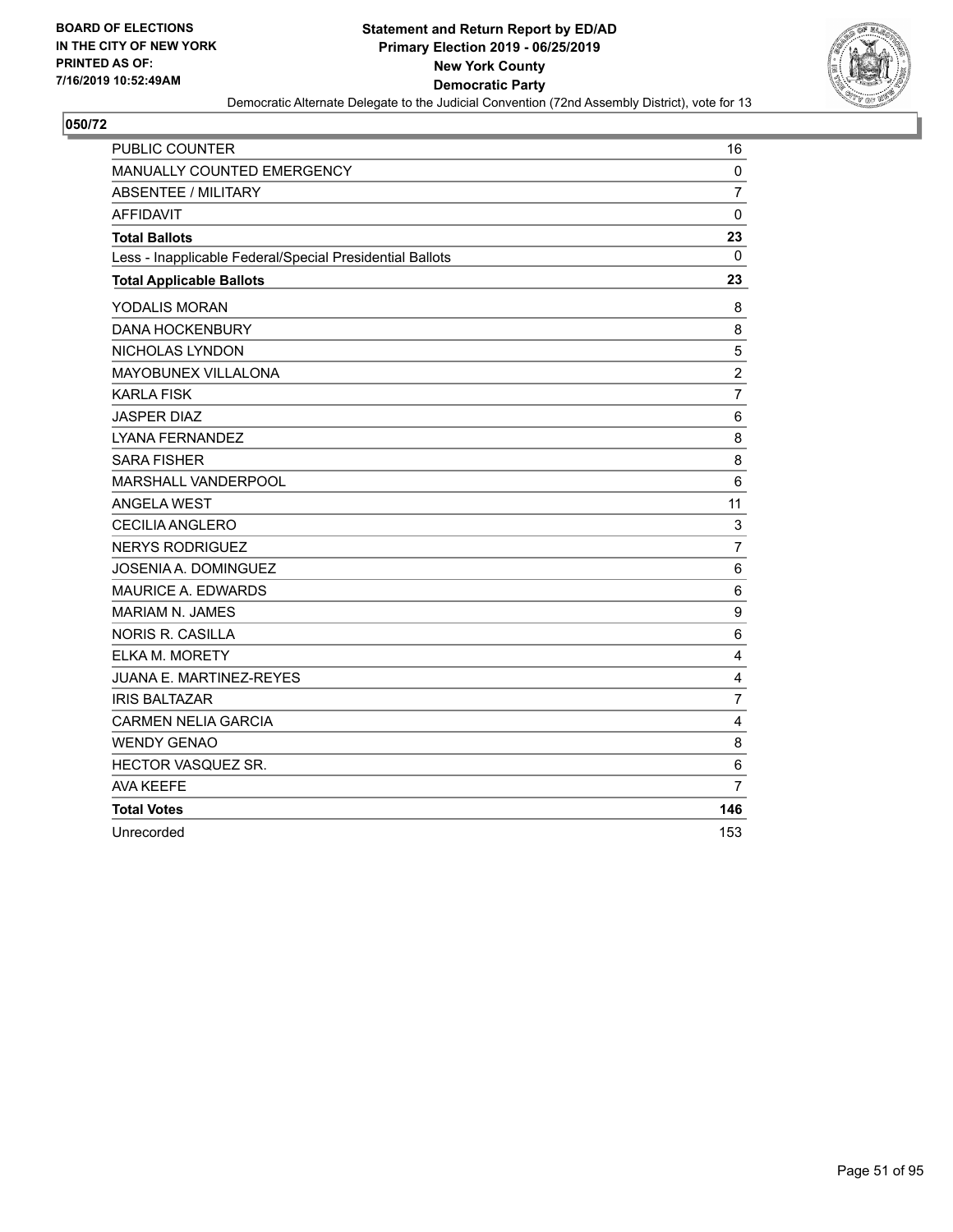BOARD OF ELECTIONS
IN THE CITY OF NEW YORK
PRINTED AS OF:
7/16/2019 10:52:49AM

**Statement and Return Report by ED/AD**
**Primary Election 2019 - 06/25/2019**
**New York County**
**Democratic Party**
Democratic Alternate Delegate to the Judicial Convention (72nd Assembly District), vote for 13

## 050/72

| | |
|---|---|
| PUBLIC COUNTER | 16 |
| MANUALLY COUNTED EMERGENCY | 0 |
| ABSENTEE / MILITARY | 7 |
| AFFIDAVIT | 0 |
| **Total Ballots** | **23** |
| Less - Inapplicable Federal/Special Presidential Ballots | 0 |
| **Total Applicable Ballots** | **23** |
| YODALIS MORAN | 8 |
| DANA HOCKENBURY | 8 |
| NICHOLAS LYNDON | 5 |
| MAYOBUNEX VILLALONA | 2 |
| KARLA FISK | 7 |
| JASPER DIAZ | 6 |
| LYANA FERNANDEZ | 8 |
| SARA FISHER | 8 |
| MARSHALL VANDERPOOL | 6 |
| ANGELA WEST | 11 |
| CECILIA ANGLERO | 3 |
| NERYS RODRIGUEZ | 7 |
| JOSENIA A. DOMINGUEZ | 6 |
| MAURICE A. EDWARDS | 6 |
| MARIAM N. JAMES | 9 |
| NORIS R. CASILLA | 6 |
| ELKA M. MORETY | 4 |
| JUANA E. MARTINEZ-REYES | 4 |
| IRIS BALTAZAR | 7 |
| CARMEN NELIA GARCIA | 4 |
| WENDY GENAO | 8 |
| HECTOR VASQUEZ SR. | 6 |
| AVA KEEFE | 7 |
| **Total Votes** | **146** |
| Unrecorded | 153 |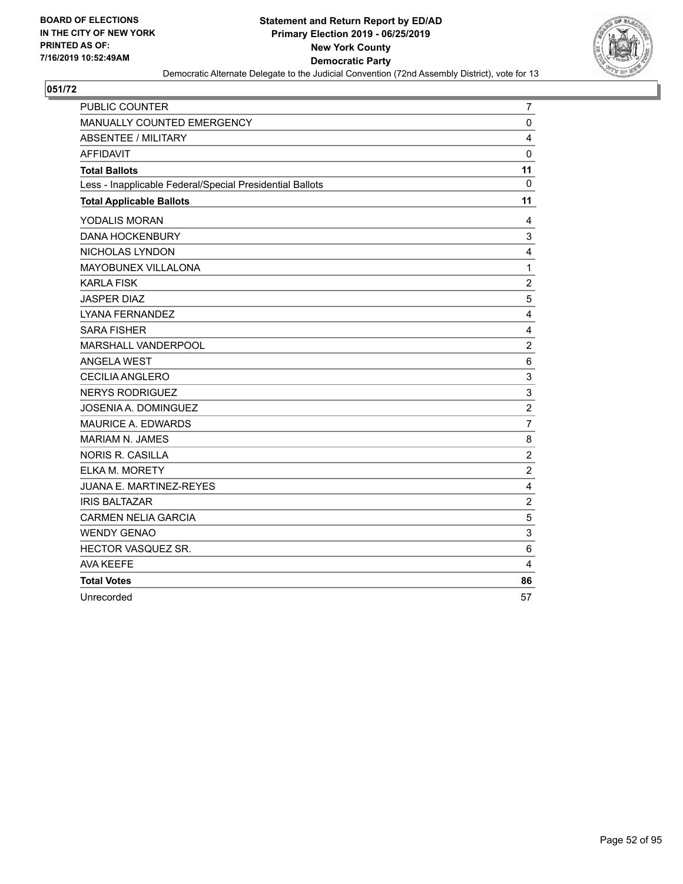BOARD OF ELECTIONS
IN THE CITY OF NEW YORK
PRINTED AS OF:
7/16/2019 10:52:49AM

**Statement and Return Report by ED/AD**
**Primary Election 2019 - 06/25/2019**
**New York County**
**Democratic Party**
Democratic Alternate Delegate to the Judicial Convention (72nd Assembly District), vote for 13

## 051/72

| | |
|---|---|
| PUBLIC COUNTER | 7 |
| MANUALLY COUNTED EMERGENCY | 0 |
| ABSENTEE / MILITARY | 4 |
| AFFIDAVIT | 0 |
| **Total Ballots** | **11** |
| Less - Inapplicable Federal/Special Presidential Ballots | 0 |
| **Total Applicable Ballots** | **11** |
| YODALIS MORAN | 4 |
| DANA HOCKENBURY | 3 |
| NICHOLAS LYNDON | 4 |
| MAYOBUNEX VILLALONA | 1 |
| KARLA FISK | 2 |
| JASPER DIAZ | 5 |
| LYANA FERNANDEZ | 4 |
| SARA FISHER | 4 |
| MARSHALL VANDERPOOL | 2 |
| ANGELA WEST | 6 |
| CECILIA ANGLERO | 3 |
| NERYS RODRIGUEZ | 3 |
| JOSENIA A. DOMINGUEZ | 2 |
| MAURICE A. EDWARDS | 7 |
| MARIAM N. JAMES | 8 |
| NORIS R. CASILLA | 2 |
| ELKA M. MORETY | 2 |
| JUANA E. MARTINEZ-REYES | 4 |
| IRIS BALTAZAR | 2 |
| CARMEN NELIA GARCIA | 5 |
| WENDY GENAO | 3 |
| HECTOR VASQUEZ SR. | 6 |
| AVA KEEFE | 4 |
| **Total Votes** | **86** |
| Unrecorded | 57 |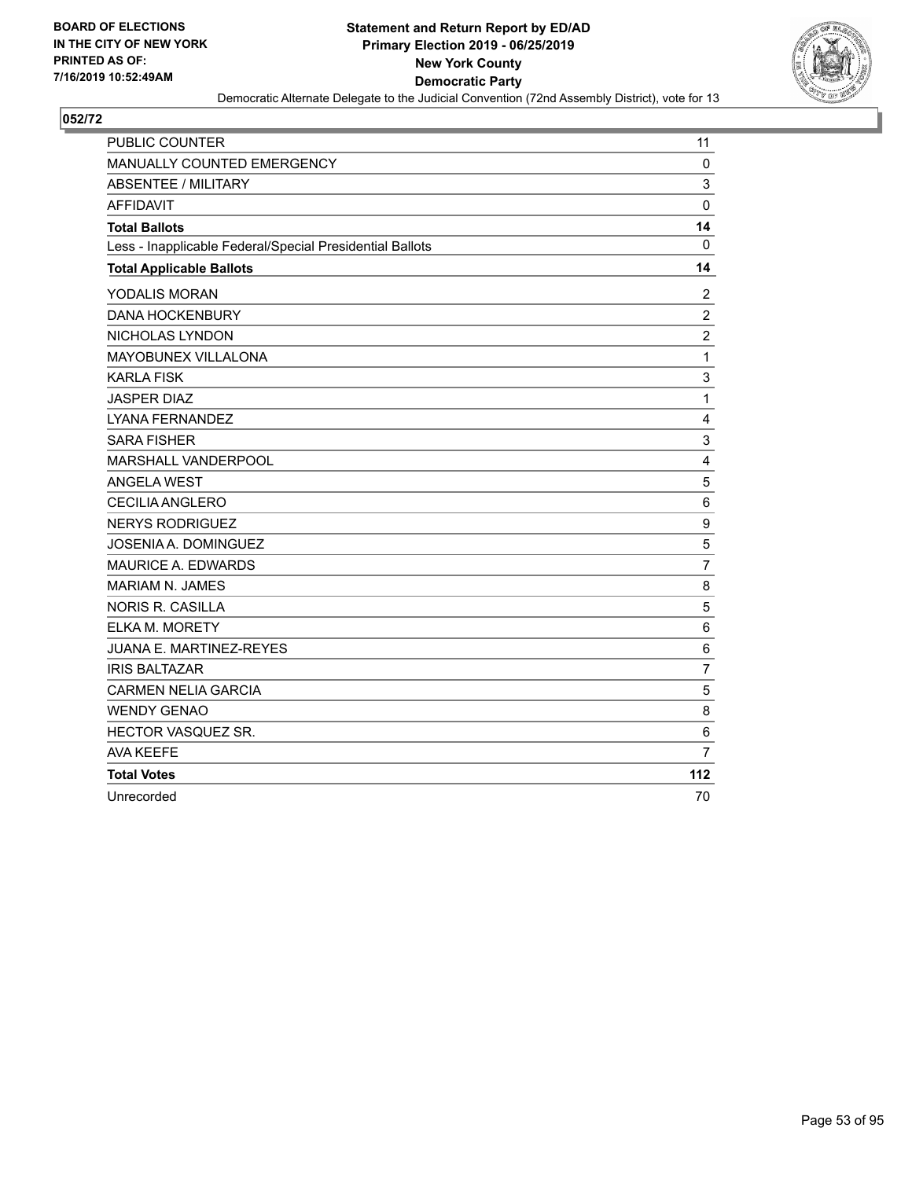BOARD OF ELECTIONS
IN THE CITY OF NEW YORK
PRINTED AS OF:
7/16/2019 10:52:49AM

**Statement and Return Report by ED/AD**
**Primary Election 2019 - 06/25/2019**
**New York County**
**Democratic Party**
Democratic Alternate Delegate to the Judicial Convention (72nd Assembly District), vote for 13

**052/72**

| | |
|---|---|
| PUBLIC COUNTER | 11 |
| MANUALLY COUNTED EMERGENCY | 0 |
| ABSENTEE / MILITARY | 3 |
| AFFIDAVIT | 0 |
| **Total Ballots** | **14** |
| Less - Inapplicable Federal/Special Presidential Ballots | 0 |
| **Total Applicable Ballots** | **14** |
| YODALIS MORAN | 2 |
| DANA HOCKENBURY | 2 |
| NICHOLAS LYNDON | 2 |
| MAYOBUNEX VILLALONA | 1 |
| KARLA FISK | 3 |
| JASPER DIAZ | 1 |
| LYANA FERNANDEZ | 4 |
| SARA FISHER | 3 |
| MARSHALL VANDERPOOL | 4 |
| ANGELA WEST | 5 |
| CECILIA ANGLERO | 6 |
| NERYS RODRIGUEZ | 9 |
| JOSENIA A. DOMINGUEZ | 5 |
| MAURICE A. EDWARDS | 7 |
| MARIAM N. JAMES | 8 |
| NORIS R. CASILLA | 5 |
| ELKA M. MORETY | 6 |
| JUANA E. MARTINEZ-REYES | 6 |
| IRIS BALTAZAR | 7 |
| CARMEN NELIA GARCIA | 5 |
| WENDY GENAO | 8 |
| HECTOR VASQUEZ SR. | 6 |
| AVA KEEFE | 7 |
| **Total Votes** | **112** |
| Unrecorded | 70 |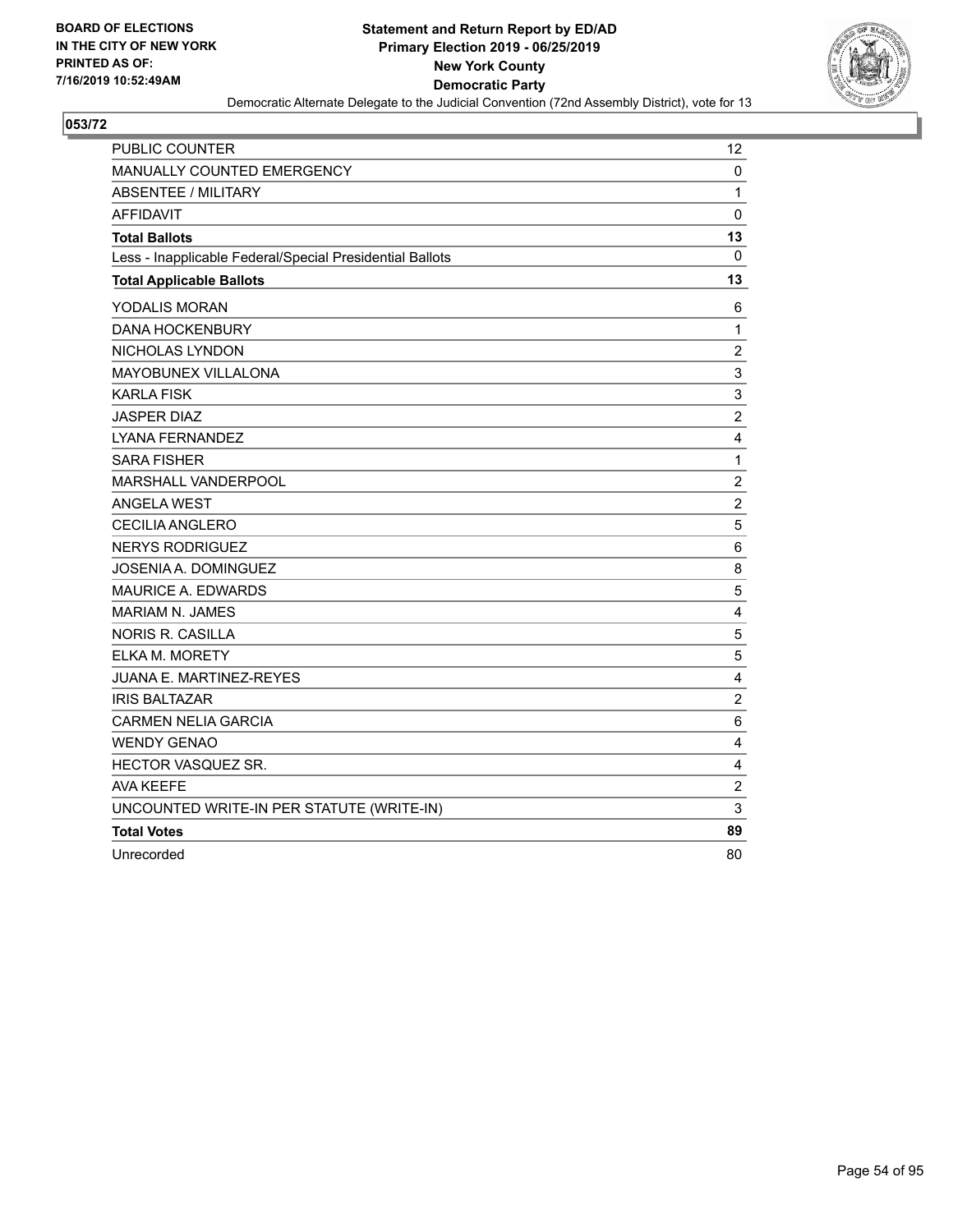**BOARD OF ELECTIONS IN THE CITY OF NEW YORK PRINTED AS OF: 7/16/2019 10:52:49AM**

**Statement and Return Report by ED/AD Primary Election 2019 - 06/25/2019 New York County Democratic Party**

Democratic Alternate Delegate to the Judicial Convention (72nd Assembly District), vote for 13

**053/72**

| | |
|---|---|
| PUBLIC COUNTER | 12 |
| MANUALLY COUNTED EMERGENCY | 0 |
| ABSENTEE / MILITARY | 1 |
| AFFIDAVIT | 0 |
| **Total Ballots** | **13** |
| Less - Inapplicable Federal/Special Presidential Ballots | 0 |
| **Total Applicable Ballots** | **13** |
| YODALIS MORAN | 6 |
| DANA HOCKENBURY | 1 |
| NICHOLAS LYNDON | 2 |
| MAYOBUNEX VILLALONA | 3 |
| KARLA FISK | 3 |
| JASPER DIAZ | 2 |
| LYANA FERNANDEZ | 4 |
| SARA FISHER | 1 |
| MARSHALL VANDERPOOL | 2 |
| ANGELA WEST | 2 |
| CECILIA ANGLERO | 5 |
| NERYS RODRIGUEZ | 6 |
| JOSENIA A. DOMINGUEZ | 8 |
| MAURICE A. EDWARDS | 5 |
| MARIAM N. JAMES | 4 |
| NORIS R. CASILLA | 5 |
| ELKA M. MORETY | 5 |
| JUANA E. MARTINEZ-REYES | 4 |
| IRIS BALTAZAR | 2 |
| CARMEN NELIA GARCIA | 6 |
| WENDY GENAO | 4 |
| HECTOR VASQUEZ SR. | 4 |
| AVA KEEFE | 2 |
| UNCOUNTED WRITE-IN PER STATUTE (WRITE-IN) | 3 |
| **Total Votes** | **89** |
| Unrecorded | 80 |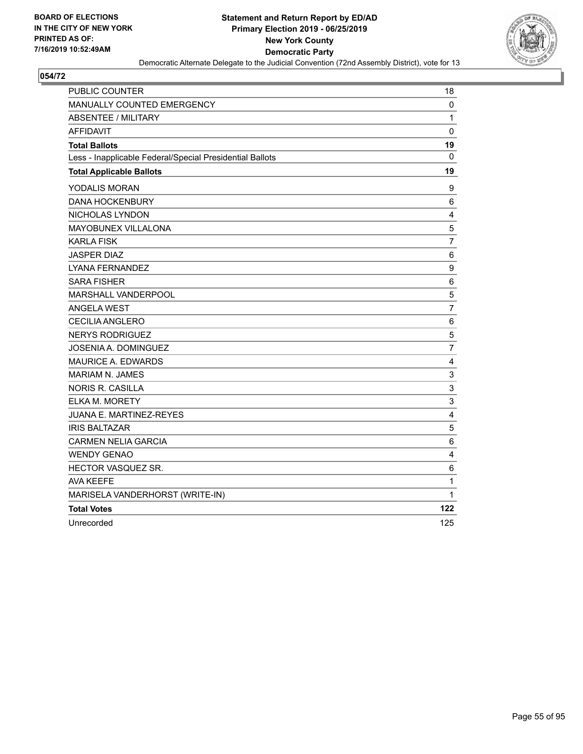**BOARD OF ELECTIONS IN THE CITY OF NEW YORK PRINTED AS OF: 7/16/2019 10:52:49AM**

**Statement and Return Report by ED/AD**
**Primary Election 2019 - 06/25/2019**
**New York County**
**Democratic Party**
Democratic Alternate Delegate to the Judicial Convention (72nd Assembly District), vote for 13

## 054/72

| | |
|---|---|
| PUBLIC COUNTER | 18 |
| MANUALLY COUNTED EMERGENCY | 0 |
| ABSENTEE / MILITARY | 1 |
| AFFIDAVIT | 0 |
| **Total Ballots** | **19** |
| Less - Inapplicable Federal/Special Presidential Ballots | 0 |
| **Total Applicable Ballots** | **19** |
| YODALIS MORAN | 9 |
| DANA HOCKENBURY | 6 |
| NICHOLAS LYNDON | 4 |
| MAYOBUNEX VILLALONA | 5 |
| KARLA FISK | 7 |
| JASPER DIAZ | 6 |
| LYANA FERNANDEZ | 9 |
| SARA FISHER | 6 |
| MARSHALL VANDERPOOL | 5 |
| ANGELA WEST | 7 |
| CECILIA ANGLERO | 6 |
| NERYS RODRIGUEZ | 5 |
| JOSENIA A. DOMINGUEZ | 7 |
| MAURICE A. EDWARDS | 4 |
| MARIAM N. JAMES | 3 |
| NORIS R. CASILLA | 3 |
| ELKA M. MORETY | 3 |
| JUANA E. MARTINEZ-REYES | 4 |
| IRIS BALTAZAR | 5 |
| CARMEN NELIA GARCIA | 6 |
| WENDY GENAO | 4 |
| HECTOR VASQUEZ SR. | 6 |
| AVA KEEFE | 1 |
| MARISELA VANDERHORST (WRITE-IN) | 1 |
| **Total Votes** | **122** |
| Unrecorded | 125 |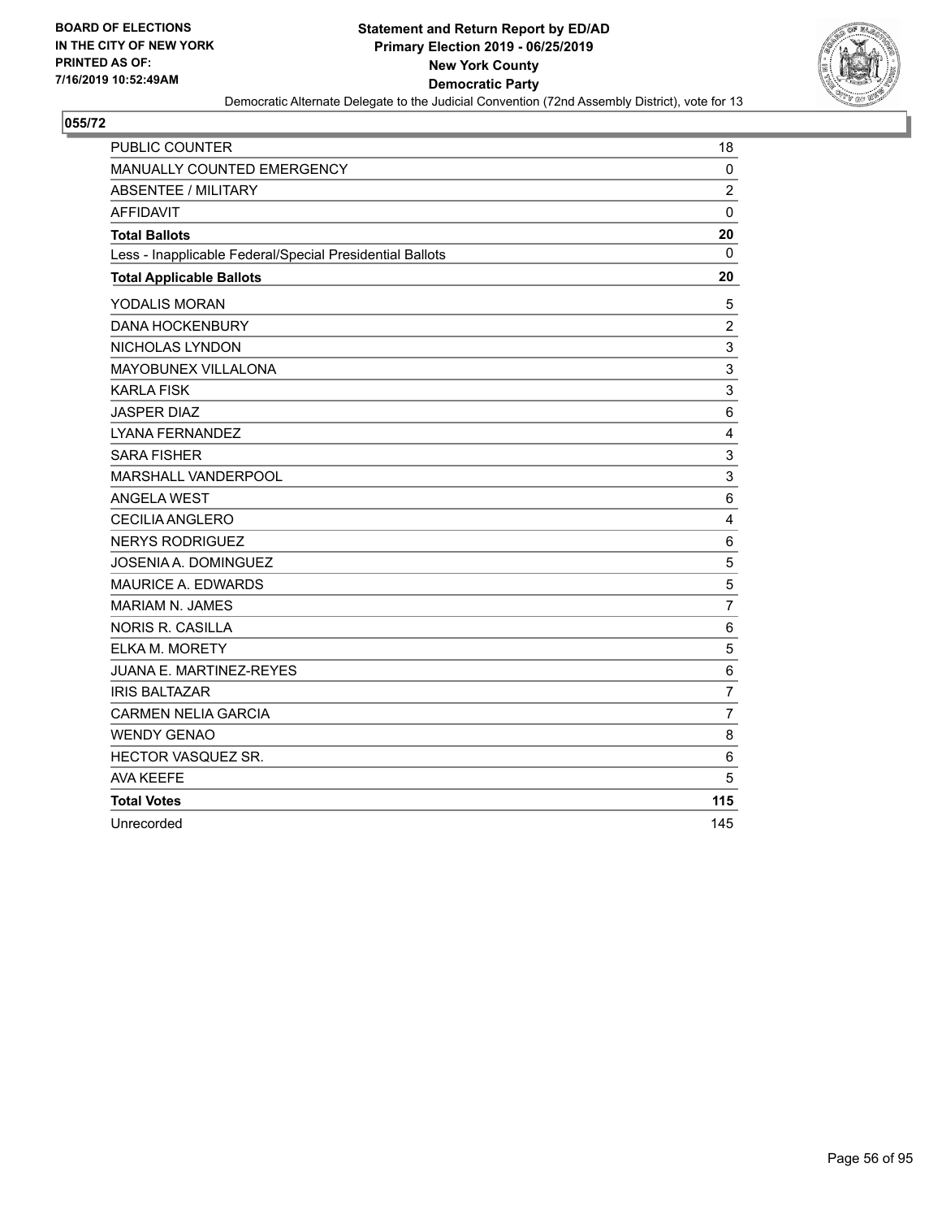BOARD OF ELECTIONS
IN THE CITY OF NEW YORK
PRINTED AS OF:
7/16/2019 10:52:49AM

**Statement and Return Report by ED/AD**
**Primary Election 2019 - 06/25/2019**
**New York County**
**Democratic Party**
Democratic Alternate Delegate to the Judicial Convention (72nd Assembly District), vote for 13

## 055/72

| | |
|---|---|
| PUBLIC COUNTER | 18 |
| MANUALLY COUNTED EMERGENCY | 0 |
| ABSENTEE / MILITARY | 2 |
| AFFIDAVIT | 0 |
| **Total Ballots** | **20** |
| Less - Inapplicable Federal/Special Presidential Ballots | 0 |
| **Total Applicable Ballots** | **20** |
| YODALIS MORAN | 5 |
| DANA HOCKENBURY | 2 |
| NICHOLAS LYNDON | 3 |
| MAYOBUNEX VILLALONA | 3 |
| KARLA FISK | 3 |
| JASPER DIAZ | 6 |
| LYANA FERNANDEZ | 4 |
| SARA FISHER | 3 |
| MARSHALL VANDERPOOL | 3 |
| ANGELA WEST | 6 |
| CECILIA ANGLERO | 4 |
| NERYS RODRIGUEZ | 6 |
| JOSENIA A. DOMINGUEZ | 5 |
| MAURICE A. EDWARDS | 5 |
| MARIAM N. JAMES | 7 |
| NORIS R. CASILLA | 6 |
| ELKA M. MORETY | 5 |
| JUANA E. MARTINEZ-REYES | 6 |
| IRIS BALTAZAR | 7 |
| CARMEN NELIA GARCIA | 7 |
| WENDY GENAO | 8 |
| HECTOR VASQUEZ SR. | 6 |
| AVA KEEFE | 5 |
| **Total Votes** | **115** |
| Unrecorded | 145 |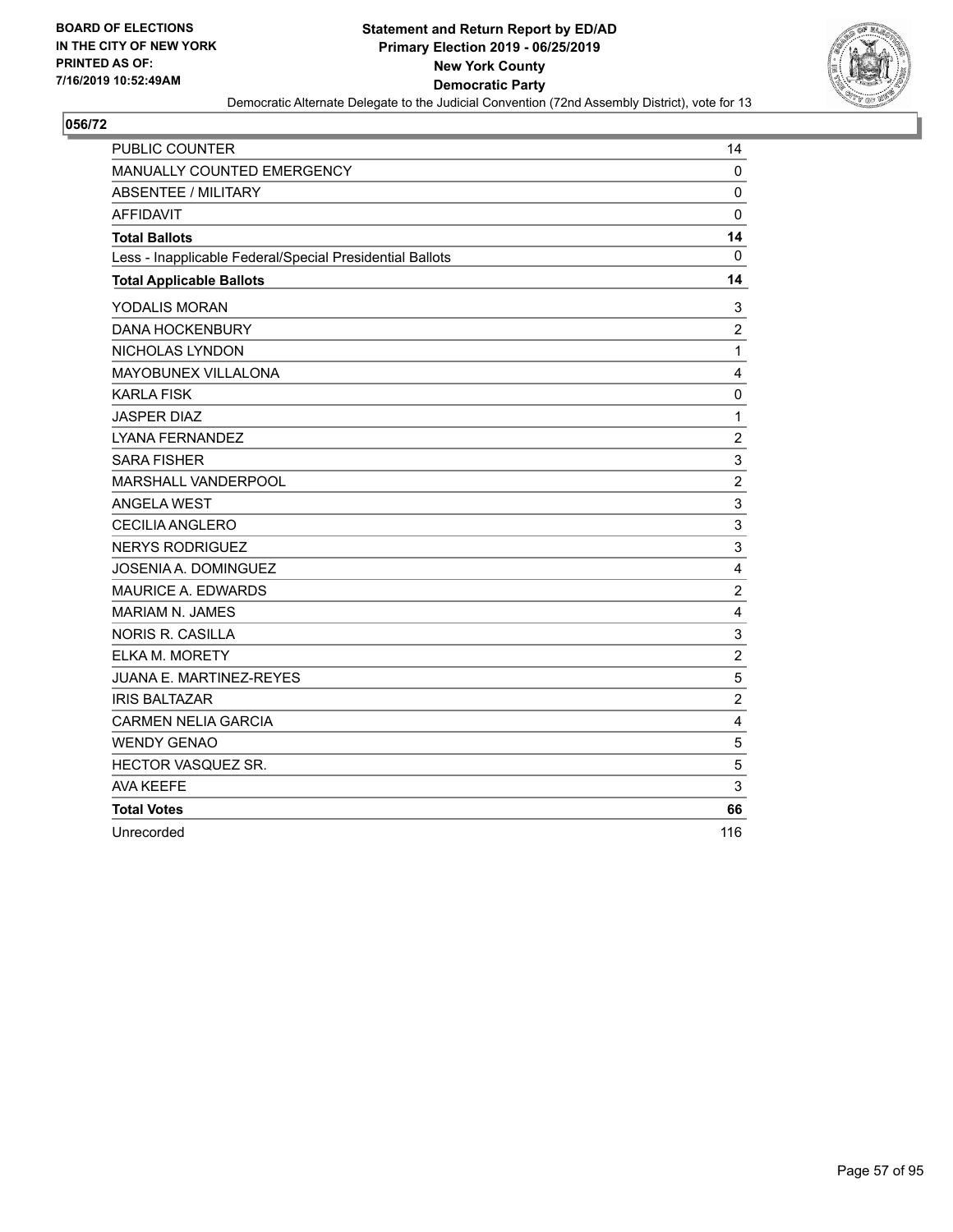BOARD OF ELECTIONS
IN THE CITY OF NEW YORK
PRINTED AS OF:
7/16/2019 10:52:49AM

**Statement and Return Report by ED/AD**
**Primary Election 2019 - 06/25/2019**
**New York County**
**Democratic Party**
Democratic Alternate Delegate to the Judicial Convention (72nd Assembly District), vote for 13

**056/72**

| | |
|---|---|
| PUBLIC COUNTER | 14 |
| MANUALLY COUNTED EMERGENCY | 0 |
| ABSENTEE / MILITARY | 0 |
| AFFIDAVIT | 0 |
| **Total Ballots** | **14** |
| Less - Inapplicable Federal/Special Presidential Ballots | 0 |
| **Total Applicable Ballots** | **14** |
| YODALIS MORAN | 3 |
| DANA HOCKENBURY | 2 |
| NICHOLAS LYNDON | 1 |
| MAYOBUNEX VILLALONA | 4 |
| KARLA FISK | 0 |
| JASPER DIAZ | 1 |
| LYANA FERNANDEZ | 2 |
| SARA FISHER | 3 |
| MARSHALL VANDERPOOL | 2 |
| ANGELA WEST | 3 |
| CECILIA ANGLERO | 3 |
| NERYS RODRIGUEZ | 3 |
| JOSENIA A. DOMINGUEZ | 4 |
| MAURICE A. EDWARDS | 2 |
| MARIAM N. JAMES | 4 |
| NORIS R. CASILLA | 3 |
| ELKA M. MORETY | 2 |
| JUANA E. MARTINEZ-REYES | 5 |
| IRIS BALTAZAR | 2 |
| CARMEN NELIA GARCIA | 4 |
| WENDY GENAO | 5 |
| HECTOR VASQUEZ SR. | 5 |
| AVA KEEFE | 3 |
| **Total Votes** | **66** |
| Unrecorded | 116 |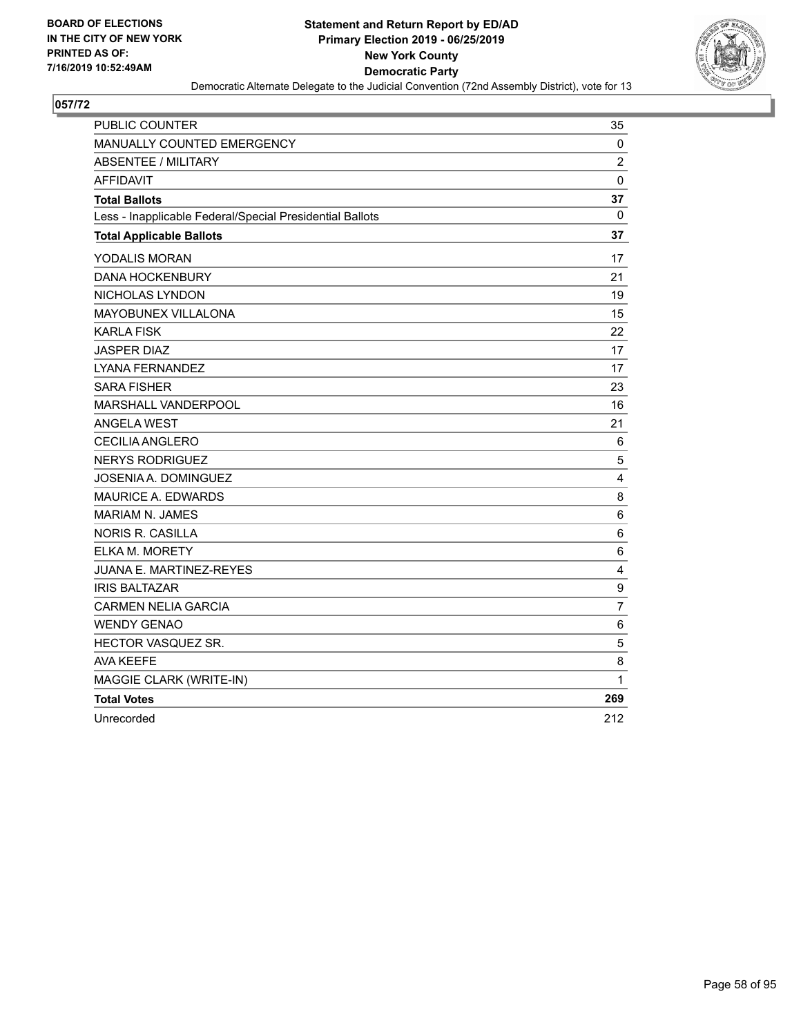BOARD OF ELECTIONS
IN THE CITY OF NEW YORK
PRINTED AS OF:
7/16/2019 10:52:49AM

**Statement and Return Report by ED/AD**
**Primary Election 2019 - 06/25/2019**
**New York County**
**Democratic Party**
Democratic Alternate Delegate to the Judicial Convention (72nd Assembly District), vote for 13

## 057/72

| | |
|---|---|
| PUBLIC COUNTER | 35 |
| MANUALLY COUNTED EMERGENCY | 0 |
| ABSENTEE / MILITARY | 2 |
| AFFIDAVIT | 0 |
| **Total Ballots** | **37** |
| Less - Inapplicable Federal/Special Presidential Ballots | 0 |
| **Total Applicable Ballots** | **37** |
| YODALIS MORAN | 17 |
| DANA HOCKENBURY | 21 |
| NICHOLAS LYNDON | 19 |
| MAYOBUNEX VILLALONA | 15 |
| KARLA FISK | 22 |
| JASPER DIAZ | 17 |
| LYANA FERNANDEZ | 17 |
| SARA FISHER | 23 |
| MARSHALL VANDERPOOL | 16 |
| ANGELA WEST | 21 |
| CECILIA ANGLERO | 6 |
| NERYS RODRIGUEZ | 5 |
| JOSENIA A. DOMINGUEZ | 4 |
| MAURICE A. EDWARDS | 8 |
| MARIAM N. JAMES | 6 |
| NORIS R. CASILLA | 6 |
| ELKA M. MORETY | 6 |
| JUANA E. MARTINEZ-REYES | 4 |
| IRIS BALTAZAR | 9 |
| CARMEN NELIA GARCIA | 7 |
| WENDY GENAO | 6 |
| HECTOR VASQUEZ SR. | 5 |
| AVA KEEFE | 8 |
| MAGGIE CLARK (WRITE-IN) | 1 |
| **Total Votes** | **269** |
| Unrecorded | 212 |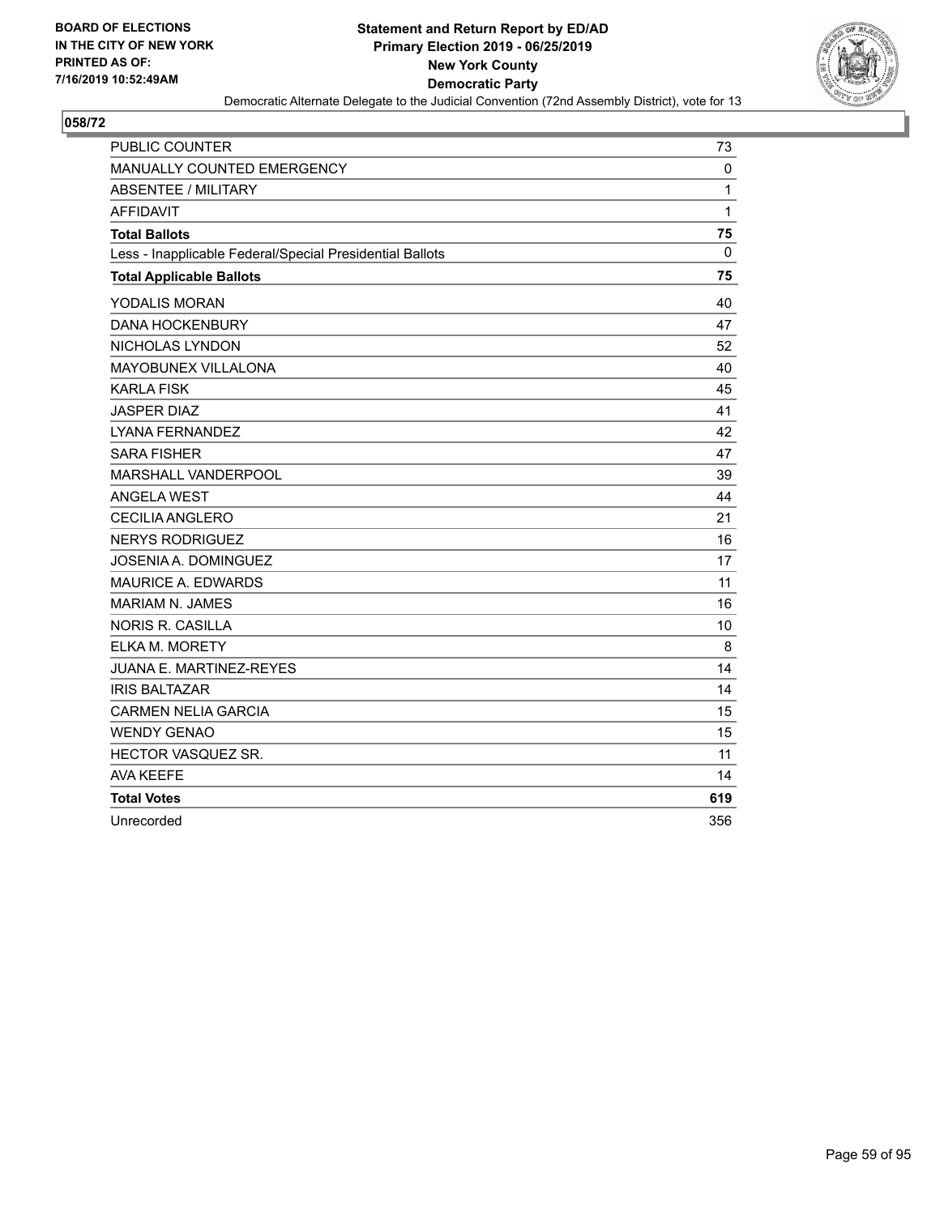BOARD OF ELECTIONS
IN THE CITY OF NEW YORK
PRINTED AS OF:
7/16/2019 10:52:49AM

**Statement and Return Report by ED/AD**
**Primary Election 2019 - 06/25/2019**
**New York County**
**Democratic Party**
Democratic Alternate Delegate to the Judicial Convention (72nd Assembly District), vote for 13

## 058/72

| | |
|---|---|
| PUBLIC COUNTER | 73 |
| MANUALLY COUNTED EMERGENCY | 0 |
| ABSENTEE / MILITARY | 1 |
| AFFIDAVIT | 1 |
| **Total Ballots** | **75** |
| Less - Inapplicable Federal/Special Presidential Ballots | 0 |
| **Total Applicable Ballots** | **75** |
| YODALIS MORAN | 40 |
| DANA HOCKENBURY | 47 |
| NICHOLAS LYNDON | 52 |
| MAYOBUNEX VILLALONA | 40 |
| KARLA FISK | 45 |
| JASPER DIAZ | 41 |
| LYANA FERNANDEZ | 42 |
| SARA FISHER | 47 |
| MARSHALL VANDERPOOL | 39 |
| ANGELA WEST | 44 |
| CECILIA ANGLERO | 21 |
| NERYS RODRIGUEZ | 16 |
| JOSENIA A. DOMINGUEZ | 17 |
| MAURICE A. EDWARDS | 11 |
| MARIAM N. JAMES | 16 |
| NORIS R. CASILLA | 10 |
| ELKA M. MORETY | 8 |
| JUANA E. MARTINEZ-REYES | 14 |
| IRIS BALTAZAR | 14 |
| CARMEN NELIA GARCIA | 15 |
| WENDY GENAO | 15 |
| HECTOR VASQUEZ SR. | 11 |
| AVA KEEFE | 14 |
| **Total Votes** | **619** |
| Unrecorded | 356 |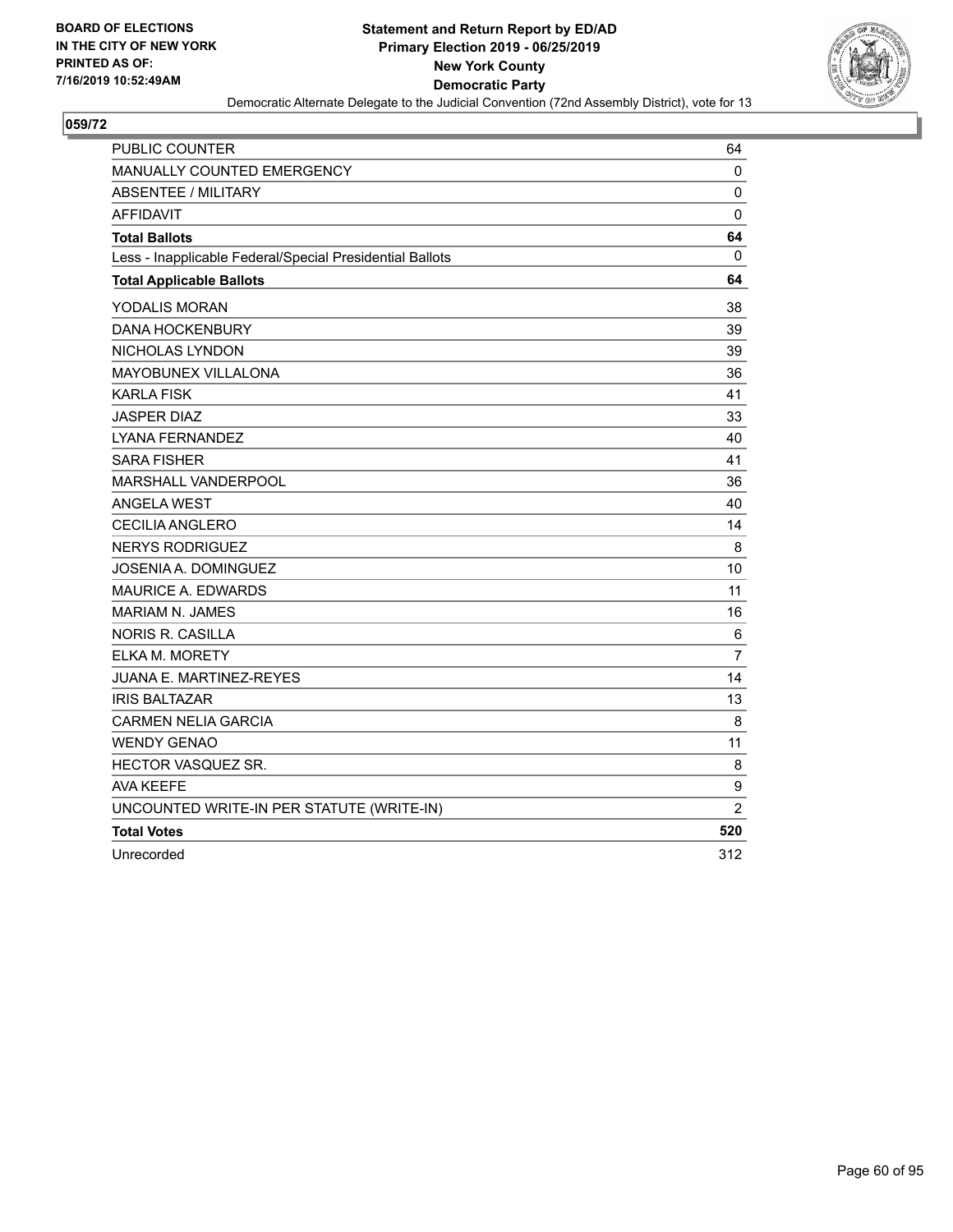BOARD OF ELECTIONS
IN THE CITY OF NEW YORK
PRINTED AS OF:
7/16/2019 10:52:49AM

**Statement and Return Report by ED/AD**
**Primary Election 2019 - 06/25/2019**
**New York County**
**Democratic Party**
Democratic Alternate Delegate to the Judicial Convention (72nd Assembly District), vote for 13

**059/72**

| | |
|---|---|
| PUBLIC COUNTER | 64 |
| MANUALLY COUNTED EMERGENCY | 0 |
| ABSENTEE / MILITARY | 0 |
| AFFIDAVIT | 0 |
| **Total Ballots** | **64** |
| Less - Inapplicable Federal/Special Presidential Ballots | 0 |
| **Total Applicable Ballots** | **64** |
| YODALIS MORAN | 38 |
| DANA HOCKENBURY | 39 |
| NICHOLAS LYNDON | 39 |
| MAYOBUNEX VILLALONA | 36 |
| KARLA FISK | 41 |
| JASPER DIAZ | 33 |
| LYANA FERNANDEZ | 40 |
| SARA FISHER | 41 |
| MARSHALL VANDERPOOL | 36 |
| ANGELA WEST | 40 |
| CECILIA ANGLERO | 14 |
| NERYS RODRIGUEZ | 8 |
| JOSENIA A. DOMINGUEZ | 10 |
| MAURICE A. EDWARDS | 11 |
| MARIAM N. JAMES | 16 |
| NORIS R. CASILLA | 6 |
| ELKA M. MORETY | 7 |
| JUANA E. MARTINEZ-REYES | 14 |
| IRIS BALTAZAR | 13 |
| CARMEN NELIA GARCIA | 8 |
| WENDY GENAO | 11 |
| HECTOR VASQUEZ SR. | 8 |
| AVA KEEFE | 9 |
| UNCOUNTED WRITE-IN PER STATUTE (WRITE-IN) | 2 |
| **Total Votes** | **520** |
| Unrecorded | 312 |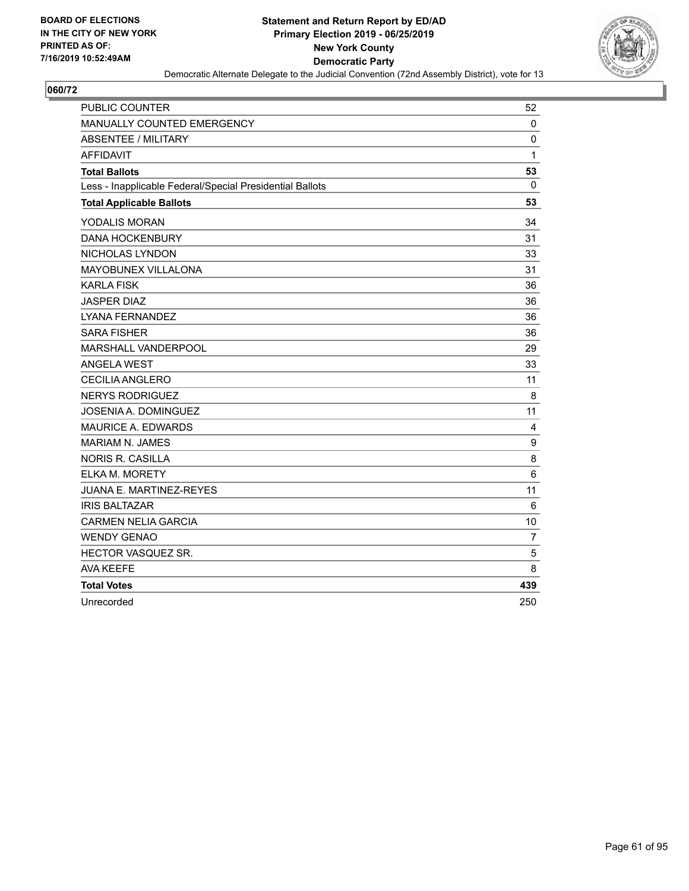**BOARD OF ELECTIONS IN THE CITY OF NEW YORK PRINTED AS OF: 7/16/2019 10:52:49AM**

**Statement and Return Report by ED/AD Primary Election 2019 - 06/25/2019 New York County Democratic Party**

Democratic Alternate Delegate to the Judicial Convention (72nd Assembly District), vote for 13

**060/72**

| | |
|---|---|
| PUBLIC COUNTER | 52 |
| MANUALLY COUNTED EMERGENCY | 0 |
| ABSENTEE / MILITARY | 0 |
| AFFIDAVIT | 1 |
| **Total Ballots** | **53** |
| Less - Inapplicable Federal/Special Presidential Ballots | 0 |
| **Total Applicable Ballots** | **53** |
| YODALIS MORAN | 34 |
| DANA HOCKENBURY | 31 |
| NICHOLAS LYNDON | 33 |
| MAYOBUNEX VILLALONA | 31 |
| KARLA FISK | 36 |
| JASPER DIAZ | 36 |
| LYANA FERNANDEZ | 36 |
| SARA FISHER | 36 |
| MARSHALL VANDERPOOL | 29 |
| ANGELA WEST | 33 |
| CECILIA ANGLERO | 11 |
| NERYS RODRIGUEZ | 8 |
| JOSENIA A. DOMINGUEZ | 11 |
| MAURICE A. EDWARDS | 4 |
| MARIAM N. JAMES | 9 |
| NORIS R. CASILLA | 8 |
| ELKA M. MORETY | 6 |
| JUANA E. MARTINEZ-REYES | 11 |
| IRIS BALTAZAR | 6 |
| CARMEN NELIA GARCIA | 10 |
| WENDY GENAO | 7 |
| HECTOR VASQUEZ SR. | 5 |
| AVA KEEFE | 8 |
| **Total Votes** | **439** |
| Unrecorded | 250 |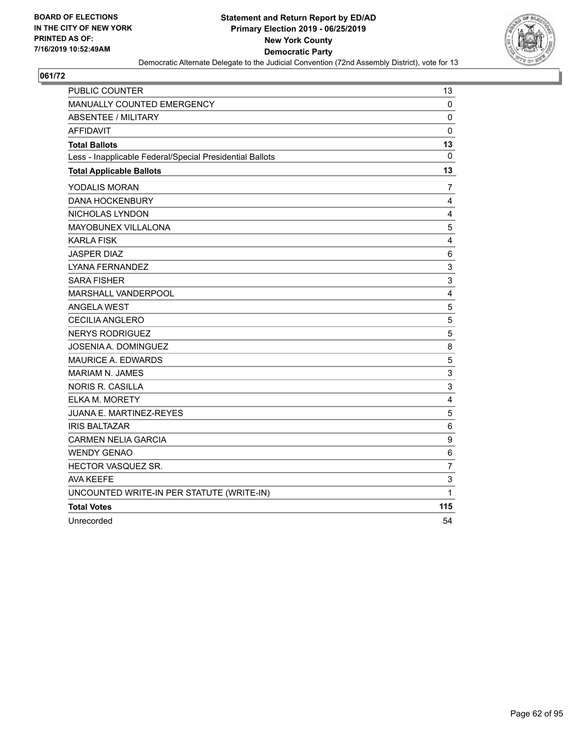BOARD OF ELECTIONS
IN THE CITY OF NEW YORK
PRINTED AS OF:
7/16/2019 10:52:49AM

**Statement and Return Report by ED/AD**
**Primary Election 2019 - 06/25/2019**
**New York County**
**Democratic Party**
Democratic Alternate Delegate to the Judicial Convention (72nd Assembly District), vote for 13

## 061/72

| | |
|---|---|
| PUBLIC COUNTER | 13 |
| MANUALLY COUNTED EMERGENCY | 0 |
| ABSENTEE / MILITARY | 0 |
| AFFIDAVIT | 0 |
| **Total Ballots** | **13** |
| Less - Inapplicable Federal/Special Presidential Ballots | 0 |
| **Total Applicable Ballots** | **13** |
| YODALIS MORAN | 7 |
| DANA HOCKENBURY | 4 |
| NICHOLAS LYNDON | 4 |
| MAYOBUNEX VILLALONA | 5 |
| KARLA FISK | 4 |
| JASPER DIAZ | 6 |
| LYANA FERNANDEZ | 3 |
| SARA FISHER | 3 |
| MARSHALL VANDERPOOL | 4 |
| ANGELA WEST | 5 |
| CECILIA ANGLERO | 5 |
| NERYS RODRIGUEZ | 5 |
| JOSENIA A. DOMINGUEZ | 8 |
| MAURICE A. EDWARDS | 5 |
| MARIAM N. JAMES | 3 |
| NORIS R. CASILLA | 3 |
| ELKA M. MORETY | 4 |
| JUANA E. MARTINEZ-REYES | 5 |
| IRIS BALTAZAR | 6 |
| CARMEN NELIA GARCIA | 9 |
| WENDY GENAO | 6 |
| HECTOR VASQUEZ SR. | 7 |
| AVA KEEFE | 3 |
| UNCOUNTED WRITE-IN PER STATUTE (WRITE-IN) | 1 |
| **Total Votes** | **115** |
| Unrecorded | 54 |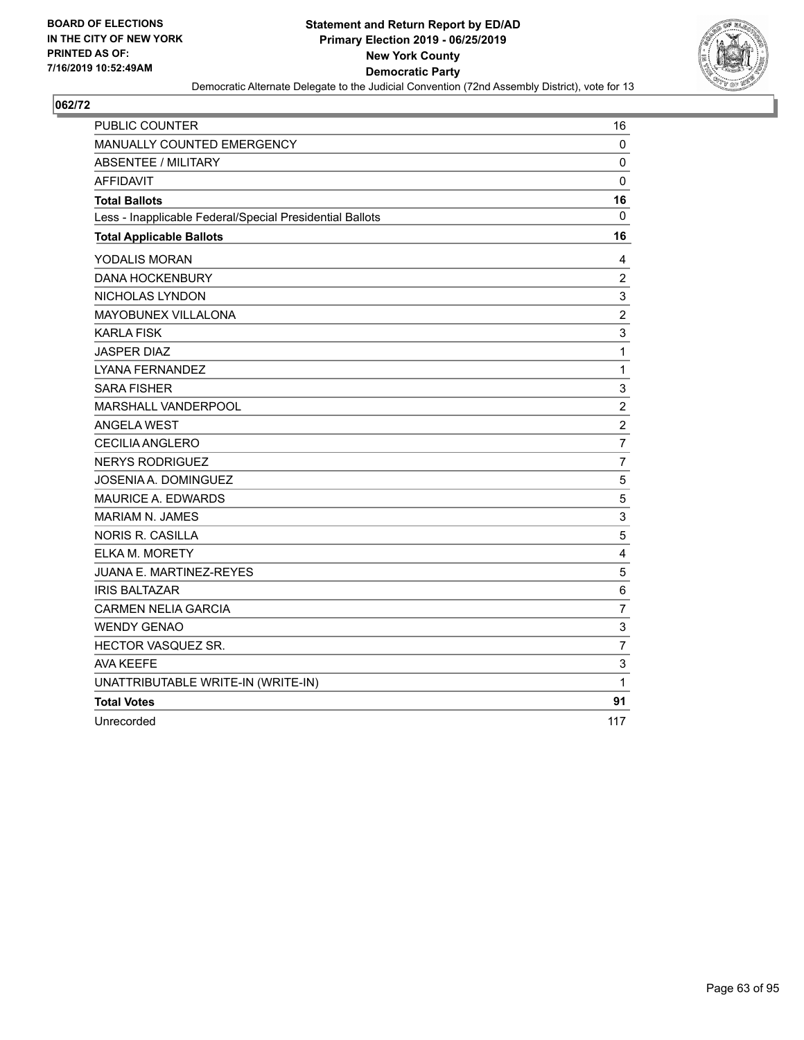BOARD OF ELECTIONS
IN THE CITY OF NEW YORK
PRINTED AS OF:
7/16/2019 10:52:49AM

**Statement and Return Report by ED/AD**
**Primary Election 2019 - 06/25/2019**
**New York County**
**Democratic Party**
Democratic Alternate Delegate to the Judicial Convention (72nd Assembly District), vote for 13

## 062/72

| | |
|---|---|
| PUBLIC COUNTER | 16 |
| MANUALLY COUNTED EMERGENCY | 0 |
| ABSENTEE / MILITARY | 0 |
| AFFIDAVIT | 0 |
| **Total Ballots** | **16** |
| Less - Inapplicable Federal/Special Presidential Ballots | 0 |
| **Total Applicable Ballots** | **16** |
| YODALIS MORAN | 4 |
| DANA HOCKENBURY | 2 |
| NICHOLAS LYNDON | 3 |
| MAYOBUNEX VILLALONA | 2 |
| KARLA FISK | 3 |
| JASPER DIAZ | 1 |
| LYANA FERNANDEZ | 1 |
| SARA FISHER | 3 |
| MARSHALL VANDERPOOL | 2 |
| ANGELA WEST | 2 |
| CECILIA ANGLERO | 7 |
| NERYS RODRIGUEZ | 7 |
| JOSENIA A. DOMINGUEZ | 5 |
| MAURICE A. EDWARDS | 5 |
| MARIAM N. JAMES | 3 |
| NORIS R. CASILLA | 5 |
| ELKA M. MORETY | 4 |
| JUANA E. MARTINEZ-REYES | 5 |
| IRIS BALTAZAR | 6 |
| CARMEN NELIA GARCIA | 7 |
| WENDY GENAO | 3 |
| HECTOR VASQUEZ SR. | 7 |
| AVA KEEFE | 3 |
| UNATTRIBUTABLE WRITE-IN (WRITE-IN) | 1 |
| **Total Votes** | **91** |
| Unrecorded | 117 |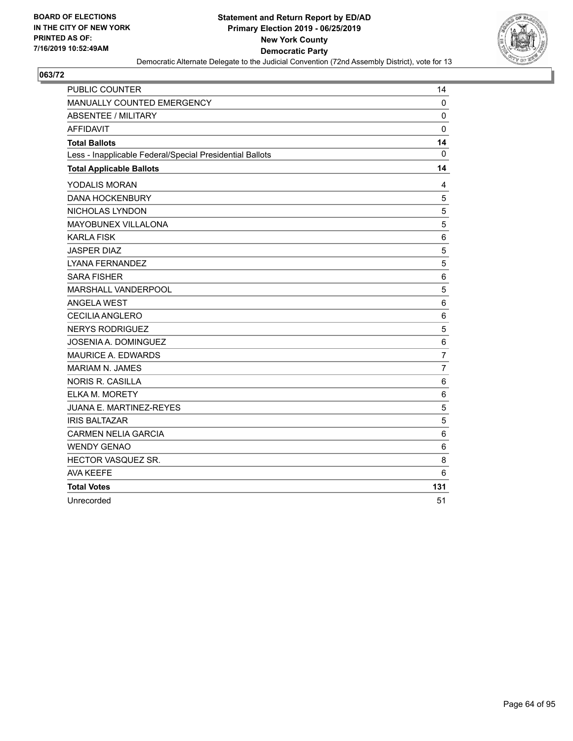BOARD OF ELECTIONS
IN THE CITY OF NEW YORK
PRINTED AS OF:
7/16/2019 10:52:49AM

**Statement and Return Report by ED/AD**
**Primary Election 2019 - 06/25/2019**
**New York County**
**Democratic Party**
Democratic Alternate Delegate to the Judicial Convention (72nd Assembly District), vote for 13

## 063/72

| | |
|---|---|
| PUBLIC COUNTER | 14 |
| MANUALLY COUNTED EMERGENCY | 0 |
| ABSENTEE / MILITARY | 0 |
| AFFIDAVIT | 0 |
| **Total Ballots** | **14** |
| Less - Inapplicable Federal/Special Presidential Ballots | 0 |
| **Total Applicable Ballots** | **14** |
| YODALIS MORAN | 4 |
| DANA HOCKENBURY | 5 |
| NICHOLAS LYNDON | 5 |
| MAYOBUNEX VILLALONA | 5 |
| KARLA FISK | 6 |
| JASPER DIAZ | 5 |
| LYANA FERNANDEZ | 5 |
| SARA FISHER | 6 |
| MARSHALL VANDERPOOL | 5 |
| ANGELA WEST | 6 |
| CECILIA ANGLERO | 6 |
| NERYS RODRIGUEZ | 5 |
| JOSENIA A. DOMINGUEZ | 6 |
| MAURICE A. EDWARDS | 7 |
| MARIAM N. JAMES | 7 |
| NORIS R. CASILLA | 6 |
| ELKA M. MORETY | 6 |
| JUANA E. MARTINEZ-REYES | 5 |
| IRIS BALTAZAR | 5 |
| CARMEN NELIA GARCIA | 6 |
| WENDY GENAO | 6 |
| HECTOR VASQUEZ SR. | 8 |
| AVA KEEFE | 6 |
| **Total Votes** | **131** |
| Unrecorded | 51 |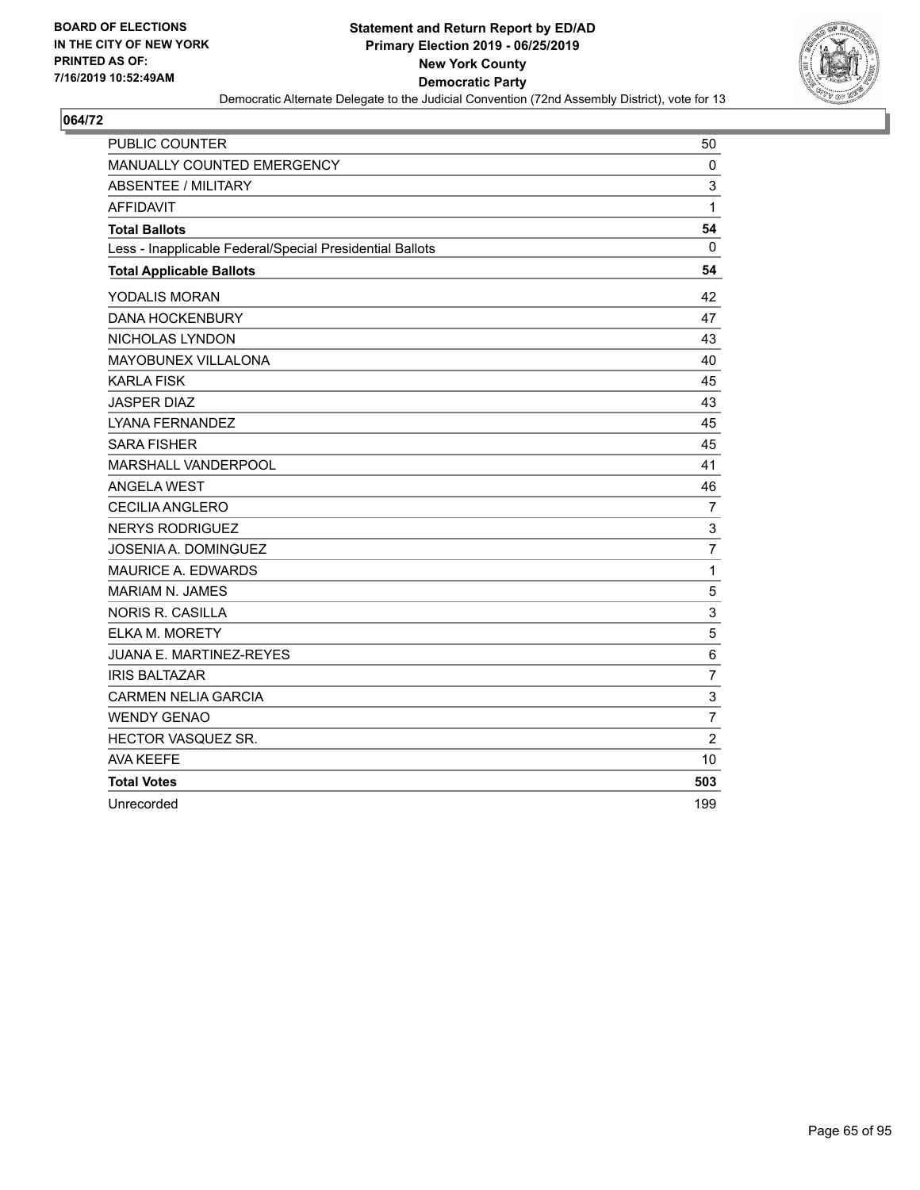BOARD OF ELECTIONS
IN THE CITY OF NEW YORK
PRINTED AS OF:
7/16/2019 10:52:49AM

**Statement and Return Report by ED/AD**
**Primary Election 2019 - 06/25/2019**
**New York County**
**Democratic Party**
Democratic Alternate Delegate to the Judicial Convention (72nd Assembly District), vote for 13

## 064/72

| | |
|---|---|
| PUBLIC COUNTER | 50 |
| MANUALLY COUNTED EMERGENCY | 0 |
| ABSENTEE / MILITARY | 3 |
| AFFIDAVIT | 1 |
| **Total Ballots** | **54** |
| Less - Inapplicable Federal/Special Presidential Ballots | 0 |
| **Total Applicable Ballots** | **54** |
| YODALIS MORAN | 42 |
| DANA HOCKENBURY | 47 |
| NICHOLAS LYNDON | 43 |
| MAYOBUNEX VILLALONA | 40 |
| KARLA FISK | 45 |
| JASPER DIAZ | 43 |
| LYANA FERNANDEZ | 45 |
| SARA FISHER | 45 |
| MARSHALL VANDERPOOL | 41 |
| ANGELA WEST | 46 |
| CECILIA ANGLERO | 7 |
| NERYS RODRIGUEZ | 3 |
| JOSENIA A. DOMINGUEZ | 7 |
| MAURICE A. EDWARDS | 1 |
| MARIAM N. JAMES | 5 |
| NORIS R. CASILLA | 3 |
| ELKA M. MORETY | 5 |
| JUANA E. MARTINEZ-REYES | 6 |
| IRIS BALTAZAR | 7 |
| CARMEN NELIA GARCIA | 3 |
| WENDY GENAO | 7 |
| HECTOR VASQUEZ SR. | 2 |
| AVA KEEFE | 10 |
| **Total Votes** | **503** |
| Unrecorded | 199 |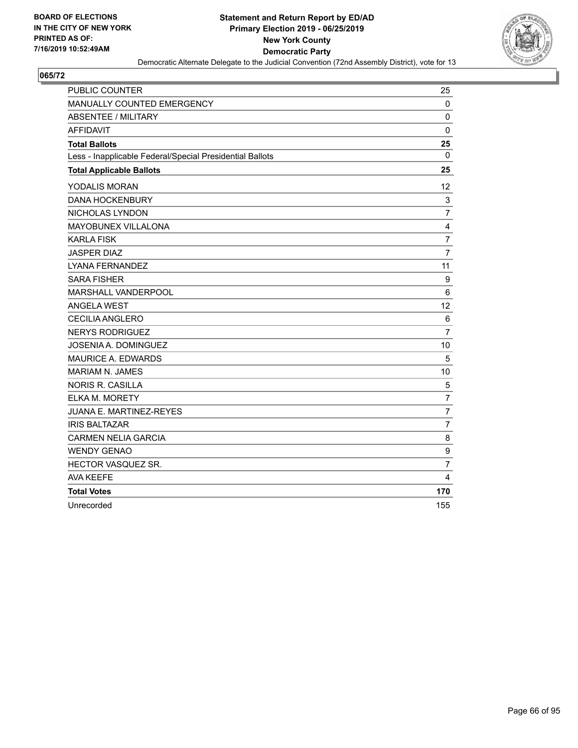BOARD OF ELECTIONS
IN THE CITY OF NEW YORK
PRINTED AS OF:
7/16/2019 10:52:49AM

**Statement and Return Report by ED/AD**
**Primary Election 2019 - 06/25/2019**
**New York County**
**Democratic Party**
Democratic Alternate Delegate to the Judicial Convention (72nd Assembly District), vote for 13

## 065/72

| | |
|---|---|
| PUBLIC COUNTER | 25 |
| MANUALLY COUNTED EMERGENCY | 0 |
| ABSENTEE / MILITARY | 0 |
| AFFIDAVIT | 0 |
| **Total Ballots** | **25** |
| Less - Inapplicable Federal/Special Presidential Ballots | 0 |
| **Total Applicable Ballots** | **25** |
| YODALIS MORAN | 12 |
| DANA HOCKENBURY | 3 |
| NICHOLAS LYNDON | 7 |
| MAYOBUNEX VILLALONA | 4 |
| KARLA FISK | 7 |
| JASPER DIAZ | 7 |
| LYANA FERNANDEZ | 11 |
| SARA FISHER | 9 |
| MARSHALL VANDERPOOL | 6 |
| ANGELA WEST | 12 |
| CECILIA ANGLERO | 6 |
| NERYS RODRIGUEZ | 7 |
| JOSENIA A. DOMINGUEZ | 10 |
| MAURICE A. EDWARDS | 5 |
| MARIAM N. JAMES | 10 |
| NORIS R. CASILLA | 5 |
| ELKA M. MORETY | 7 |
| JUANA E. MARTINEZ-REYES | 7 |
| IRIS BALTAZAR | 7 |
| CARMEN NELIA GARCIA | 8 |
| WENDY GENAO | 9 |
| HECTOR VASQUEZ SR. | 7 |
| AVA KEEFE | 4 |
| **Total Votes** | **170** |
| Unrecorded | 155 |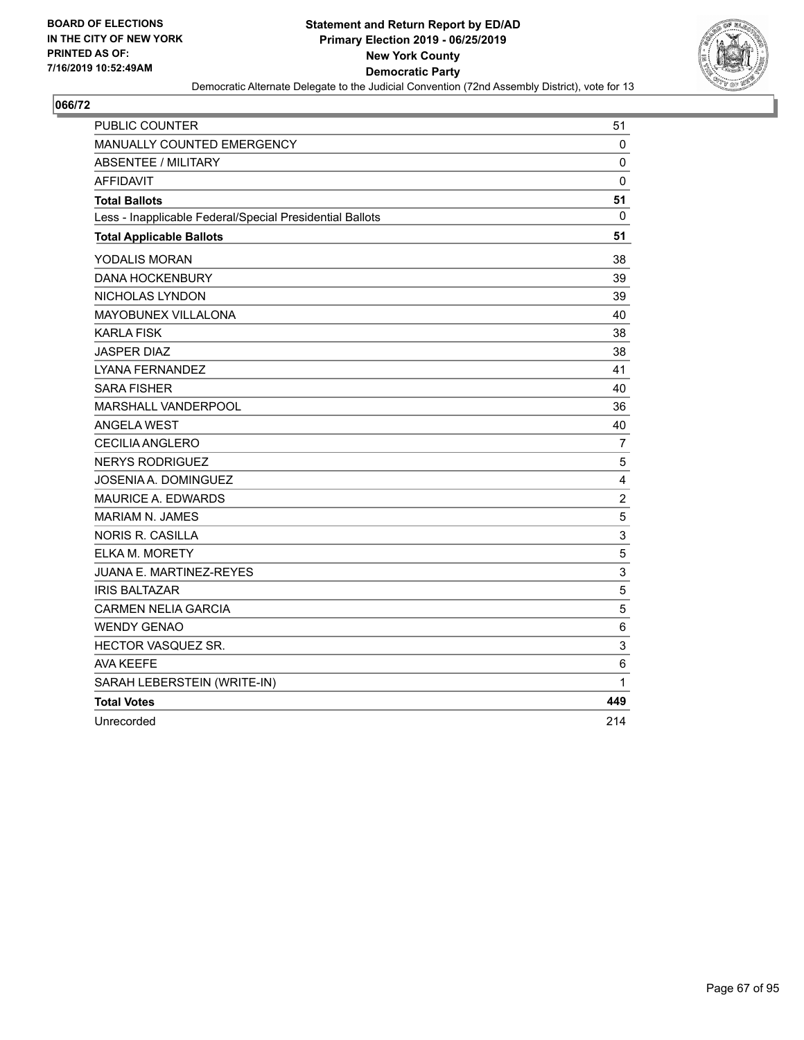**BOARD OF ELECTIONS IN THE CITY OF NEW YORK PRINTED AS OF: 7/16/2019 10:52:49AM**

# Statement and Return Report by ED/AD
## Primary Election 2019 - 06/25/2019
## New York County
## Democratic Party
### Democratic Alternate Delegate to the Judicial Convention (72nd Assembly District), vote for 13

**066/72**

| | |
|---|---|
| PUBLIC COUNTER | 51 |
| MANUALLY COUNTED EMERGENCY | 0 |
| ABSENTEE / MILITARY | 0 |
| AFFIDAVIT | 0 |
| **Total Ballots** | **51** |
| Less - Inapplicable Federal/Special Presidential Ballots | 0 |
| **Total Applicable Ballots** | **51** |
| YODALIS MORAN | 38 |
| DANA HOCKENBURY | 39 |
| NICHOLAS LYNDON | 39 |
| MAYOBUNEX VILLALONA | 40 |
| KARLA FISK | 38 |
| JASPER DIAZ | 38 |
| LYANA FERNANDEZ | 41 |
| SARA FISHER | 40 |
| MARSHALL VANDERPOOL | 36 |
| ANGELA WEST | 40 |
| CECILIA ANGLERO | 7 |
| NERYS RODRIGUEZ | 5 |
| JOSENIA A. DOMINGUEZ | 4 |
| MAURICE A. EDWARDS | 2 |
| MARIAM N. JAMES | 5 |
| NORIS R. CASILLA | 3 |
| ELKA M. MORETY | 5 |
| JUANA E. MARTINEZ-REYES | 3 |
| IRIS BALTAZAR | 5 |
| CARMEN NELIA GARCIA | 5 |
| WENDY GENAO | 6 |
| HECTOR VASQUEZ SR. | 3 |
| AVA KEEFE | 6 |
| SARAH LEBERSTEIN (WRITE-IN) | 1 |
| **Total Votes** | **449** |
| Unrecorded | 214 |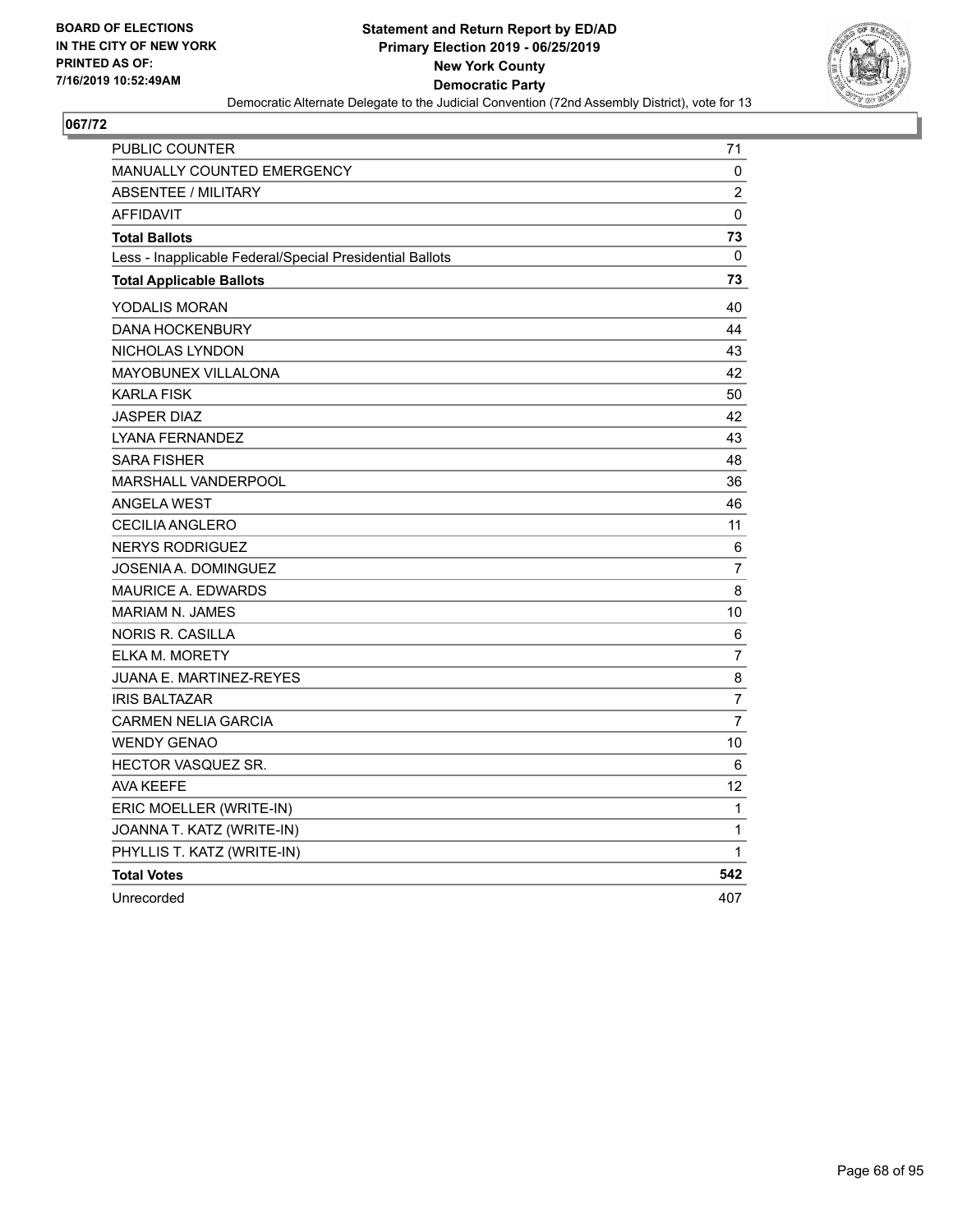BOARD OF ELECTIONS
IN THE CITY OF NEW YORK
PRINTED AS OF:
7/16/2019 10:52:49AM

**Statement and Return Report by ED/AD**
**Primary Election 2019 - 06/25/2019**
**New York County**
**Democratic Party**
Democratic Alternate Delegate to the Judicial Convention (72nd Assembly District), vote for 13

## 067/72

| | |
|---|---|
| PUBLIC COUNTER | 71 |
| MANUALLY COUNTED EMERGENCY | 0 |
| ABSENTEE / MILITARY | 2 |
| AFFIDAVIT | 0 |
| **Total Ballots** | **73** |
| Less - Inapplicable Federal/Special Presidential Ballots | 0 |
| **Total Applicable Ballots** | **73** |
| YODALIS MORAN | 40 |
| DANA HOCKENBURY | 44 |
| NICHOLAS LYNDON | 43 |
| MAYOBUNEX VILLALONA | 42 |
| KARLA FISK | 50 |
| JASPER DIAZ | 42 |
| LYANA FERNANDEZ | 43 |
| SARA FISHER | 48 |
| MARSHALL VANDERPOOL | 36 |
| ANGELA WEST | 46 |
| CECILIA ANGLERO | 11 |
| NERYS RODRIGUEZ | 6 |
| JOSENIA A. DOMINGUEZ | 7 |
| MAURICE A. EDWARDS | 8 |
| MARIAM N. JAMES | 10 |
| NORIS R. CASILLA | 6 |
| ELKA M. MORETY | 7 |
| JUANA E. MARTINEZ-REYES | 8 |
| IRIS BALTAZAR | 7 |
| CARMEN NELIA GARCIA | 7 |
| WENDY GENAO | 10 |
| HECTOR VASQUEZ SR. | 6 |
| AVA KEEFE | 12 |
| ERIC MOELLER (WRITE-IN) | 1 |
| JOANNA T. KATZ (WRITE-IN) | 1 |
| PHYLLIS T. KATZ (WRITE-IN) | 1 |
| **Total Votes** | **542** |
| Unrecorded | 407 |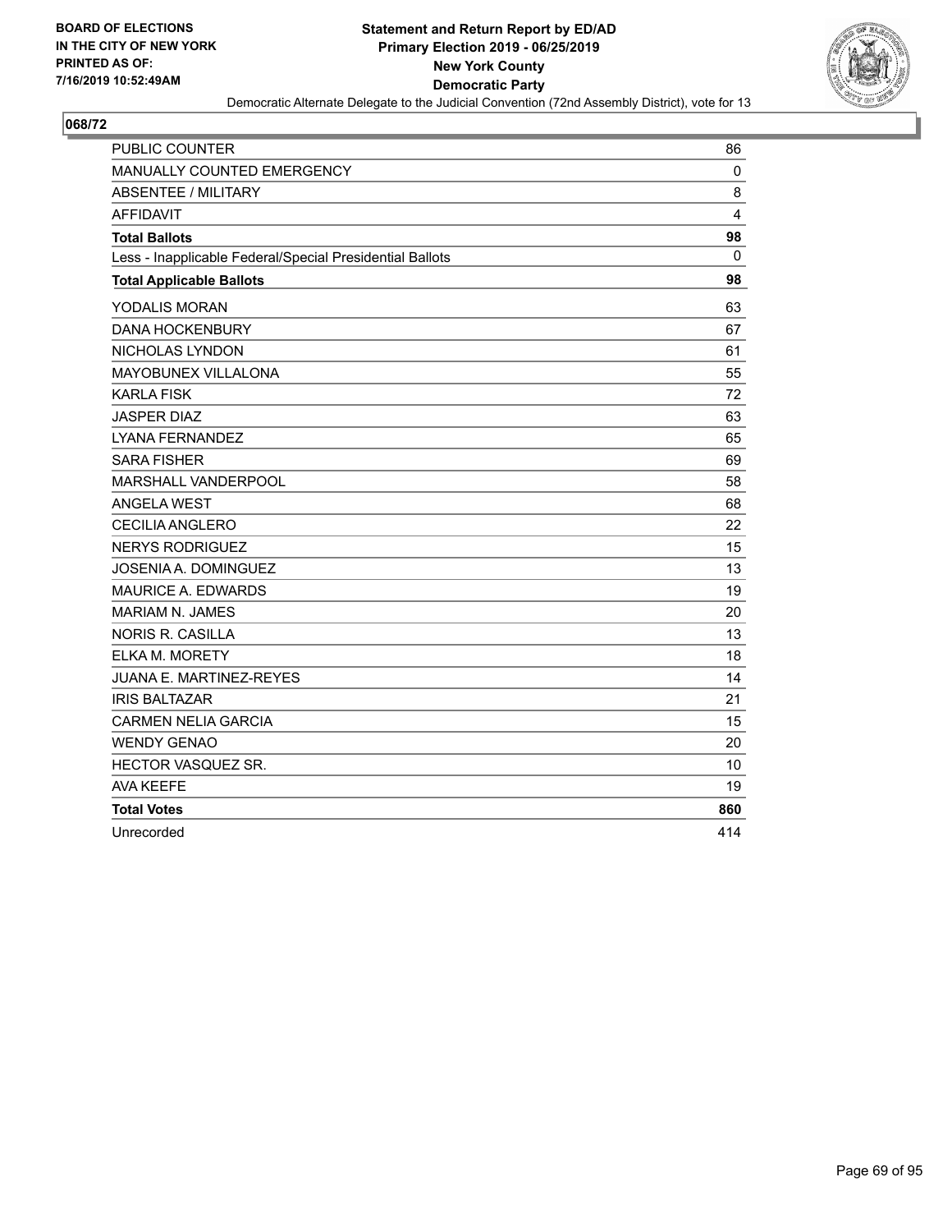BOARD OF ELECTIONS
IN THE CITY OF NEW YORK
PRINTED AS OF:
7/16/2019 10:52:49AM

**Statement and Return Report by ED/AD**
**Primary Election 2019 - 06/25/2019**
**New York County**
**Democratic Party**
Democratic Alternate Delegate to the Judicial Convention (72nd Assembly District), vote for 13

## 068/72

| | |
|---|---|
| PUBLIC COUNTER | 86 |
| MANUALLY COUNTED EMERGENCY | 0 |
| ABSENTEE / MILITARY | 8 |
| AFFIDAVIT | 4 |
| **Total Ballots** | **98** |
| Less - Inapplicable Federal/Special Presidential Ballots | 0 |
| **Total Applicable Ballots** | **98** |
| YODALIS MORAN | 63 |
| DANA HOCKENBURY | 67 |
| NICHOLAS LYNDON | 61 |
| MAYOBUNEX VILLALONA | 55 |
| KARLA FISK | 72 |
| JASPER DIAZ | 63 |
| LYANA FERNANDEZ | 65 |
| SARA FISHER | 69 |
| MARSHALL VANDERPOOL | 58 |
| ANGELA WEST | 68 |
| CECILIA ANGLERO | 22 |
| NERYS RODRIGUEZ | 15 |
| JOSENIA A. DOMINGUEZ | 13 |
| MAURICE A. EDWARDS | 19 |
| MARIAM N. JAMES | 20 |
| NORIS R. CASILLA | 13 |
| ELKA M. MORETY | 18 |
| JUANA E. MARTINEZ-REYES | 14 |
| IRIS BALTAZAR | 21 |
| CARMEN NELIA GARCIA | 15 |
| WENDY GENAO | 20 |
| HECTOR VASQUEZ SR. | 10 |
| AVA KEEFE | 19 |
| **Total Votes** | **860** |
| Unrecorded | 414 |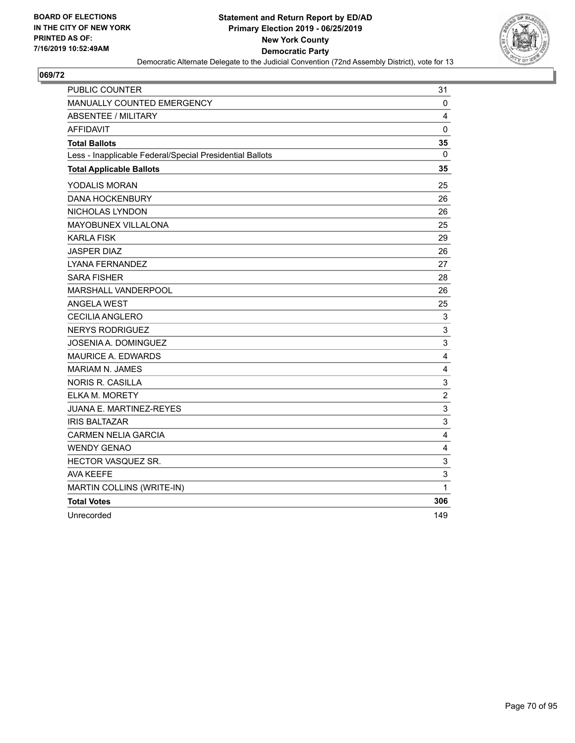**BOARD OF ELECTIONS IN THE CITY OF NEW YORK PRINTED AS OF: 7/16/2019 10:52:49AM**

**Statement and Return Report by ED/AD**
**Primary Election 2019 - 06/25/2019**
**New York County**
**Democratic Party**
Democratic Alternate Delegate to the Judicial Convention (72nd Assembly District), vote for 13

## 069/72

| | |
|---|---|
| PUBLIC COUNTER | 31 |
| MANUALLY COUNTED EMERGENCY | 0 |
| ABSENTEE / MILITARY | 4 |
| AFFIDAVIT | 0 |
| **Total Ballots** | **35** |
| Less - Inapplicable Federal/Special Presidential Ballots | 0 |
| **Total Applicable Ballots** | **35** |
| YODALIS MORAN | 25 |
| DANA HOCKENBURY | 26 |
| NICHOLAS LYNDON | 26 |
| MAYOBUNEX VILLALONA | 25 |
| KARLA FISK | 29 |
| JASPER DIAZ | 26 |
| LYANA FERNANDEZ | 27 |
| SARA FISHER | 28 |
| MARSHALL VANDERPOOL | 26 |
| ANGELA WEST | 25 |
| CECILIA ANGLERO | 3 |
| NERYS RODRIGUEZ | 3 |
| JOSENIA A. DOMINGUEZ | 3 |
| MAURICE A. EDWARDS | 4 |
| MARIAM N. JAMES | 4 |
| NORIS R. CASILLA | 3 |
| ELKA M. MORETY | 2 |
| JUANA E. MARTINEZ-REYES | 3 |
| IRIS BALTAZAR | 3 |
| CARMEN NELIA GARCIA | 4 |
| WENDY GENAO | 4 |
| HECTOR VASQUEZ SR. | 3 |
| AVA KEEFE | 3 |
| MARTIN COLLINS (WRITE-IN) | 1 |
| **Total Votes** | **306** |
| Unrecorded | 149 |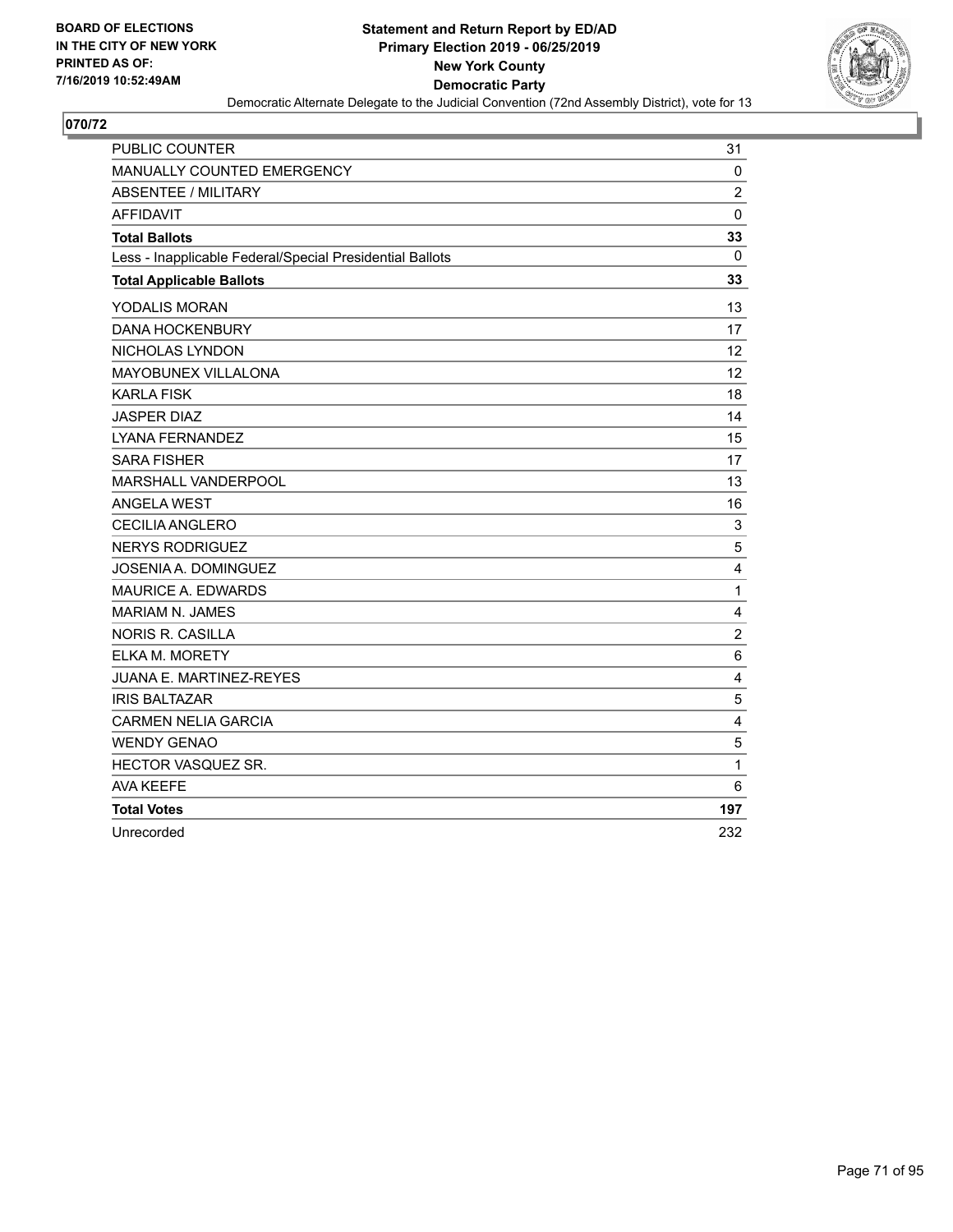**BOARD OF ELECTIONS IN THE CITY OF NEW YORK PRINTED AS OF: 7/16/2019 10:52:49AM**

**Statement and Return Report by ED/AD Primary Election 2019 - 06/25/2019 New York County Democratic Party**

Democratic Alternate Delegate to the Judicial Convention (72nd Assembly District), vote for 13

## 070/72

| | |
|---|---|
| PUBLIC COUNTER | 31 |
| MANUALLY COUNTED EMERGENCY | 0 |
| ABSENTEE / MILITARY | 2 |
| AFFIDAVIT | 0 |
| **Total Ballots** | **33** |
| Less - Inapplicable Federal/Special Presidential Ballots | 0 |
| **Total Applicable Ballots** | **33** |
| YODALIS MORAN | 13 |
| DANA HOCKENBURY | 17 |
| NICHOLAS LYNDON | 12 |
| MAYOBUNEX VILLALONA | 12 |
| KARLA FISK | 18 |
| JASPER DIAZ | 14 |
| LYANA FERNANDEZ | 15 |
| SARA FISHER | 17 |
| MARSHALL VANDERPOOL | 13 |
| ANGELA WEST | 16 |
| CECILIA ANGLERO | 3 |
| NERYS RODRIGUEZ | 5 |
| JOSENIA A. DOMINGUEZ | 4 |
| MAURICE A. EDWARDS | 1 |
| MARIAM N. JAMES | 4 |
| NORIS R. CASILLA | 2 |
| ELKA M. MORETY | 6 |
| JUANA E. MARTINEZ-REYES | 4 |
| IRIS BALTAZAR | 5 |
| CARMEN NELIA GARCIA | 4 |
| WENDY GENAO | 5 |
| HECTOR VASQUEZ SR. | 1 |
| AVA KEEFE | 6 |
| **Total Votes** | **197** |
| Unrecorded | 232 |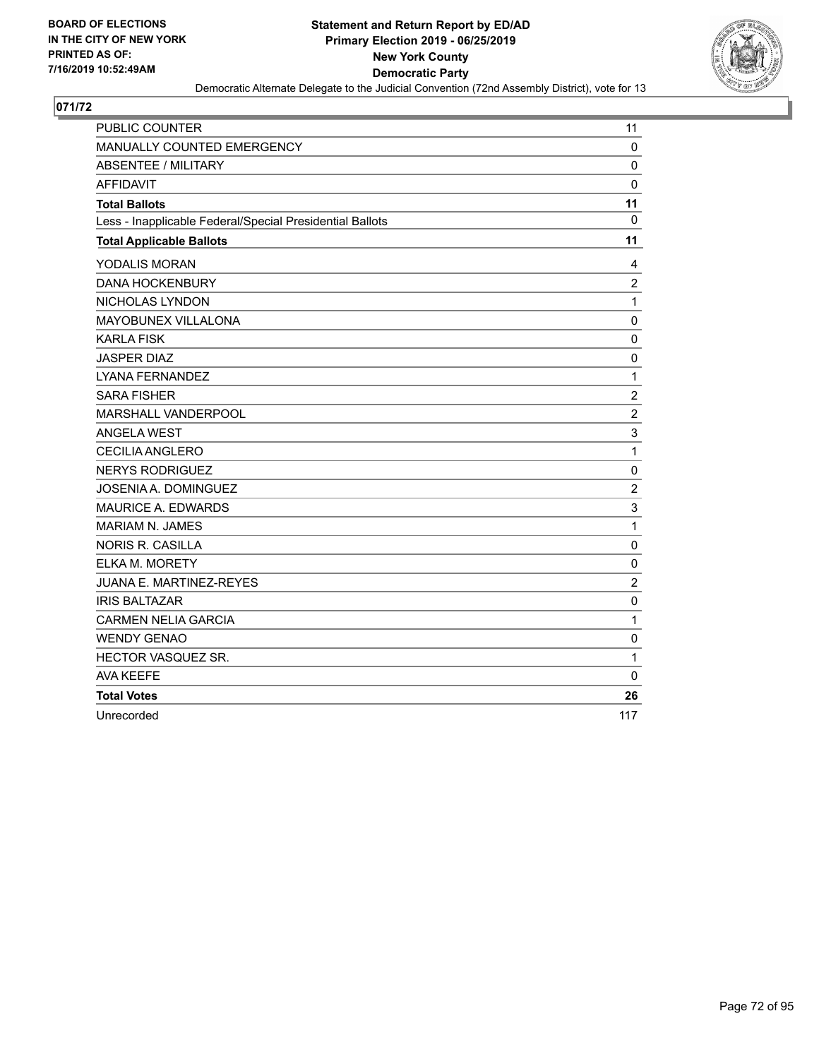BOARD OF ELECTIONS
IN THE CITY OF NEW YORK
PRINTED AS OF:
7/16/2019 10:52:49AM

# Statement and Return Report by ED/AD
## Primary Election 2019 - 06/25/2019
## New York County
## Democratic Party

Democratic Alternate Delegate to the Judicial Convention (72nd Assembly District), vote for 13

**071/72**

| | |
|---|---|
| PUBLIC COUNTER | 11 |
| MANUALLY COUNTED EMERGENCY | 0 |
| ABSENTEE / MILITARY | 0 |
| AFFIDAVIT | 0 |
| **Total Ballots** | **11** |
| Less - Inapplicable Federal/Special Presidential Ballots | 0 |
| **Total Applicable Ballots** | **11** |
| YODALIS MORAN | 4 |
| DANA HOCKENBURY | 2 |
| NICHOLAS LYNDON | 1 |
| MAYOBUNEX VILLALONA | 0 |
| KARLA FISK | 0 |
| JASPER DIAZ | 0 |
| LYANA FERNANDEZ | 1 |
| SARA FISHER | 2 |
| MARSHALL VANDERPOOL | 2 |
| ANGELA WEST | 3 |
| CECILIA ANGLERO | 1 |
| NERYS RODRIGUEZ | 0 |
| JOSENIA A. DOMINGUEZ | 2 |
| MAURICE A. EDWARDS | 3 |
| MARIAM N. JAMES | 1 |
| NORIS R. CASILLA | 0 |
| ELKA M. MORETY | 0 |
| JUANA E. MARTINEZ-REYES | 2 |
| IRIS BALTAZAR | 0 |
| CARMEN NELIA GARCIA | 1 |
| WENDY GENAO | 0 |
| HECTOR VASQUEZ SR. | 1 |
| AVA KEEFE | 0 |
| **Total Votes** | **26** |
| Unrecorded | 117 |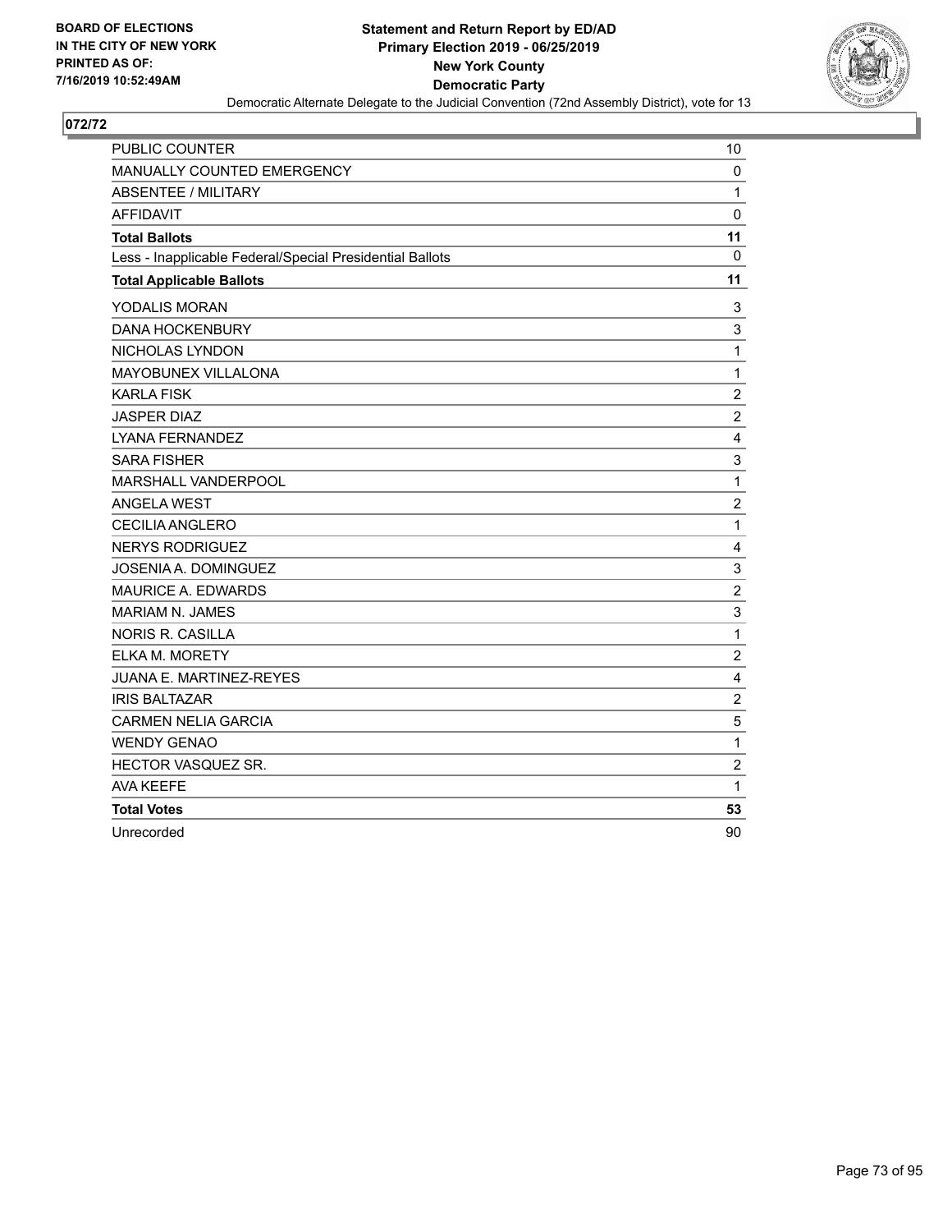BOARD OF ELECTIONS
IN THE CITY OF NEW YORK
PRINTED AS OF:
7/16/2019 10:52:49AM

**Statement and Return Report by ED/AD**
**Primary Election 2019 - 06/25/2019**
**New York County**
**Democratic Party**
Democratic Alternate Delegate to the Judicial Convention (72nd Assembly District), vote for 13

## 072/72

| | |
|---|---|
| PUBLIC COUNTER | 10 |
| MANUALLY COUNTED EMERGENCY | 0 |
| ABSENTEE / MILITARY | 1 |
| AFFIDAVIT | 0 |
| **Total Ballots** | **11** |
| Less - Inapplicable Federal/Special Presidential Ballots | 0 |
| **Total Applicable Ballots** | **11** |
| YODALIS MORAN | 3 |
| DANA HOCKENBURY | 3 |
| NICHOLAS LYNDON | 1 |
| MAYOBUNEX VILLALONA | 1 |
| KARLA FISK | 2 |
| JASPER DIAZ | 2 |
| LYANA FERNANDEZ | 4 |
| SARA FISHER | 3 |
| MARSHALL VANDERPOOL | 1 |
| ANGELA WEST | 2 |
| CECILIA ANGLERO | 1 |
| NERYS RODRIGUEZ | 4 |
| JOSENIA A. DOMINGUEZ | 3 |
| MAURICE A. EDWARDS | 2 |
| MARIAM N. JAMES | 3 |
| NORIS R. CASILLA | 1 |
| ELKA M. MORETY | 2 |
| JUANA E. MARTINEZ-REYES | 4 |
| IRIS BALTAZAR | 2 |
| CARMEN NELIA GARCIA | 5 |
| WENDY GENAO | 1 |
| HECTOR VASQUEZ SR. | 2 |
| AVA KEEFE | 1 |
| **Total Votes** | **53** |
| Unrecorded | 90 |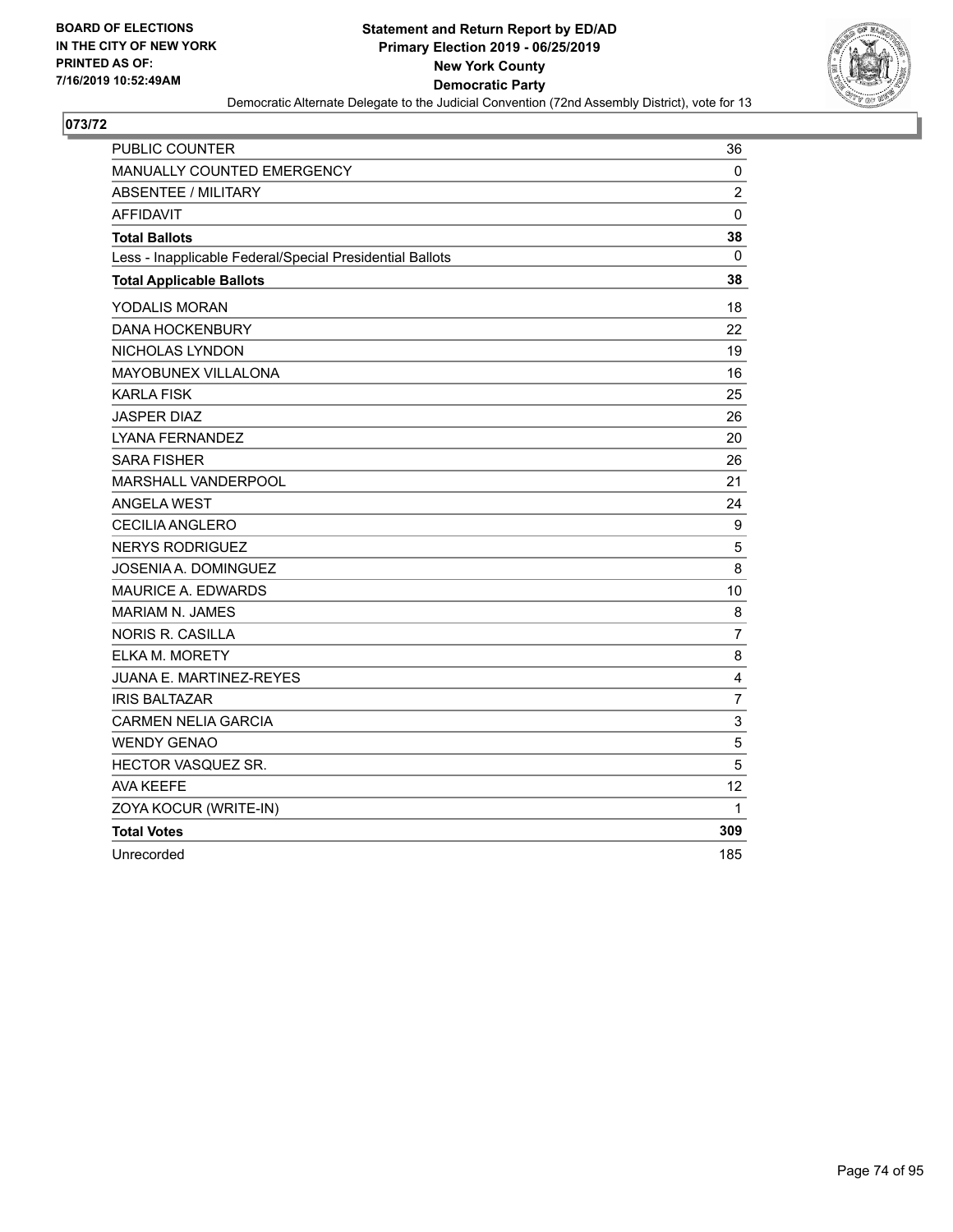**BOARD OF ELECTIONS IN THE CITY OF NEW YORK PRINTED AS OF: 7/16/2019 10:52:49AM**

**Statement and Return Report by ED/AD**
**Primary Election 2019 - 06/25/2019**
**New York County**
**Democratic Party**
Democratic Alternate Delegate to the Judicial Convention (72nd Assembly District), vote for 13

## 073/72

| | |
|---|---|
| PUBLIC COUNTER | 36 |
| MANUALLY COUNTED EMERGENCY | 0 |
| ABSENTEE / MILITARY | 2 |
| AFFIDAVIT | 0 |
| **Total Ballots** | **38** |
| Less - Inapplicable Federal/Special Presidential Ballots | 0 |
| **Total Applicable Ballots** | **38** |
| YODALIS MORAN | 18 |
| DANA HOCKENBURY | 22 |
| NICHOLAS LYNDON | 19 |
| MAYOBUNEX VILLALONA | 16 |
| KARLA FISK | 25 |
| JASPER DIAZ | 26 |
| LYANA FERNANDEZ | 20 |
| SARA FISHER | 26 |
| MARSHALL VANDERPOOL | 21 |
| ANGELA WEST | 24 |
| CECILIA ANGLERO | 9 |
| NERYS RODRIGUEZ | 5 |
| JOSENIA A. DOMINGUEZ | 8 |
| MAURICE A. EDWARDS | 10 |
| MARIAM N. JAMES | 8 |
| NORIS R. CASILLA | 7 |
| ELKA M. MORETY | 8 |
| JUANA E. MARTINEZ-REYES | 4 |
| IRIS BALTAZAR | 7 |
| CARMEN NELIA GARCIA | 3 |
| WENDY GENAO | 5 |
| HECTOR VASQUEZ SR. | 5 |
| AVA KEEFE | 12 |
| ZOYA KOCUR (WRITE-IN) | 1 |
| **Total Votes** | **309** |
| Unrecorded | 185 |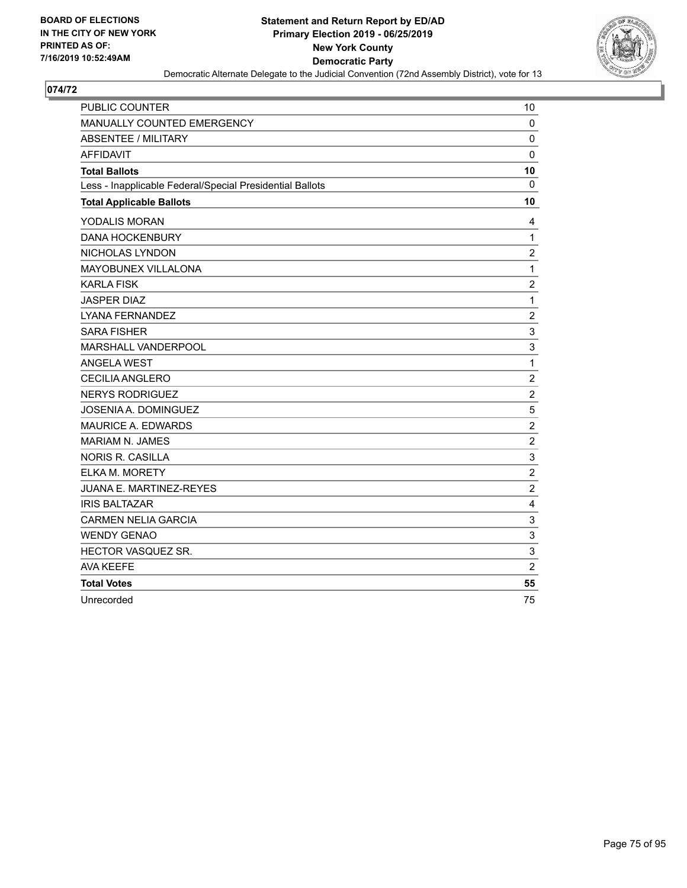**Statement and Return Report by ED/AD**
**Primary Election 2019 - 06/25/2019**
**New York County**
**Democratic Party**

Democratic Alternate Delegate to the Judicial Convention (72nd Assembly District), vote for 13

BOARD OF ELECTIONS IN THE CITY OF NEW YORK PRINTED AS OF: 7/16/2019 10:52:49AM

## 074/72

| | |
|---|---|
| PUBLIC COUNTER | 10 |
| MANUALLY COUNTED EMERGENCY | 0 |
| ABSENTEE / MILITARY | 0 |
| AFFIDAVIT | 0 |
| **Total Ballots** | **10** |
| Less - Inapplicable Federal/Special Presidential Ballots | 0 |
| **Total Applicable Ballots** | **10** |
| YODALIS MORAN | 4 |
| DANA HOCKENBURY | 1 |
| NICHOLAS LYNDON | 2 |
| MAYOBUNEX VILLALONA | 1 |
| KARLA FISK | 2 |
| JASPER DIAZ | 1 |
| LYANA FERNANDEZ | 2 |
| SARA FISHER | 3 |
| MARSHALL VANDERPOOL | 3 |
| ANGELA WEST | 1 |
| CECILIA ANGLERO | 2 |
| NERYS RODRIGUEZ | 2 |
| JOSENIA A. DOMINGUEZ | 5 |
| MAURICE A. EDWARDS | 2 |
| MARIAM N. JAMES | 2 |
| NORIS R. CASILLA | 3 |
| ELKA M. MORETY | 2 |
| JUANA E. MARTINEZ-REYES | 2 |
| IRIS BALTAZAR | 4 |
| CARMEN NELIA GARCIA | 3 |
| WENDY GENAO | 3 |
| HECTOR VASQUEZ SR. | 3 |
| AVA KEEFE | 2 |
| **Total Votes** | **55** |
| Unrecorded | 75 |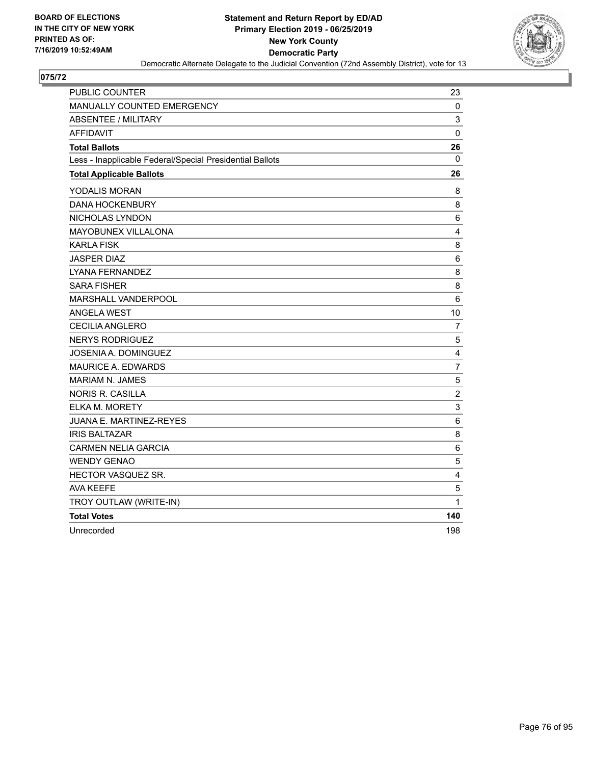BOARD OF ELECTIONS
IN THE CITY OF NEW YORK
PRINTED AS OF:
7/16/2019 10:52:49AM

**Statement and Return Report by ED/AD**
**Primary Election 2019 - 06/25/2019**
**New York County**
**Democratic Party**
Democratic Alternate Delegate to the Judicial Convention (72nd Assembly District), vote for 13

## 075/72

| | |
|---|---|
| PUBLIC COUNTER | 23 |
| MANUALLY COUNTED EMERGENCY | 0 |
| ABSENTEE / MILITARY | 3 |
| AFFIDAVIT | 0 |
| **Total Ballots** | **26** |
| Less - Inapplicable Federal/Special Presidential Ballots | 0 |
| **Total Applicable Ballots** | **26** |
| YODALIS MORAN | 8 |
| DANA HOCKENBURY | 8 |
| NICHOLAS LYNDON | 6 |
| MAYOBUNEX VILLALONA | 4 |
| KARLA FISK | 8 |
| JASPER DIAZ | 6 |
| LYANA FERNANDEZ | 8 |
| SARA FISHER | 8 |
| MARSHALL VANDERPOOL | 6 |
| ANGELA WEST | 10 |
| CECILIA ANGLERO | 7 |
| NERYS RODRIGUEZ | 5 |
| JOSENIA A. DOMINGUEZ | 4 |
| MAURICE A. EDWARDS | 7 |
| MARIAM N. JAMES | 5 |
| NORIS R. CASILLA | 2 |
| ELKA M. MORETY | 3 |
| JUANA E. MARTINEZ-REYES | 6 |
| IRIS BALTAZAR | 8 |
| CARMEN NELIA GARCIA | 6 |
| WENDY GENAO | 5 |
| HECTOR VASQUEZ SR. | 4 |
| AVA KEEFE | 5 |
| TROY OUTLAW (WRITE-IN) | 1 |
| **Total Votes** | **140** |
| Unrecorded | 198 |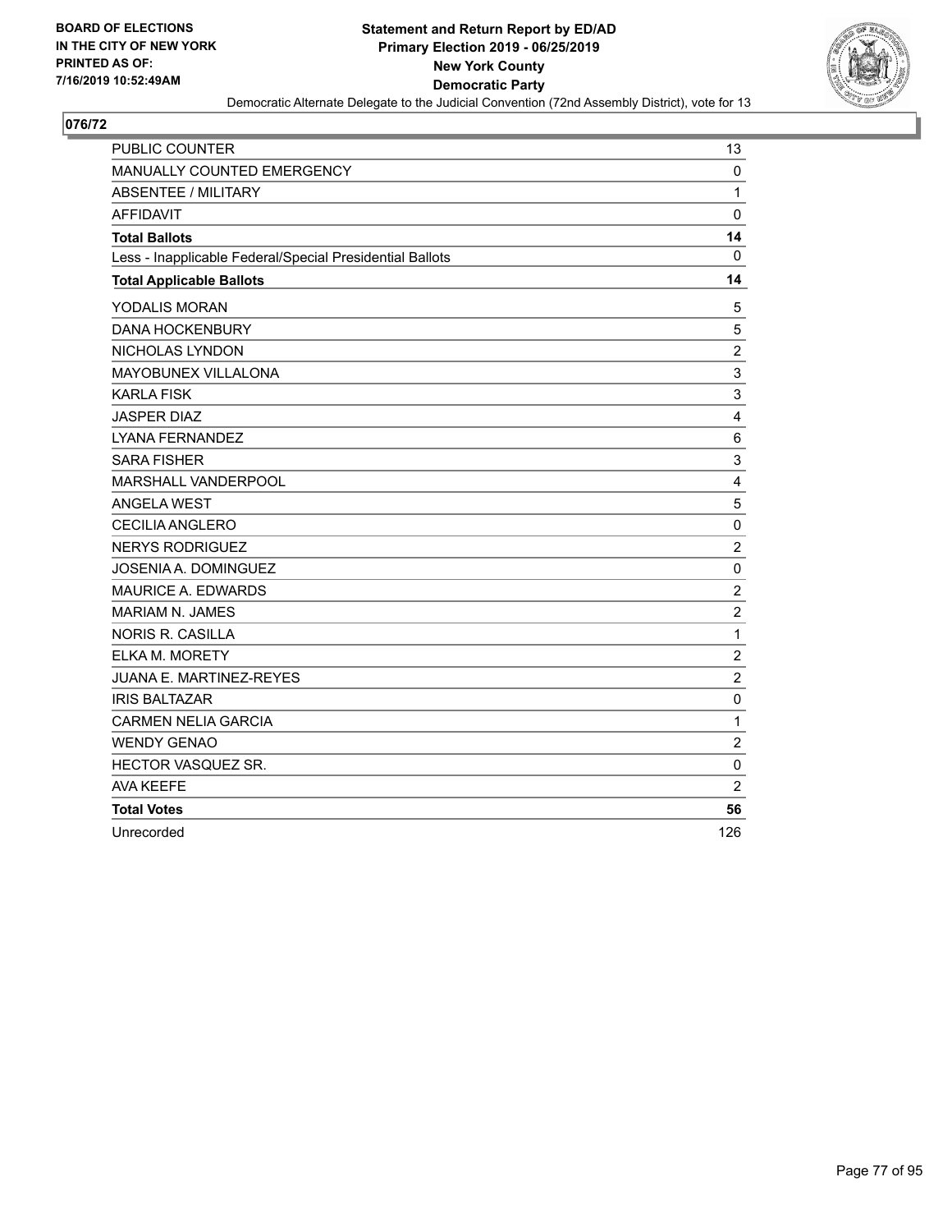BOARD OF ELECTIONS
IN THE CITY OF NEW YORK
PRINTED AS OF:
7/16/2019 10:52:49AM

**Statement and Return Report by ED/AD**
**Primary Election 2019 - 06/25/2019**
**New York County**
**Democratic Party**
Democratic Alternate Delegate to the Judicial Convention (72nd Assembly District), vote for 13

## 076/72

| | |
|---|---|
| PUBLIC COUNTER | 13 |
| MANUALLY COUNTED EMERGENCY | 0 |
| ABSENTEE / MILITARY | 1 |
| AFFIDAVIT | 0 |
| **Total Ballots** | **14** |
| Less - Inapplicable Federal/Special Presidential Ballots | 0 |
| **Total Applicable Ballots** | **14** |
| YODALIS MORAN | 5 |
| DANA HOCKENBURY | 5 |
| NICHOLAS LYNDON | 2 |
| MAYOBUNEX VILLALONA | 3 |
| KARLA FISK | 3 |
| JASPER DIAZ | 4 |
| LYANA FERNANDEZ | 6 |
| SARA FISHER | 3 |
| MARSHALL VANDERPOOL | 4 |
| ANGELA WEST | 5 |
| CECILIA ANGLERO | 0 |
| NERYS RODRIGUEZ | 2 |
| JOSENIA A. DOMINGUEZ | 0 |
| MAURICE A. EDWARDS | 2 |
| MARIAM N. JAMES | 2 |
| NORIS R. CASILLA | 1 |
| ELKA M. MORETY | 2 |
| JUANA E. MARTINEZ-REYES | 2 |
| IRIS BALTAZAR | 0 |
| CARMEN NELIA GARCIA | 1 |
| WENDY GENAO | 2 |
| HECTOR VASQUEZ SR. | 0 |
| AVA KEEFE | 2 |
| **Total Votes** | **56** |
| Unrecorded | 126 |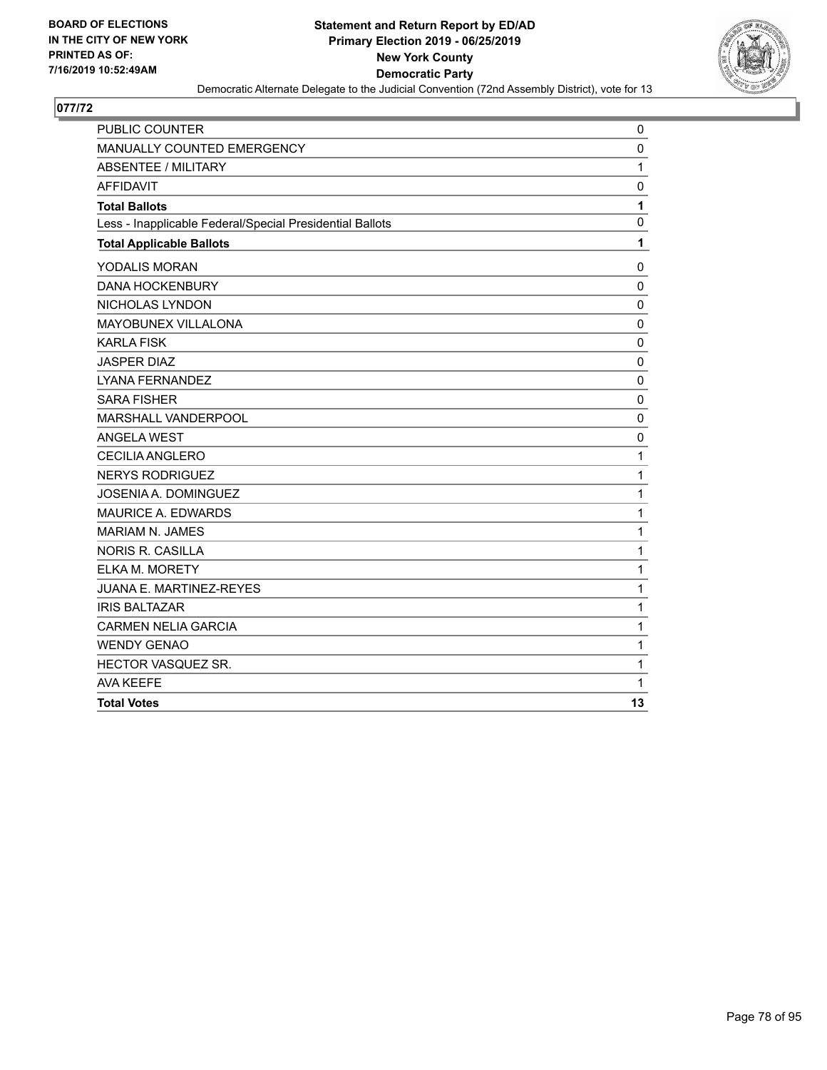BOARD OF ELECTIONS
IN THE CITY OF NEW YORK
PRINTED AS OF:
7/16/2019 10:52:49AM

**Statement and Return Report by ED/AD**
**Primary Election 2019 - 06/25/2019**
**New York County**
**Democratic Party**
Democratic Alternate Delegate to the Judicial Convention (72nd Assembly District), vote for 13

## 077/72

| | |
|---|---|
| PUBLIC COUNTER | 0 |
| MANUALLY COUNTED EMERGENCY | 0 |
| ABSENTEE / MILITARY | 1 |
| AFFIDAVIT | 0 |
| **Total Ballots** | **1** |
| Less - Inapplicable Federal/Special Presidential Ballots | 0 |
| **Total Applicable Ballots** | **1** |
| YODALIS MORAN | 0 |
| DANA HOCKENBURY | 0 |
| NICHOLAS LYNDON | 0 |
| MAYOBUNEX VILLALONA | 0 |
| KARLA FISK | 0 |
| JASPER DIAZ | 0 |
| LYANA FERNANDEZ | 0 |
| SARA FISHER | 0 |
| MARSHALL VANDERPOOL | 0 |
| ANGELA WEST | 0 |
| CECILIA ANGLERO | 1 |
| NERYS RODRIGUEZ | 1 |
| JOSENIA A. DOMINGUEZ | 1 |
| MAURICE A. EDWARDS | 1 |
| MARIAM N. JAMES | 1 |
| NORIS R. CASILLA | 1 |
| ELKA M. MORETY | 1 |
| JUANA E. MARTINEZ-REYES | 1 |
| IRIS BALTAZAR | 1 |
| CARMEN NELIA GARCIA | 1 |
| WENDY GENAO | 1 |
| HECTOR VASQUEZ SR. | 1 |
| AVA KEEFE | 1 |
| **Total Votes** | **13** |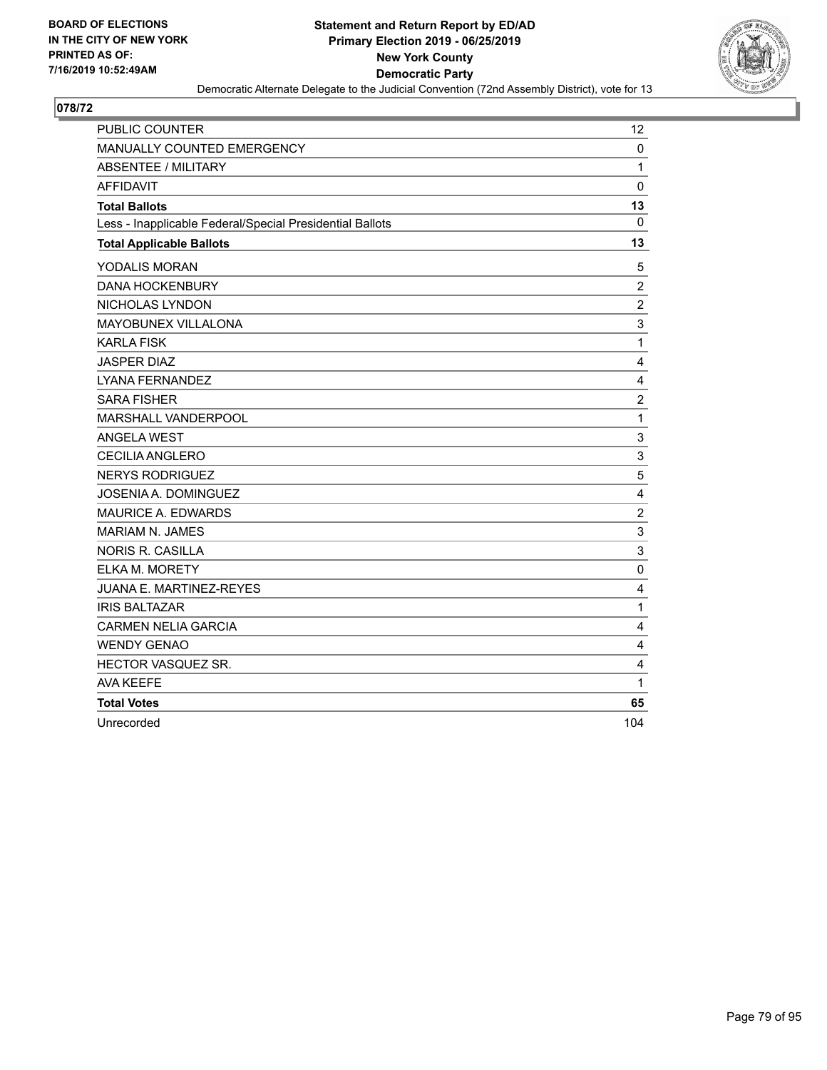BOARD OF ELECTIONS
IN THE CITY OF NEW YORK
PRINTED AS OF:
7/16/2019 10:52:49AM

**Statement and Return Report by ED/AD**
**Primary Election 2019 - 06/25/2019**
**New York County**
**Democratic Party**
Democratic Alternate Delegate to the Judicial Convention (72nd Assembly District), vote for 13

## 078/72

| | |
|---|---|
| PUBLIC COUNTER | 12 |
| MANUALLY COUNTED EMERGENCY | 0 |
| ABSENTEE / MILITARY | 1 |
| AFFIDAVIT | 0 |
| **Total Ballots** | **13** |
| Less - Inapplicable Federal/Special Presidential Ballots | 0 |
| **Total Applicable Ballots** | **13** |
| YODALIS MORAN | 5 |
| DANA HOCKENBURY | 2 |
| NICHOLAS LYNDON | 2 |
| MAYOBUNEX VILLALONA | 3 |
| KARLA FISK | 1 |
| JASPER DIAZ | 4 |
| LYANA FERNANDEZ | 4 |
| SARA FISHER | 2 |
| MARSHALL VANDERPOOL | 1 |
| ANGELA WEST | 3 |
| CECILIA ANGLERO | 3 |
| NERYS RODRIGUEZ | 5 |
| JOSENIA A. DOMINGUEZ | 4 |
| MAURICE A. EDWARDS | 2 |
| MARIAM N. JAMES | 3 |
| NORIS R. CASILLA | 3 |
| ELKA M. MORETY | 0 |
| JUANA E. MARTINEZ-REYES | 4 |
| IRIS BALTAZAR | 1 |
| CARMEN NELIA GARCIA | 4 |
| WENDY GENAO | 4 |
| HECTOR VASQUEZ SR. | 4 |
| AVA KEEFE | 1 |
| **Total Votes** | **65** |
| Unrecorded | 104 |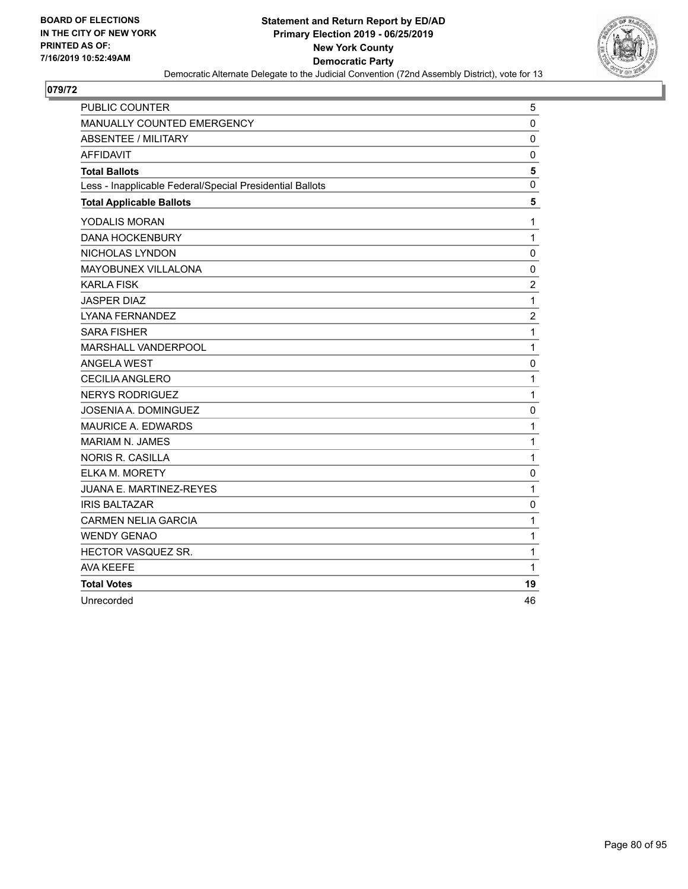BOARD OF ELECTIONS
IN THE CITY OF NEW YORK
PRINTED AS OF:
7/16/2019 10:52:49AM

**Statement and Return Report by ED/AD**
**Primary Election 2019 - 06/25/2019**
**New York County**
**Democratic Party**
Democratic Alternate Delegate to the Judicial Convention (72nd Assembly District), vote for 13

## 079/72

| | |
|---|---|
| PUBLIC COUNTER | 5 |
| MANUALLY COUNTED EMERGENCY | 0 |
| ABSENTEE / MILITARY | 0 |
| AFFIDAVIT | 0 |
| **Total Ballots** | **5** |
| Less - Inapplicable Federal/Special Presidential Ballots | 0 |
| **Total Applicable Ballots** | **5** |
| YODALIS MORAN | 1 |
| DANA HOCKENBURY | 1 |
| NICHOLAS LYNDON | 0 |
| MAYOBUNEX VILLALONA | 0 |
| KARLA FISK | 2 |
| JASPER DIAZ | 1 |
| LYANA FERNANDEZ | 2 |
| SARA FISHER | 1 |
| MARSHALL VANDERPOOL | 1 |
| ANGELA WEST | 0 |
| CECILIA ANGLERO | 1 |
| NERYS RODRIGUEZ | 1 |
| JOSENIA A. DOMINGUEZ | 0 |
| MAURICE A. EDWARDS | 1 |
| MARIAM N. JAMES | 1 |
| NORIS R. CASILLA | 1 |
| ELKA M. MORETY | 0 |
| JUANA E. MARTINEZ-REYES | 1 |
| IRIS BALTAZAR | 0 |
| CARMEN NELIA GARCIA | 1 |
| WENDY GENAO | 1 |
| HECTOR VASQUEZ SR. | 1 |
| AVA KEEFE | 1 |
| **Total Votes** | **19** |
| Unrecorded | 46 |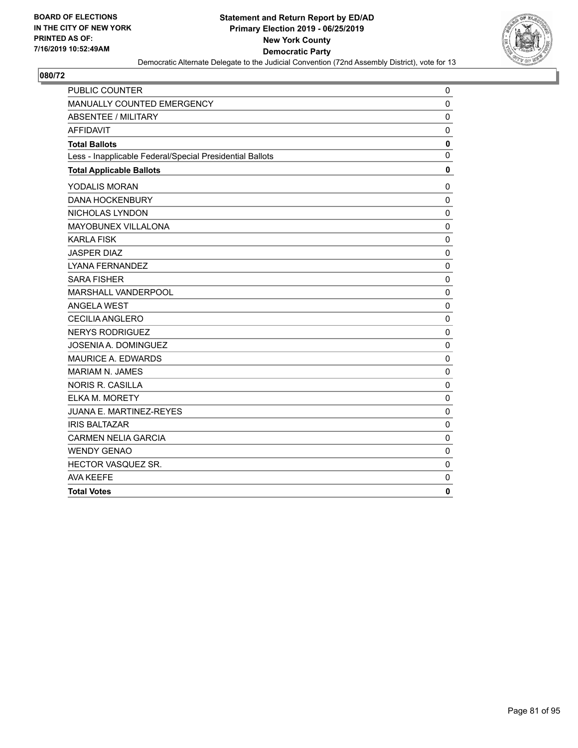BOARD OF ELECTIONS
IN THE CITY OF NEW YORK
PRINTED AS OF:
7/16/2019 10:52:49AM

**Statement and Return Report by ED/AD**
**Primary Election 2019 - 06/25/2019**
**New York County**
**Democratic Party**
Democratic Alternate Delegate to the Judicial Convention (72nd Assembly District), vote for 13

## 080/72

| | |
|---|---|
| PUBLIC COUNTER | 0 |
| MANUALLY COUNTED EMERGENCY | 0 |
| ABSENTEE / MILITARY | 0 |
| AFFIDAVIT | 0 |
| **Total Ballots** | **0** |
| Less - Inapplicable Federal/Special Presidential Ballots | 0 |
| **Total Applicable Ballots** | **0** |
| YODALIS MORAN | 0 |
| DANA HOCKENBURY | 0 |
| NICHOLAS LYNDON | 0 |
| MAYOBUNEX VILLALONA | 0 |
| KARLA FISK | 0 |
| JASPER DIAZ | 0 |
| LYANA FERNANDEZ | 0 |
| SARA FISHER | 0 |
| MARSHALL VANDERPOOL | 0 |
| ANGELA WEST | 0 |
| CECILIA ANGLERO | 0 |
| NERYS RODRIGUEZ | 0 |
| JOSENIA A. DOMINGUEZ | 0 |
| MAURICE A. EDWARDS | 0 |
| MARIAM N. JAMES | 0 |
| NORIS R. CASILLA | 0 |
| ELKA M. MORETY | 0 |
| JUANA E. MARTINEZ-REYES | 0 |
| IRIS BALTAZAR | 0 |
| CARMEN NELIA GARCIA | 0 |
| WENDY GENAO | 0 |
| HECTOR VASQUEZ SR. | 0 |
| AVA KEEFE | 0 |
| **Total Votes** | **0** |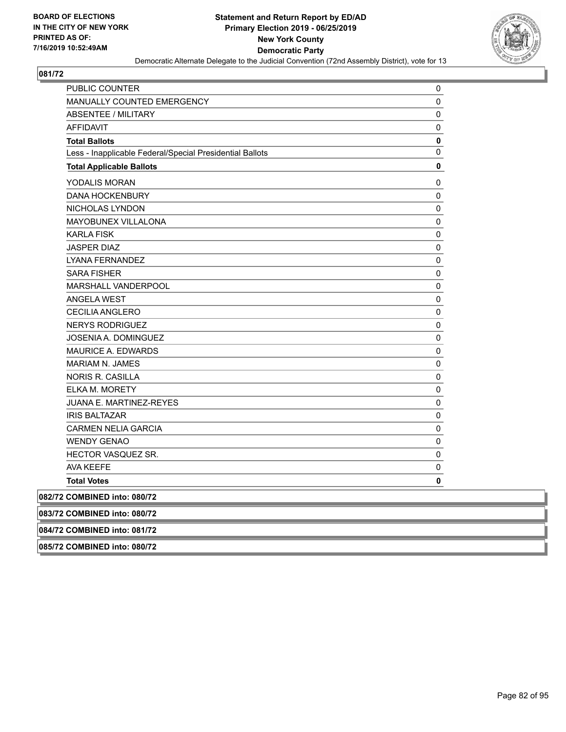**081/72**

| | |
|---|---|
| PUBLIC COUNTER | 0 |
| MANUALLY COUNTED EMERGENCY | 0 |
| ABSENTEE / MILITARY | 0 |
| AFFIDAVIT | 0 |
| **Total Ballots** | **0** |
| Less - Inapplicable Federal/Special Presidential Ballots | 0 |
| **Total Applicable Ballots** | **0** |
| YODALIS MORAN | 0 |
| DANA HOCKENBURY | 0 |
| NICHOLAS LYNDON | 0 |
| MAYOBUNEX VILLALONA | 0 |
| KARLA FISK | 0 |
| JASPER DIAZ | 0 |
| LYANA FERNANDEZ | 0 |
| SARA FISHER | 0 |
| MARSHALL VANDERPOOL | 0 |
| ANGELA WEST | 0 |
| CECILIA ANGLERO | 0 |
| NERYS RODRIGUEZ | 0 |
| JOSENIA A. DOMINGUEZ | 0 |
| MAURICE A. EDWARDS | 0 |
| MARIAM N. JAMES | 0 |
| NORIS R. CASILLA | 0 |
| ELKA M. MORETY | 0 |
| JUANA E. MARTINEZ-REYES | 0 |
| IRIS BALTAZAR | 0 |
| CARMEN NELIA GARCIA | 0 |
| WENDY GENAO | 0 |
| HECTOR VASQUEZ SR. | 0 |
| AVA KEEFE | 0 |
| **Total Votes** | **0** |

**082/72 COMBINED into: 080/72**

**083/72 COMBINED into: 080/72**

**084/72 COMBINED into: 081/72**

**085/72 COMBINED into: 080/72**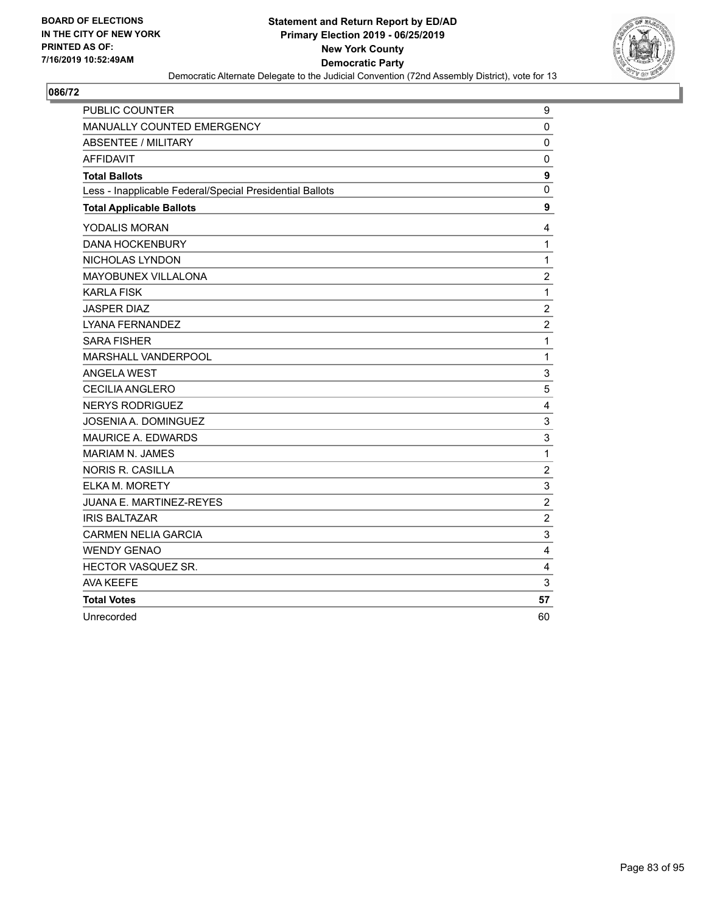BOARD OF ELECTIONS
IN THE CITY OF NEW YORK
PRINTED AS OF:
7/16/2019 10:52:49AM

**Statement and Return Report by ED/AD**
**Primary Election 2019 - 06/25/2019**
**New York County**
**Democratic Party**
Democratic Alternate Delegate to the Judicial Convention (72nd Assembly District), vote for 13

## 086/72

| | |
|---|---|
| PUBLIC COUNTER | 9 |
| MANUALLY COUNTED EMERGENCY | 0 |
| ABSENTEE / MILITARY | 0 |
| AFFIDAVIT | 0 |
| **Total Ballots** | **9** |
| Less - Inapplicable Federal/Special Presidential Ballots | 0 |
| **Total Applicable Ballots** | **9** |
| YODALIS MORAN | 4 |
| DANA HOCKENBURY | 1 |
| NICHOLAS LYNDON | 1 |
| MAYOBUNEX VILLALONA | 2 |
| KARLA FISK | 1 |
| JASPER DIAZ | 2 |
| LYANA FERNANDEZ | 2 |
| SARA FISHER | 1 |
| MARSHALL VANDERPOOL | 1 |
| ANGELA WEST | 3 |
| CECILIA ANGLERO | 5 |
| NERYS RODRIGUEZ | 4 |
| JOSENIA A. DOMINGUEZ | 3 |
| MAURICE A. EDWARDS | 3 |
| MARIAM N. JAMES | 1 |
| NORIS R. CASILLA | 2 |
| ELKA M. MORETY | 3 |
| JUANA E. MARTINEZ-REYES | 2 |
| IRIS BALTAZAR | 2 |
| CARMEN NELIA GARCIA | 3 |
| WENDY GENAO | 4 |
| HECTOR VASQUEZ SR. | 4 |
| AVA KEEFE | 3 |
| **Total Votes** | **57** |
| Unrecorded | 60 |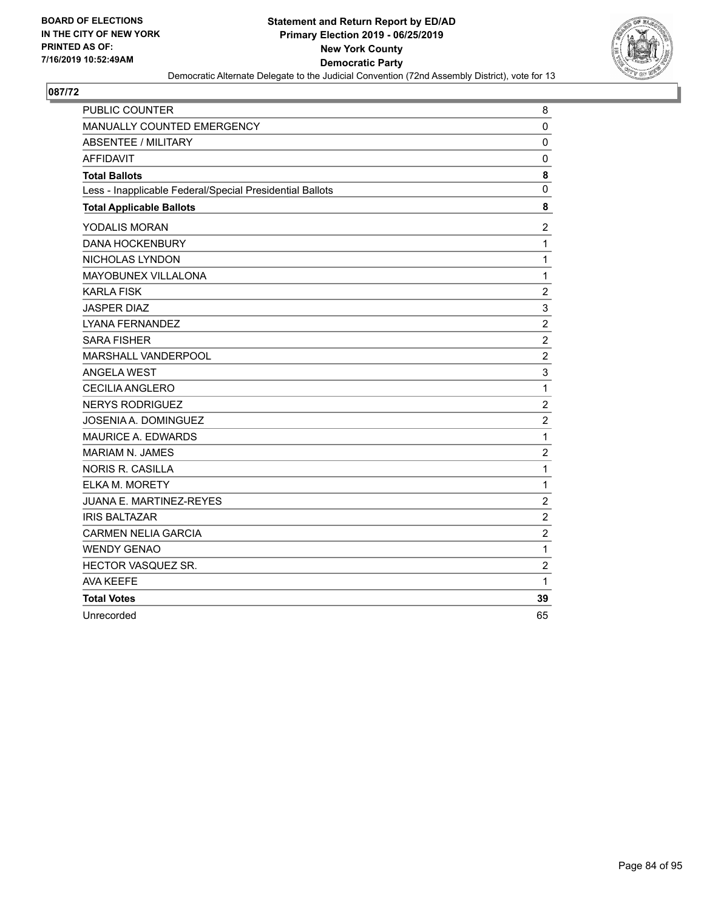BOARD OF ELECTIONS
IN THE CITY OF NEW YORK
PRINTED AS OF:
7/16/2019 10:52:49AM

**Statement and Return Report by ED/AD**
**Primary Election 2019 - 06/25/2019**
**New York County**
**Democratic Party**
Democratic Alternate Delegate to the Judicial Convention (72nd Assembly District), vote for 13

## 087/72

| | |
|---|---|
| PUBLIC COUNTER | 8 |
| MANUALLY COUNTED EMERGENCY | 0 |
| ABSENTEE / MILITARY | 0 |
| AFFIDAVIT | 0 |
| **Total Ballots** | **8** |
| Less - Inapplicable Federal/Special Presidential Ballots | 0 |
| **Total Applicable Ballots** | **8** |
| YODALIS MORAN | 2 |
| DANA HOCKENBURY | 1 |
| NICHOLAS LYNDON | 1 |
| MAYOBUNEX VILLALONA | 1 |
| KARLA FISK | 2 |
| JASPER DIAZ | 3 |
| LYANA FERNANDEZ | 2 |
| SARA FISHER | 2 |
| MARSHALL VANDERPOOL | 2 |
| ANGELA WEST | 3 |
| CECILIA ANGLERO | 1 |
| NERYS RODRIGUEZ | 2 |
| JOSENIA A. DOMINGUEZ | 2 |
| MAURICE A. EDWARDS | 1 |
| MARIAM N. JAMES | 2 |
| NORIS R. CASILLA | 1 |
| ELKA M. MORETY | 1 |
| JUANA E. MARTINEZ-REYES | 2 |
| IRIS BALTAZAR | 2 |
| CARMEN NELIA GARCIA | 2 |
| WENDY GENAO | 1 |
| HECTOR VASQUEZ SR. | 2 |
| AVA KEEFE | 1 |
| **Total Votes** | **39** |
| Unrecorded | 65 |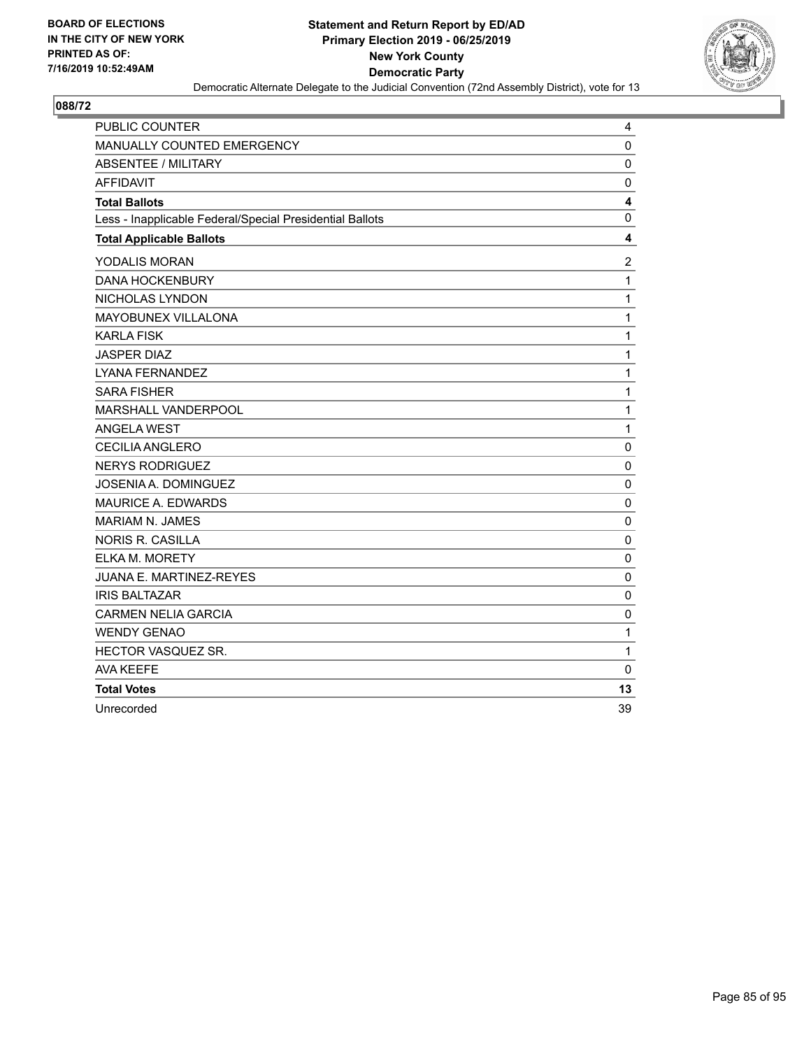BOARD OF ELECTIONS
IN THE CITY OF NEW YORK
PRINTED AS OF:
7/16/2019 10:52:49AM

**Statement and Return Report by ED/AD**
**Primary Election 2019 - 06/25/2019**
**New York County**
**Democratic Party**
Democratic Alternate Delegate to the Judicial Convention (72nd Assembly District), vote for 13

## 088/72

| | |
|---|---|
| PUBLIC COUNTER | 4 |
| MANUALLY COUNTED EMERGENCY | 0 |
| ABSENTEE / MILITARY | 0 |
| AFFIDAVIT | 0 |
| **Total Ballots** | **4** |
| Less - Inapplicable Federal/Special Presidential Ballots | 0 |
| **Total Applicable Ballots** | **4** |
| YODALIS MORAN | 2 |
| DANA HOCKENBURY | 1 |
| NICHOLAS LYNDON | 1 |
| MAYOBUNEX VILLALONA | 1 |
| KARLA FISK | 1 |
| JASPER DIAZ | 1 |
| LYANA FERNANDEZ | 1 |
| SARA FISHER | 1 |
| MARSHALL VANDERPOOL | 1 |
| ANGELA WEST | 1 |
| CECILIA ANGLERO | 0 |
| NERYS RODRIGUEZ | 0 |
| JOSENIA A. DOMINGUEZ | 0 |
| MAURICE A. EDWARDS | 0 |
| MARIAM N. JAMES | 0 |
| NORIS R. CASILLA | 0 |
| ELKA M. MORETY | 0 |
| JUANA E. MARTINEZ-REYES | 0 |
| IRIS BALTAZAR | 0 |
| CARMEN NELIA GARCIA | 0 |
| WENDY GENAO | 1 |
| HECTOR VASQUEZ SR. | 1 |
| AVA KEEFE | 0 |
| **Total Votes** | **13** |
| Unrecorded | 39 |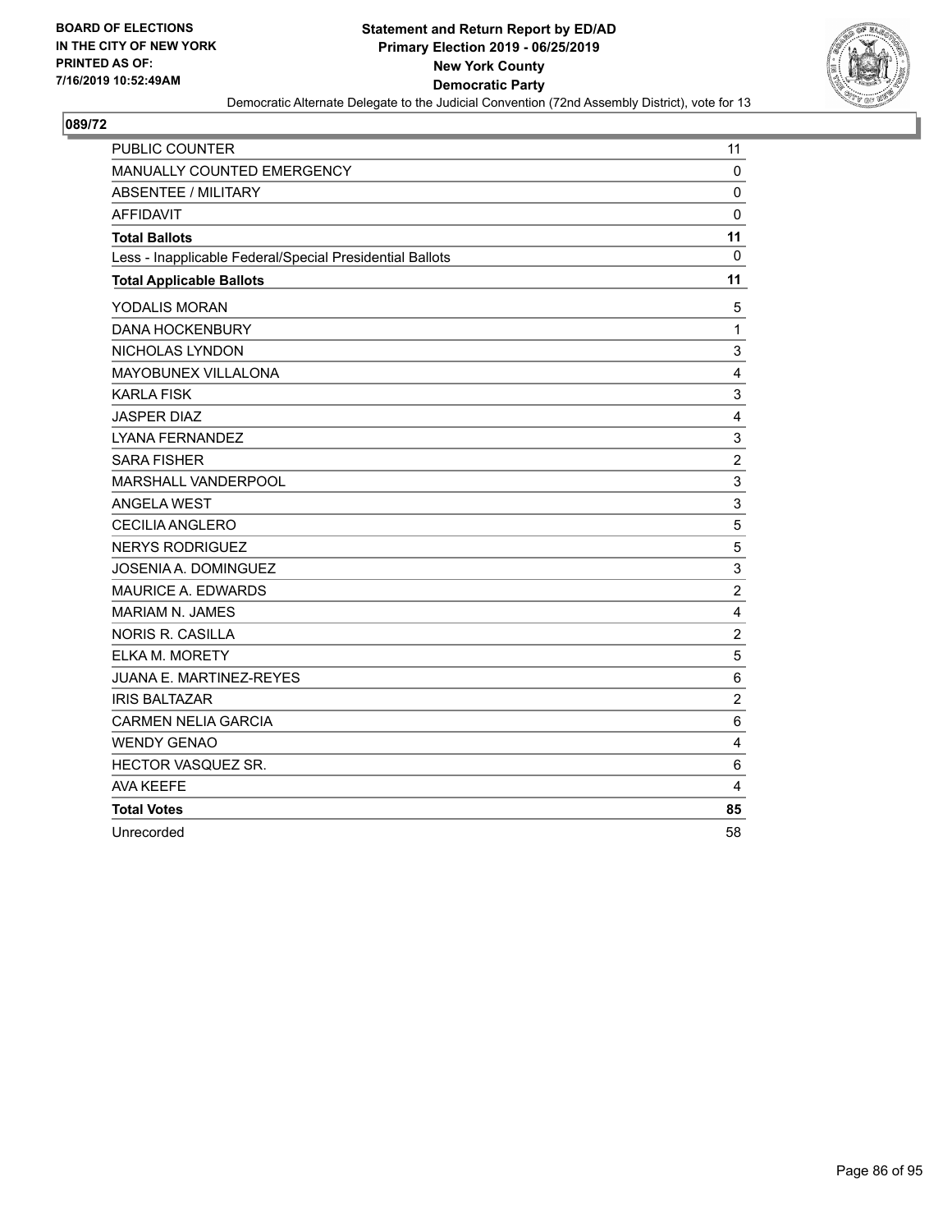**BOARD OF ELECTIONS IN THE CITY OF NEW YORK PRINTED AS OF: 7/16/2019 10:52:49AM**

**Statement and Return Report by ED/AD**
**Primary Election 2019 - 06/25/2019**
**New York County**
**Democratic Party**
Democratic Alternate Delegate to the Judicial Convention (72nd Assembly District), vote for 13

**089/72**

| | |
|---|---|
| PUBLIC COUNTER | 11 |
| MANUALLY COUNTED EMERGENCY | 0 |
| ABSENTEE / MILITARY | 0 |
| AFFIDAVIT | 0 |
| **Total Ballots** | **11** |
| Less - Inapplicable Federal/Special Presidential Ballots | 0 |
| **Total Applicable Ballots** | **11** |
| YODALIS MORAN | 5 |
| DANA HOCKENBURY | 1 |
| NICHOLAS LYNDON | 3 |
| MAYOBUNEX VILLALONA | 4 |
| KARLA FISK | 3 |
| JASPER DIAZ | 4 |
| LYANA FERNANDEZ | 3 |
| SARA FISHER | 2 |
| MARSHALL VANDERPOOL | 3 |
| ANGELA WEST | 3 |
| CECILIA ANGLERO | 5 |
| NERYS RODRIGUEZ | 5 |
| JOSENIA A. DOMINGUEZ | 3 |
| MAURICE A. EDWARDS | 2 |
| MARIAM N. JAMES | 4 |
| NORIS R. CASILLA | 2 |
| ELKA M. MORETY | 5 |
| JUANA E. MARTINEZ-REYES | 6 |
| IRIS BALTAZAR | 2 |
| CARMEN NELIA GARCIA | 6 |
| WENDY GENAO | 4 |
| HECTOR VASQUEZ SR. | 6 |
| AVA KEEFE | 4 |
| **Total Votes** | **85** |
| Unrecorded | 58 |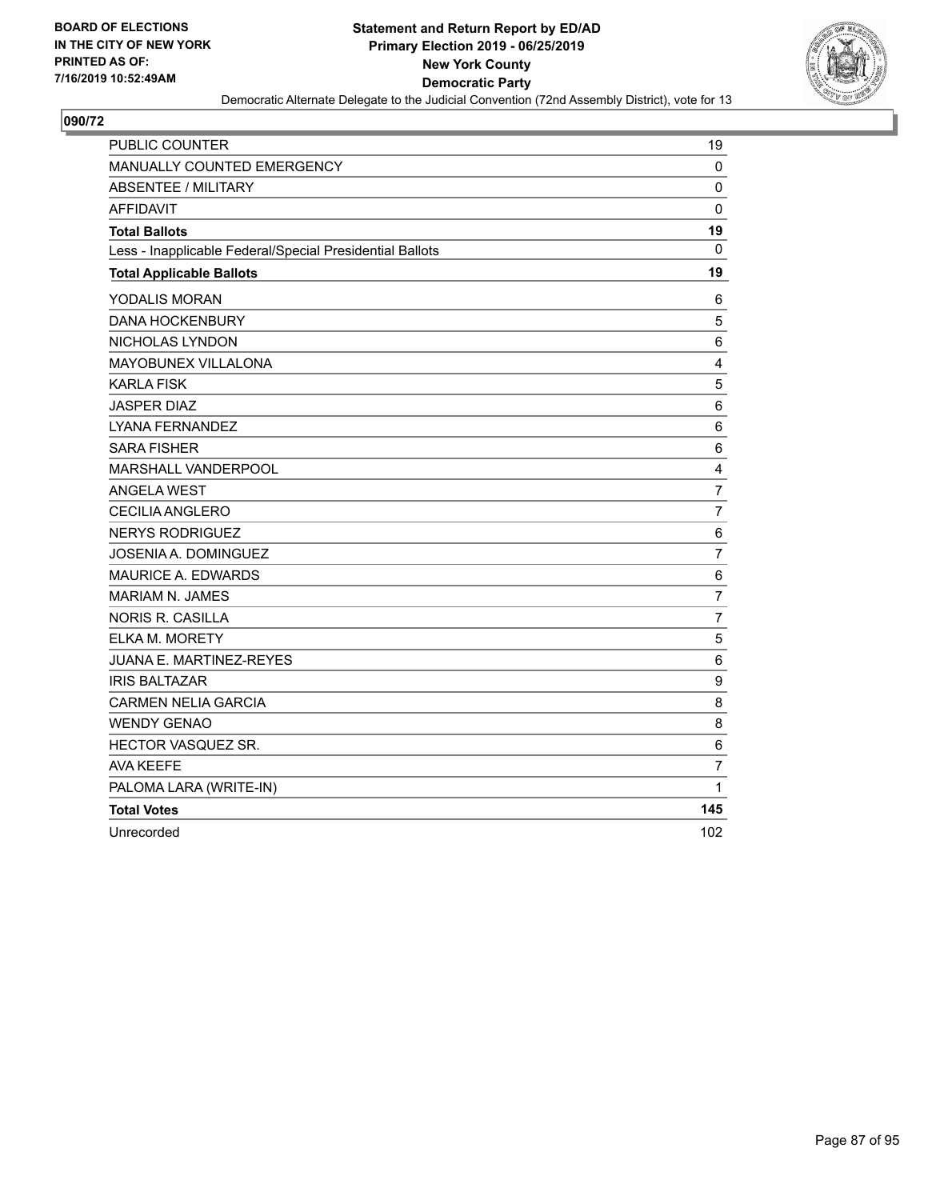BOARD OF ELECTIONS
IN THE CITY OF NEW YORK
PRINTED AS OF:
7/16/2019 10:52:49AM

**Statement and Return Report by ED/AD**
**Primary Election 2019 - 06/25/2019**
**New York County**
**Democratic Party**
Democratic Alternate Delegate to the Judicial Convention (72nd Assembly District), vote for 13

## 090/72

| | |
|---|---|
| PUBLIC COUNTER | 19 |
| MANUALLY COUNTED EMERGENCY | 0 |
| ABSENTEE / MILITARY | 0 |
| AFFIDAVIT | 0 |
| **Total Ballots** | **19** |
| Less - Inapplicable Federal/Special Presidential Ballots | 0 |
| **Total Applicable Ballots** | **19** |
| YODALIS MORAN | 6 |
| DANA HOCKENBURY | 5 |
| NICHOLAS LYNDON | 6 |
| MAYOBUNEX VILLALONA | 4 |
| KARLA FISK | 5 |
| JASPER DIAZ | 6 |
| LYANA FERNANDEZ | 6 |
| SARA FISHER | 6 |
| MARSHALL VANDERPOOL | 4 |
| ANGELA WEST | 7 |
| CECILIA ANGLERO | 7 |
| NERYS RODRIGUEZ | 6 |
| JOSENIA A. DOMINGUEZ | 7 |
| MAURICE A. EDWARDS | 6 |
| MARIAM N. JAMES | 7 |
| NORIS R. CASILLA | 7 |
| ELKA M. MORETY | 5 |
| JUANA E. MARTINEZ-REYES | 6 |
| IRIS BALTAZAR | 9 |
| CARMEN NELIA GARCIA | 8 |
| WENDY GENAO | 8 |
| HECTOR VASQUEZ SR. | 6 |
| AVA KEEFE | 7 |
| PALOMA LARA (WRITE-IN) | 1 |
| **Total Votes** | **145** |
| Unrecorded | 102 |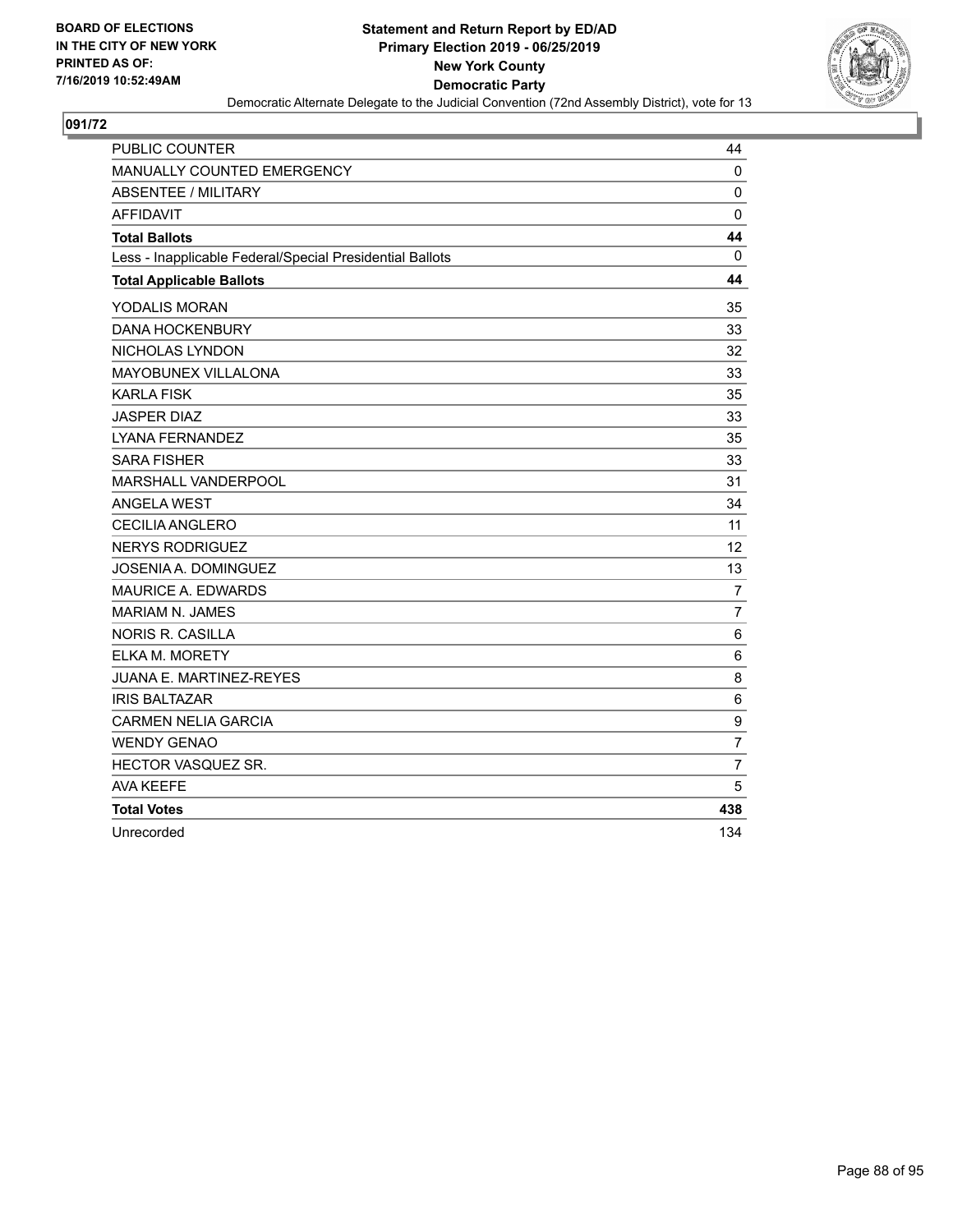BOARD OF ELECTIONS
IN THE CITY OF NEW YORK
PRINTED AS OF:
7/16/2019 10:52:49AM

**Statement and Return Report by ED/AD**
**Primary Election 2019 - 06/25/2019**
**New York County**
**Democratic Party**
Democratic Alternate Delegate to the Judicial Convention (72nd Assembly District), vote for 13

## 091/72

| | |
|---|---|
| PUBLIC COUNTER | 44 |
| MANUALLY COUNTED EMERGENCY | 0 |
| ABSENTEE / MILITARY | 0 |
| AFFIDAVIT | 0 |
| **Total Ballots** | **44** |
| Less - Inapplicable Federal/Special Presidential Ballots | 0 |
| **Total Applicable Ballots** | **44** |
| YODALIS MORAN | 35 |
| DANA HOCKENBURY | 33 |
| NICHOLAS LYNDON | 32 |
| MAYOBUNEX VILLALONA | 33 |
| KARLA FISK | 35 |
| JASPER DIAZ | 33 |
| LYANA FERNANDEZ | 35 |
| SARA FISHER | 33 |
| MARSHALL VANDERPOOL | 31 |
| ANGELA WEST | 34 |
| CECILIA ANGLERO | 11 |
| NERYS RODRIGUEZ | 12 |
| JOSENIA A. DOMINGUEZ | 13 |
| MAURICE A. EDWARDS | 7 |
| MARIAM N. JAMES | 7 |
| NORIS R. CASILLA | 6 |
| ELKA M. MORETY | 6 |
| JUANA E. MARTINEZ-REYES | 8 |
| IRIS BALTAZAR | 6 |
| CARMEN NELIA GARCIA | 9 |
| WENDY GENAO | 7 |
| HECTOR VASQUEZ SR. | 7 |
| AVA KEEFE | 5 |
| **Total Votes** | **438** |
| Unrecorded | 134 |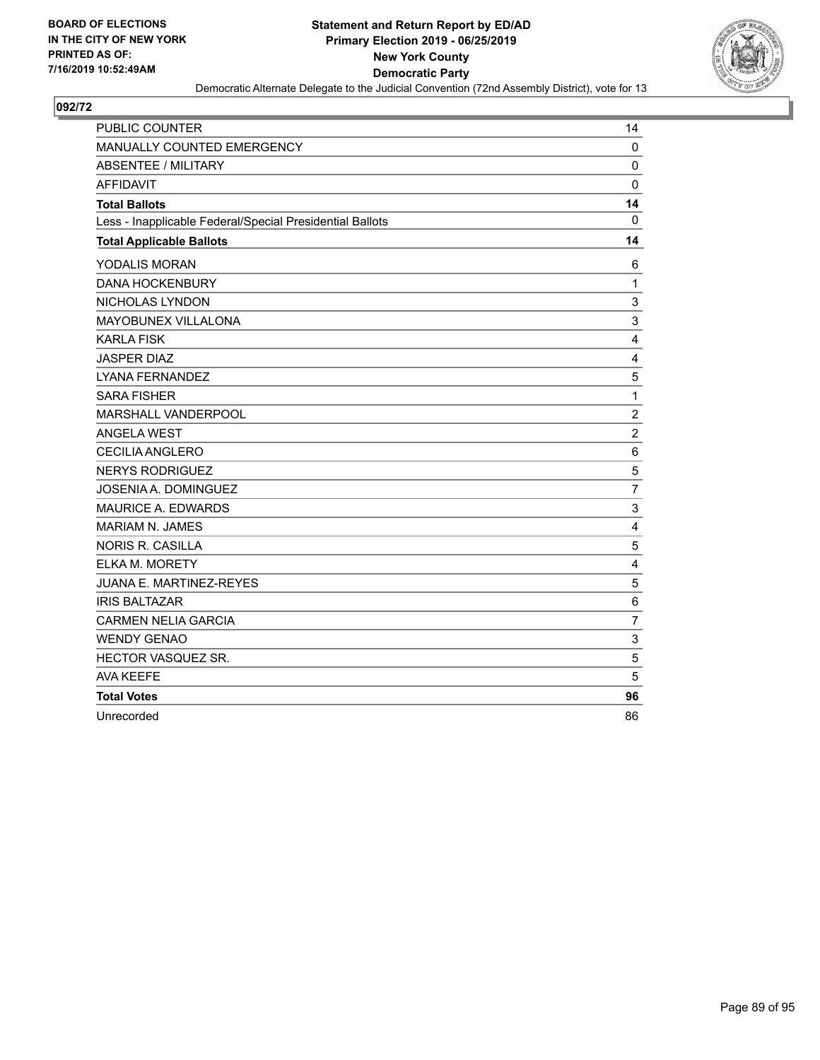**BOARD OF ELECTIONS IN THE CITY OF NEW YORK PRINTED AS OF: 7/16/2019 10:52:49AM**

**Statement and Return Report by ED/AD**
**Primary Election 2019 - 06/25/2019**
**New York County**
**Democratic Party**
Democratic Alternate Delegate to the Judicial Convention (72nd Assembly District), vote for 13

## 092/72

| | |
|---|---|
| PUBLIC COUNTER | 14 |
| MANUALLY COUNTED EMERGENCY | 0 |
| ABSENTEE / MILITARY | 0 |
| AFFIDAVIT | 0 |
| **Total Ballots** | **14** |
| Less - Inapplicable Federal/Special Presidential Ballots | 0 |
| **Total Applicable Ballots** | **14** |
| YODALIS MORAN | 6 |
| DANA HOCKENBURY | 1 |
| NICHOLAS LYNDON | 3 |
| MAYOBUNEX VILLALONA | 3 |
| KARLA FISK | 4 |
| JASPER DIAZ | 4 |
| LYANA FERNANDEZ | 5 |
| SARA FISHER | 1 |
| MARSHALL VANDERPOOL | 2 |
| ANGELA WEST | 2 |
| CECILIA ANGLERO | 6 |
| NERYS RODRIGUEZ | 5 |
| JOSENIA A. DOMINGUEZ | 7 |
| MAURICE A. EDWARDS | 3 |
| MARIAM N. JAMES | 4 |
| NORIS R. CASILLA | 5 |
| ELKA M. MORETY | 4 |
| JUANA E. MARTINEZ-REYES | 5 |
| IRIS BALTAZAR | 6 |
| CARMEN NELIA GARCIA | 7 |
| WENDY GENAO | 3 |
| HECTOR VASQUEZ SR. | 5 |
| AVA KEEFE | 5 |
| **Total Votes** | **96** |
| Unrecorded | 86 |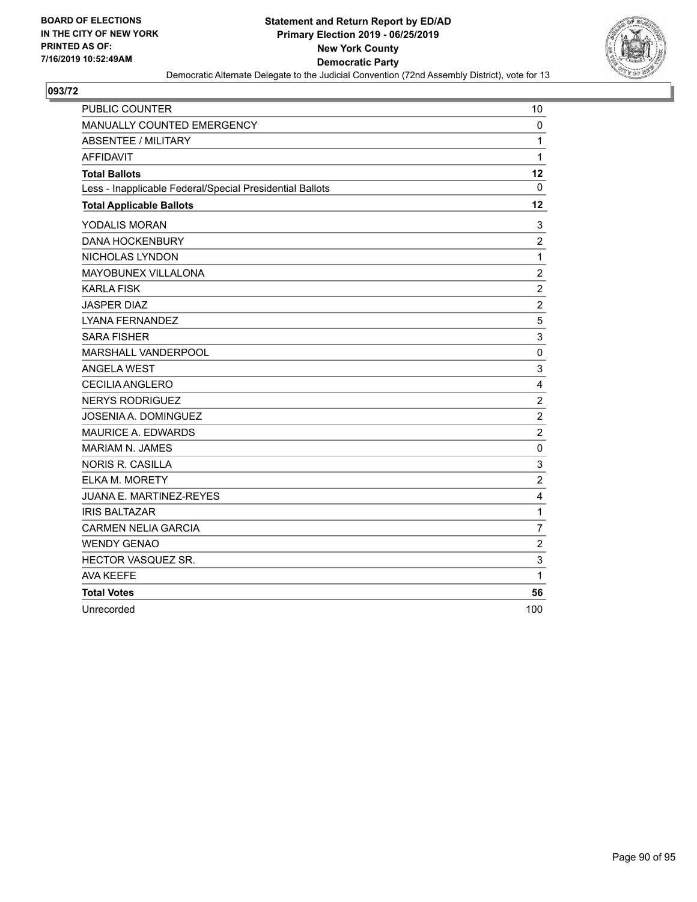**Statement and Return Report by ED/AD**
**Primary Election 2019 - 06/25/2019**
**New York County**
**Democratic Party**

Democratic Alternate Delegate to the Judicial Convention (72nd Assembly District), vote for 13

BOARD OF ELECTIONS
IN THE CITY OF NEW YORK
PRINTED AS OF:
7/16/2019 10:52:49AM

## 093/72

| | |
|---|---|
| PUBLIC COUNTER | 10 |
| MANUALLY COUNTED EMERGENCY | 0 |
| ABSENTEE / MILITARY | 1 |
| AFFIDAVIT | 1 |
| **Total Ballots** | **12** |
| Less - Inapplicable Federal/Special Presidential Ballots | 0 |
| **Total Applicable Ballots** | **12** |
| YODALIS MORAN | 3 |
| DANA HOCKENBURY | 2 |
| NICHOLAS LYNDON | 1 |
| MAYOBUNEX VILLALONA | 2 |
| KARLA FISK | 2 |
| JASPER DIAZ | 2 |
| LYANA FERNANDEZ | 5 |
| SARA FISHER | 3 |
| MARSHALL VANDERPOOL | 0 |
| ANGELA WEST | 3 |
| CECILIA ANGLERO | 4 |
| NERYS RODRIGUEZ | 2 |
| JOSENIA A. DOMINGUEZ | 2 |
| MAURICE A. EDWARDS | 2 |
| MARIAM N. JAMES | 0 |
| NORIS R. CASILLA | 3 |
| ELKA M. MORETY | 2 |
| JUANA E. MARTINEZ-REYES | 4 |
| IRIS BALTAZAR | 1 |
| CARMEN NELIA GARCIA | 7 |
| WENDY GENAO | 2 |
| HECTOR VASQUEZ SR. | 3 |
| AVA KEEFE | 1 |
| **Total Votes** | **56** |
| Unrecorded | 100 |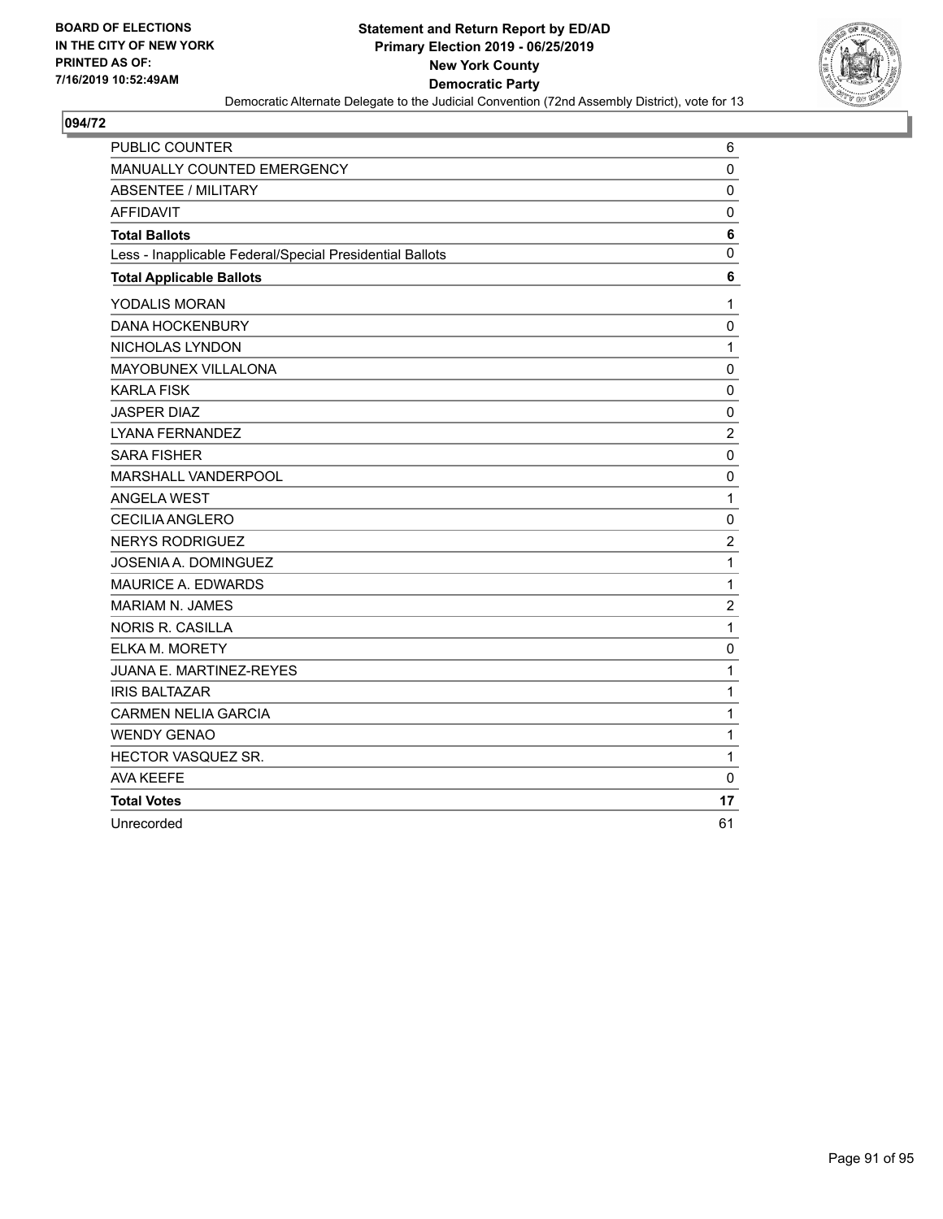**BOARD OF ELECTIONS IN THE CITY OF NEW YORK PRINTED AS OF: 7/16/2019 10:52:49AM**

**Statement and Return Report by ED/AD**
**Primary Election 2019 - 06/25/2019**
**New York County**
**Democratic Party**
Democratic Alternate Delegate to the Judicial Convention (72nd Assembly District), vote for 13

## 094/72

| | |
|---|---|
| PUBLIC COUNTER | 6 |
| MANUALLY COUNTED EMERGENCY | 0 |
| ABSENTEE / MILITARY | 0 |
| AFFIDAVIT | 0 |
| **Total Ballots** | **6** |
| Less - Inapplicable Federal/Special Presidential Ballots | 0 |
| **Total Applicable Ballots** | **6** |
| YODALIS MORAN | 1 |
| DANA HOCKENBURY | 0 |
| NICHOLAS LYNDON | 1 |
| MAYOBUNEX VILLALONA | 0 |
| KARLA FISK | 0 |
| JASPER DIAZ | 0 |
| LYANA FERNANDEZ | 2 |
| SARA FISHER | 0 |
| MARSHALL VANDERPOOL | 0 |
| ANGELA WEST | 1 |
| CECILIA ANGLERO | 0 |
| NERYS RODRIGUEZ | 2 |
| JOSENIA A. DOMINGUEZ | 1 |
| MAURICE A. EDWARDS | 1 |
| MARIAM N. JAMES | 2 |
| NORIS R. CASILLA | 1 |
| ELKA M. MORETY | 0 |
| JUANA E. MARTINEZ-REYES | 1 |
| IRIS BALTAZAR | 1 |
| CARMEN NELIA GARCIA | 1 |
| WENDY GENAO | 1 |
| HECTOR VASQUEZ SR. | 1 |
| AVA KEEFE | 0 |
| **Total Votes** | **17** |
| Unrecorded | 61 |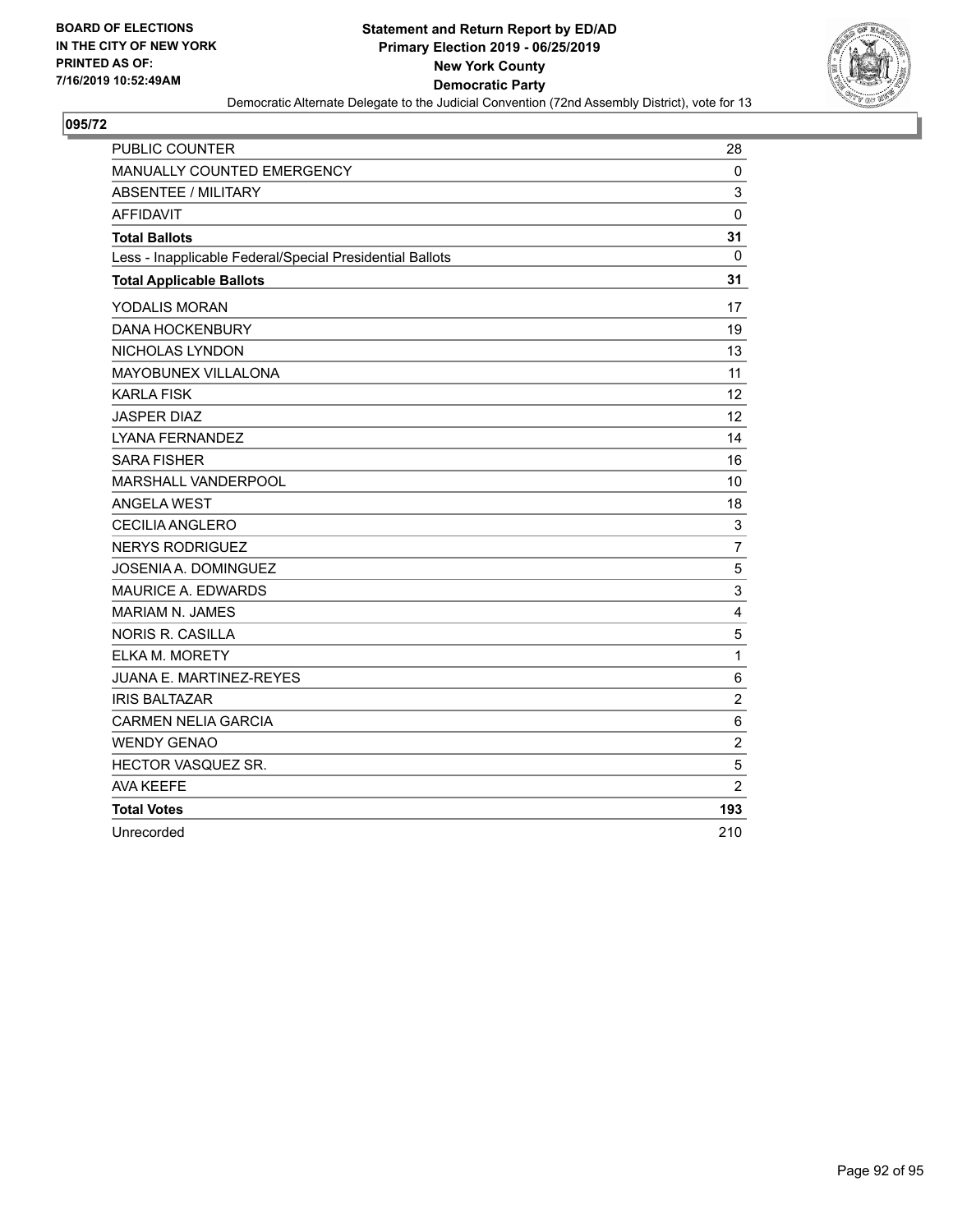BOARD OF ELECTIONS
IN THE CITY OF NEW YORK
PRINTED AS OF:
7/16/2019 10:52:49AM

**Statement and Return Report by ED/AD**
**Primary Election 2019 - 06/25/2019**
**New York County**
**Democratic Party**
Democratic Alternate Delegate to the Judicial Convention (72nd Assembly District), vote for 13

## 095/72

| | |
|---|---|
| PUBLIC COUNTER | 28 |
| MANUALLY COUNTED EMERGENCY | 0 |
| ABSENTEE / MILITARY | 3 |
| AFFIDAVIT | 0 |
| **Total Ballots** | **31** |
| Less - Inapplicable Federal/Special Presidential Ballots | 0 |
| **Total Applicable Ballots** | **31** |
| YODALIS MORAN | 17 |
| DANA HOCKENBURY | 19 |
| NICHOLAS LYNDON | 13 |
| MAYOBUNEX VILLALONA | 11 |
| KARLA FISK | 12 |
| JASPER DIAZ | 12 |
| LYANA FERNANDEZ | 14 |
| SARA FISHER | 16 |
| MARSHALL VANDERPOOL | 10 |
| ANGELA WEST | 18 |
| CECILIA ANGLERO | 3 |
| NERYS RODRIGUEZ | 7 |
| JOSENIA A. DOMINGUEZ | 5 |
| MAURICE A. EDWARDS | 3 |
| MARIAM N. JAMES | 4 |
| NORIS R. CASILLA | 5 |
| ELKA M. MORETY | 1 |
| JUANA E. MARTINEZ-REYES | 6 |
| IRIS BALTAZAR | 2 |
| CARMEN NELIA GARCIA | 6 |
| WENDY GENAO | 2 |
| HECTOR VASQUEZ SR. | 5 |
| AVA KEEFE | 2 |
| **Total Votes** | **193** |
| Unrecorded | 210 |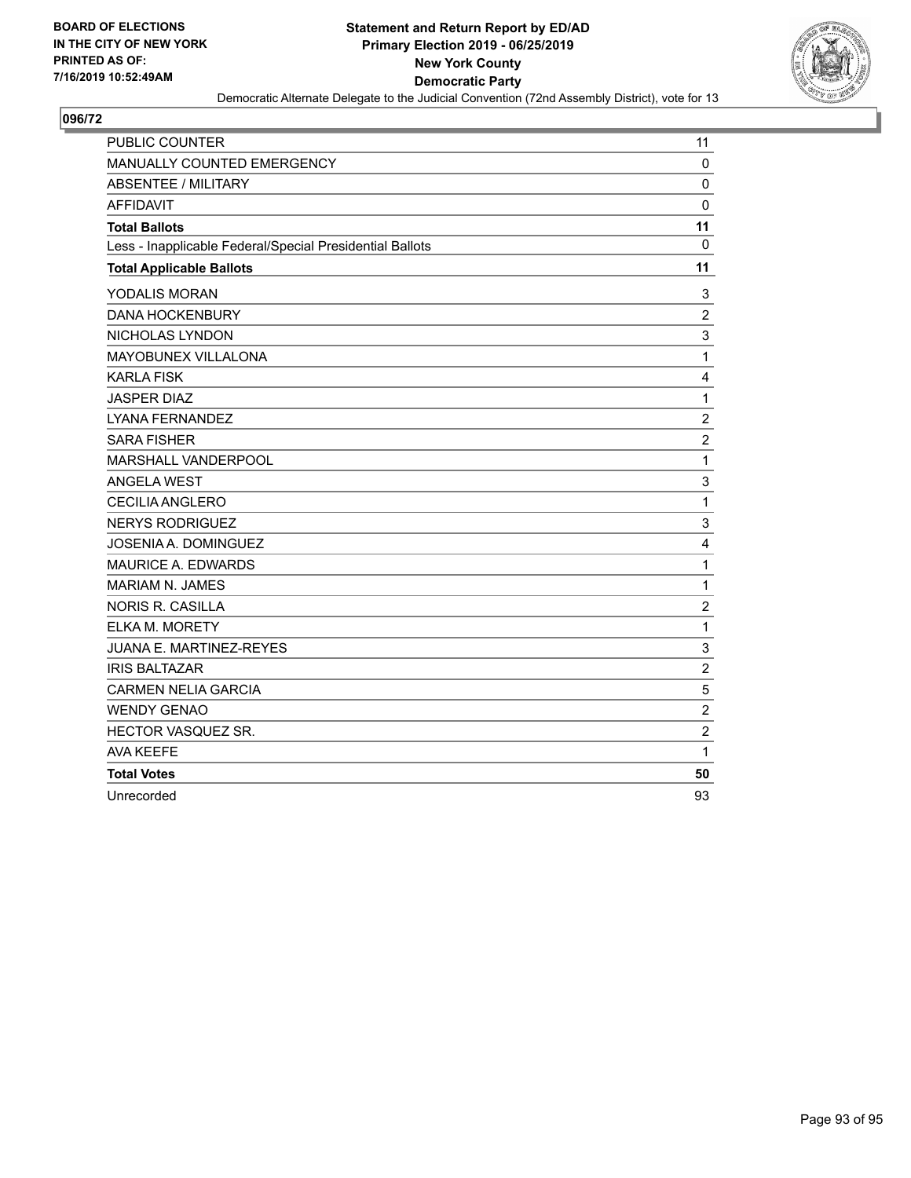BOARD OF ELECTIONS
IN THE CITY OF NEW YORK
PRINTED AS OF:
7/16/2019 10:52:49AM

**Statement and Return Report by ED/AD**
**Primary Election 2019 - 06/25/2019**
**New York County**
**Democratic Party**
Democratic Alternate Delegate to the Judicial Convention (72nd Assembly District), vote for 13

## 096/72

| | |
|---|---|
| PUBLIC COUNTER | 11 |
| MANUALLY COUNTED EMERGENCY | 0 |
| ABSENTEE / MILITARY | 0 |
| AFFIDAVIT | 0 |
| **Total Ballots** | **11** |
| Less - Inapplicable Federal/Special Presidential Ballots | 0 |
| **Total Applicable Ballots** | **11** |
| YODALIS MORAN | 3 |
| DANA HOCKENBURY | 2 |
| NICHOLAS LYNDON | 3 |
| MAYOBUNEX VILLALONA | 1 |
| KARLA FISK | 4 |
| JASPER DIAZ | 1 |
| LYANA FERNANDEZ | 2 |
| SARA FISHER | 2 |
| MARSHALL VANDERPOOL | 1 |
| ANGELA WEST | 3 |
| CECILIA ANGLERO | 1 |
| NERYS RODRIGUEZ | 3 |
| JOSENIA A. DOMINGUEZ | 4 |
| MAURICE A. EDWARDS | 1 |
| MARIAM N. JAMES | 1 |
| NORIS R. CASILLA | 2 |
| ELKA M. MORETY | 1 |
| JUANA E. MARTINEZ-REYES | 3 |
| IRIS BALTAZAR | 2 |
| CARMEN NELIA GARCIA | 5 |
| WENDY GENAO | 2 |
| HECTOR VASQUEZ SR. | 2 |
| AVA KEEFE | 1 |
| **Total Votes** | **50** |
| Unrecorded | 93 |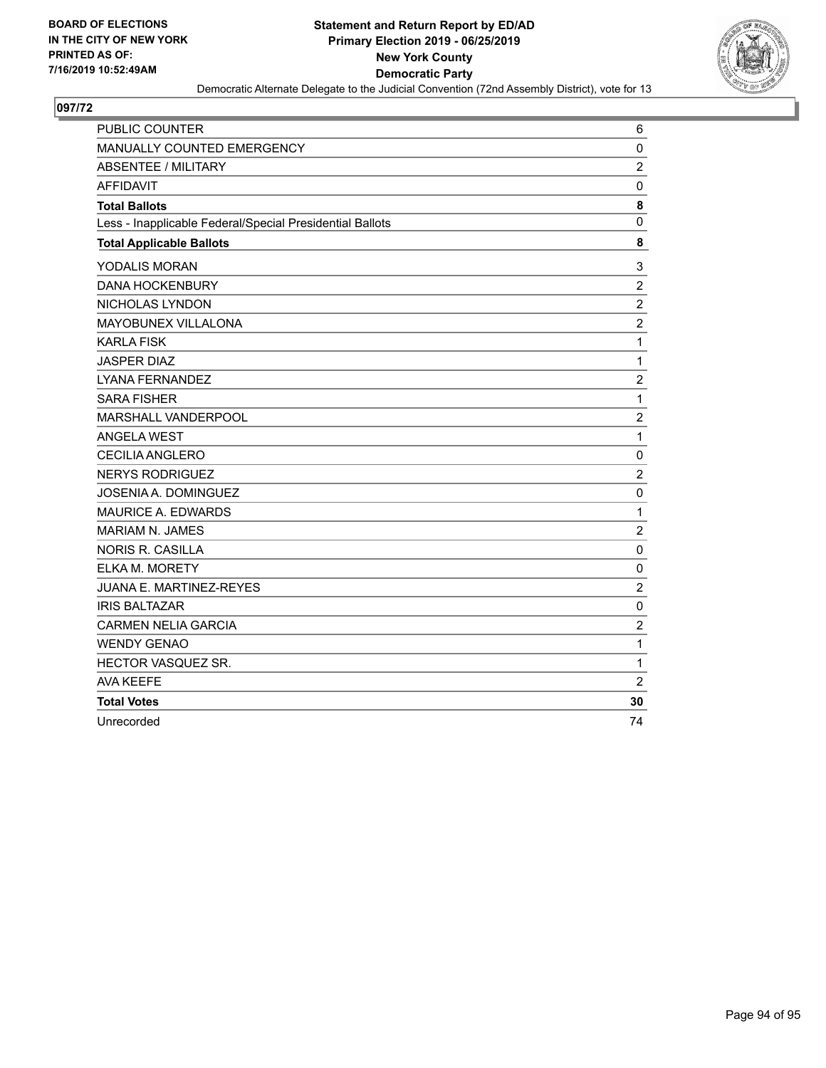**BOARD OF ELECTIONS IN THE CITY OF NEW YORK PRINTED AS OF: 7/16/2019 10:52:49AM**

**Statement and Return Report by ED/AD**
**Primary Election 2019 - 06/25/2019**
**New York County**
**Democratic Party**
Democratic Alternate Delegate to the Judicial Convention (72nd Assembly District), vote for 13

**097/72**

| | |
|---|---|
| PUBLIC COUNTER | 6 |
| MANUALLY COUNTED EMERGENCY | 0 |
| ABSENTEE / MILITARY | 2 |
| AFFIDAVIT | 0 |
| **Total Ballots** | **8** |
| Less - Inapplicable Federal/Special Presidential Ballots | 0 |
| **Total Applicable Ballots** | **8** |
| YODALIS MORAN | 3 |
| DANA HOCKENBURY | 2 |
| NICHOLAS LYNDON | 2 |
| MAYOBUNEX VILLALONA | 2 |
| KARLA FISK | 1 |
| JASPER DIAZ | 1 |
| LYANA FERNANDEZ | 2 |
| SARA FISHER | 1 |
| MARSHALL VANDERPOOL | 2 |
| ANGELA WEST | 1 |
| CECILIA ANGLERO | 0 |
| NERYS RODRIGUEZ | 2 |
| JOSENIA A. DOMINGUEZ | 0 |
| MAURICE A. EDWARDS | 1 |
| MARIAM N. JAMES | 2 |
| NORIS R. CASILLA | 0 |
| ELKA M. MORETY | 0 |
| JUANA E. MARTINEZ-REYES | 2 |
| IRIS BALTAZAR | 0 |
| CARMEN NELIA GARCIA | 2 |
| WENDY GENAO | 1 |
| HECTOR VASQUEZ SR. | 1 |
| AVA KEEFE | 2 |
| **Total Votes** | **30** |
| Unrecorded | 74 |